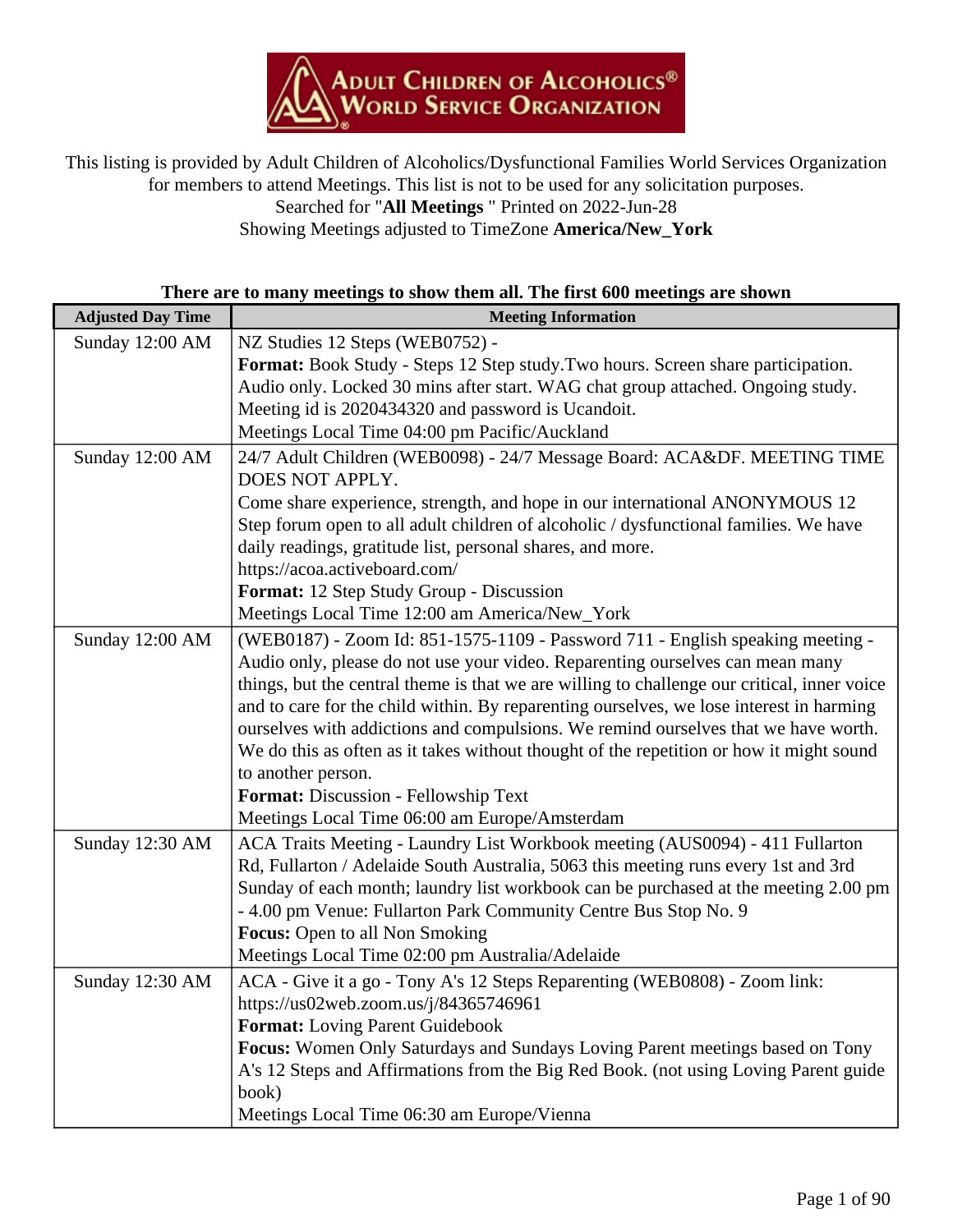This listing is provided by Adult Children of Alcoholics/Dysfunctional Families World Services Organization for members to attend Meetings. This list is not to be used for any solicitation purposes.
Searched for "**All Meetings** " Printed on 2022-Jun-28
Showing Meetings adjusted to TimeZone **America/New_York**

**There are to many meetings to show them all. The first 600 meetings are shown**

| Adjusted Day Time | Meeting Information |
|---|---|
| Sunday 12:00 AM | NZ Studies 12 Steps (WEB0752) -<br>**Format:** Book Study - Steps 12 Step study.Two hours. Screen share participation. Audio only. Locked 30 mins after start. WAG chat group attached. Ongoing study. Meeting id is 2020434320 and password is Ucandoit.<br>Meetings Local Time 04:00 pm Pacific/Auckland |
| Sunday 12:00 AM | 24/7 Adult Children (WEB0098) - 24/7 Message Board: ACA&DF. MEETING TIME DOES NOT APPLY.<br>Come share experience, strength, and hope in our international ANONYMOUS 12 Step forum open to all adult children of alcoholic / dysfunctional families. We have daily readings, gratitude list, personal shares, and more.<br>https://acoa.activeboard.com/<br>**Format:** 12 Step Study Group - Discussion<br>Meetings Local Time 12:00 am America/New_York |
| Sunday 12:00 AM | (WEB0187) - Zoom Id: 851-1575-1109 - Password 711 - English speaking meeting - Audio only, please do not use your video. Reparenting ourselves can mean many things, but the central theme is that we are willing to challenge our critical, inner voice and to care for the child within. By reparenting ourselves, we lose interest in harming ourselves with addictions and compulsions. We remind ourselves that we have worth. We do this as often as it takes without thought of the repetition or how it might sound to another person.<br>**Format:** Discussion - Fellowship Text<br>Meetings Local Time 06:00 am Europe/Amsterdam |
| Sunday 12:30 AM | ACA Traits Meeting - Laundry List Workbook meeting (AUS0094) - 411 Fullarton Rd, Fullarton / Adelaide South Australia, 5063 this meeting runs every 1st and 3rd Sunday of each month; laundry list workbook can be purchased at the meeting 2.00 pm - 4.00 pm Venue: Fullarton Park Community Centre Bus Stop No. 9<br>**Focus:** Open to all Non Smoking<br>Meetings Local Time 02:00 pm Australia/Adelaide |
| Sunday 12:30 AM | ACA - Give it a go - Tony A's 12 Steps Reparenting (WEB0808) - Zoom link: https://us02web.zoom.us/j/84365746961<br>**Format:** Loving Parent Guidebook<br>**Focus:** Women Only Saturdays and Sundays Loving Parent meetings based on Tony A's 12 Steps and Affirmations from the Big Red Book. (not using Loving Parent guide book)<br>Meetings Local Time 06:30 am Europe/Vienna |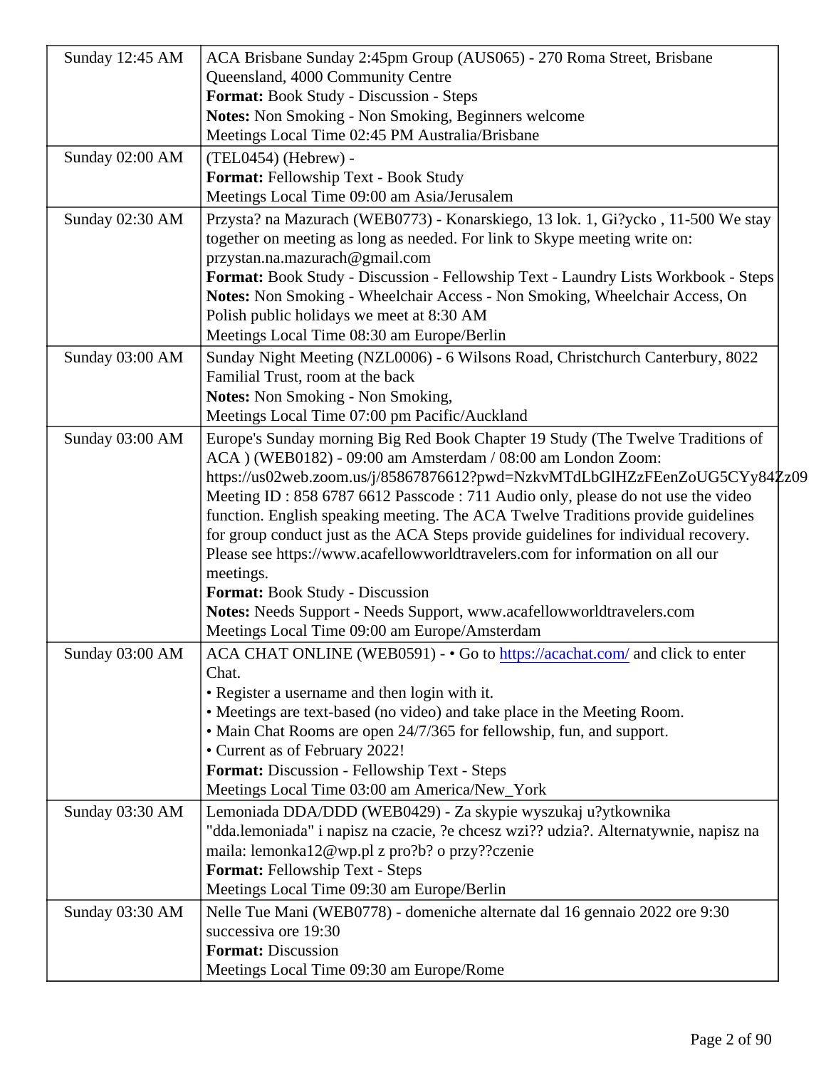| | |
|---|---|
| Sunday 12:45 AM | ACA Brisbane Sunday 2:45pm Group (AUS065) - 270 Roma Street, Brisbane Queensland, 4000 Community Centre<br>**Format:** Book Study - Discussion - Steps<br>**Notes:** Non Smoking - Non Smoking, Beginners welcome<br>Meetings Local Time 02:45 PM Australia/Brisbane |
| Sunday 02:00 AM | (TEL0454) (Hebrew) -<br>**Format:** Fellowship Text - Book Study<br>Meetings Local Time 09:00 am Asia/Jerusalem |
| Sunday 02:30 AM | Przysta? na Mazurach (WEB0773) - Konarskiego, 13 lok. 1, Gi?ycko , 11-500 We stay together on meeting as long as needed. For link to Skype meeting write on: przystan.na.mazurach@gmail.com<br>**Format:** Book Study - Discussion - Fellowship Text - Laundry Lists Workbook - Steps<br>**Notes:** Non Smoking - Wheelchair Access - Non Smoking, Wheelchair Access, On Polish public holidays we meet at 8:30 AM<br>Meetings Local Time 08:30 am Europe/Berlin |
| Sunday 03:00 AM | Sunday Night Meeting (NZL0006) - 6 Wilsons Road, Christchurch Canterbury, 8022 Familial Trust, room at the back<br>**Notes:** Non Smoking - Non Smoking,<br>Meetings Local Time 07:00 pm Pacific/Auckland |
| Sunday 03:00 AM | Europe's Sunday morning Big Red Book Chapter 19 Study (The Twelve Traditions of ACA ) (WEB0182) - 09:00 am Amsterdam / 08:00 am London Zoom: https://us02web.zoom.us/j/85867876612?pwd=NzkvMTdLbGlHZzFEenZoUG5CYy84Zz09 Meeting ID : 858 6787 6612 Passcode : 711 Audio only, please do not use the video function. English speaking meeting. The ACA Twelve Traditions provide guidelines for group conduct just as the ACA Steps provide guidelines for individual recovery. Please see https://www.acafellowworldtravelers.com for information on all our meetings.<br>**Format:** Book Study - Discussion<br>**Notes:** Needs Support - Needs Support, www.acafellowworldtravelers.com<br>Meetings Local Time 09:00 am Europe/Amsterdam |
| Sunday 03:00 AM | ACA CHAT ONLINE (WEB0591) - • Go to https://acachat.com/ and click to enter Chat.<br>• Register a username and then login with it.<br>• Meetings are text-based (no video) and take place in the Meeting Room.<br>• Main Chat Rooms are open 24/7/365 for fellowship, fun, and support.<br>• Current as of February 2022!<br>**Format:** Discussion - Fellowship Text - Steps<br>Meetings Local Time 03:00 am America/New_York |
| Sunday 03:30 AM | Lemoniada DDA/DDD (WEB0429) - Za skypie wyszukaj u?ytkownika "dda.lemoniada" i napisz na czacie, ?e chcesz wzi?? udzia?. Alternatywnie, napisz na maila: lemonka12@wp.pl z pro?b? o przy??czenie<br>**Format:** Fellowship Text - Steps<br>Meetings Local Time 09:30 am Europe/Berlin |
| Sunday 03:30 AM | Nelle Tue Mani (WEB0778) - domeniche alternate dal 16 gennaio 2022 ore 9:30 successiva ore 19:30<br>**Format:** Discussion<br>Meetings Local Time 09:30 am Europe/Rome |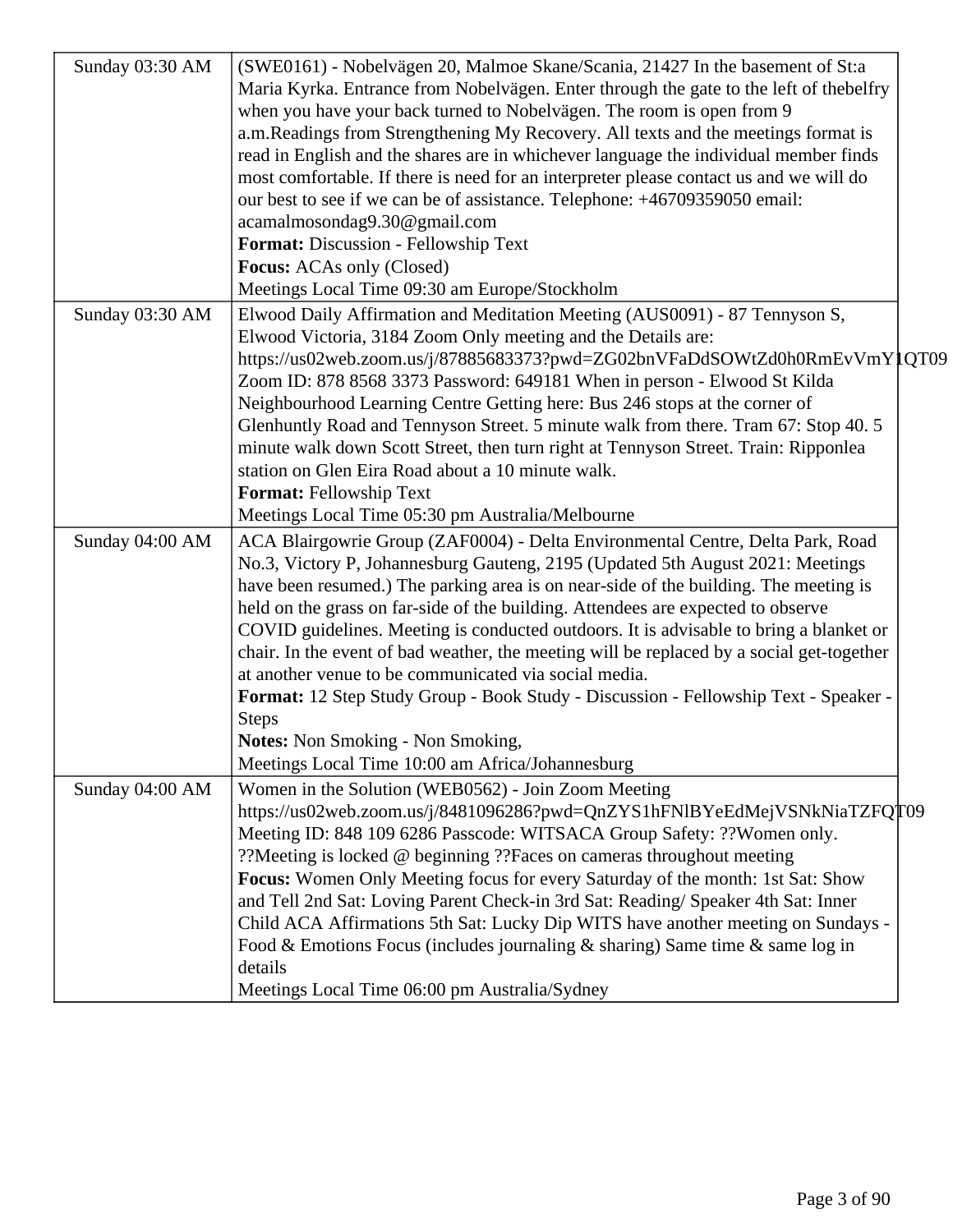| | |
|---|---|
| Sunday 03:30 AM | (SWE0161) - Nobelvägen 20, Malmoe Skane/Scania, 21427 In the basement of St:a Maria Kyrka. Entrance from Nobelvägen. Enter through the gate to the left of thebelfry when you have your back turned to Nobelvägen. The room is open from 9 a.m.Readings from Strengthening My Recovery. All texts and the meetings format is read in English and the shares are in whichever language the individual member finds most comfortable. If there is need for an interpreter please contact us and we will do our best to see if we can be of assistance. Telephone: +46709359050 email: acamalmosondag9.30@gmail.com<br>**Format:** Discussion - Fellowship Text<br>**Focus:** ACAs only (Closed)<br>Meetings Local Time 09:30 am Europe/Stockholm |
| Sunday 03:30 AM | Elwood Daily Affirmation and Meditation Meeting (AUS0091) - 87 Tennyson S, Elwood Victoria, 3184 Zoom Only meeting and the Details are: https://us02web.zoom.us/j/87885683373?pwd=ZG02bnVFaDdSOWtZd0h0RmEvVmY1QT09 Zoom ID: 878 8568 3373 Password: 649181 When in person - Elwood St Kilda Neighbourhood Learning Centre Getting here: Bus 246 stops at the corner of Glenhuntly Road and Tennyson Street. 5 minute walk from there. Tram 67: Stop 40. 5 minute walk down Scott Street, then turn right at Tennyson Street. Train: Ripponlea station on Glen Eira Road about a 10 minute walk.<br>**Format:** Fellowship Text<br>Meetings Local Time 05:30 pm Australia/Melbourne |
| Sunday 04:00 AM | ACA Blairgowrie Group (ZAF0004) - Delta Environmental Centre, Delta Park, Road No.3, Victory P, Johannesburg Gauteng, 2195 (Updated 5th August 2021: Meetings have been resumed.) The parking area is on near-side of the building. The meeting is held on the grass on far-side of the building. Attendees are expected to observe COVID guidelines. Meeting is conducted outdoors. It is advisable to bring a blanket or chair. In the event of bad weather, the meeting will be replaced by a social get-together at another venue to be communicated via social media.<br>**Format:** 12 Step Study Group - Book Study - Discussion - Fellowship Text - Speaker - Steps<br>**Notes:** Non Smoking - Non Smoking,<br>Meetings Local Time 10:00 am Africa/Johannesburg |
| Sunday 04:00 AM | Women in the Solution (WEB0562) - Join Zoom Meeting https://us02web.zoom.us/j/8481096286?pwd=QnZYS1hFNlBYeEdMejVSNkNiaTZFQT09 Meeting ID: 848 109 6286 Passcode: WITSACA Group Safety: ??Women only. ??Meeting is locked @ beginning ??Faces on cameras throughout meeting<br>**Focus:** Women Only Meeting focus for every Saturday of the month: 1st Sat: Show and Tell 2nd Sat: Loving Parent Check-in 3rd Sat: Reading/ Speaker 4th Sat: Inner Child ACA Affirmations 5th Sat: Lucky Dip WITS have another meeting on Sundays - Food & Emotions Focus (includes journaling & sharing) Same time & same log in details<br>Meetings Local Time 06:00 pm Australia/Sydney |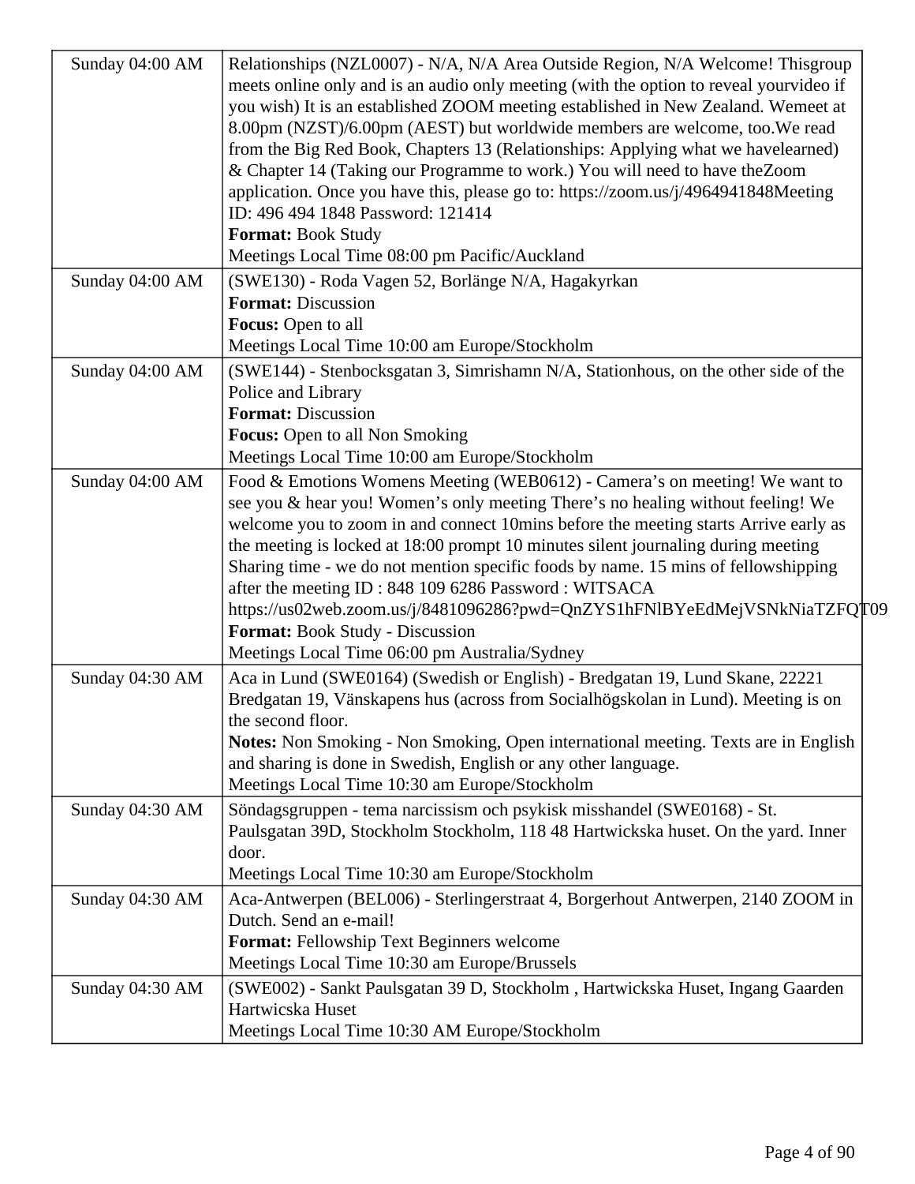| | |
|---|---|
| Sunday 04:00 AM | Relationships (NZL0007) - N/A, N/A Area Outside Region, N/A Welcome! Thisgroup meets online only and is an audio only meeting (with the option to reveal yourvideo if you wish) It is an established ZOOM meeting established in New Zealand. Wemeet at 8.00pm (NZST)/6.00pm (AEST) but worldwide members are welcome, too.We read from the Big Red Book, Chapters 13 (Relationships: Applying what we havelearned) & Chapter 14 (Taking our Programme to work.) You will need to have theZoom application. Once you have this, please go to: https://zoom.us/j/4964941848Meeting ID: 496 494 1848 Password: 121414<br>**Format:** Book Study<br>Meetings Local Time 08:00 pm Pacific/Auckland |
| Sunday 04:00 AM | (SWE130) - Roda Vagen 52, Borlänge N/A, Hagakyrkan<br>**Format:** Discussion<br>**Focus:** Open to all<br>Meetings Local Time 10:00 am Europe/Stockholm |
| Sunday 04:00 AM | (SWE144) - Stenbocksgatan 3, Simrishamn N/A, Stationhous, on the other side of the Police and Library<br>**Format:** Discussion<br>**Focus:** Open to all Non Smoking<br>Meetings Local Time 10:00 am Europe/Stockholm |
| Sunday 04:00 AM | Food & Emotions Womens Meeting (WEB0612) - Camera's on meeting! We want to see you & hear you! Women's only meeting There's no healing without feeling! We welcome you to zoom in and connect 10mins before the meeting starts Arrive early as the meeting is locked at 18:00 prompt 10 minutes silent journaling during meeting Sharing time - we do not mention specific foods by name. 15 mins of fellowshipping after the meeting ID : 848 109 6286 Password : WITSACA https://us02web.zoom.us/j/8481096286?pwd=QnZYS1hFNlBYeEdMejVSNkNiaTZFQT09<br>**Format:** Book Study - Discussion<br>Meetings Local Time 06:00 pm Australia/Sydney |
| Sunday 04:30 AM | Aca in Lund (SWE0164) (Swedish or English) - Bredgatan 19, Lund Skane, 22221 Bredgatan 19, Vänskapens hus (across from Socialhögskolan in Lund). Meeting is on the second floor.<br>**Notes:** Non Smoking - Non Smoking, Open international meeting. Texts are in English and sharing is done in Swedish, English or any other language.<br>Meetings Local Time 10:30 am Europe/Stockholm |
| Sunday 04:30 AM | Söndagsgruppen - tema narcissism och psykisk misshandel (SWE0168) - St. Paulsgatan 39D, Stockholm Stockholm, 118 48 Hartwickska huset. On the yard. Inner door.<br>Meetings Local Time 10:30 am Europe/Stockholm |
| Sunday 04:30 AM | Aca-Antwerpen (BEL006) - Sterlingerstraat 4, Borgerhout Antwerpen, 2140 ZOOM in Dutch. Send an e-mail!<br>**Format:** Fellowship Text Beginners welcome<br>Meetings Local Time 10:30 am Europe/Brussels |
| Sunday 04:30 AM | (SWE002) - Sankt Paulsgatan 39 D, Stockholm , Hartwickska Huset, Ingang Gaarden Hartwicska Huset<br>Meetings Local Time 10:30 AM Europe/Stockholm |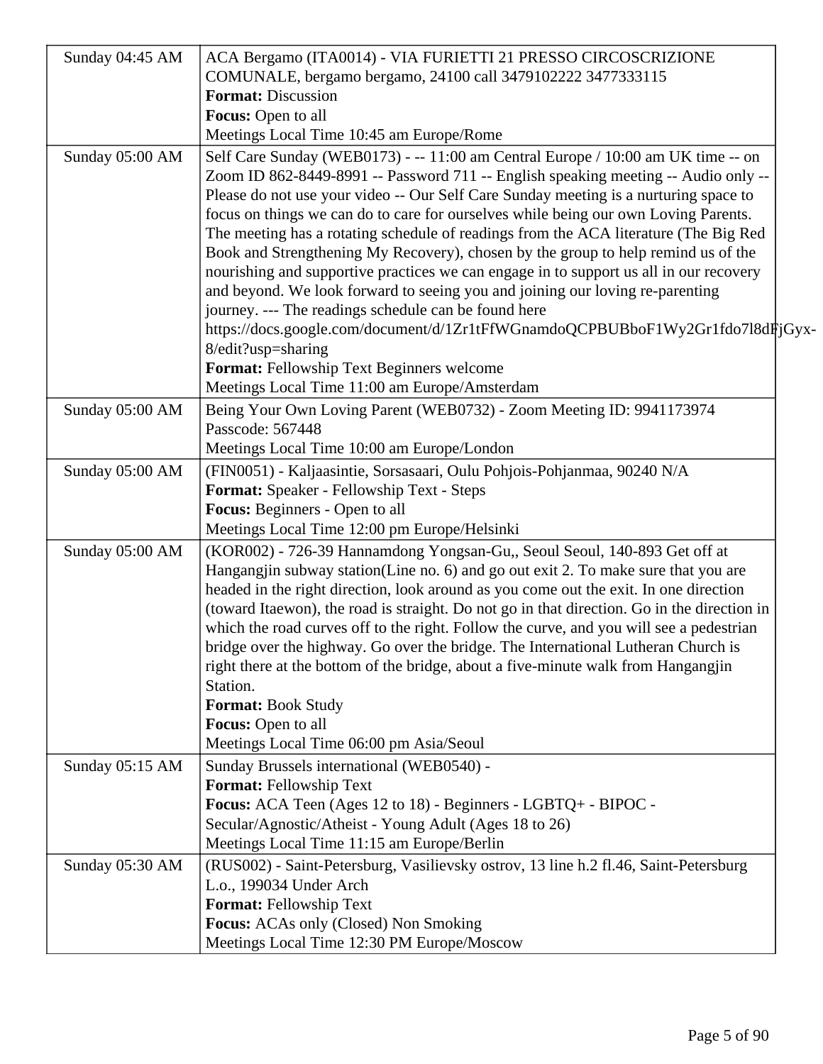| | |
|---|---|
| Sunday 04:45 AM | ACA Bergamo (ITA0014) - VIA FURIETTI 21 PRESSO CIRCOSCRIZIONE COMUNALE, bergamo bergamo, 24100 call 3479102222 3477333115<br>**Format:** Discussion<br>**Focus:** Open to all<br>Meetings Local Time 10:45 am Europe/Rome |
| Sunday 05:00 AM | Self Care Sunday (WEB0173) - -- 11:00 am Central Europe / 10:00 am UK time -- on Zoom ID 862-8449-8991 -- Password 711 -- English speaking meeting -- Audio only -- Please do not use your video -- Our Self Care Sunday meeting is a nurturing space to focus on things we can do to care for ourselves while being our own Loving Parents. The meeting has a rotating schedule of readings from the ACA literature (The Big Red Book and Strengthening My Recovery), chosen by the group to help remind us of the nourishing and supportive practices we can engage in to support us all in our recovery and beyond. We look forward to seeing you and joining our loving re-parenting journey. --- The readings schedule can be found here https://docs.google.com/document/d/1Zr1tFfWGnamdoQCPBUBboF1Wy2Gr1fdo7l8dFjGyx-8/edit?usp=sharing<br>**Format:** Fellowship Text Beginners welcome<br>Meetings Local Time 11:00 am Europe/Amsterdam |
| Sunday 05:00 AM | Being Your Own Loving Parent (WEB0732) - Zoom Meeting ID: 9941173974 Passcode: 567448<br>Meetings Local Time 10:00 am Europe/London |
| Sunday 05:00 AM | (FIN0051) - Kaljaasintie, Sorsasaari, Oulu Pohjois-Pohjanmaa, 90240 N/A<br>**Format:** Speaker - Fellowship Text - Steps<br>**Focus:** Beginners - Open to all<br>Meetings Local Time 12:00 pm Europe/Helsinki |
| Sunday 05:00 AM | (KOR002) - 726-39 Hannamdong Yongsan-Gu,, Seoul Seoul, 140-893 Get off at Hangangjin subway station(Line no. 6) and go out exit 2. To make sure that you are headed in the right direction, look around as you come out the exit. In one direction (toward Itaewon), the road is straight. Do not go in that direction. Go in the direction in which the road curves off to the right. Follow the curve, and you will see a pedestrian bridge over the highway. Go over the bridge. The International Lutheran Church is right there at the bottom of the bridge, about a five-minute walk from Hangangjin Station.<br>**Format:** Book Study<br>**Focus:** Open to all<br>Meetings Local Time 06:00 pm Asia/Seoul |
| Sunday 05:15 AM | Sunday Brussels international (WEB0540) -<br>**Format:** Fellowship Text<br>**Focus:** ACA Teen (Ages 12 to 18) - Beginners - LGBTQ+ - BIPOC - Secular/Agnostic/Atheist - Young Adult (Ages 18 to 26)<br>Meetings Local Time 11:15 am Europe/Berlin |
| Sunday 05:30 AM | (RUS002) - Saint-Petersburg, Vasilievsky ostrov, 13 line h.2 fl.46, Saint-Petersburg L.o., 199034 Under Arch<br>**Format:** Fellowship Text<br>**Focus:** ACAs only (Closed) Non Smoking<br>Meetings Local Time 12:30 PM Europe/Moscow |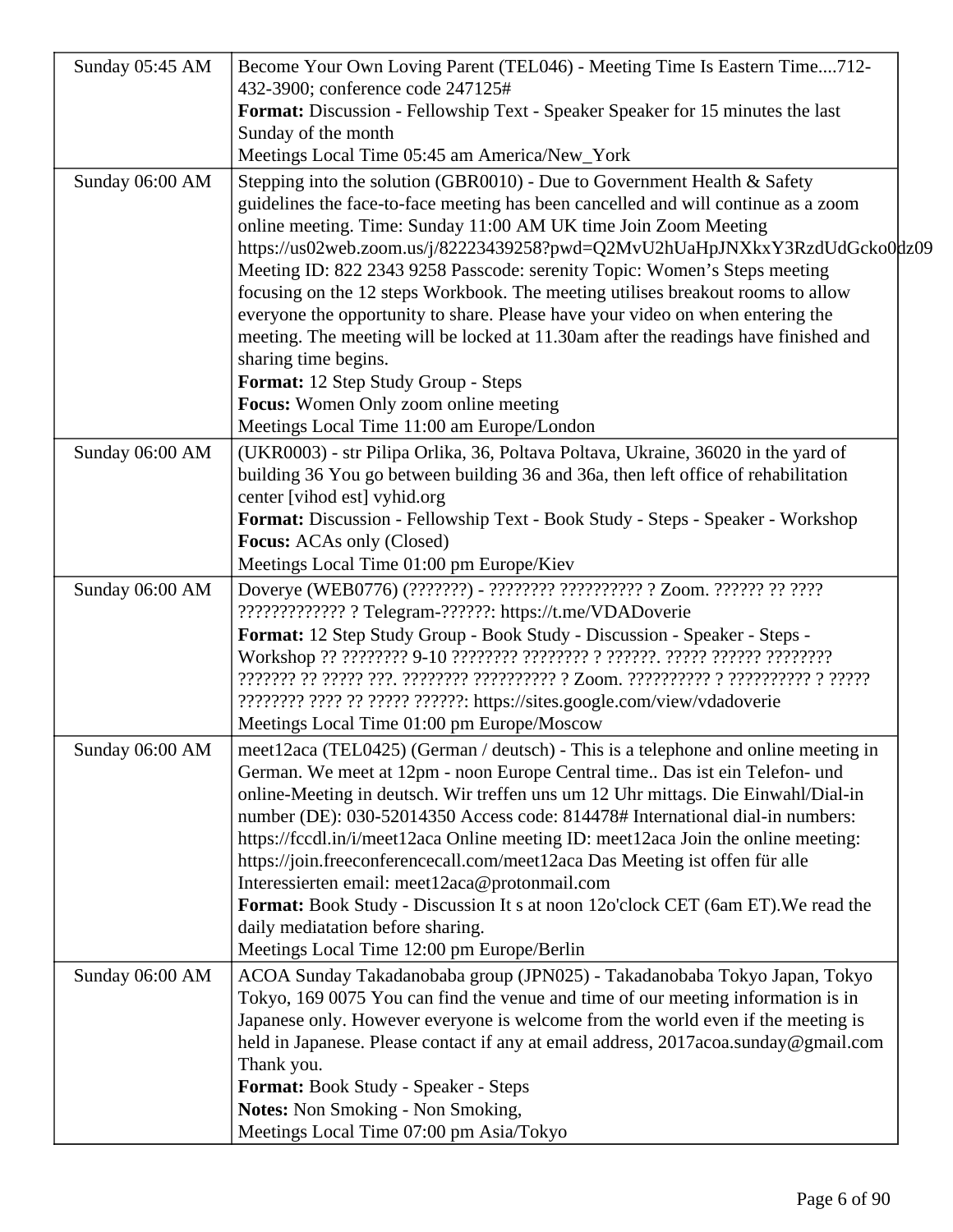| | |
|---|---|
| Sunday 05:45 AM | Become Your Own Loving Parent (TEL046) - Meeting Time Is Eastern Time....712-432-3900; conference code 247125#<br>**Format:** Discussion - Fellowship Text - Speaker Speaker for 15 minutes the last Sunday of the month<br>Meetings Local Time 05:45 am America/New_York |
| Sunday 06:00 AM | Stepping into the solution (GBR0010) - Due to Government Health & Safety guidelines the face-to-face meeting has been cancelled and will continue as a zoom online meeting. Time: Sunday 11:00 AM UK time Join Zoom Meeting https://us02web.zoom.us/j/82223439258?pwd=Q2MvU2hUaHpJNXkxY3RzdUdGcko0dz09 Meeting ID: 822 2343 9258 Passcode: serenity Topic: Women's Steps meeting focusing on the 12 steps Workbook. The meeting utilises breakout rooms to allow everyone the opportunity to share. Please have your video on when entering the meeting. The meeting will be locked at 11.30am after the readings have finished and sharing time begins.<br>**Format:** 12 Step Study Group - Steps<br>**Focus:** Women Only zoom online meeting<br>Meetings Local Time 11:00 am Europe/London |
| Sunday 06:00 AM | (UKR0003) - str Pilipa Orlika, 36, Poltava Poltava, Ukraine, 36020 in the yard of building 36 You go between building 36 and 36a, then left office of rehabilitation center [vihod est] vyhid.org<br>**Format:** Discussion - Fellowship Text - Book Study - Steps - Speaker - Workshop<br>**Focus:** ACAs only (Closed)<br>Meetings Local Time 01:00 pm Europe/Kiev |
| Sunday 06:00 AM | Doverye (WEB0776) (???????) - ???????? ?????????? ? Zoom. ?????? ?? ???? ????????????? ? Telegram-??????: https://t.me/VDADoverie<br>**Format:** 12 Step Study Group - Book Study - Discussion - Speaker - Steps - Workshop ?? ???????? 9-10 ???????? ???????? ? ??????. ????? ?????? ???????? ??????? ?? ????? ???. ???????? ?????????? ? Zoom. ?????????? ? ?????????? ? ????? ???????? ???? ?? ????? ??????: https://sites.google.com/view/vdadoverie<br>Meetings Local Time 01:00 pm Europe/Moscow |
| Sunday 06:00 AM | meet12aca (TEL0425) (German / deutsch) - This is a telephone and online meeting in German. We meet at 12pm - noon Europe Central time.. Das ist ein Telefon- und online-Meeting in deutsch. Wir treffen uns um 12 Uhr mittags. Die Einwahl/Dial-in number (DE): 030-52014350 Access code: 814478# International dial-in numbers: https://fccdl.in/i/meet12aca Online meeting ID: meet12aca Join the online meeting: https://join.freeconferencecall.com/meet12aca Das Meeting ist offen für alle Interessierten email: meet12aca@protonmail.com<br>**Format:** Book Study - Discussion It s at noon 12o'clock CET (6am ET).We read the daily mediatation before sharing.<br>Meetings Local Time 12:00 pm Europe/Berlin |
| Sunday 06:00 AM | ACOA Sunday Takadanobaba group (JPN025) - Takadanobaba Tokyo Japan, Tokyo Tokyo, 169 0075 You can find the venue and time of our meeting information is in Japanese only. However everyone is welcome from the world even if the meeting is held in Japanese. Please contact if any at email address, 2017acoa.sunday@gmail.com Thank you.<br>**Format:** Book Study - Speaker - Steps<br>**Notes:** Non Smoking - Non Smoking,<br>Meetings Local Time 07:00 pm Asia/Tokyo |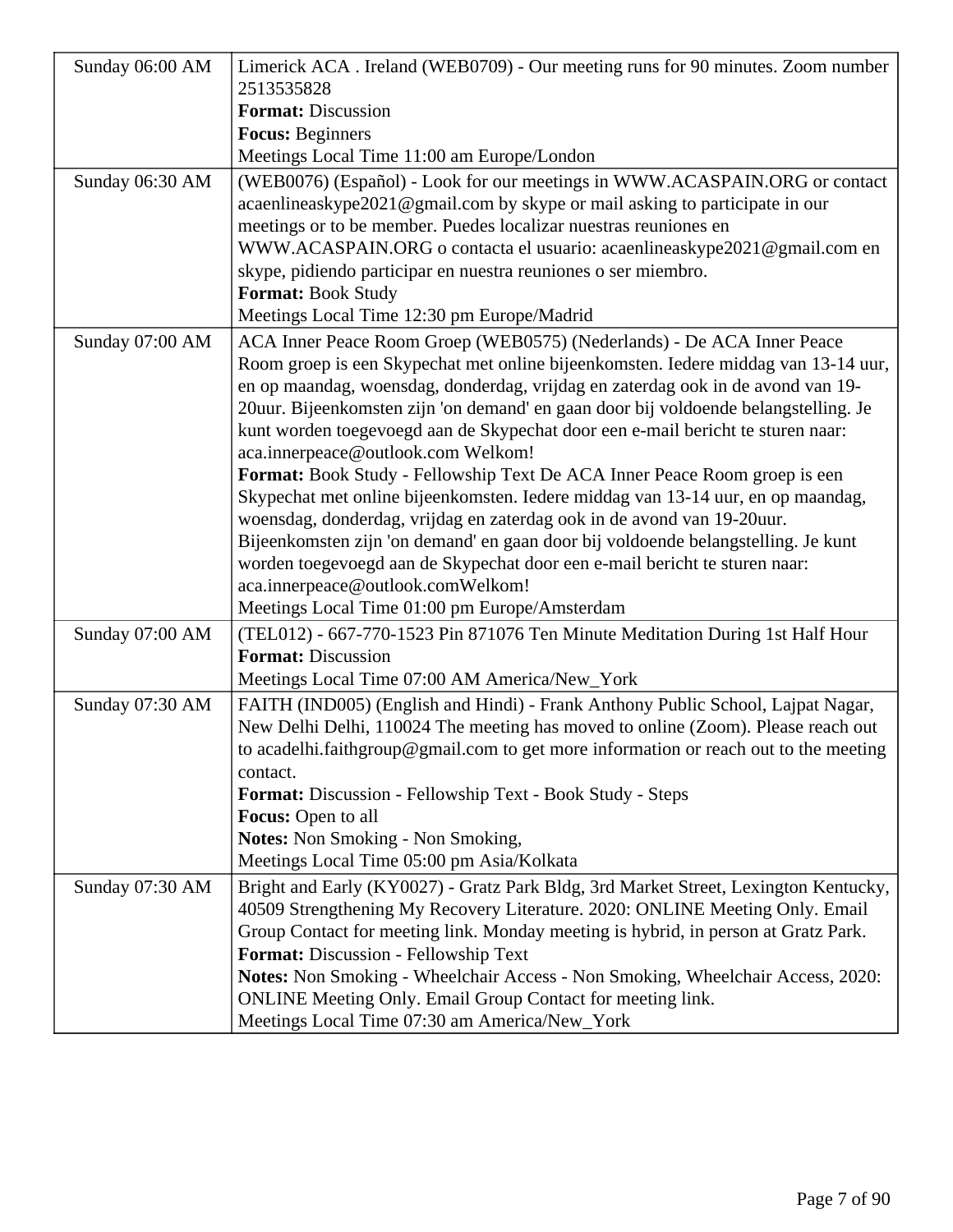| | |
|---|---|
| Sunday 06:00 AM | Limerick ACA . Ireland (WEB0709) - Our meeting runs for 90 minutes. Zoom number 2513535828<br>**Format:** Discussion<br>**Focus:** Beginners<br>Meetings Local Time 11:00 am Europe/London |
| Sunday 06:30 AM | (WEB0076) (Español) - Look for our meetings in WWW.ACASPAIN.ORG or contact acaenlineaskype2021@gmail.com by skype or mail asking to participate in our meetings or to be member. Puedes localizar nuestras reuniones en WWW.ACASPAIN.ORG o contacta el usuario: acaenlineaskype2021@gmail.com en skype, pidiendo participar en nuestra reuniones o ser miembro.<br>**Format:** Book Study<br>Meetings Local Time 12:30 pm Europe/Madrid |
| Sunday 07:00 AM | ACA Inner Peace Room Groep (WEB0575) (Nederlands) - De ACA Inner Peace Room groep is een Skypechat met online bijeenkomsten. Iedere middag van 13-14 uur, en op maandag, woensdag, donderdag, vrijdag en zaterdag ook in de avond van 19-20uur. Bijeenkomsten zijn 'on demand' en gaan door bij voldoende belangstelling. Je kunt worden toegevoegd aan de Skypechat door een e-mail bericht te sturen naar: aca.innerpeace@outlook.com Welkom!<br>**Format:** Book Study - Fellowship Text De ACA Inner Peace Room groep is een Skypechat met online bijeenkomsten. Iedere middag van 13-14 uur, en op maandag, woensdag, donderdag, vrijdag en zaterdag ook in de avond van 19-20uur. Bijeenkomsten zijn 'on demand' en gaan door bij voldoende belangstelling. Je kunt worden toegevoegd aan de Skypechat door een e-mail bericht te sturen naar: aca.innerpeace@outlook.comWelkom!<br>Meetings Local Time 01:00 pm Europe/Amsterdam |
| Sunday 07:00 AM | (TEL012) - 667-770-1523 Pin 871076 Ten Minute Meditation During 1st Half Hour<br>**Format:** Discussion<br>Meetings Local Time 07:00 AM America/New_York |
| Sunday 07:30 AM | FAITH (IND005) (English and Hindi) - Frank Anthony Public School, Lajpat Nagar, New Delhi Delhi, 110024 The meeting has moved to online (Zoom). Please reach out to acadelhi.faithgroup@gmail.com to get more information or reach out to the meeting contact.<br>**Format:** Discussion - Fellowship Text - Book Study - Steps<br>**Focus:** Open to all<br>**Notes:** Non Smoking - Non Smoking,<br>Meetings Local Time 05:00 pm Asia/Kolkata |
| Sunday 07:30 AM | Bright and Early (KY0027) - Gratz Park Bldg, 3rd Market Street, Lexington Kentucky, 40509 Strengthening My Recovery Literature. 2020: ONLINE Meeting Only. Email Group Contact for meeting link. Monday meeting is hybrid, in person at Gratz Park.<br>**Format:** Discussion - Fellowship Text<br>**Notes:** Non Smoking - Wheelchair Access - Non Smoking, Wheelchair Access, 2020: ONLINE Meeting Only. Email Group Contact for meeting link.<br>Meetings Local Time 07:30 am America/New_York |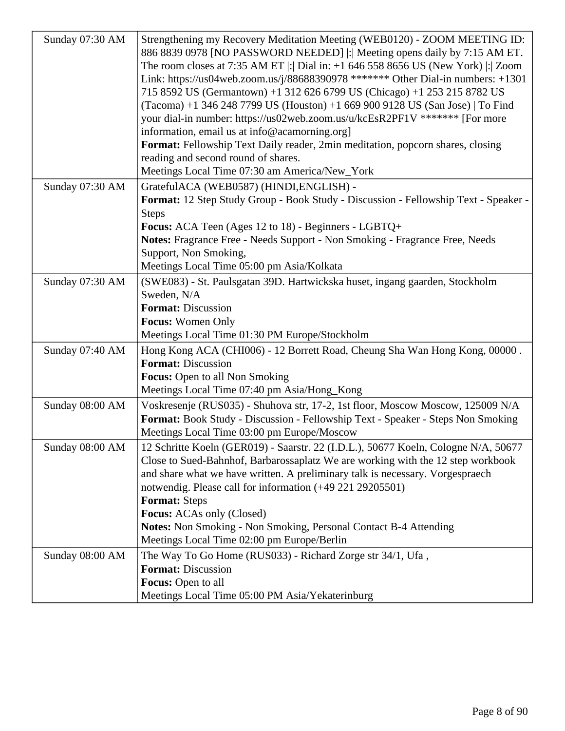| | |
|---|---|
| Sunday 07:30 AM | Strengthening my Recovery Meditation Meeting (WEB0120) - ZOOM MEETING ID: 886 8839 0978 [NO PASSWORD NEEDED] \|:\| Meeting opens daily by 7:15 AM ET. The room closes at 7:35 AM ET \|:\| Dial in: +1 646 558 8656 US (New York) \|:\| Zoom Link: https://us04web.zoom.us/j/88688390978 ******* Other Dial-in numbers: +1301 715 8592 US (Germantown) +1 312 626 6799 US (Chicago) +1 253 215 8782 US (Tacoma) +1 346 248 7799 US (Houston) +1 669 900 9128 US (San Jose) \| To Find your dial-in number: https://us02web.zoom.us/u/kcEsR2PF1V ******* [For more information, email us at info@acamorning.org]<br>**Format:** Fellowship Text Daily reader, 2min meditation, popcorn shares, closing reading and second round of shares.<br>Meetings Local Time 07:30 am America/New_York |
| Sunday 07:30 AM | GratefulACA (WEB0587) (HINDI,ENGLISH) -<br>**Format:** 12 Step Study Group - Book Study - Discussion - Fellowship Text - Speaker - Steps<br>**Focus:** ACA Teen (Ages 12 to 18) - Beginners - LGBTQ+<br>**Notes:** Fragrance Free - Needs Support - Non Smoking - Fragrance Free, Needs Support, Non Smoking,<br>Meetings Local Time 05:00 pm Asia/Kolkata |
| Sunday 07:30 AM | (SWE083) - St. Paulsgatan 39D. Hartwickska huset, ingang gaarden, Stockholm Sweden, N/A<br>**Format:** Discussion<br>**Focus:** Women Only<br>Meetings Local Time 01:30 PM Europe/Stockholm |
| Sunday 07:40 AM | Hong Kong ACA (CHI006) - 12 Borrett Road, Cheung Sha Wan Hong Kong, 00000 .<br>**Format:** Discussion<br>**Focus:** Open to all Non Smoking<br>Meetings Local Time 07:40 pm Asia/Hong_Kong |
| Sunday 08:00 AM | Voskresenje (RUS035) - Shuhova str, 17-2, 1st floor, Moscow Moscow, 125009 N/A<br>**Format:** Book Study - Discussion - Fellowship Text - Speaker - Steps Non Smoking<br>Meetings Local Time 03:00 pm Europe/Moscow |
| Sunday 08:00 AM | 12 Schritte Koeln (GER019) - Saarstr. 22 (I.D.L.), 50677 Koeln, Cologne N/A, 50677 Close to Sued-Bahnhof, Barbarossaplatz We are working with the 12 step workbook and share what we have written. A preliminary talk is necessary. Vorgespraech notwendig. Please call for information (+49 221 29205501)<br>**Format:** Steps<br>**Focus:** ACAs only (Closed)<br>**Notes:** Non Smoking - Non Smoking, Personal Contact B-4 Attending<br>Meetings Local Time 02:00 pm Europe/Berlin |
| Sunday 08:00 AM | The Way To Go Home (RUS033) - Richard Zorge str 34/1, Ufa ,<br>**Format:** Discussion<br>**Focus:** Open to all<br>Meetings Local Time 05:00 PM Asia/Yekaterinburg |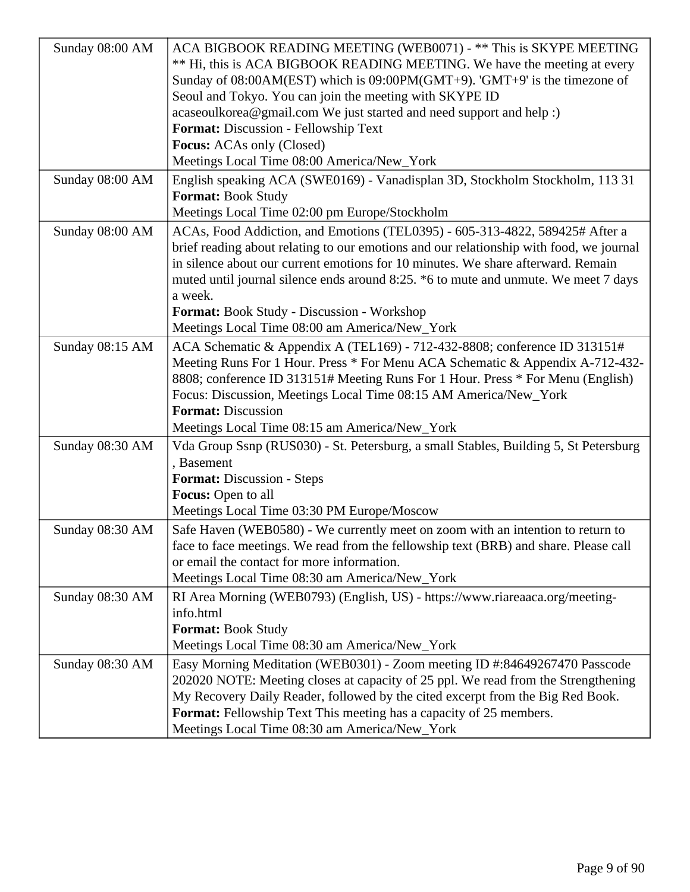| | |
|---|---|
| Sunday 08:00 AM | ACA BIGBOOK READING MEETING (WEB0071) - ** This is SKYPE MEETING ** Hi, this is ACA BIGBOOK READING MEETING. We have the meeting at every Sunday of 08:00AM(EST) which is 09:00PM(GMT+9). 'GMT+9' is the timezone of Seoul and Tokyo. You can join the meeting with SKYPE ID acaseoulkorea@gmail.com We just started and need support and help :)<br>**Format:** Discussion - Fellowship Text<br>**Focus:** ACAs only (Closed)<br>Meetings Local Time 08:00 America/New_York |
| Sunday 08:00 AM | English speaking ACA (SWE0169) - Vanadisplan 3D, Stockholm Stockholm, 113 31<br>**Format:** Book Study<br>Meetings Local Time 02:00 pm Europe/Stockholm |
| Sunday 08:00 AM | ACAs, Food Addiction, and Emotions (TEL0395) - 605-313-4822, 589425# After a brief reading about relating to our emotions and our relationship with food, we journal in silence about our current emotions for 10 minutes. We share afterward. Remain muted until journal silence ends around 8:25. *6 to mute and unmute. We meet 7 days a week.<br>**Format:** Book Study - Discussion - Workshop<br>Meetings Local Time 08:00 am America/New_York |
| Sunday 08:15 AM | ACA Schematic & Appendix A (TEL169) - 712-432-8808; conference ID 313151# Meeting Runs For 1 Hour. Press * For Menu ACA Schematic & Appendix A-712-432-8808; conference ID 313151# Meeting Runs For 1 Hour. Press * For Menu (English) Focus: Discussion, Meetings Local Time 08:15 AM America/New_York<br>**Format:** Discussion<br>Meetings Local Time 08:15 am America/New_York |
| Sunday 08:30 AM | Vda Group Ssnp (RUS030) - St. Petersburg, a small Stables, Building 5, St Petersburg , Basement<br>**Format:** Discussion - Steps<br>**Focus:** Open to all<br>Meetings Local Time 03:30 PM Europe/Moscow |
| Sunday 08:30 AM | Safe Haven (WEB0580) - We currently meet on zoom with an intention to return to face to face meetings. We read from the fellowship text (BRB) and share. Please call or email the contact for more information.<br>Meetings Local Time 08:30 am America/New_York |
| Sunday 08:30 AM | RI Area Morning (WEB0793) (English, US) - https://www.riareaaca.org/meeting-info.html<br>**Format:** Book Study<br>Meetings Local Time 08:30 am America/New_York |
| Sunday 08:30 AM | Easy Morning Meditation (WEB0301) - Zoom meeting ID #:84649267470 Passcode 202020 NOTE: Meeting closes at capacity of 25 ppl. We read from the Strengthening My Recovery Daily Reader, followed by the cited excerpt from the Big Red Book.<br>**Format:** Fellowship Text This meeting has a capacity of 25 members.<br>Meetings Local Time 08:30 am America/New_York |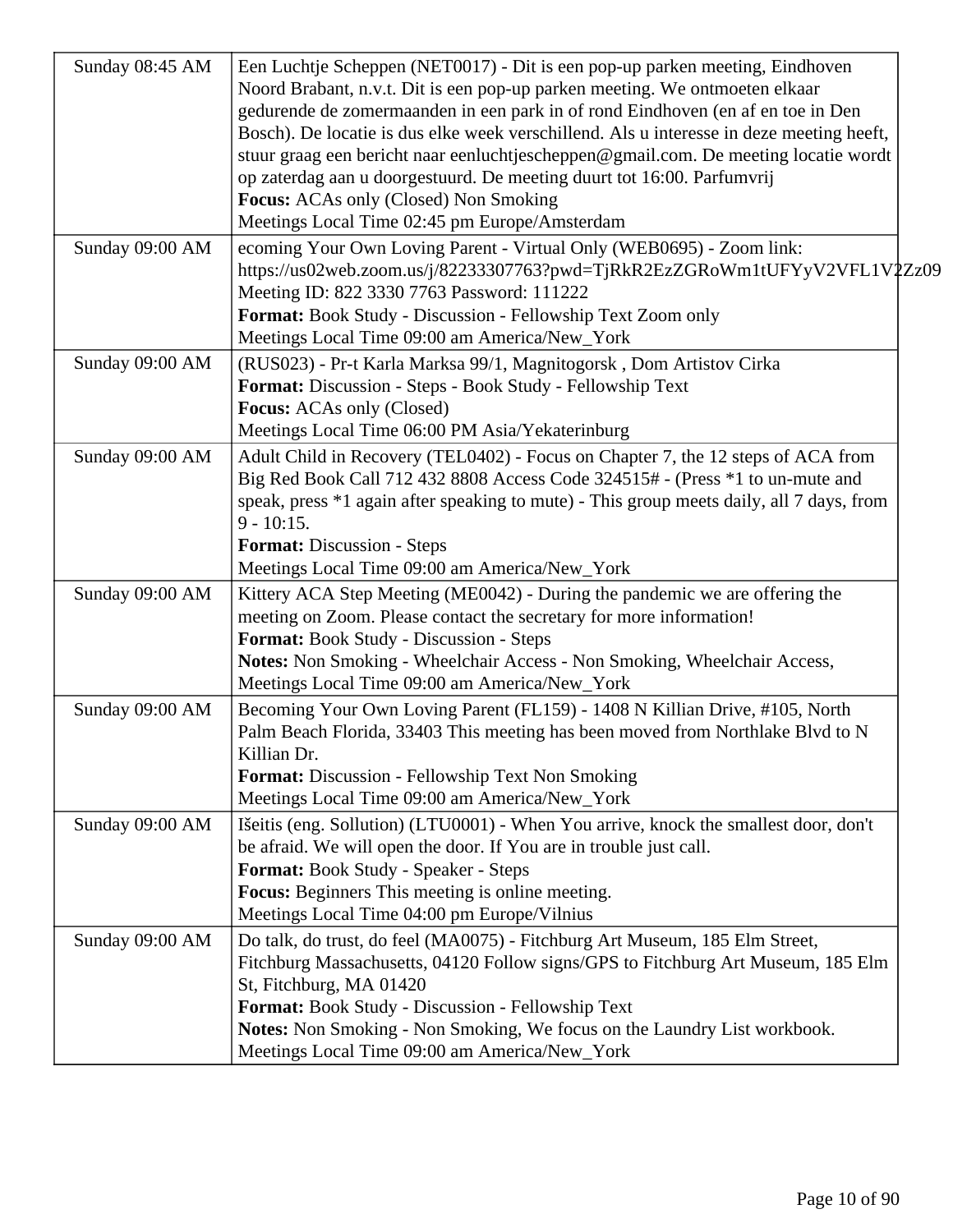| | |
|---|---|
| Sunday 08:45 AM | Een Luchtje Scheppen (NET0017) - Dit is een pop-up parken meeting, Eindhoven Noord Brabant, n.v.t. Dit is een pop-up parken meeting. We ontmoeten elkaar gedurende de zomermaanden in een park in of rond Eindhoven (en af en toe in Den Bosch). De locatie is dus elke week verschillend. Als u interesse in deze meeting heeft, stuur graag een bericht naar eenluchtjescheppen@gmail.com. De meeting locatie wordt op zaterdag aan u doorgestuurd. De meeting duurt tot 16:00. Parfumvrij<br>**Focus:** ACAs only (Closed) Non Smoking<br>Meetings Local Time 02:45 pm Europe/Amsterdam |
| Sunday 09:00 AM | ecoming Your Own Loving Parent - Virtual Only (WEB0695) - Zoom link: https://us02web.zoom.us/j/82233307763?pwd=TjRkR2EzZGRoWm1tUFYyV2VFL1V2Zz09 Meeting ID: 822 3330 7763 Password: 111222<br>**Format:** Book Study - Discussion - Fellowship Text Zoom only<br>Meetings Local Time 09:00 am America/New_York |
| Sunday 09:00 AM | (RUS023) - Pr-t Karla Marksa 99/1, Magnitogorsk , Dom Artistov Cirka<br>**Format:** Discussion - Steps - Book Study - Fellowship Text<br>**Focus:** ACAs only (Closed)<br>Meetings Local Time 06:00 PM Asia/Yekaterinburg |
| Sunday 09:00 AM | Adult Child in Recovery (TEL0402) - Focus on Chapter 7, the 12 steps of ACA from Big Red Book Call 712 432 8808 Access Code 324515# - (Press *1 to un-mute and speak, press *1 again after speaking to mute) - This group meets daily, all 7 days, from 9 - 10:15.<br>**Format:** Discussion - Steps<br>Meetings Local Time 09:00 am America/New_York |
| Sunday 09:00 AM | Kittery ACA Step Meeting (ME0042) - During the pandemic we are offering the meeting on Zoom. Please contact the secretary for more information!<br>**Format:** Book Study - Discussion - Steps<br>**Notes:** Non Smoking - Wheelchair Access - Non Smoking, Wheelchair Access,<br>Meetings Local Time 09:00 am America/New_York |
| Sunday 09:00 AM | Becoming Your Own Loving Parent (FL159) - 1408 N Killian Drive, #105, North Palm Beach Florida, 33403 This meeting has been moved from Northlake Blvd to N Killian Dr.<br>**Format:** Discussion - Fellowship Text Non Smoking<br>Meetings Local Time 09:00 am America/New_York |
| Sunday 09:00 AM | Išeitis (eng. Sollution) (LTU0001) - When You arrive, knock the smallest door, don't be afraid. We will open the door. If You are in trouble just call.<br>**Format:** Book Study - Speaker - Steps<br>**Focus:** Beginners This meeting is online meeting.<br>Meetings Local Time 04:00 pm Europe/Vilnius |
| Sunday 09:00 AM | Do talk, do trust, do feel (MA0075) - Fitchburg Art Museum, 185 Elm Street, Fitchburg Massachusetts, 04120 Follow signs/GPS to Fitchburg Art Museum, 185 Elm St, Fitchburg, MA 01420<br>**Format:** Book Study - Discussion - Fellowship Text<br>**Notes:** Non Smoking - Non Smoking, We focus on the Laundry List workbook.<br>Meetings Local Time 09:00 am America/New_York |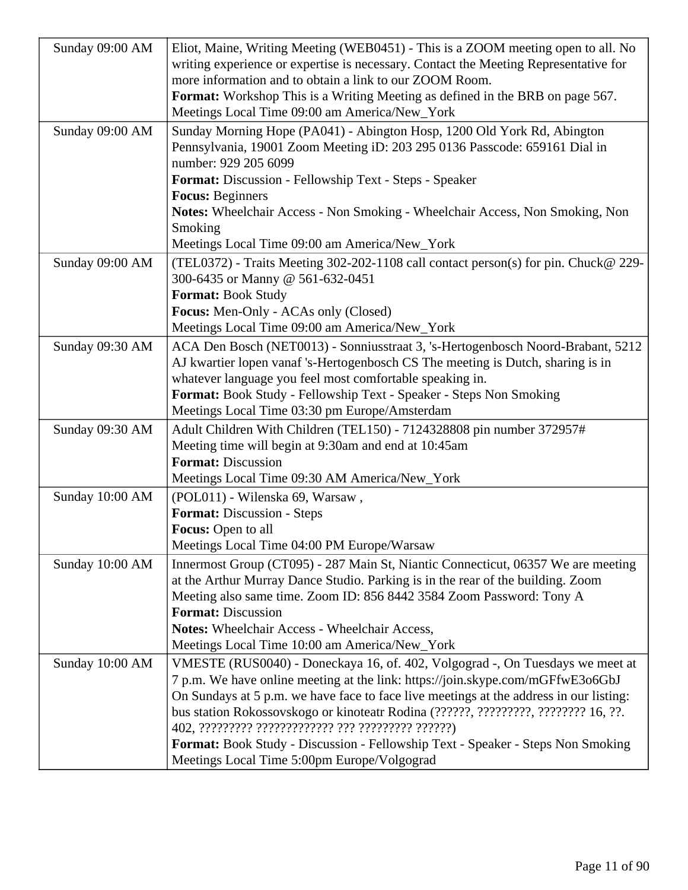| | |
|---|---|
| Sunday 09:00 AM | Eliot, Maine, Writing Meeting (WEB0451) - This is a ZOOM meeting open to all. No writing experience or expertise is necessary. Contact the Meeting Representative for more information and to obtain a link to our ZOOM Room.<br>**Format:** Workshop This is a Writing Meeting as defined in the BRB on page 567.<br>Meetings Local Time 09:00 am America/New_York |
| Sunday 09:00 AM | Sunday Morning Hope (PA041) - Abington Hosp, 1200 Old York Rd, Abington Pennsylvania, 19001 Zoom Meeting iD: 203 295 0136 Passcode: 659161 Dial in number: 929 205 6099<br>**Format:** Discussion - Fellowship Text - Steps - Speaker<br>**Focus:** Beginners<br>**Notes:** Wheelchair Access - Non Smoking - Wheelchair Access, Non Smoking, Non Smoking<br>Meetings Local Time 09:00 am America/New_York |
| Sunday 09:00 AM | (TEL0372) - Traits Meeting 302-202-1108 call contact person(s) for pin. Chuck@ 229-300-6435 or Manny @ 561-632-0451<br>**Format:** Book Study<br>**Focus:** Men-Only - ACAs only (Closed)<br>Meetings Local Time 09:00 am America/New_York |
| Sunday 09:30 AM | ACA Den Bosch (NET0013) - Sonniusstraat 3, 's-Hertogenbosch Noord-Brabant, 5212 AJ kwartier lopen vanaf 's-Hertogenbosch CS The meeting is Dutch, sharing is in whatever language you feel most comfortable speaking in.<br>**Format:** Book Study - Fellowship Text - Speaker - Steps Non Smoking<br>Meetings Local Time 03:30 pm Europe/Amsterdam |
| Sunday 09:30 AM | Adult Children With Children (TEL150) - 7124328808 pin number 372957#<br>Meeting time will begin at 9:30am and end at 10:45am<br>**Format:** Discussion<br>Meetings Local Time 09:30 AM America/New_York |
| Sunday 10:00 AM | (POL011) - Wilenska 69, Warsaw ,<br>**Format:** Discussion - Steps<br>**Focus:** Open to all<br>Meetings Local Time 04:00 PM Europe/Warsaw |
| Sunday 10:00 AM | Innermost Group (CT095) - 287 Main St, Niantic Connecticut, 06357 We are meeting at the Arthur Murray Dance Studio. Parking is in the rear of the building. Zoom Meeting also same time. Zoom ID: 856 8442 3584 Zoom Password: Tony A<br>**Format:** Discussion<br>**Notes:** Wheelchair Access - Wheelchair Access,<br>Meetings Local Time 10:00 am America/New_York |
| Sunday 10:00 AM | VMESTE (RUS0040) - Doneckaya 16, of. 402, Volgograd -, On Tuesdays we meet at 7 p.m. We have online meeting at the link: https://join.skype.com/mGFfwE3o6GbJ On Sundays at 5 p.m. we have face to face live meetings at the address in our listing: bus station Rokossovskogo or kinoteatr Rodina (??????, ?????????, ???????? 16, ??. 402, ????????? ????????????? ??? ????????? ??????)<br>**Format:** Book Study - Discussion - Fellowship Text - Speaker - Steps Non Smoking<br>Meetings Local Time 5:00pm Europe/Volgograd |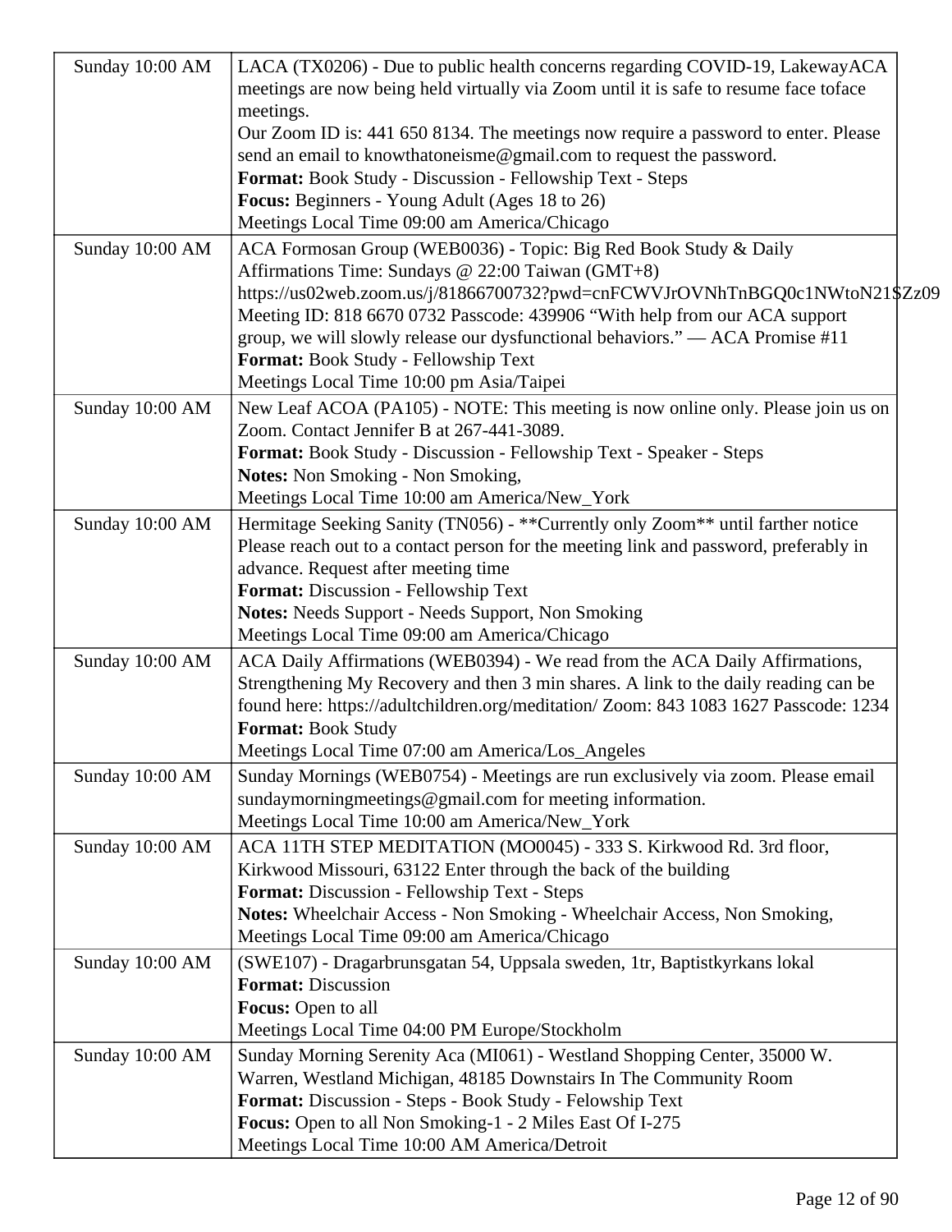| | |
|---|---|
| Sunday 10:00 AM | LACA (TX0206) - Due to public health concerns regarding COVID-19, LakewayACA meetings are now being held virtually via Zoom until it is safe to resume face toface meetings.<br>Our Zoom ID is: 441 650 8134. The meetings now require a password to enter. Please send an email to knowthatoneisme@gmail.com to request the password.<br>**Format:** Book Study - Discussion - Fellowship Text - Steps<br>**Focus:** Beginners - Young Adult (Ages 18 to 26)<br>Meetings Local Time 09:00 am America/Chicago |
| Sunday 10:00 AM | ACA Formosan Group (WEB0036) - Topic: Big Red Book Study & Daily Affirmations Time: Sundays @ 22:00 Taiwan (GMT+8)<br>https://us02web.zoom.us/j/81866700732?pwd=cnFCWVJrOVNhTnBGQ0c1NWtoN21$Zz09<br>Meeting ID: 818 6670 0732 Passcode: 439906 "With help from our ACA support group, we will slowly release our dysfunctional behaviors." — ACA Promise #11<br>**Format:** Book Study - Fellowship Text<br>Meetings Local Time 10:00 pm Asia/Taipei |
| Sunday 10:00 AM | New Leaf ACOA (PA105) - NOTE: This meeting is now online only. Please join us on Zoom. Contact Jennifer B at 267-441-3089.<br>**Format:** Book Study - Discussion - Fellowship Text - Speaker - Steps<br>**Notes:** Non Smoking - Non Smoking,<br>Meetings Local Time 10:00 am America/New_York |
| Sunday 10:00 AM | Hermitage Seeking Sanity (TN056) - **Currently only Zoom** until farther notice Please reach out to a contact person for the meeting link and password, preferably in advance. Request after meeting time<br>**Format:** Discussion - Fellowship Text<br>**Notes:** Needs Support - Needs Support, Non Smoking<br>Meetings Local Time 09:00 am America/Chicago |
| Sunday 10:00 AM | ACA Daily Affirmations (WEB0394) - We read from the ACA Daily Affirmations, Strengthening My Recovery and then 3 min shares. A link to the daily reading can be found here: https://adultchildren.org/meditation/ Zoom: 843 1083 1627 Passcode: 1234<br>**Format:** Book Study<br>Meetings Local Time 07:00 am America/Los_Angeles |
| Sunday 10:00 AM | Sunday Mornings (WEB0754) - Meetings are run exclusively via zoom. Please email sundaymorningmeetings@gmail.com for meeting information.<br>Meetings Local Time 10:00 am America/New_York |
| Sunday 10:00 AM | ACA 11TH STEP MEDITATION (MO0045) - 333 S. Kirkwood Rd. 3rd floor, Kirkwood Missouri, 63122 Enter through the back of the building<br>**Format:** Discussion - Fellowship Text - Steps<br>**Notes:** Wheelchair Access - Non Smoking - Wheelchair Access, Non Smoking,<br>Meetings Local Time 09:00 am America/Chicago |
| Sunday 10:00 AM | (SWE107) - Dragarbrunsgatan 54, Uppsala sweden, 1tr, Baptistkyrkans lokal<br>**Format:** Discussion<br>**Focus:** Open to all<br>Meetings Local Time 04:00 PM Europe/Stockholm |
| Sunday 10:00 AM | Sunday Morning Serenity Aca (MI061) - Westland Shopping Center, 35000 W. Warren, Westland Michigan, 48185 Downstairs In The Community Room<br>**Format:** Discussion - Steps - Book Study - Felowship Text<br>**Focus:** Open to all Non Smoking-1 - 2 Miles East Of I-275<br>Meetings Local Time 10:00 AM America/Detroit |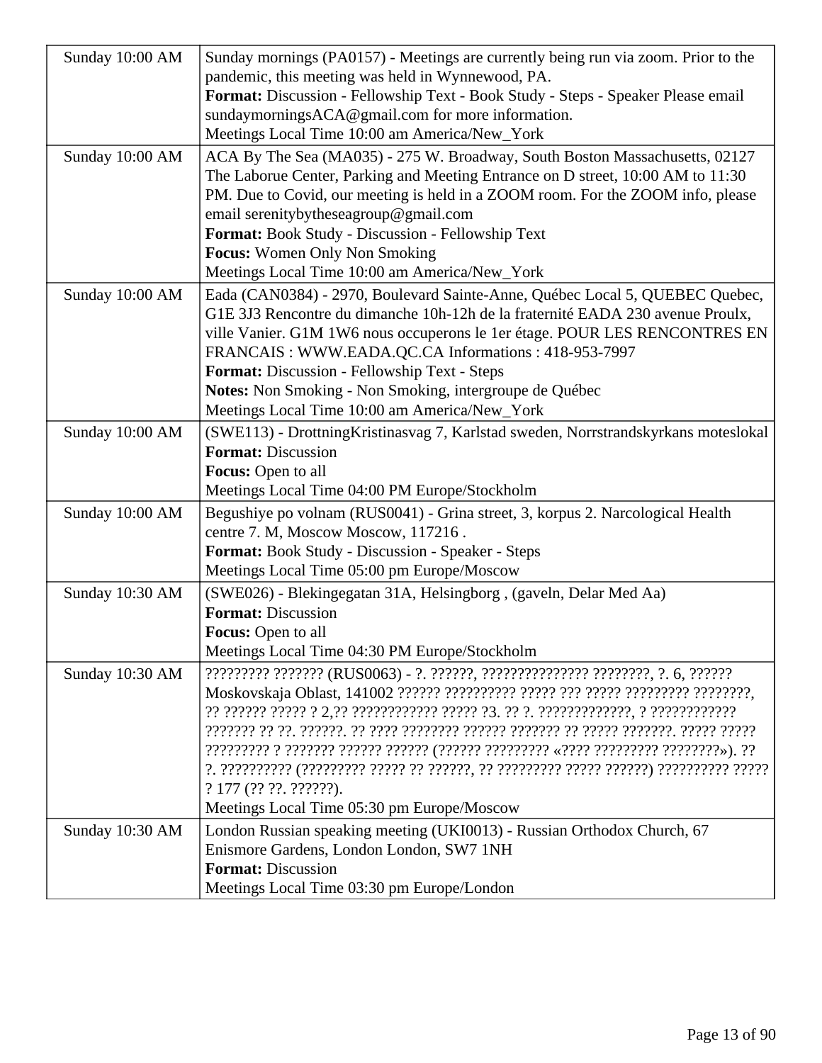| | |
|---|---|
| Sunday 10:00 AM | Sunday mornings (PA0157) - Meetings are currently being run via zoom. Prior to the pandemic, this meeting was held in Wynnewood, PA.<br>**Format:** Discussion - Fellowship Text - Book Study - Steps - Speaker Please email sundaymorningsACA@gmail.com for more information.<br>Meetings Local Time 10:00 am America/New_York |
| Sunday 10:00 AM | ACA By The Sea (MA035) - 275 W. Broadway, South Boston Massachusetts, 02127 The Laborue Center, Parking and Meeting Entrance on D street, 10:00 AM to 11:30 PM. Due to Covid, our meeting is held in a ZOOM room. For the ZOOM info, please email serenitybytheseagroup@gmail.com<br>**Format:** Book Study - Discussion - Fellowship Text<br>**Focus:** Women Only Non Smoking<br>Meetings Local Time 10:00 am America/New_York |
| Sunday 10:00 AM | Eada (CAN0384) - 2970, Boulevard Sainte-Anne, Québec Local 5, QUEBEC Quebec, G1E 3J3 Rencontre du dimanche 10h-12h de la fraternité EADA 230 avenue Proulx, ville Vanier. G1M 1W6 nous occuperons le 1er étage. POUR LES RENCONTRES EN FRANCAIS : WWW.EADA.QC.CA Informations : 418-953-7997<br>**Format:** Discussion - Fellowship Text - Steps<br>**Notes:** Non Smoking - Non Smoking, intergroupe de Québec<br>Meetings Local Time 10:00 am America/New_York |
| Sunday 10:00 AM | (SWE113) - DrottningKristinasvag 7, Karlstad sweden, Norrstrandskyrkans moteslokal<br>**Format:** Discussion<br>**Focus:** Open to all<br>Meetings Local Time 04:00 PM Europe/Stockholm |
| Sunday 10:00 AM | Begushiye po volnam (RUS0041) - Grina street, 3, korpus 2. Narcological Health centre 7. M, Moscow Moscow, 117216 .<br>**Format:** Book Study - Discussion - Speaker - Steps<br>Meetings Local Time 05:00 pm Europe/Moscow |
| Sunday 10:30 AM | (SWE026) - Blekingegatan 31A, Helsingborg , (gaveln, Delar Med Aa)<br>**Format:** Discussion<br>**Focus:** Open to all<br>Meetings Local Time 04:30 PM Europe/Stockholm |
| Sunday 10:30 AM | ????????? ??????? (RUS0063) - ?. ??????, ??????????????? ????????, ?. 6, ?????? Moskovskaja Oblast, 141002 ?????? ?????????? ????? ??? ????? ????????? ????????, ?? ?????? ????? ? 2,?? ???????????? ????? ?3. ?? ?. ?????????????, ? ???????????? ??????? ?? ??. ??????. ?? ???? ???????? ?????? ??????? ?? ????? ???????. ????? ????? ????????? ? ??????? ?????? ?????? (?????? ????????? «???? ????????? ????????»). ?? ?. ?????????? (????????? ????? ?? ??????, ?? ????????? ????? ??????) ?????????? ????? ? 177 (?? ??. ??????).<br>Meetings Local Time 05:30 pm Europe/Moscow |
| Sunday 10:30 AM | London Russian speaking meeting (UKI0013) - Russian Orthodox Church, 67 Enismore Gardens, London London, SW7 1NH<br>**Format:** Discussion<br>Meetings Local Time 03:30 pm Europe/London |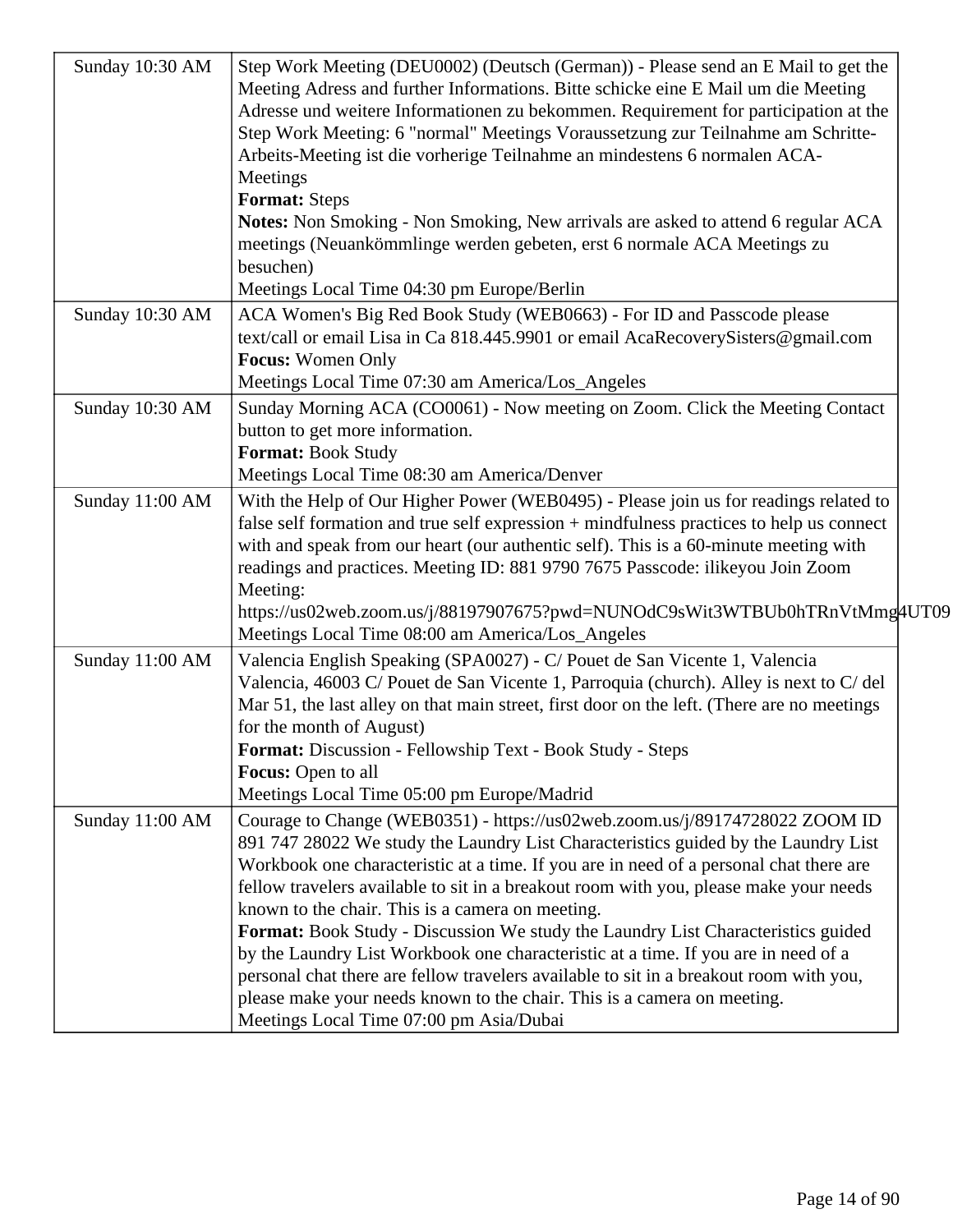| | |
|---|---|
| Sunday 10:30 AM | Step Work Meeting (DEU0002) (Deutsch (German)) - Please send an E Mail to get the Meeting Adress and further Informations. Bitte schicke eine E Mail um die Meeting Adresse und weitere Informationen zu bekommen. Requirement for participation at the Step Work Meeting: 6 "normal" Meetings Voraussetzung zur Teilnahme am Schritte-Arbeits-Meeting ist die vorherige Teilnahme an mindestens 6 normalen ACA-Meetings<br>**Format:** Steps<br>**Notes:** Non Smoking - Non Smoking, New arrivals are asked to attend 6 regular ACA meetings (Neuankömmlinge werden gebeten, erst 6 normale ACA Meetings zu besuchen)<br>Meetings Local Time 04:30 pm Europe/Berlin |
| Sunday 10:30 AM | ACA Women's Big Red Book Study (WEB0663) - For ID and Passcode please text/call or email Lisa in Ca 818.445.9901 or email AcaRecoverySisters@gmail.com<br>**Focus:** Women Only<br>Meetings Local Time 07:30 am America/Los_Angeles |
| Sunday 10:30 AM | Sunday Morning ACA (CO0061) - Now meeting on Zoom. Click the Meeting Contact button to get more information.<br>**Format:** Book Study<br>Meetings Local Time 08:30 am America/Denver |
| Sunday 11:00 AM | With the Help of Our Higher Power (WEB0495) - Please join us for readings related to false self formation and true self expression + mindfulness practices to help us connect with and speak from our heart (our authentic self). This is a 60-minute meeting with readings and practices. Meeting ID: 881 9790 7675 Passcode: ilikeyou Join Zoom Meeting: https://us02web.zoom.us/j/88197907675?pwd=NUNOdC9sWit3WTBUb0hTRnVtMmg4UT09<br>Meetings Local Time 08:00 am America/Los_Angeles |
| Sunday 11:00 AM | Valencia English Speaking (SPA0027) - C/ Pouet de San Vicente 1, Valencia Valencia, 46003 C/ Pouet de San Vicente 1, Parroquia (church). Alley is next to C/ del Mar 51, the last alley on that main street, first door on the left. (There are no meetings for the month of August)<br>**Format:** Discussion - Fellowship Text - Book Study - Steps<br>**Focus:** Open to all<br>Meetings Local Time 05:00 pm Europe/Madrid |
| Sunday 11:00 AM | Courage to Change (WEB0351) - https://us02web.zoom.us/j/89174728022 ZOOM ID 891 747 28022 We study the Laundry List Characteristics guided by the Laundry List Workbook one characteristic at a time. If you are in need of a personal chat there are fellow travelers available to sit in a breakout room with you, please make your needs known to the chair. This is a camera on meeting.<br>**Format:** Book Study - Discussion We study the Laundry List Characteristics guided by the Laundry List Workbook one characteristic at a time. If you are in need of a personal chat there are fellow travelers available to sit in a breakout room with you, please make your needs known to the chair. This is a camera on meeting.<br>Meetings Local Time 07:00 pm Asia/Dubai |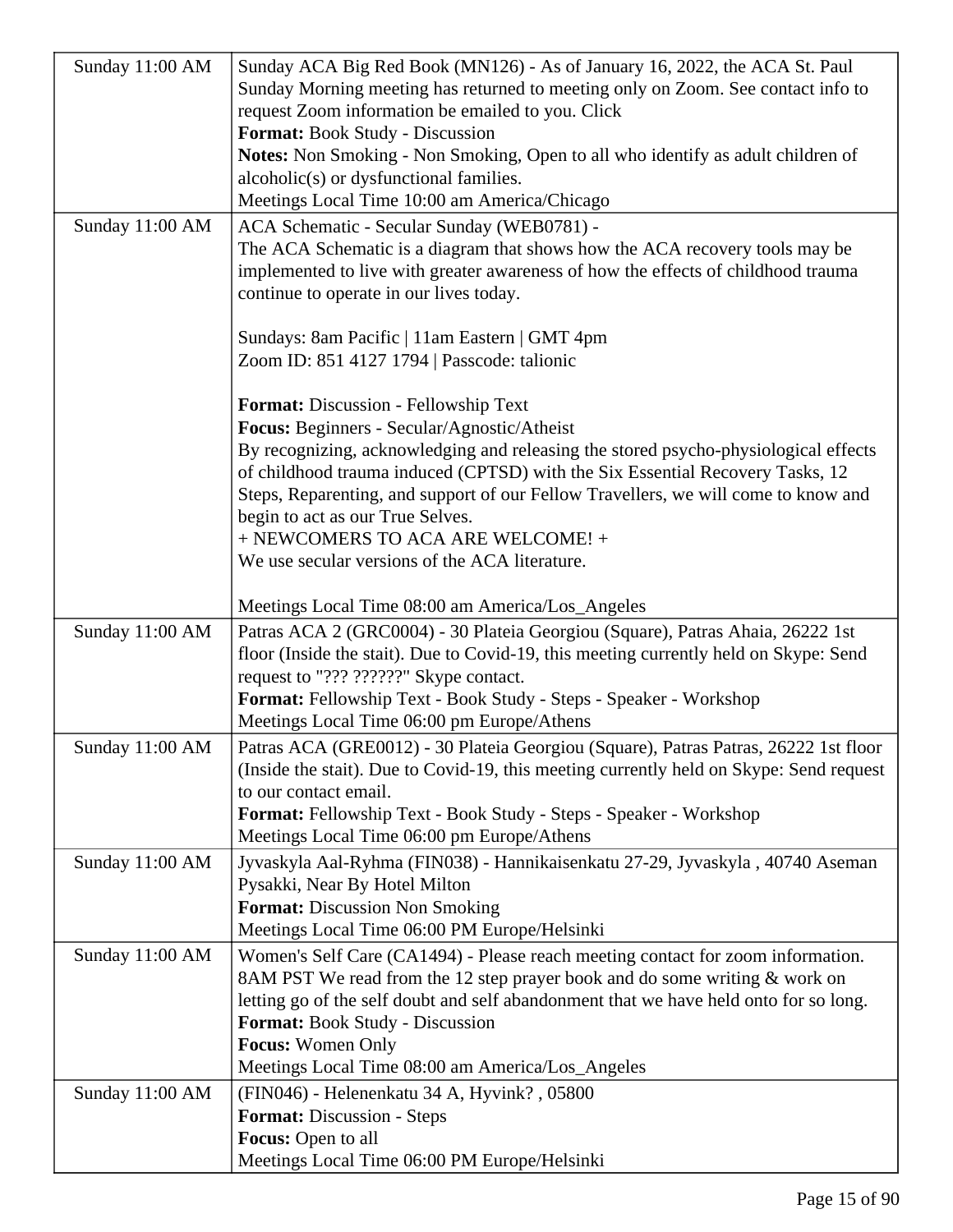| | |
|---|---|
| Sunday 11:00 AM | Sunday ACA Big Red Book (MN126) - As of January 16, 2022, the ACA St. Paul Sunday Morning meeting has returned to meeting only on Zoom. See contact info to request Zoom information be emailed to you. Click<br>**Format:** Book Study - Discussion<br>**Notes:** Non Smoking - Non Smoking, Open to all who identify as adult children of alcoholic(s) or dysfunctional families.<br>Meetings Local Time 10:00 am America/Chicago |
| Sunday 11:00 AM | ACA Schematic - Secular Sunday (WEB0781) -<br>The ACA Schematic is a diagram that shows how the ACA recovery tools may be implemented to live with greater awareness of how the effects of childhood trauma continue to operate in our lives today.<br><br>Sundays: 8am Pacific \| 11am Eastern \| GMT 4pm<br>Zoom ID: 851 4127 1794 \| Passcode: talionic<br><br>**Format:** Discussion - Fellowship Text<br>**Focus:** Beginners - Secular/Agnostic/Atheist<br>By recognizing, acknowledging and releasing the stored psycho-physiological effects of childhood trauma induced (CPTSD) with the Six Essential Recovery Tasks, 12 Steps, Reparenting, and support of our Fellow Travellers, we will come to know and begin to act as our True Selves.<br>+ NEWCOMERS TO ACA ARE WELCOME! +<br>We use secular versions of the ACA literature.<br><br>Meetings Local Time 08:00 am America/Los_Angeles |
| Sunday 11:00 AM | Patras ACA 2 (GRC0004) - 30 Plateia Georgiou (Square), Patras Ahaia, 26222 1st floor (Inside the stait). Due to Covid-19, this meeting currently held on Skype: Send request to "??? ??????" Skype contact.<br>**Format:** Fellowship Text - Book Study - Steps - Speaker - Workshop<br>Meetings Local Time 06:00 pm Europe/Athens |
| Sunday 11:00 AM | Patras ACA (GRE0012) - 30 Plateia Georgiou (Square), Patras Patras, 26222 1st floor (Inside the stait). Due to Covid-19, this meeting currently held on Skype: Send request to our contact email.<br>**Format:** Fellowship Text - Book Study - Steps - Speaker - Workshop<br>Meetings Local Time 06:00 pm Europe/Athens |
| Sunday 11:00 AM | Jyvaskyla Aal-Ryhma (FIN038) - Hannikaisenkatu 27-29, Jyvaskyla , 40740 Aseman Pysakki, Near By Hotel Milton<br>**Format:** Discussion Non Smoking<br>Meetings Local Time 06:00 PM Europe/Helsinki |
| Sunday 11:00 AM | Women's Self Care (CA1494) - Please reach meeting contact for zoom information. 8AM PST We read from the 12 step prayer book and do some writing & work on letting go of the self doubt and self abandonment that we have held onto for so long.<br>**Format:** Book Study - Discussion<br>**Focus:** Women Only<br>Meetings Local Time 08:00 am America/Los_Angeles |
| Sunday 11:00 AM | (FIN046) - Helenenkatu 34 A, Hyvink? , 05800<br>**Format:** Discussion - Steps<br>**Focus:** Open to all<br>Meetings Local Time 06:00 PM Europe/Helsinki |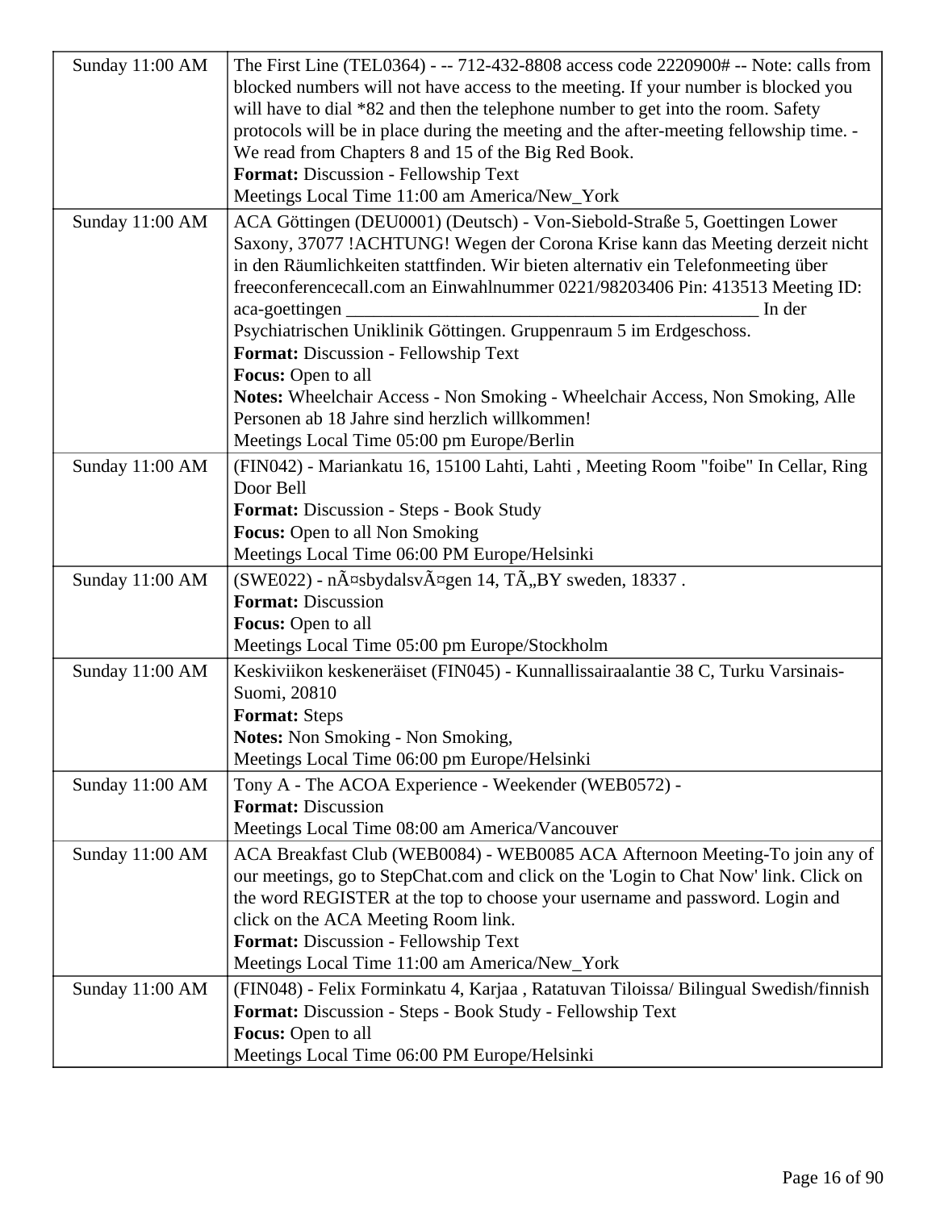| | |
|---|---|
| Sunday 11:00 AM | The First Line (TEL0364) - -- 712-432-8808 access code 2220900# -- Note: calls from blocked numbers will not have access to the meeting. If your number is blocked you will have to dial *82 and then the telephone number to get into the room. Safety protocols will be in place during the meeting and the after-meeting fellowship time. - We read from Chapters 8 and 15 of the Big Red Book.<br>**Format:** Discussion - Fellowship Text<br>Meetings Local Time 11:00 am America/New_York |
| Sunday 11:00 AM | ACA Göttingen (DEU0001) (Deutsch) - Von-Siebold-Straße 5, Goettingen Lower Saxony, 37077 !ACHTUNG! Wegen der Corona Krise kann das Meeting derzeit nicht in den Räumlichkeiten stattfinden. Wir bieten alternativ ein Telefonmeeting über freeconferencecall.com an Einwahlnummer 0221/98203406 Pin: 413513 Meeting ID: aca-goettingen _______________________________________________ In der Psychiatrischen Uniklinik Göttingen. Gruppenraum 5 im Erdgeschoss.<br>**Format:** Discussion - Fellowship Text<br>**Focus:** Open to all<br>**Notes:** Wheelchair Access - Non Smoking - Wheelchair Access, Non Smoking, Alle Personen ab 18 Jahre sind herzlich willkommen!<br>Meetings Local Time 05:00 pm Europe/Berlin |
| Sunday 11:00 AM | (FIN042) - Mariankatu 16, 15100 Lahti, Lahti , Meeting Room "foibe" In Cellar, Ring Door Bell<br>**Format:** Discussion - Steps - Book Study<br>**Focus:** Open to all Non Smoking<br>Meetings Local Time 06:00 PM Europe/Helsinki |
| Sunday 11:00 AM | (SWE022) - nÃ¤sbydalsvÃ¤gen 14, TÃ„BY sweden, 18337 .<br>**Format:** Discussion<br>**Focus:** Open to all<br>Meetings Local Time 05:00 pm Europe/Stockholm |
| Sunday 11:00 AM | Keskiviikon keskeneräiset (FIN045) - Kunnallissairaalantie 38 C, Turku Varsinais-Suomi, 20810<br>**Format:** Steps<br>**Notes:** Non Smoking - Non Smoking,<br>Meetings Local Time 06:00 pm Europe/Helsinki |
| Sunday 11:00 AM | Tony A - The ACOA Experience - Weekender (WEB0572) -<br>**Format:** Discussion<br>Meetings Local Time 08:00 am America/Vancouver |
| Sunday 11:00 AM | ACA Breakfast Club (WEB0084) - WEB0085 ACA Afternoon Meeting-To join any of our meetings, go to StepChat.com and click on the 'Login to Chat Now' link. Click on the word REGISTER at the top to choose your username and password. Login and click on the ACA Meeting Room link.<br>**Format:** Discussion - Fellowship Text<br>Meetings Local Time 11:00 am America/New_York |
| Sunday 11:00 AM | (FIN048) - Felix Forminkatu 4, Karjaa , Ratatuvan Tiloissa/ Bilingual Swedish/finnish<br>**Format:** Discussion - Steps - Book Study - Fellowship Text<br>**Focus:** Open to all<br>Meetings Local Time 06:00 PM Europe/Helsinki |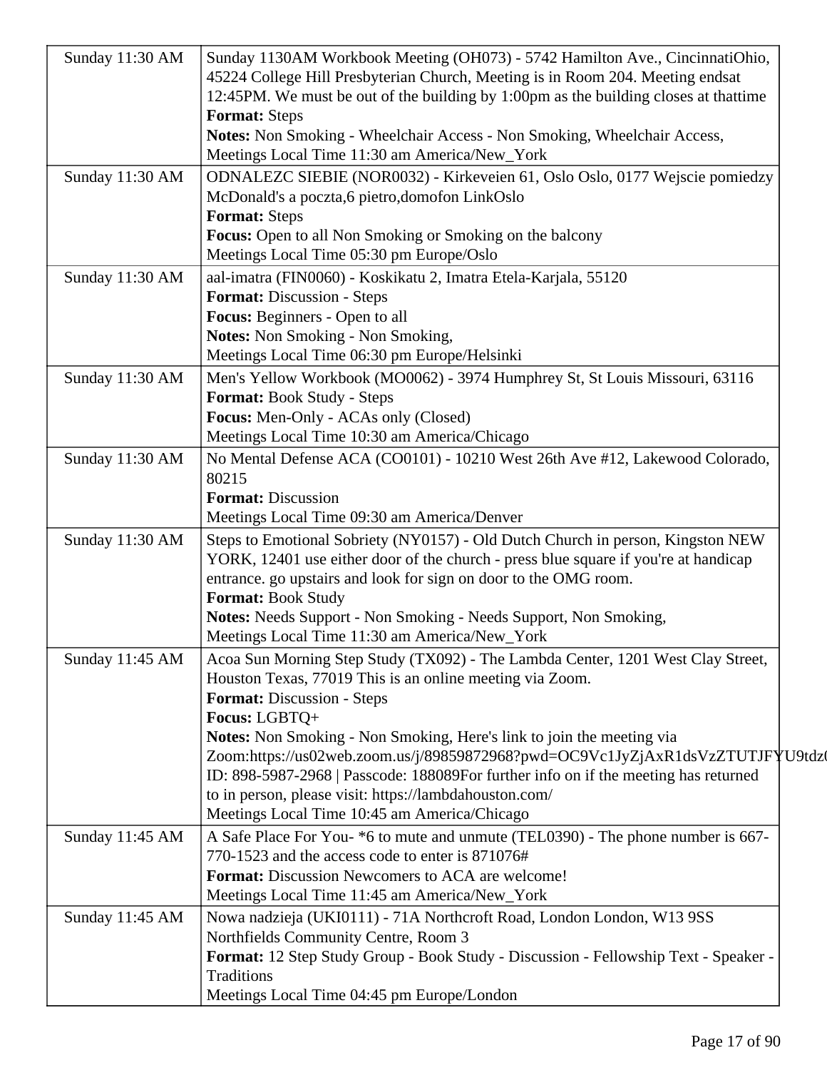| | |
|---|---|
| Sunday 11:30 AM | Sunday 1130AM Workbook Meeting (OH073) - 5742 Hamilton Ave., CincinnatiOhio, 45224 College Hill Presbyterian Church, Meeting is in Room 204. Meeting endsat 12:45PM. We must be out of the building by 1:00pm as the building closes at thattime<br>**Format:** Steps<br>**Notes:** Non Smoking - Wheelchair Access - Non Smoking, Wheelchair Access,<br>Meetings Local Time 11:30 am America/New_York |
| Sunday 11:30 AM | ODNALEZC SIEBIE (NOR0032) - Kirkeveien 61, Oslo Oslo, 0177 Wejscie pomiedzy McDonald's a poczta,6 pietro,domofon LinkOslo<br>**Format:** Steps<br>**Focus:** Open to all Non Smoking or Smoking on the balcony<br>Meetings Local Time 05:30 pm Europe/Oslo |
| Sunday 11:30 AM | aal-imatra (FIN0060) - Koskikatu 2, Imatra Etela-Karjala, 55120<br>**Format:** Discussion - Steps<br>**Focus:** Beginners - Open to all<br>**Notes:** Non Smoking - Non Smoking,<br>Meetings Local Time 06:30 pm Europe/Helsinki |
| Sunday 11:30 AM | Men's Yellow Workbook (MO0062) - 3974 Humphrey St, St Louis Missouri, 63116<br>**Format:** Book Study - Steps<br>**Focus:** Men-Only - ACAs only (Closed)<br>Meetings Local Time 10:30 am America/Chicago |
| Sunday 11:30 AM | No Mental Defense ACA (CO0101) - 10210 West 26th Ave #12, Lakewood Colorado, 80215<br>**Format:** Discussion<br>Meetings Local Time 09:30 am America/Denver |
| Sunday 11:30 AM | Steps to Emotional Sobriety (NY0157) - Old Dutch Church in person, Kingston NEW YORK, 12401 use either door of the church - press blue square if you're at handicap entrance. go upstairs and look for sign on door to the OMG room.<br>**Format:** Book Study<br>**Notes:** Needs Support - Non Smoking - Needs Support, Non Smoking,<br>Meetings Local Time 11:30 am America/New_York |
| Sunday 11:45 AM | Acoa Sun Morning Step Study (TX092) - The Lambda Center, 1201 West Clay Street, Houston Texas, 77019 This is an online meeting via Zoom.<br>**Format:** Discussion - Steps<br>**Focus:** LGBTQ+<br>**Notes:** Non Smoking - Non Smoking, Here's link to join the meeting via Zoom:https://us02web.zoom.us/j/89859872968?pwd=OC9Vc1JyZjAxR1dsVzZTUTJFYU9tdz( ID: 898-5987-2968 \| Passcode: 188089For further info on if the meeting has returned to in person, please visit: https://lambdahouston.com/<br>Meetings Local Time 10:45 am America/Chicago |
| Sunday 11:45 AM | A Safe Place For You- *6 to mute and unmute (TEL0390) - The phone number is 667-770-1523 and the access code to enter is 871076#<br>**Format:** Discussion Newcomers to ACA are welcome!<br>Meetings Local Time 11:45 am America/New_York |
| Sunday 11:45 AM | Nowa nadzieja (UKI0111) - 71A Northcroft Road, London London, W13 9SS Northfields Community Centre, Room 3<br>**Format:** 12 Step Study Group - Book Study - Discussion - Fellowship Text - Speaker - Traditions<br>Meetings Local Time 04:45 pm Europe/London |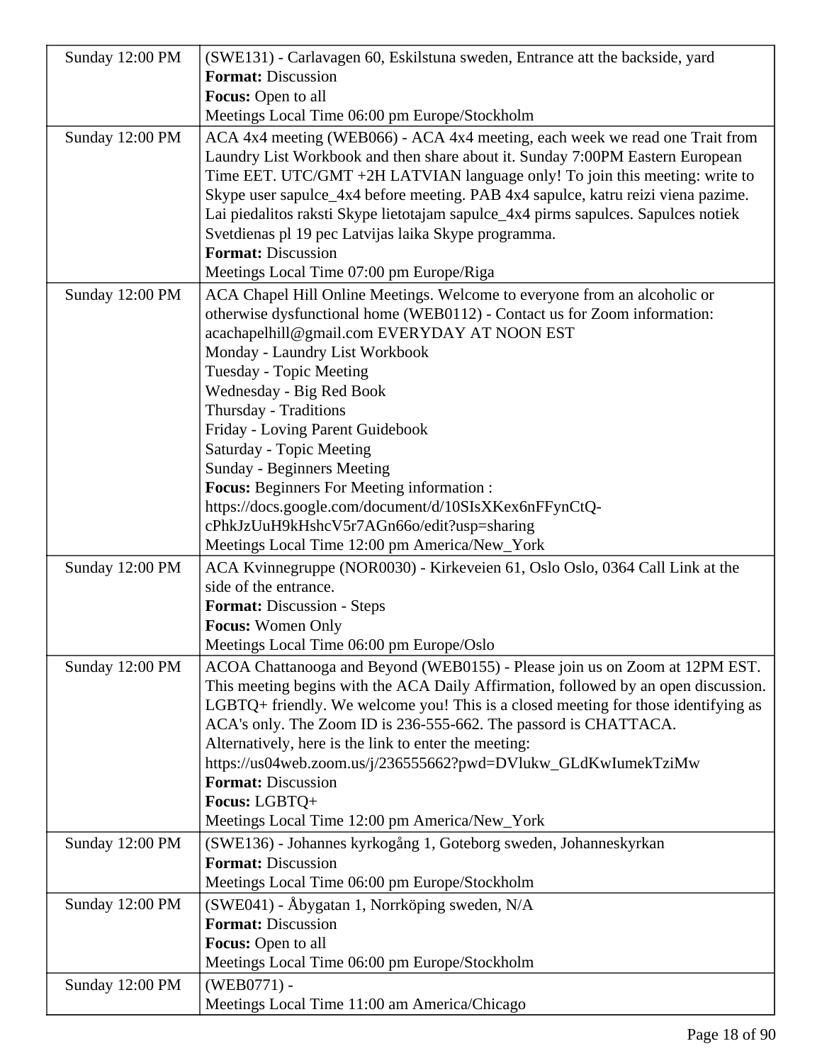| | |
|---|---|
| Sunday 12:00 PM | (SWE131) - Carlavagen 60, Eskilstuna sweden, Entrance att the backside, yard<br>**Format:** Discussion<br>**Focus:** Open to all<br>Meetings Local Time 06:00 pm Europe/Stockholm |
| Sunday 12:00 PM | ACA 4x4 meeting (WEB066) - ACA 4x4 meeting, each week we read one Trait from Laundry List Workbook and then share about it. Sunday 7:00PM Eastern European Time EET. UTC/GMT +2H LATVIAN language only! To join this meeting: write to Skype user sapulce_4x4 before meeting. PAB 4x4 sapulce, katru reizi viena pazime. Lai piedalitos raksti Skype lietotajam sapulce_4x4 pirms sapulces. Sapulces notiek Svetdienas pl 19 pec Latvijas laika Skype programma.<br>**Format:** Discussion<br>Meetings Local Time 07:00 pm Europe/Riga |
| Sunday 12:00 PM | ACA Chapel Hill Online Meetings. Welcome to everyone from an alcoholic or otherwise dysfunctional home (WEB0112) - Contact us for Zoom information: acachapelhill@gmail.com EVERYDAY AT NOON EST<br>Monday - Laundry List Workbook<br>Tuesday - Topic Meeting<br>Wednesday - Big Red Book<br>Thursday - Traditions<br>Friday - Loving Parent Guidebook<br>Saturday - Topic Meeting<br>Sunday - Beginners Meeting<br>**Focus:** Beginners For Meeting information : https://docs.google.com/document/d/10SIsXKex6nFFynCtQ-cPhkJzUuH9kHshcV5r7AGn66o/edit?usp=sharing<br>Meetings Local Time 12:00 pm America/New_York |
| Sunday 12:00 PM | ACA Kvinnegruppe (NOR0030) - Kirkeveien 61, Oslo Oslo, 0364 Call Link at the side of the entrance.<br>**Format:** Discussion - Steps<br>**Focus:** Women Only<br>Meetings Local Time 06:00 pm Europe/Oslo |
| Sunday 12:00 PM | ACOA Chattanooga and Beyond (WEB0155) - Please join us on Zoom at 12PM EST. This meeting begins with the ACA Daily Affirmation, followed by an open discussion. LGBTQ+ friendly. We welcome you! This is a closed meeting for those identifying as ACA's only. The Zoom ID is 236-555-662. The passord is CHATTACA. Alternatively, here is the link to enter the meeting: https://us04web.zoom.us/j/236555662?pwd=DVlukw_GLdKwIumekTziMw<br>**Format:** Discussion<br>**Focus:** LGBTQ+<br>Meetings Local Time 12:00 pm America/New_York |
| Sunday 12:00 PM | (SWE136) - Johannes kyrkogång 1, Goteborg sweden, Johanneskyrkan<br>**Format:** Discussion<br>Meetings Local Time 06:00 pm Europe/Stockholm |
| Sunday 12:00 PM | (SWE041) - Åbygatan 1, Norrköping sweden, N/A<br>**Format:** Discussion<br>**Focus:** Open to all<br>Meetings Local Time 06:00 pm Europe/Stockholm |
| Sunday 12:00 PM | (WEB0771) -<br>Meetings Local Time 11:00 am America/Chicago |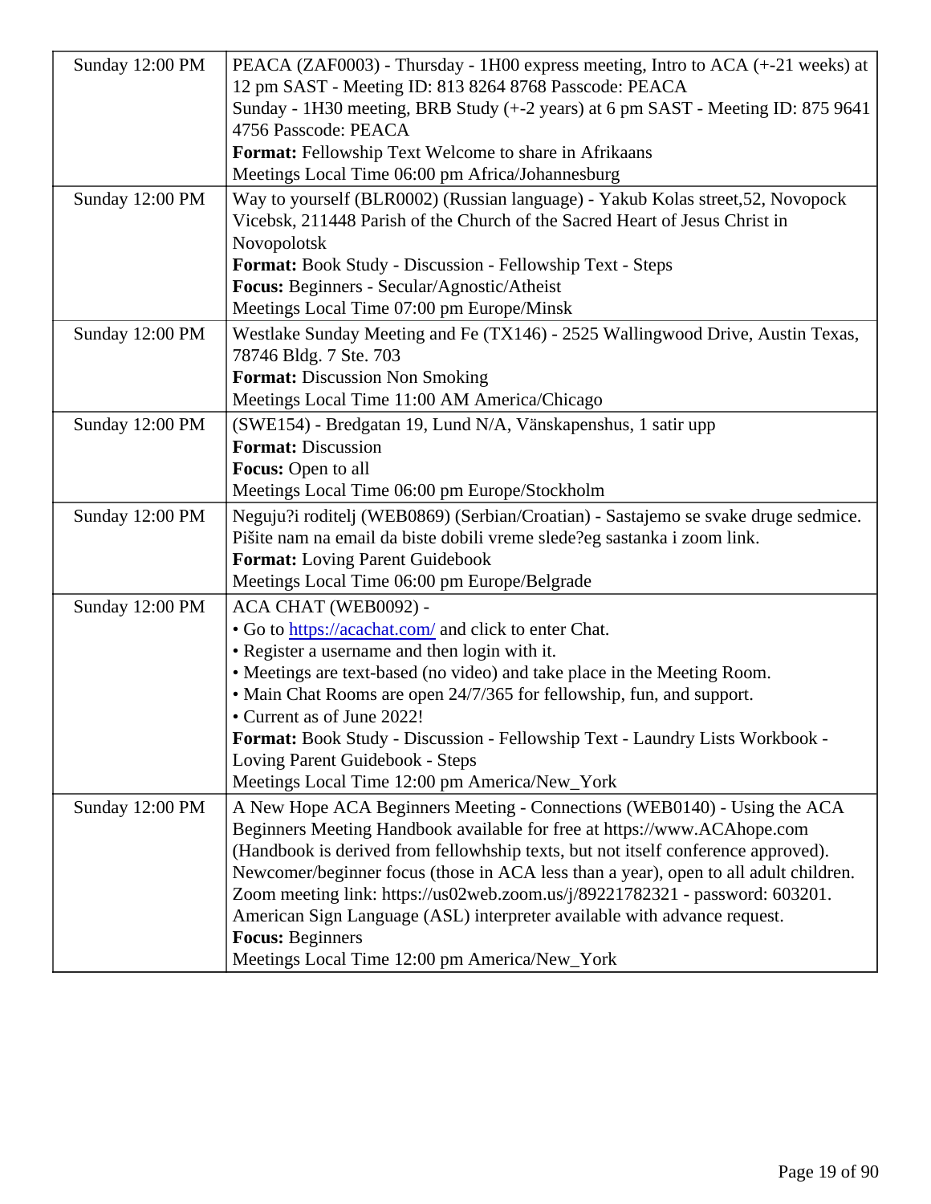| | |
|---|---|
| Sunday 12:00 PM | PEACA (ZAF0003) - Thursday - 1H00 express meeting, Intro to ACA (+-21 weeks) at 12 pm SAST - Meeting ID: 813 8264 8768 Passcode: PEACA<br>Sunday - 1H30 meeting, BRB Study (+-2 years) at 6 pm SAST - Meeting ID: 875 9641 4756 Passcode: PEACA<br>**Format:** Fellowship Text Welcome to share in Afrikaans<br>Meetings Local Time 06:00 pm Africa/Johannesburg |
| Sunday 12:00 PM | Way to yourself (BLR0002) (Russian language) - Yakub Kolas street,52, Novopock Vicebsk, 211448 Parish of the Church of the Sacred Heart of Jesus Christ in Novopolotsk<br>**Format:** Book Study - Discussion - Fellowship Text - Steps<br>**Focus:** Beginners - Secular/Agnostic/Atheist<br>Meetings Local Time 07:00 pm Europe/Minsk |
| Sunday 12:00 PM | Westlake Sunday Meeting and Fe (TX146) - 2525 Wallingwood Drive, Austin Texas, 78746 Bldg. 7 Ste. 703<br>**Format:** Discussion Non Smoking<br>Meetings Local Time 11:00 AM America/Chicago |
| Sunday 12:00 PM | (SWE154) - Bredgatan 19, Lund N/A, Vänskapenshus, 1 satir upp<br>**Format:** Discussion<br>**Focus:** Open to all<br>Meetings Local Time 06:00 pm Europe/Stockholm |
| Sunday 12:00 PM | Neguju?i roditelj (WEB0869) (Serbian/Croatian) - Sastajemo se svake druge sedmice. Pišite nam na email da biste dobili vreme slede?eg sastanka i zoom link.<br>**Format:** Loving Parent Guidebook<br>Meetings Local Time 06:00 pm Europe/Belgrade |
| Sunday 12:00 PM | ACA CHAT (WEB0092) -<br>• Go to [https://acachat.com/](https://acachat.com/) and click to enter Chat.<br>• Register a username and then login with it.<br>• Meetings are text-based (no video) and take place in the Meeting Room.<br>• Main Chat Rooms are open 24/7/365 for fellowship, fun, and support.<br>• Current as of June 2022!<br>**Format:** Book Study - Discussion - Fellowship Text - Laundry Lists Workbook - Loving Parent Guidebook - Steps<br>Meetings Local Time 12:00 pm America/New_York |
| Sunday 12:00 PM | A New Hope ACA Beginners Meeting - Connections (WEB0140) - Using the ACA Beginners Meeting Handbook available for free at https://www.ACAhope.com (Handbook is derived from fellowhship texts, but not itself conference approved). Newcomer/beginner focus (those in ACA less than a year), open to all adult children. Zoom meeting link: https://us02web.zoom.us/j/89221782321 - password: 603201. American Sign Language (ASL) interpreter available with advance request.<br>**Focus:** Beginners<br>Meetings Local Time 12:00 pm America/New_York |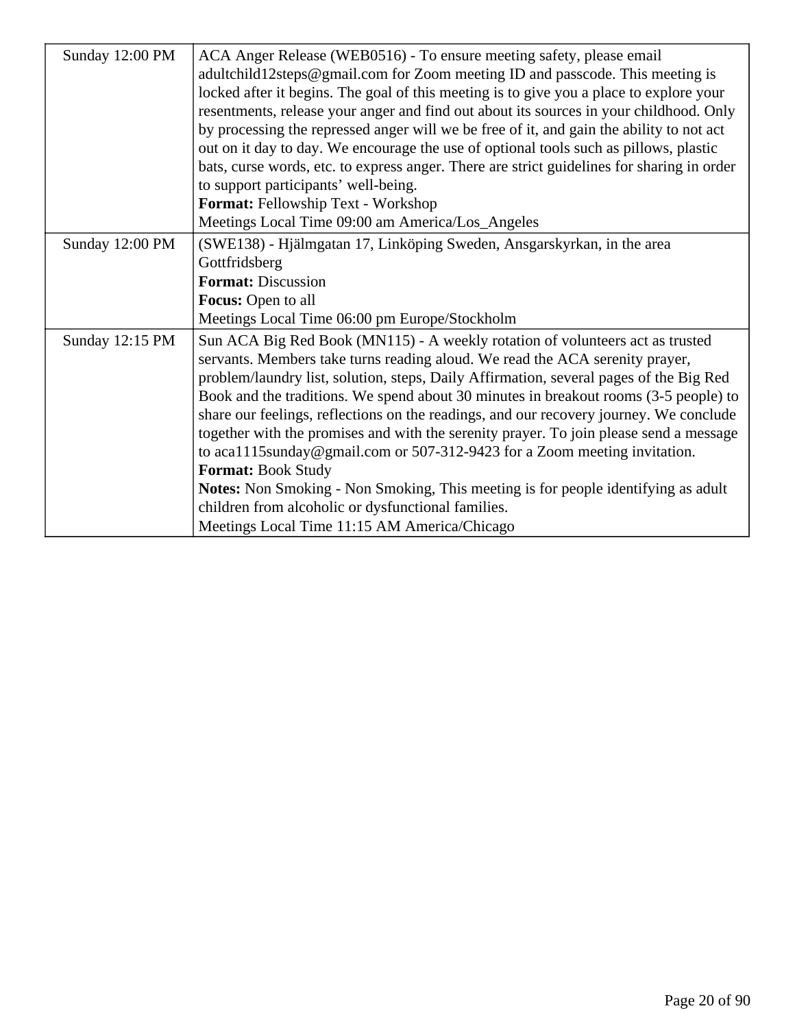| | |
|---|---|
| Sunday 12:00 PM | ACA Anger Release (WEB0516) - To ensure meeting safety, please email adultchild12steps@gmail.com for Zoom meeting ID and passcode. This meeting is locked after it begins. The goal of this meeting is to give you a place to explore your resentments, release your anger and find out about its sources in your childhood. Only by processing the repressed anger will we be free of it, and gain the ability to not act out on it day to day. We encourage the use of optional tools such as pillows, plastic bats, curse words, etc. to express anger. There are strict guidelines for sharing in order to support participants' well-being.<br>**Format:** Fellowship Text - Workshop<br>Meetings Local Time 09:00 am America/Los_Angeles |
| Sunday 12:00 PM | (SWE138) - Hjälmgatan 17, Linköping Sweden, Ansgarskyrkan, in the area Gottfridsberg<br>**Format:** Discussion<br>**Focus:** Open to all<br>Meetings Local Time 06:00 pm Europe/Stockholm |
| Sunday 12:15 PM | Sun ACA Big Red Book (MN115) - A weekly rotation of volunteers act as trusted servants. Members take turns reading aloud. We read the ACA serenity prayer, problem/laundry list, solution, steps, Daily Affirmation, several pages of the Big Red Book and the traditions. We spend about 30 minutes in breakout rooms (3-5 people) to share our feelings, reflections on the readings, and our recovery journey. We conclude together with the promises and with the serenity prayer. To join please send a message to aca1115sunday@gmail.com or 507-312-9423 for a Zoom meeting invitation.<br>**Format:** Book Study<br>**Notes:** Non Smoking - Non Smoking, This meeting is for people identifying as adult children from alcoholic or dysfunctional families.<br>Meetings Local Time 11:15 AM America/Chicago |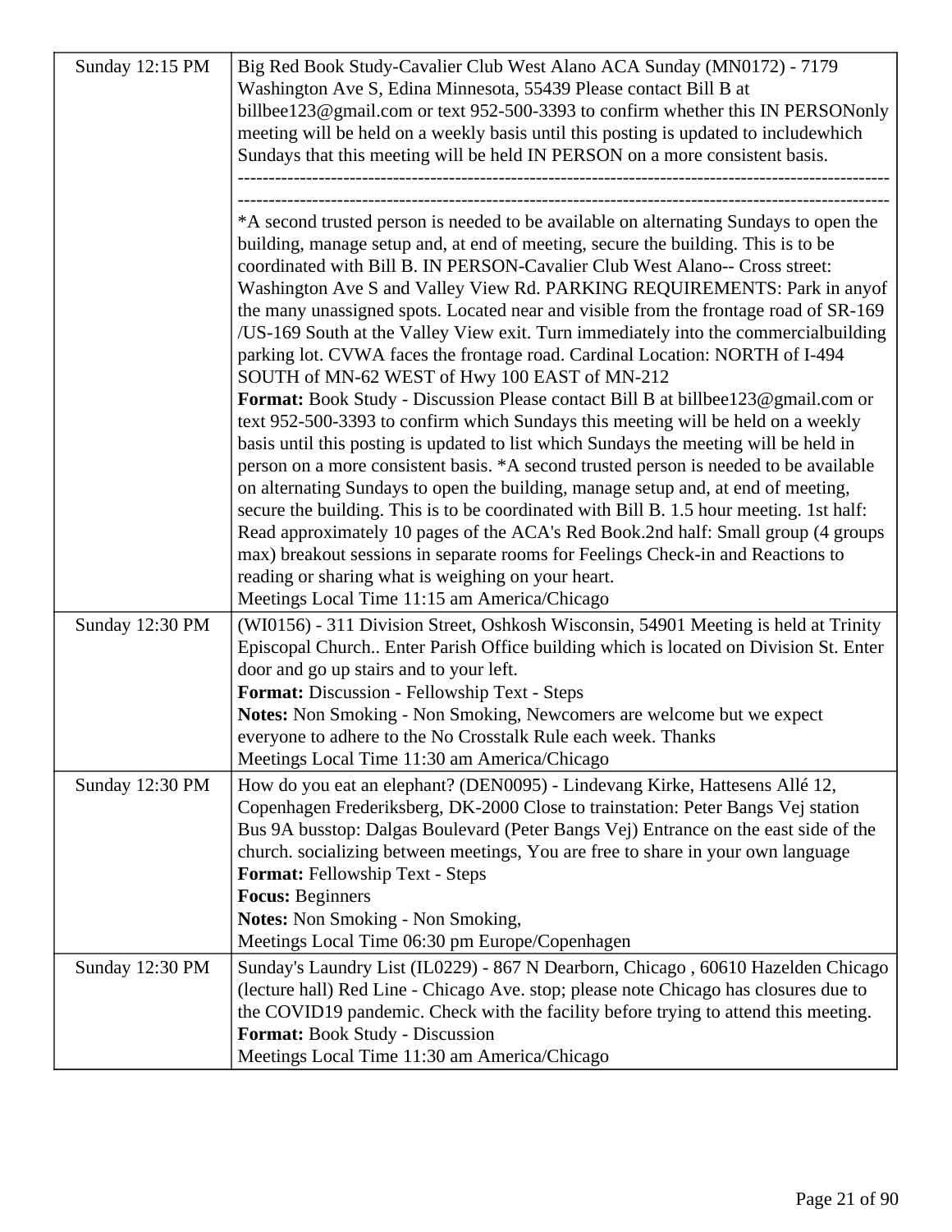| | |
|---|---|
| Sunday 12:15 PM | Big Red Book Study-Cavalier Club West Alano ACA Sunday (MN0172) - 7179 Washington Ave S, Edina Minnesota, 55439 Please contact Bill B at billbee123@gmail.com or text 952-500-3393 to confirm whether this IN PERSONonly meeting will be held on a weekly basis until this posting is updated to includewhich Sundays that this meeting will be held IN PERSON on a more consistent basis. ------------------------------------------------------------------------------------------------------------------------------------------------------------------------------------------------------------------ *A second trusted person is needed to be available on alternating Sundays to open the building, manage setup and, at end of meeting, secure the building. This is to be coordinated with Bill B. IN PERSON-Cavalier Club West Alano-- Cross street: Washington Ave S and Valley View Rd. PARKING REQUIREMENTS: Park in anyof the many unassigned spots. Located near and visible from the frontage road of SR-169 /US-169 South at the Valley View exit. Turn immediately into the commercialbuilding parking lot. CVWA faces the frontage road. Cardinal Location: NORTH of I-494 SOUTH of MN-62 WEST of Hwy 100 EAST of MN-212<br>**Format:** Book Study - Discussion Please contact Bill B at billbee123@gmail.com or text 952-500-3393 to confirm which Sundays this meeting will be held on a weekly basis until this posting is updated to list which Sundays the meeting will be held in person on a more consistent basis. *A second trusted person is needed to be available on alternating Sundays to open the building, manage setup and, at end of meeting, secure the building. This is to be coordinated with Bill B. 1.5 hour meeting. 1st half: Read approximately 10 pages of the ACA's Red Book.2nd half: Small group (4 groups max) breakout sessions in separate rooms for Feelings Check-in and Reactions to reading or sharing what is weighing on your heart.<br>Meetings Local Time 11:15 am America/Chicago |
| Sunday 12:30 PM | (WI0156) - 311 Division Street, Oshkosh Wisconsin, 54901 Meeting is held at Trinity Episcopal Church.. Enter Parish Office building which is located on Division St. Enter door and go up stairs and to your left.<br>**Format:** Discussion - Fellowship Text - Steps<br>**Notes:** Non Smoking - Non Smoking, Newcomers are welcome but we expect everyone to adhere to the No Crosstalk Rule each week. Thanks<br>Meetings Local Time 11:30 am America/Chicago |
| Sunday 12:30 PM | How do you eat an elephant? (DEN0095) - Lindevang Kirke, Hattesens Allé 12, Copenhagen Frederiksberg, DK-2000 Close to trainstation: Peter Bangs Vej station Bus 9A busstop: Dalgas Boulevard (Peter Bangs Vej) Entrance on the east side of the church. socializing between meetings, You are free to share in your own language<br>**Format:** Fellowship Text - Steps<br>**Focus:** Beginners<br>**Notes:** Non Smoking - Non Smoking,<br>Meetings Local Time 06:30 pm Europe/Copenhagen |
| Sunday 12:30 PM | Sunday's Laundry List (IL0229) - 867 N Dearborn, Chicago , 60610 Hazelden Chicago (lecture hall) Red Line - Chicago Ave. stop; please note Chicago has closures due to the COVID19 pandemic. Check with the facility before trying to attend this meeting.<br>**Format:** Book Study - Discussion<br>Meetings Local Time 11:30 am America/Chicago |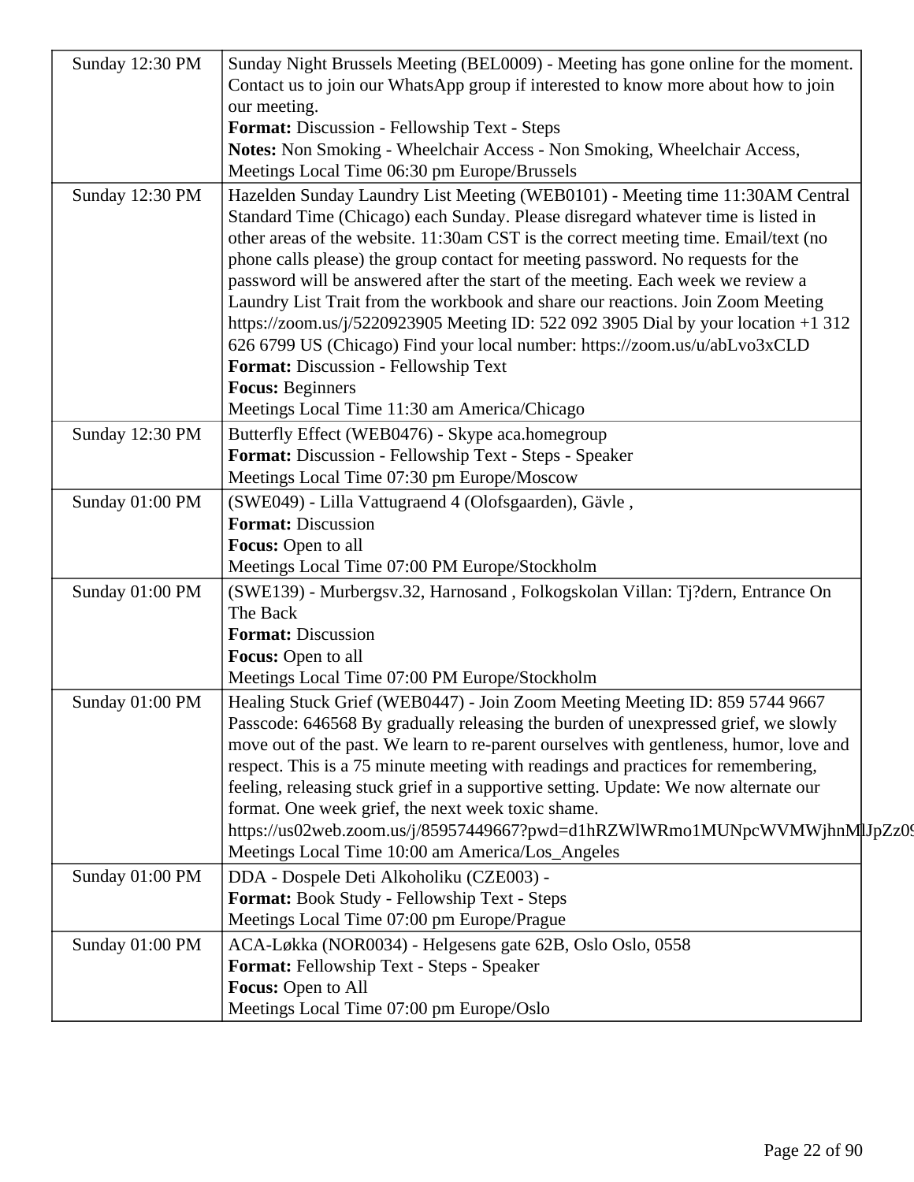| | |
|---|---|
| Sunday 12:30 PM | Sunday Night Brussels Meeting (BEL0009) - Meeting has gone online for the moment. Contact us to join our WhatsApp group if interested to know more about how to join our meeting.<br>**Format:** Discussion - Fellowship Text - Steps<br>**Notes:** Non Smoking - Wheelchair Access - Non Smoking, Wheelchair Access,<br>Meetings Local Time 06:30 pm Europe/Brussels |
| Sunday 12:30 PM | Hazelden Sunday Laundry List Meeting (WEB0101) - Meeting time 11:30AM Central Standard Time (Chicago) each Sunday. Please disregard whatever time is listed in other areas of the website. 11:30am CST is the correct meeting time. Email/text (no phone calls please) the group contact for meeting password. No requests for the password will be answered after the start of the meeting. Each week we review a Laundry List Trait from the workbook and share our reactions. Join Zoom Meeting https://zoom.us/j/5220923905 Meeting ID: 522 092 3905 Dial by your location +1 312 626 6799 US (Chicago) Find your local number: https://zoom.us/u/abLvo3xCLD<br>**Format:** Discussion - Fellowship Text<br>**Focus:** Beginners<br>Meetings Local Time 11:30 am America/Chicago |
| Sunday 12:30 PM | Butterfly Effect (WEB0476) - Skype aca.homegroup<br>**Format:** Discussion - Fellowship Text - Steps - Speaker<br>Meetings Local Time 07:30 pm Europe/Moscow |
| Sunday 01:00 PM | (SWE049) - Lilla Vattugraend 4 (Olofsgaarden), Gävle ,<br>**Format:** Discussion<br>**Focus:** Open to all<br>Meetings Local Time 07:00 PM Europe/Stockholm |
| Sunday 01:00 PM | (SWE139) - Murbergsv.32, Harnosand , Folkogskolan Villan: Tj?dern, Entrance On The Back<br>**Format:** Discussion<br>**Focus:** Open to all<br>Meetings Local Time 07:00 PM Europe/Stockholm |
| Sunday 01:00 PM | Healing Stuck Grief (WEB0447) - Join Zoom Meeting Meeting ID: 859 5744 9667 Passcode: 646568 By gradually releasing the burden of unexpressed grief, we slowly move out of the past. We learn to re-parent ourselves with gentleness, humor, love and respect. This is a 75 minute meeting with readings and practices for remembering, feeling, releasing stuck grief in a supportive setting. Update: We now alternate our format. One week grief, the next week toxic shame. https://us02web.zoom.us/j/85957449667?pwd=d1hRZWlWRmo1MUNpcWVMWjhnMlJpZz09<br>Meetings Local Time 10:00 am America/Los_Angeles |
| Sunday 01:00 PM | DDA - Dospele Deti Alkoholiku (CZE003) -<br>**Format:** Book Study - Fellowship Text - Steps<br>Meetings Local Time 07:00 pm Europe/Prague |
| Sunday 01:00 PM | ACA-Løkka (NOR0034) - Helgesens gate 62B, Oslo Oslo, 0558<br>**Format:** Fellowship Text - Steps - Speaker<br>**Focus:** Open to All<br>Meetings Local Time 07:00 pm Europe/Oslo |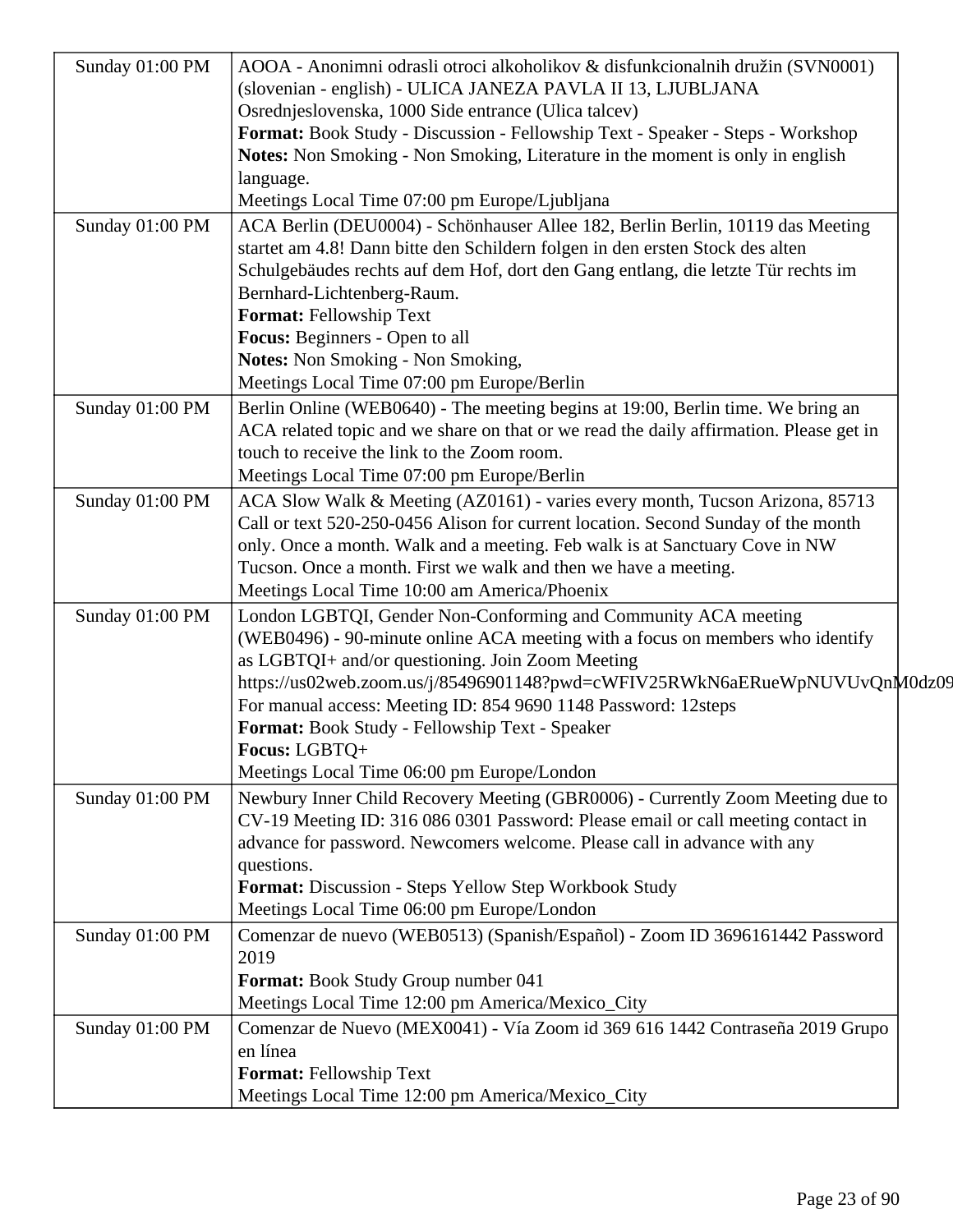| | |
|---|---|
| Sunday 01:00 PM | AOOA - Anonimni odrasli otroci alkoholikov & disfunkcionalnih družin (SVN0001) (slovenian - english) - ULICA JANEZA PAVLA II 13, LJUBLJANA Osrednjeslovenska, 1000 Side entrance (Ulica talcev)<br>**Format:** Book Study - Discussion - Fellowship Text - Speaker - Steps - Workshop<br>**Notes:** Non Smoking - Non Smoking, Literature in the moment is only in english language.<br>Meetings Local Time 07:00 pm Europe/Ljubljana |
| Sunday 01:00 PM | ACA Berlin (DEU0004) - Schönhauser Allee 182, Berlin Berlin, 10119 das Meeting startet am 4.8! Dann bitte den Schildern folgen in den ersten Stock des alten Schulgebäudes rechts auf dem Hof, dort den Gang entlang, die letzte Tür rechts im Bernhard-Lichtenberg-Raum.<br>**Format:** Fellowship Text<br>**Focus:** Beginners - Open to all<br>**Notes:** Non Smoking - Non Smoking,<br>Meetings Local Time 07:00 pm Europe/Berlin |
| Sunday 01:00 PM | Berlin Online (WEB0640) - The meeting begins at 19:00, Berlin time. We bring an ACA related topic and we share on that or we read the daily affirmation. Please get in touch to receive the link to the Zoom room.<br>Meetings Local Time 07:00 pm Europe/Berlin |
| Sunday 01:00 PM | ACA Slow Walk & Meeting (AZ0161) - varies every month, Tucson Arizona, 85713 Call or text 520-250-0456 Alison for current location. Second Sunday of the month only. Once a month. Walk and a meeting. Feb walk is at Sanctuary Cove in NW Tucson. Once a month. First we walk and then we have a meeting.<br>Meetings Local Time 10:00 am America/Phoenix |
| Sunday 01:00 PM | London LGBTQI, Gender Non-Conforming and Community ACA meeting (WEB0496) - 90-minute online ACA meeting with a focus on members who identify as LGBTQI+ and/or questioning. Join Zoom Meeting https://us02web.zoom.us/j/85496901148?pwd=cWFIV25RWkN6aERueWpNUVUvQnM0dz09<br>For manual access: Meeting ID: 854 9690 1148 Password: 12steps<br>**Format:** Book Study - Fellowship Text - Speaker<br>**Focus:** LGBTQ+<br>Meetings Local Time 06:00 pm Europe/London |
| Sunday 01:00 PM | Newbury Inner Child Recovery Meeting (GBR0006) - Currently Zoom Meeting due to CV-19 Meeting ID: 316 086 0301 Password: Please email or call meeting contact in advance for password. Newcomers welcome. Please call in advance with any questions.<br>**Format:** Discussion - Steps Yellow Step Workbook Study<br>Meetings Local Time 06:00 pm Europe/London |
| Sunday 01:00 PM | Comenzar de nuevo (WEB0513) (Spanish/Español) - Zoom ID 3696161442 Password 2019<br>**Format:** Book Study Group number 041<br>Meetings Local Time 12:00 pm America/Mexico_City |
| Sunday 01:00 PM | Comenzar de Nuevo (MEX0041) - Vía Zoom id 369 616 1442 Contraseña 2019 Grupo en línea<br>**Format:** Fellowship Text<br>Meetings Local Time 12:00 pm America/Mexico_City |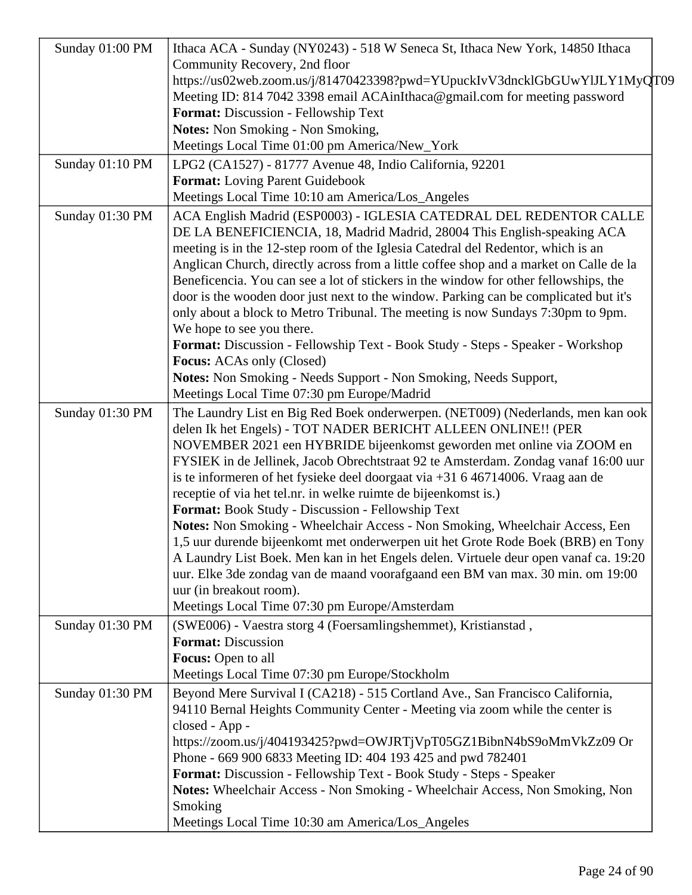| | |
|---|---|
| Sunday 01:00 PM | Ithaca ACA - Sunday (NY0243) - 518 W Seneca St, Ithaca New York, 14850 Ithaca Community Recovery, 2nd floor https://us02web.zoom.us/j/81470423398?pwd=YUpuckIvV3dncklGbGUwYlJLY1MyQT09 Meeting ID: 814 7042 3398 email ACAinIthaca@gmail.com for meeting password<br>**Format:** Discussion - Fellowship Text<br>**Notes:** Non Smoking - Non Smoking,<br>Meetings Local Time 01:00 pm America/New_York |
| Sunday 01:10 PM | LPG2 (CA1527) - 81777 Avenue 48, Indio California, 92201<br>**Format:** Loving Parent Guidebook<br>Meetings Local Time 10:10 am America/Los_Angeles |
| Sunday 01:30 PM | ACA English Madrid (ESP0003) - IGLESIA CATEDRAL DEL REDENTOR CALLE DE LA BENEFICIENCIA, 18, Madrid Madrid, 28004 This English-speaking ACA meeting is in the 12-step room of the Iglesia Catedral del Redentor, which is an Anglican Church, directly across from a little coffee shop and a market on Calle de la Beneficencia. You can see a lot of stickers in the window for other fellowships, the door is the wooden door just next to the window. Parking can be complicated but it's only about a block to Metro Tribunal. The meeting is now Sundays 7:30pm to 9pm. We hope to see you there.<br>**Format:** Discussion - Fellowship Text - Book Study - Steps - Speaker - Workshop<br>**Focus:** ACAs only (Closed)<br>**Notes:** Non Smoking - Needs Support - Non Smoking, Needs Support,<br>Meetings Local Time 07:30 pm Europe/Madrid |
| Sunday 01:30 PM | The Laundry List en Big Red Boek onderwerpen. (NET009) (Nederlands, men kan ook delen Ik het Engels) - TOT NADER BERICHT ALLEEN ONLINE!! (PER NOVEMBER 2021 een HYBRIDE bijeenkomst geworden met online via ZOOM en FYSIEK in de Jellinek, Jacob Obrechtstraat 92 te Amsterdam. Zondag vanaf 16:00 uur is te informeren of het fysieke deel doorgaat via +31 6 46714006. Vraag aan de receptie of via het tel.nr. in welke ruimte de bijeenkomst is.)<br>**Format:** Book Study - Discussion - Fellowship Text<br>**Notes:** Non Smoking - Wheelchair Access - Non Smoking, Wheelchair Access, Een 1,5 uur durende bijeenkomt met onderwerpen uit het Grote Rode Boek (BRB) en Tony A Laundry List Boek. Men kan in het Engels delen. Virtuele deur open vanaf ca. 19:20 uur. Elke 3de zondag van de maand voorafgaand een BM van max. 30 min. om 19:00 uur (in breakout room).<br>Meetings Local Time 07:30 pm Europe/Amsterdam |
| Sunday 01:30 PM | (SWE006) - Vaestra storg 4 (Foersamlingshemmet), Kristianstad ,<br>**Format:** Discussion<br>**Focus:** Open to all<br>Meetings Local Time 07:30 pm Europe/Stockholm |
| Sunday 01:30 PM | Beyond Mere Survival I (CA218) - 515 Cortland Ave., San Francisco California, 94110 Bernal Heights Community Center - Meeting via zoom while the center is closed - App - https://zoom.us/j/404193425?pwd=OWJRTjVpT05GZ1BibnN4bS9oMmVkZz09 Or Phone - 669 900 6833 Meeting ID: 404 193 425 and pwd 782401<br>**Format:** Discussion - Fellowship Text - Book Study - Steps - Speaker<br>**Notes:** Wheelchair Access - Non Smoking - Wheelchair Access, Non Smoking, Non Smoking<br>Meetings Local Time 10:30 am America/Los_Angeles |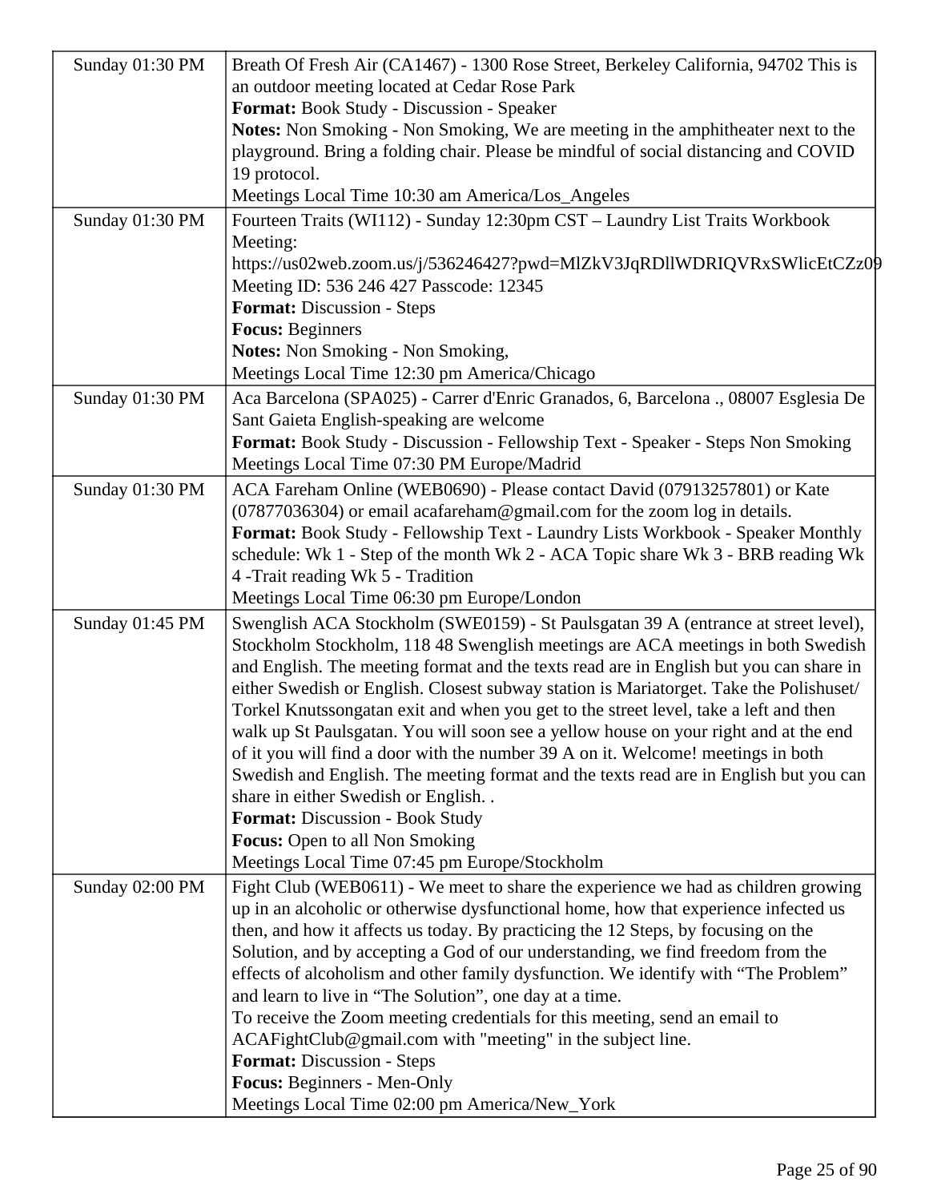| | |
|---|---|
| Sunday 01:30 PM | Breath Of Fresh Air (CA1467) - 1300 Rose Street, Berkeley California, 94702 This is an outdoor meeting located at Cedar Rose Park<br>**Format:** Book Study - Discussion - Speaker<br>**Notes:** Non Smoking - Non Smoking, We are meeting in the amphitheater next to the playground. Bring a folding chair. Please be mindful of social distancing and COVID 19 protocol.<br>Meetings Local Time 10:30 am America/Los_Angeles |
| Sunday 01:30 PM | Fourteen Traits (WI112) - Sunday 12:30pm CST – Laundry List Traits Workbook Meeting:<br>https://us02web.zoom.us/j/536246427?pwd=MlZkV3JqRDllWDRIQVRxSWlicEtCZz09<br>Meeting ID: 536 246 427 Passcode: 12345<br>**Format:** Discussion - Steps<br>**Focus:** Beginners<br>**Notes:** Non Smoking - Non Smoking,<br>Meetings Local Time 12:30 pm America/Chicago |
| Sunday 01:30 PM | Aca Barcelona (SPA025) - Carrer d'Enric Granados, 6, Barcelona ., 08007 Esglesia De Sant Gaieta English-speaking are welcome<br>**Format:** Book Study - Discussion - Fellowship Text - Speaker - Steps Non Smoking<br>Meetings Local Time 07:30 PM Europe/Madrid |
| Sunday 01:30 PM | ACA Fareham Online (WEB0690) - Please contact David (07913257801) or Kate (07877036304) or email acafareham@gmail.com for the zoom log in details.<br>**Format:** Book Study - Fellowship Text - Laundry Lists Workbook - Speaker Monthly schedule: Wk 1 - Step of the month Wk 2 - ACA Topic share Wk 3 - BRB reading Wk 4 -Trait reading Wk 5 - Tradition<br>Meetings Local Time 06:30 pm Europe/London |
| Sunday 01:45 PM | Swenglish ACA Stockholm (SWE0159) - St Paulsgatan 39 A (entrance at street level), Stockholm Stockholm, 118 48 Swenglish meetings are ACA meetings in both Swedish and English. The meeting format and the texts read are in English but you can share in either Swedish or English. Closest subway station is Mariatorget. Take the Polishuset/ Torkel Knutssongatan exit and when you get to the street level, take a left and then walk up St Paulsgatan. You will soon see a yellow house on your right and at the end of it you will find a door with the number 39 A on it. Welcome! meetings in both Swedish and English. The meeting format and the texts read are in English but you can share in either Swedish or English. .<br>**Format:** Discussion - Book Study<br>**Focus:** Open to all Non Smoking<br>Meetings Local Time 07:45 pm Europe/Stockholm |
| Sunday 02:00 PM | Fight Club (WEB0611) - We meet to share the experience we had as children growing up in an alcoholic or otherwise dysfunctional home, how that experience infected us then, and how it affects us today. By practicing the 12 Steps, by focusing on the Solution, and by accepting a God of our understanding, we find freedom from the effects of alcoholism and other family dysfunction. We identify with "The Problem" and learn to live in "The Solution", one day at a time.<br>To receive the Zoom meeting credentials for this meeting, send an email to ACAFightClub@gmail.com with "meeting" in the subject line.<br>**Format:** Discussion - Steps<br>**Focus:** Beginners - Men-Only<br>Meetings Local Time 02:00 pm America/New_York |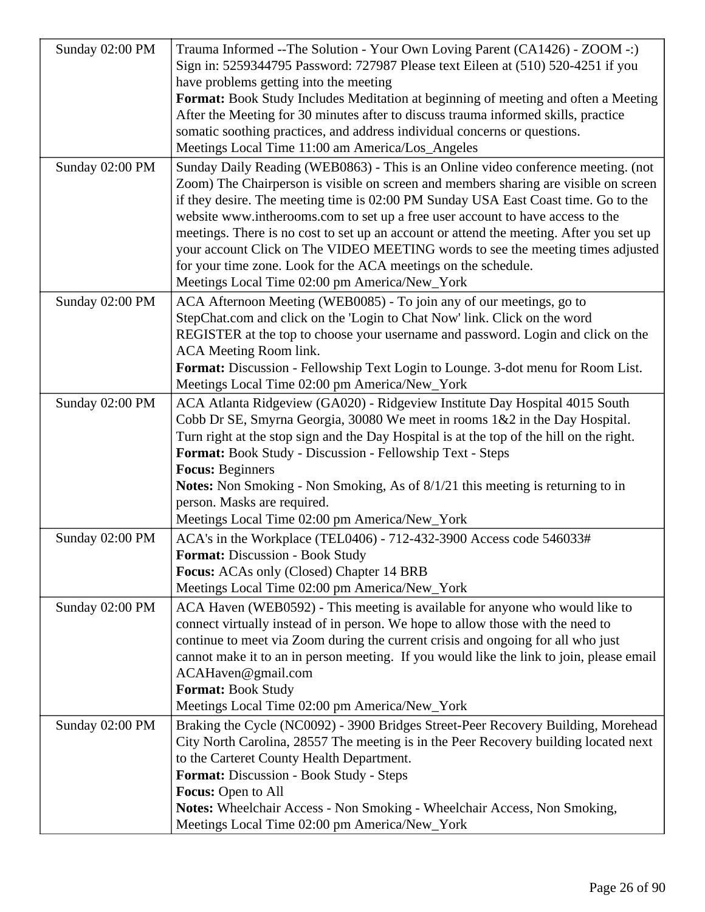| | |
|---|---|
| Sunday 02:00 PM | Trauma Informed --The Solution - Your Own Loving Parent (CA1426) - ZOOM -:) Sign in: 5259344795 Password: 727987 Please text Eileen at (510) 520-4251 if you have problems getting into the meeting<br>**Format:** Book Study Includes Meditation at beginning of meeting and often a Meeting After the Meeting for 30 minutes after to discuss trauma informed skills, practice somatic soothing practices, and address individual concerns or questions.<br>Meetings Local Time 11:00 am America/Los_Angeles |
| Sunday 02:00 PM | Sunday Daily Reading (WEB0863) - This is an Online video conference meeting. (not Zoom) The Chairperson is visible on screen and members sharing are visible on screen if they desire. The meeting time is 02:00 PM Sunday USA East Coast time. Go to the website www.intherooms.com to set up a free user account to have access to the meetings. There is no cost to set up an account or attend the meeting. After you set up your account Click on The VIDEO MEETING words to see the meeting times adjusted for your time zone. Look for the ACA meetings on the schedule.<br>Meetings Local Time 02:00 pm America/New_York |
| Sunday 02:00 PM | ACA Afternoon Meeting (WEB0085) - To join any of our meetings, go to StepChat.com and click on the 'Login to Chat Now' link. Click on the word REGISTER at the top to choose your username and password. Login and click on the ACA Meeting Room link.<br>**Format:** Discussion - Fellowship Text Login to Lounge. 3-dot menu for Room List.<br>Meetings Local Time 02:00 pm America/New_York |
| Sunday 02:00 PM | ACA Atlanta Ridgeview (GA020) - Ridgeview Institute Day Hospital 4015 South Cobb Dr SE, Smyrna Georgia, 30080 We meet in rooms 1&2 in the Day Hospital. Turn right at the stop sign and the Day Hospital is at the top of the hill on the right.<br>**Format:** Book Study - Discussion - Fellowship Text - Steps<br>**Focus:** Beginners<br>**Notes:** Non Smoking - Non Smoking, As of 8/1/21 this meeting is returning to in person. Masks are required.<br>Meetings Local Time 02:00 pm America/New_York |
| Sunday 02:00 PM | ACA's in the Workplace (TEL0406) - 712-432-3900 Access code 546033#<br>**Format:** Discussion - Book Study<br>**Focus:** ACAs only (Closed) Chapter 14 BRB<br>Meetings Local Time 02:00 pm America/New_York |
| Sunday 02:00 PM | ACA Haven (WEB0592) - This meeting is available for anyone who would like to connect virtually instead of in person. We hope to allow those with the need to continue to meet via Zoom during the current crisis and ongoing for all who just cannot make it to an in person meeting.  If you would like the link to join, please email ACAHaven@gmail.com<br>**Format:** Book Study<br>Meetings Local Time 02:00 pm America/New_York |
| Sunday 02:00 PM | Braking the Cycle (NC0092) - 3900 Bridges Street-Peer Recovery Building, Morehead City North Carolina, 28557 The meeting is in the Peer Recovery building located next to the Carteret County Health Department.<br>**Format:** Discussion - Book Study - Steps<br>**Focus:** Open to All<br>**Notes:** Wheelchair Access - Non Smoking - Wheelchair Access, Non Smoking,<br>Meetings Local Time 02:00 pm America/New_York |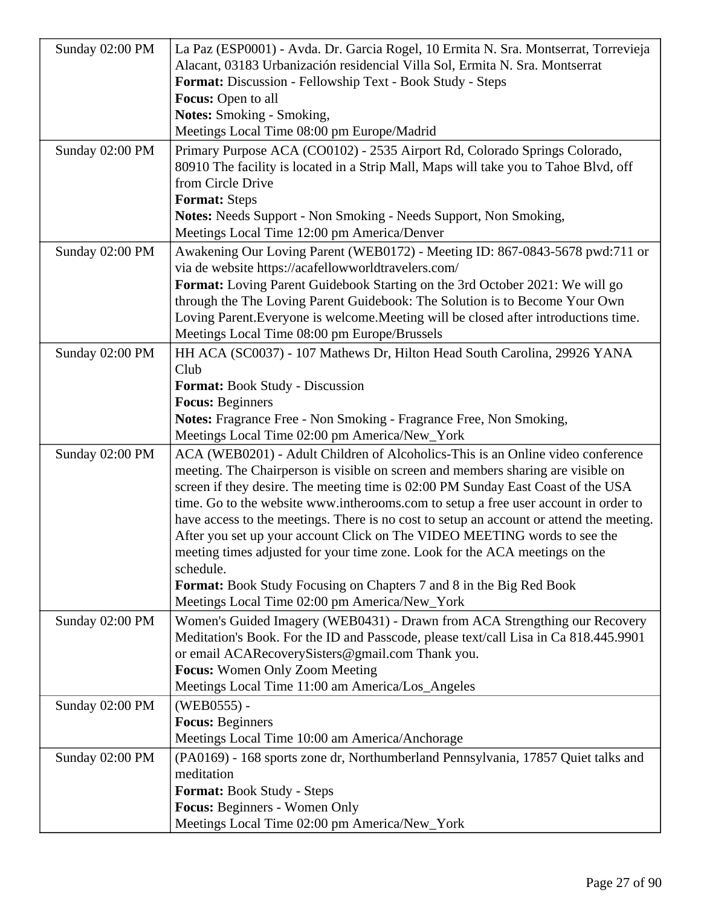| | |
|---|---|
| Sunday 02:00 PM | La Paz (ESP0001) - Avda. Dr. Garcia Rogel, 10 Ermita N. Sra. Montserrat, Torrevieja Alacant, 03183 Urbanización residencial Villa Sol, Ermita N. Sra. Montserrat<br>**Format:** Discussion - Fellowship Text - Book Study - Steps<br>**Focus:** Open to all<br>**Notes:** Smoking - Smoking,<br>Meetings Local Time 08:00 pm Europe/Madrid |
| Sunday 02:00 PM | Primary Purpose ACA (CO0102) - 2535 Airport Rd, Colorado Springs Colorado, 80910 The facility is located in a Strip Mall, Maps will take you to Tahoe Blvd, off from Circle Drive<br>**Format:** Steps<br>**Notes:** Needs Support - Non Smoking - Needs Support, Non Smoking,<br>Meetings Local Time 12:00 pm America/Denver |
| Sunday 02:00 PM | Awakening Our Loving Parent (WEB0172) - Meeting ID: 867-0843-5678 pwd:711 or via de website https://acafellowworldtravelers.com/<br>**Format:** Loving Parent Guidebook Starting on the 3rd October 2021: We will go through the The Loving Parent Guidebook: The Solution is to Become Your Own Loving Parent.Everyone is welcome.Meeting will be closed after introductions time.<br>Meetings Local Time 08:00 pm Europe/Brussels |
| Sunday 02:00 PM | HH ACA (SC0037) - 107 Mathews Dr, Hilton Head South Carolina, 29926 YANA Club<br>**Format:** Book Study - Discussion<br>**Focus:** Beginners<br>**Notes:** Fragrance Free - Non Smoking - Fragrance Free, Non Smoking,<br>Meetings Local Time 02:00 pm America/New_York |
| Sunday 02:00 PM | ACA (WEB0201) - Adult Children of Alcoholics-This is an Online video conference meeting. The Chairperson is visible on screen and members sharing are visible on screen if they desire. The meeting time is 02:00 PM Sunday East Coast of the USA time. Go to the website www.intherooms.com to setup a free user account in order to have access to the meetings. There is no cost to setup an account or attend the meeting. After you set up your account Click on The VIDEO MEETING words to see the meeting times adjusted for your time zone. Look for the ACA meetings on the schedule.<br>**Format:** Book Study Focusing on Chapters 7 and 8 in the Big Red Book<br>Meetings Local Time 02:00 pm America/New_York |
| Sunday 02:00 PM | Women's Guided Imagery (WEB0431) - Drawn from ACA Strengthing our Recovery Meditation's Book. For the ID and Passcode, please text/call Lisa in Ca 818.445.9901 or email ACARecoverySisters@gmail.com Thank you.<br>**Focus:** Women Only Zoom Meeting<br>Meetings Local Time 11:00 am America/Los_Angeles |
| Sunday 02:00 PM | (WEB0555) -<br>**Focus:** Beginners<br>Meetings Local Time 10:00 am America/Anchorage |
| Sunday 02:00 PM | (PA0169) - 168 sports zone dr, Northumberland Pennsylvania, 17857 Quiet talks and meditation<br>**Format:** Book Study - Steps<br>**Focus:** Beginners - Women Only<br>Meetings Local Time 02:00 pm America/New_York |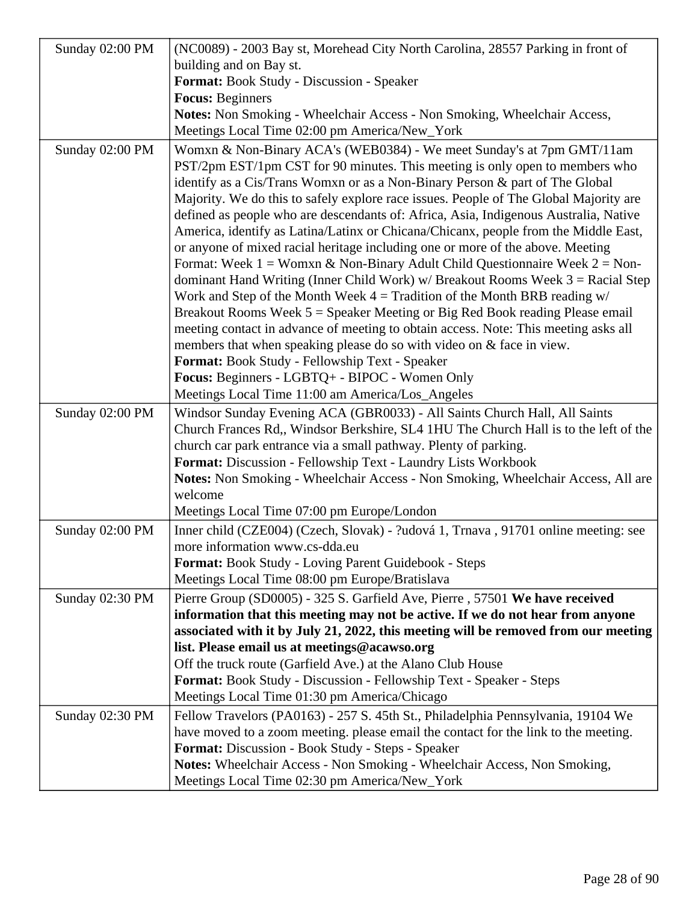| | |
|---|---|
| Sunday 02:00 PM | (NC0089) - 2003 Bay st, Morehead City North Carolina, 28557 Parking in front of building and on Bay st.<br>**Format:** Book Study - Discussion - Speaker<br>**Focus:** Beginners<br>**Notes:** Non Smoking - Wheelchair Access - Non Smoking, Wheelchair Access, Meetings Local Time 02:00 pm America/New_York |
| Sunday 02:00 PM | Womxn & Non-Binary ACA's (WEB0384) - We meet Sunday's at 7pm GMT/11am PST/2pm EST/1pm CST for 90 minutes. This meeting is only open to members who identify as a Cis/Trans Womxn or as a Non-Binary Person & part of The Global Majority. We do this to safely explore race issues. People of The Global Majority are defined as people who are descendants of: Africa, Asia, Indigenous Australia, Native America, identify as Latina/Latinx or Chicana/Chicanx, people from the Middle East, or anyone of mixed racial heritage including one or more of the above. Meeting Format: Week 1 = Womxn & Non-Binary Adult Child Questionnaire Week 2 = Non-dominant Hand Writing (Inner Child Work) w/ Breakout Rooms Week 3 = Racial Step Work and Step of the Month Week 4 = Tradition of the Month BRB reading w/ Breakout Rooms Week 5 = Speaker Meeting or Big Red Book reading Please email meeting contact in advance of meeting to obtain access. Note: This meeting asks all members that when speaking please do so with video on & face in view.<br>**Format:** Book Study - Fellowship Text - Speaker<br>**Focus:** Beginners - LGBTQ+ - BIPOC - Women Only<br>Meetings Local Time 11:00 am America/Los_Angeles |
| Sunday 02:00 PM | Windsor Sunday Evening ACA (GBR0033) - All Saints Church Hall, All Saints Church Frances Rd,, Windsor Berkshire, SL4 1HU The Church Hall is to the left of the church car park entrance via a small pathway. Plenty of parking.<br>**Format:** Discussion - Fellowship Text - Laundry Lists Workbook<br>**Notes:** Non Smoking - Wheelchair Access - Non Smoking, Wheelchair Access, All are welcome<br>Meetings Local Time 07:00 pm Europe/London |
| Sunday 02:00 PM | Inner child (CZE004) (Czech, Slovak) - ?udová 1, Trnava , 91701 online meeting: see more information www.cs-dda.eu<br>**Format:** Book Study - Loving Parent Guidebook - Steps<br>Meetings Local Time 08:00 pm Europe/Bratislava |
| Sunday 02:30 PM | Pierre Group (SD0005) - 325 S. Garfield Ave, Pierre , 57501 **We have received information that this meeting may not be active. If we do not hear from anyone associated with it by July 21, 2022, this meeting will be removed from our meeting list. Please email us at meetings@acawso.org**<br>Off the truck route (Garfield Ave.) at the Alano Club House<br>**Format:** Book Study - Discussion - Fellowship Text - Speaker - Steps<br>Meetings Local Time 01:30 pm America/Chicago |
| Sunday 02:30 PM | Fellow Travelors (PA0163) - 257 S. 45th St., Philadelphia Pennsylvania, 19104 We have moved to a zoom meeting. please email the contact for the link to the meeting.<br>**Format:** Discussion - Book Study - Steps - Speaker<br>**Notes:** Wheelchair Access - Non Smoking - Wheelchair Access, Non Smoking, Meetings Local Time 02:30 pm America/New_York |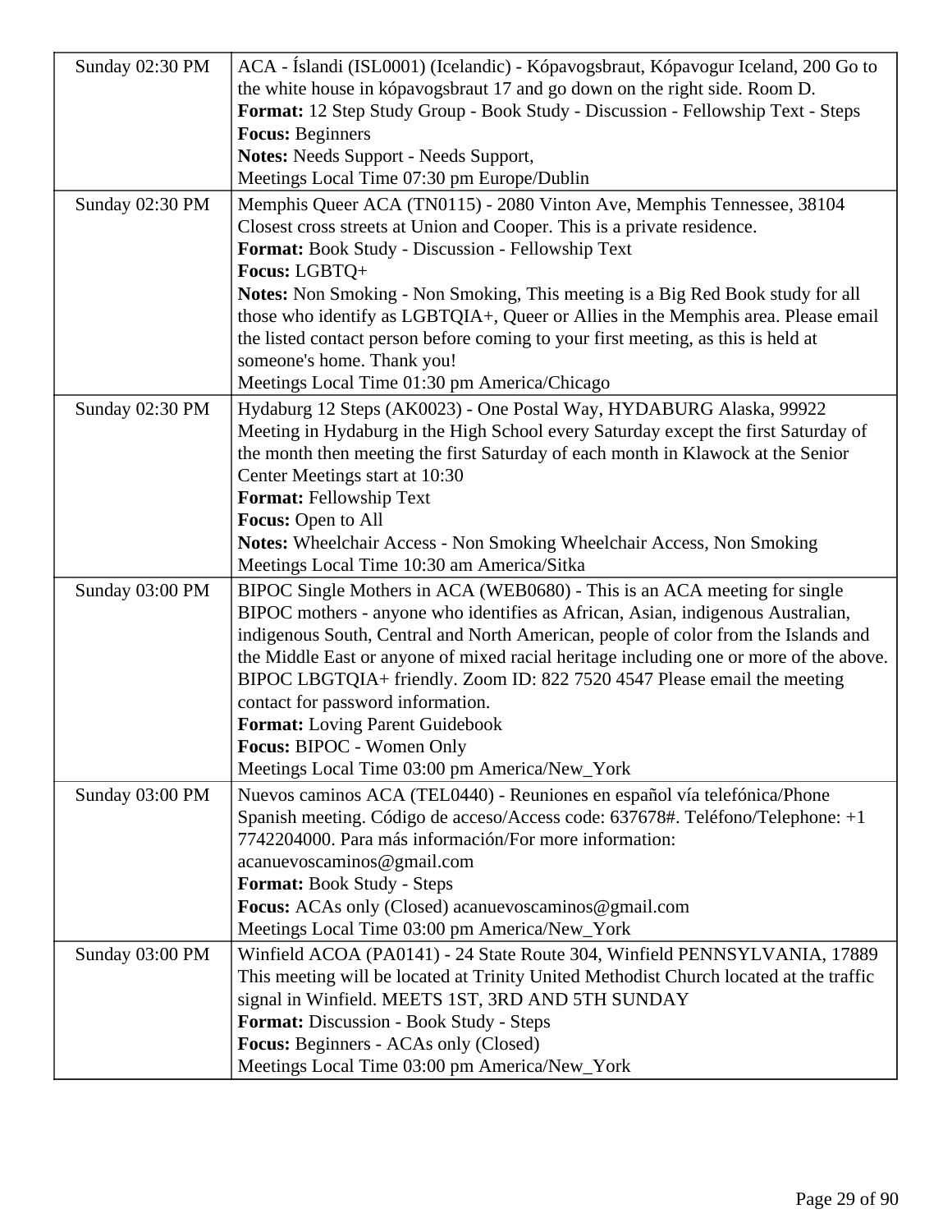| | |
|---|---|
| Sunday 02:30 PM | ACA - Íslandi (ISL0001) (Icelandic) - Kópavogsbraut, Kópavogur Iceland, 200 Go to the white house in kópavogsbraut 17 and go down on the right side. Room D.<br>**Format:** 12 Step Study Group - Book Study - Discussion - Fellowship Text - Steps<br>**Focus:** Beginners<br>**Notes:** Needs Support - Needs Support,<br>Meetings Local Time 07:30 pm Europe/Dublin |
| Sunday 02:30 PM | Memphis Queer ACA (TN0115) - 2080 Vinton Ave, Memphis Tennessee, 38104 Closest cross streets at Union and Cooper. This is a private residence.<br>**Format:** Book Study - Discussion - Fellowship Text<br>**Focus:** LGBTQ+<br>**Notes:** Non Smoking - Non Smoking, This meeting is a Big Red Book study for all those who identify as LGBTQIA+, Queer or Allies in the Memphis area. Please email the listed contact person before coming to your first meeting, as this is held at someone's home. Thank you!<br>Meetings Local Time 01:30 pm America/Chicago |
| Sunday 02:30 PM | Hydaburg 12 Steps (AK0023) - One Postal Way, HYDABURG Alaska, 99922 Meeting in Hydaburg in the High School every Saturday except the first Saturday of the month then meeting the first Saturday of each month in Klawock at the Senior Center Meetings start at 10:30<br>**Format:** Fellowship Text<br>**Focus:** Open to All<br>**Notes:** Wheelchair Access - Non Smoking Wheelchair Access, Non Smoking<br>Meetings Local Time 10:30 am America/Sitka |
| Sunday 03:00 PM | BIPOC Single Mothers in ACA (WEB0680) - This is an ACA meeting for single BIPOC mothers - anyone who identifies as African, Asian, indigenous Australian, indigenous South, Central and North American, people of color from the Islands and the Middle East or anyone of mixed racial heritage including one or more of the above. BIPOC LBGTQIA+ friendly. Zoom ID: 822 7520 4547 Please email the meeting contact for password information.<br>**Format:** Loving Parent Guidebook<br>**Focus:** BIPOC - Women Only<br>Meetings Local Time 03:00 pm America/New_York |
| Sunday 03:00 PM | Nuevos caminos ACA (TEL0440) - Reuniones en español vía telefónica/Phone Spanish meeting. Código de acceso/Access code: 637678#. Teléfono/Telephone: +1 7742204000. Para más información/For more information: acanuevoscaminos@gmail.com<br>**Format:** Book Study - Steps<br>**Focus:** ACAs only (Closed) acanuevoscaminos@gmail.com<br>Meetings Local Time 03:00 pm America/New_York |
| Sunday 03:00 PM | Winfield ACOA (PA0141) - 24 State Route 304, Winfield PENNSYLVANIA, 17889 This meeting will be located at Trinity United Methodist Church located at the traffic signal in Winfield. MEETS 1ST, 3RD AND 5TH SUNDAY<br>**Format:** Discussion - Book Study - Steps<br>**Focus:** Beginners - ACAs only (Closed)<br>Meetings Local Time 03:00 pm America/New_York |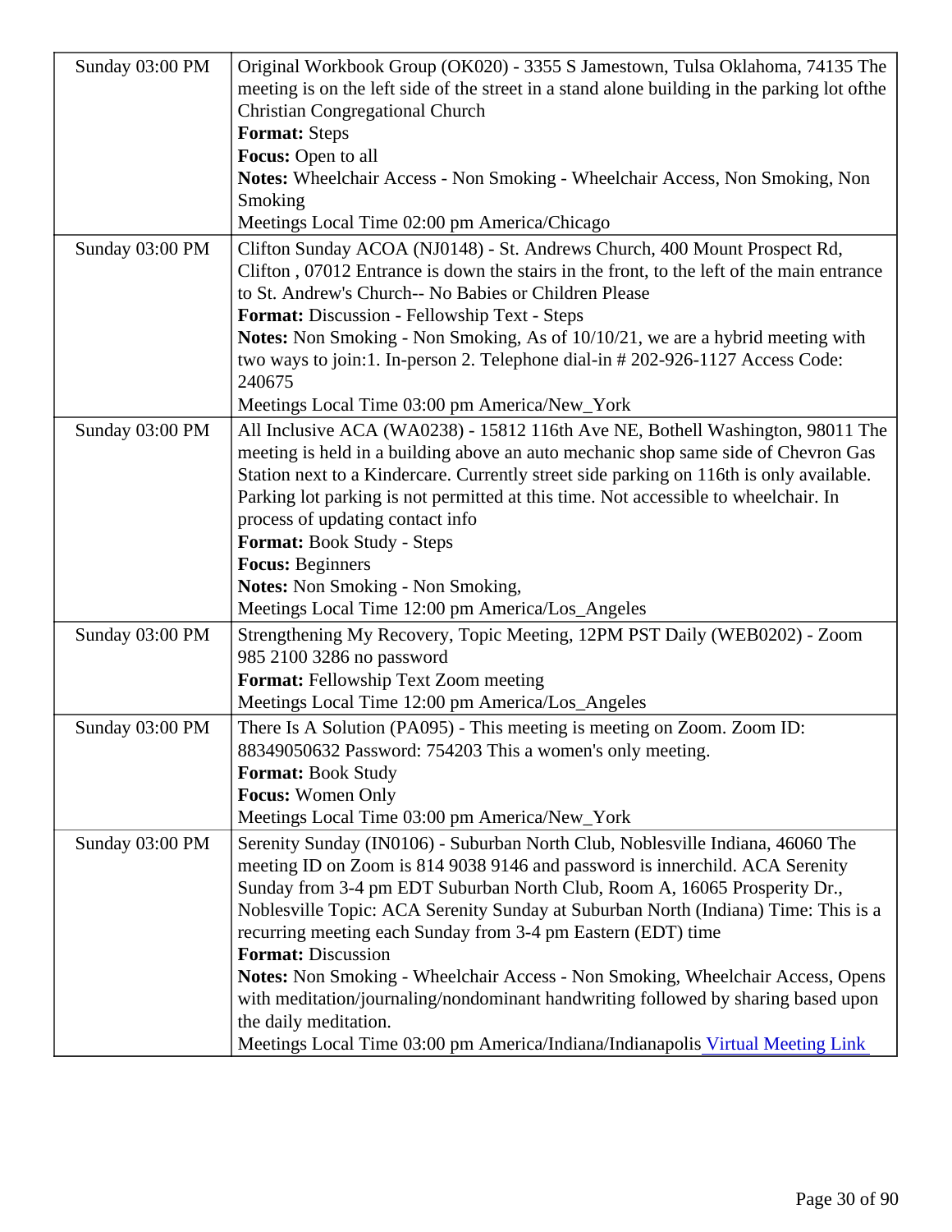| | |
|---|---|
| Sunday 03:00 PM | Original Workbook Group (OK020) - 3355 S Jamestown, Tulsa Oklahoma, 74135 The meeting is on the left side of the street in a stand alone building in the parking lot ofthe Christian Congregational Church<br>**Format:** Steps<br>**Focus:** Open to all<br>**Notes:** Wheelchair Access - Non Smoking - Wheelchair Access, Non Smoking, Non Smoking<br>Meetings Local Time 02:00 pm America/Chicago |
| Sunday 03:00 PM | Clifton Sunday ACOA (NJ0148) - St. Andrews Church, 400 Mount Prospect Rd, Clifton , 07012 Entrance is down the stairs in the front, to the left of the main entrance to St. Andrew's Church-- No Babies or Children Please<br>**Format:** Discussion - Fellowship Text - Steps<br>**Notes:** Non Smoking - Non Smoking, As of 10/10/21, we are a hybrid meeting with two ways to join:1. In-person 2. Telephone dial-in # 202-926-1127 Access Code: 240675<br>Meetings Local Time 03:00 pm America/New_York |
| Sunday 03:00 PM | All Inclusive ACA (WA0238) - 15812 116th Ave NE, Bothell Washington, 98011 The meeting is held in a building above an auto mechanic shop same side of Chevron Gas Station next to a Kindercare. Currently street side parking on 116th is only available. Parking lot parking is not permitted at this time. Not accessible to wheelchair. In process of updating contact info<br>**Format:** Book Study - Steps<br>**Focus:** Beginners<br>**Notes:** Non Smoking - Non Smoking,<br>Meetings Local Time 12:00 pm America/Los_Angeles |
| Sunday 03:00 PM | Strengthening My Recovery, Topic Meeting, 12PM PST Daily (WEB0202) - Zoom 985 2100 3286 no password<br>**Format:** Fellowship Text Zoom meeting<br>Meetings Local Time 12:00 pm America/Los_Angeles |
| Sunday 03:00 PM | There Is A Solution (PA095) - This meeting is meeting on Zoom. Zoom ID: 88349050632 Password: 754203 This a women's only meeting.<br>**Format:** Book Study<br>**Focus:** Women Only<br>Meetings Local Time 03:00 pm America/New_York |
| Sunday 03:00 PM | Serenity Sunday (IN0106) - Suburban North Club, Noblesville Indiana, 46060 The meeting ID on Zoom is 814 9038 9146 and password is innerchild. ACA Serenity Sunday from 3-4 pm EDT Suburban North Club, Room A, 16065 Prosperity Dr., Noblesville Topic: ACA Serenity Sunday at Suburban North (Indiana) Time: This is a recurring meeting each Sunday from 3-4 pm Eastern (EDT) time<br>**Format:** Discussion<br>**Notes:** Non Smoking - Wheelchair Access - Non Smoking, Wheelchair Access, Opens with meditation/journaling/nondominant handwriting followed by sharing based upon the daily meditation.<br>Meetings Local Time 03:00 pm America/Indiana/Indianapolis Virtual Meeting Link |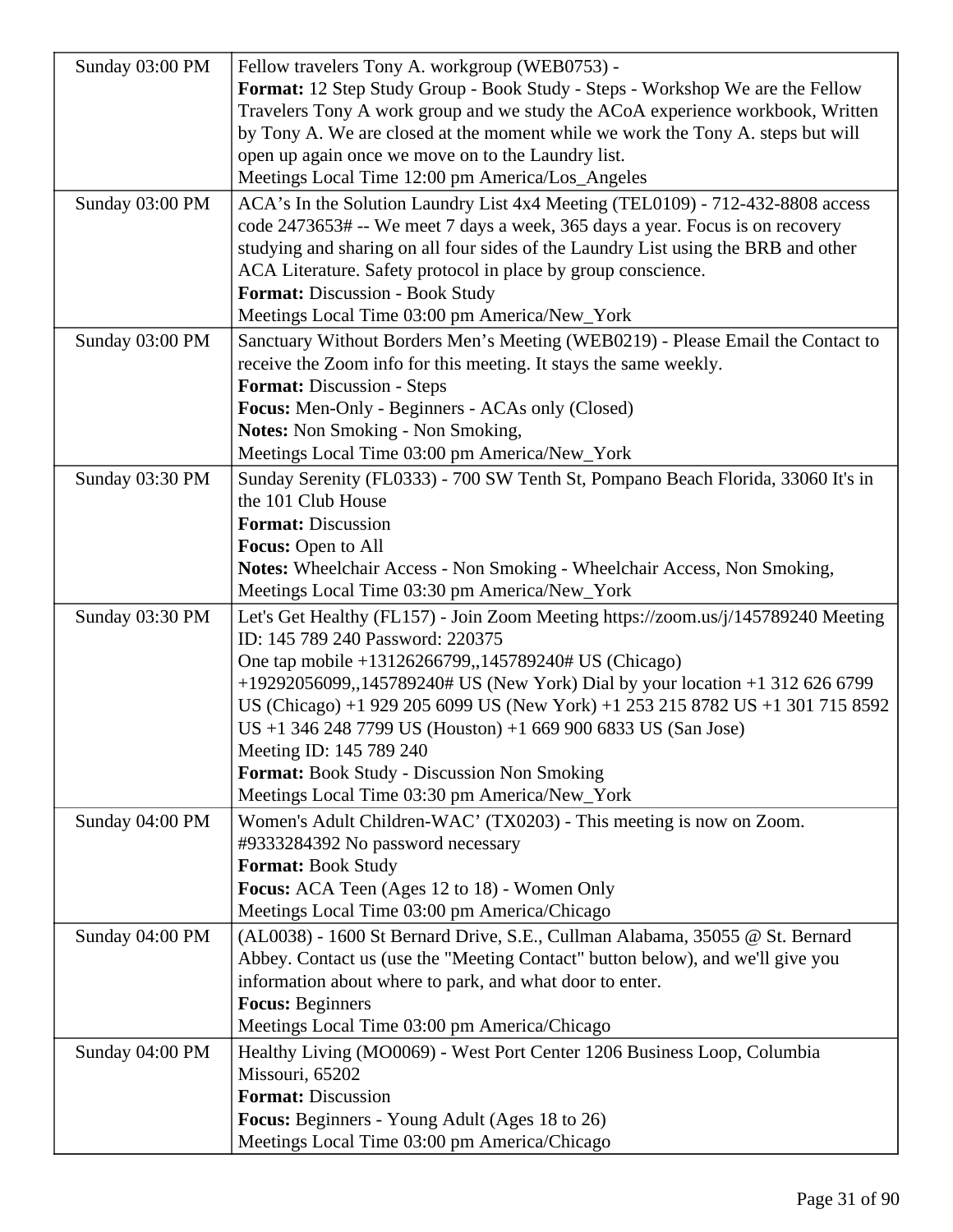| | |
|---|---|
| Sunday 03:00 PM | Fellow travelers Tony A. workgroup (WEB0753) -<br>**Format:** 12 Step Study Group - Book Study - Steps - Workshop We are the Fellow Travelers Tony A work group and we study the ACoA experience workbook, Written by Tony A. We are closed at the moment while we work the Tony A. steps but will open up again once we move on to the Laundry list.<br>Meetings Local Time 12:00 pm America/Los_Angeles |
| Sunday 03:00 PM | ACA's In the Solution Laundry List 4x4 Meeting (TEL0109) - 712-432-8808 access code 2473653# -- We meet 7 days a week, 365 days a year. Focus is on recovery studying and sharing on all four sides of the Laundry List using the BRB and other ACA Literature. Safety protocol in place by group conscience.<br>**Format:** Discussion - Book Study<br>Meetings Local Time 03:00 pm America/New_York |
| Sunday 03:00 PM | Sanctuary Without Borders Men's Meeting (WEB0219) - Please Email the Contact to receive the Zoom info for this meeting. It stays the same weekly.<br>**Format:** Discussion - Steps<br>**Focus:** Men-Only - Beginners - ACAs only (Closed)<br>**Notes:** Non Smoking - Non Smoking,<br>Meetings Local Time 03:00 pm America/New_York |
| Sunday 03:30 PM | Sunday Serenity (FL0333) - 700 SW Tenth St, Pompano Beach Florida, 33060 It's in the 101 Club House<br>**Format:** Discussion<br>**Focus:** Open to All<br>**Notes:** Wheelchair Access - Non Smoking - Wheelchair Access, Non Smoking,<br>Meetings Local Time 03:30 pm America/New_York |
| Sunday 03:30 PM | Let's Get Healthy (FL157) - Join Zoom Meeting https://zoom.us/j/145789240 Meeting ID: 145 789 240 Password: 220375<br>One tap mobile +13126266799,,145789240# US (Chicago) +19292056099,,145789240# US (New York) Dial by your location +1 312 626 6799 US (Chicago) +1 929 205 6099 US (New York) +1 253 215 8782 US +1 301 715 8592 US +1 346 248 7799 US (Houston) +1 669 900 6833 US (San Jose)<br>Meeting ID: 145 789 240<br>**Format:** Book Study - Discussion Non Smoking<br>Meetings Local Time 03:30 pm America/New_York |
| Sunday 04:00 PM | Women's Adult Children-WAC' (TX0203) - This meeting is now on Zoom. #9333284392 No password necessary<br>**Format:** Book Study<br>**Focus:** ACA Teen (Ages 12 to 18) - Women Only<br>Meetings Local Time 03:00 pm America/Chicago |
| Sunday 04:00 PM | (AL0038) - 1600 St Bernard Drive, S.E., Cullman Alabama, 35055 @ St. Bernard Abbey. Contact us (use the "Meeting Contact" button below), and we'll give you information about where to park, and what door to enter.<br>**Focus:** Beginners<br>Meetings Local Time 03:00 pm America/Chicago |
| Sunday 04:00 PM | Healthy Living (MO0069) - West Port Center 1206 Business Loop, Columbia Missouri, 65202<br>**Format:** Discussion<br>**Focus:** Beginners - Young Adult (Ages 18 to 26)<br>Meetings Local Time 03:00 pm America/Chicago |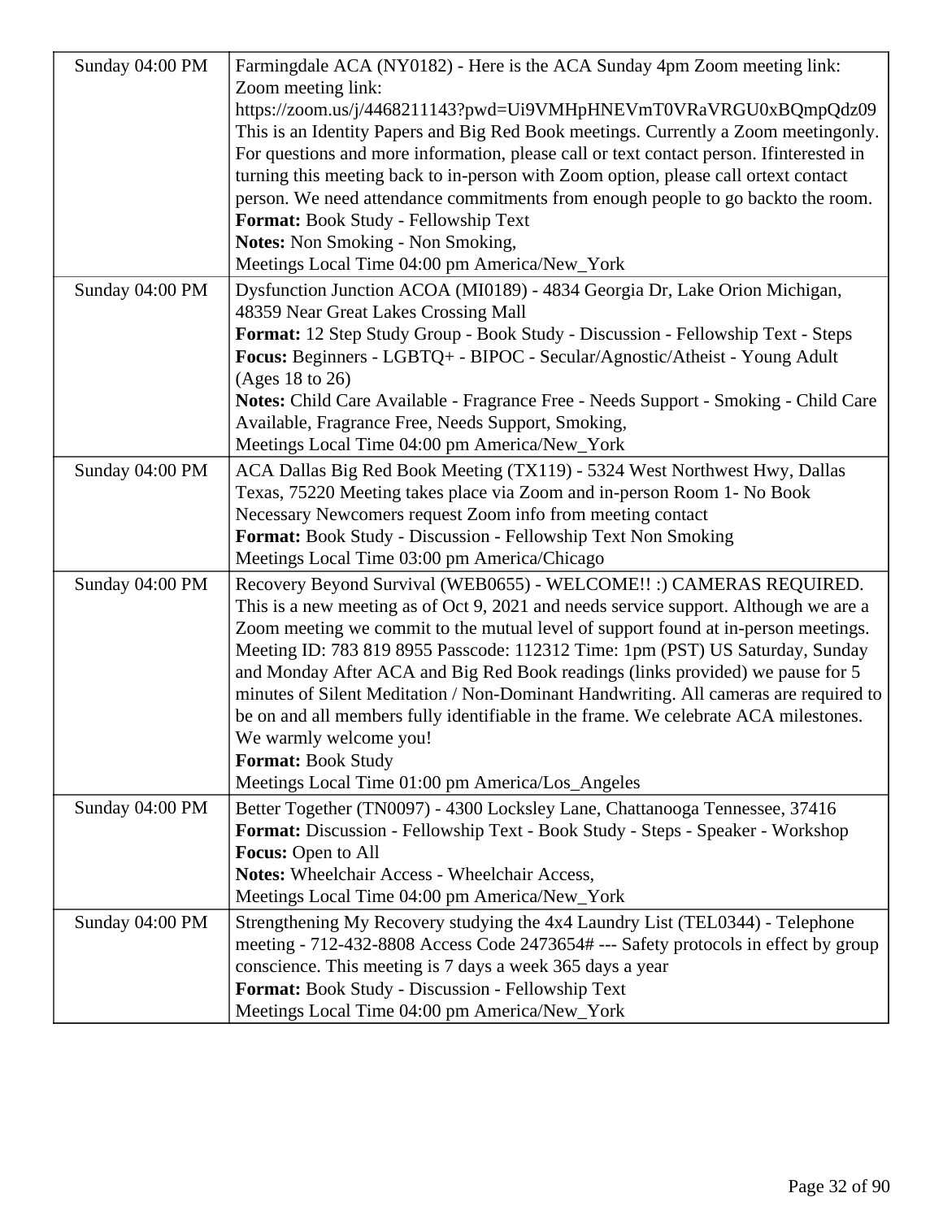| Sunday 04:00 PM | Farmingdale ACA (NY0182) - Here is the ACA Sunday 4pm Zoom meeting link: Zoom meeting link: https://zoom.us/j/4468211143?pwd=Ui9VMHpHNEVmT0VRaVRGU0xBQmpQdz09 This is an Identity Papers and Big Red Book meetings. Currently a Zoom meetingonly. For questions and more information, please call or text contact person. Ifinterested in turning this meeting back to in-person with Zoom option, please call ortext contact person. We need attendance commitments from enough people to go backto the room.<br>**Format:** Book Study - Fellowship Text<br>**Notes:** Non Smoking - Non Smoking,<br>Meetings Local Time 04:00 pm America/New_York |
|---|---|
| Sunday 04:00 PM | Dysfunction Junction ACOA (MI0189) - 4834 Georgia Dr, Lake Orion Michigan, 48359 Near Great Lakes Crossing Mall<br>**Format:** 12 Step Study Group - Book Study - Discussion - Fellowship Text - Steps<br>**Focus:** Beginners - LGBTQ+ - BIPOC - Secular/Agnostic/Atheist - Young Adult (Ages 18 to 26)<br>**Notes:** Child Care Available - Fragrance Free - Needs Support - Smoking - Child Care Available, Fragrance Free, Needs Support, Smoking,<br>Meetings Local Time 04:00 pm America/New_York |
| Sunday 04:00 PM | ACA Dallas Big Red Book Meeting (TX119) - 5324 West Northwest Hwy, Dallas Texas, 75220 Meeting takes place via Zoom and in-person Room 1- No Book Necessary Newcomers request Zoom info from meeting contact<br>**Format:** Book Study - Discussion - Fellowship Text Non Smoking<br>Meetings Local Time 03:00 pm America/Chicago |
| Sunday 04:00 PM | Recovery Beyond Survival (WEB0655) - WELCOME!! :) CAMERAS REQUIRED. This is a new meeting as of Oct 9, 2021 and needs service support. Although we are a Zoom meeting we commit to the mutual level of support found at in-person meetings. Meeting ID: 783 819 8955 Passcode: 112312 Time: 1pm (PST) US Saturday, Sunday and Monday After ACA and Big Red Book readings (links provided) we pause for 5 minutes of Silent Meditation / Non-Dominant Handwriting. All cameras are required to be on and all members fully identifiable in the frame. We celebrate ACA milestones. We warmly welcome you!<br>**Format:** Book Study<br>Meetings Local Time 01:00 pm America/Los_Angeles |
| Sunday 04:00 PM | Better Together (TN0097) - 4300 Locksley Lane, Chattanooga Tennessee, 37416<br>**Format:** Discussion - Fellowship Text - Book Study - Steps - Speaker - Workshop<br>**Focus:** Open to All<br>**Notes:** Wheelchair Access - Wheelchair Access,<br>Meetings Local Time 04:00 pm America/New_York |
| Sunday 04:00 PM | Strengthening My Recovery studying the 4x4 Laundry List (TEL0344) - Telephone meeting - 712-432-8808 Access Code 2473654# --- Safety protocols in effect by group conscience. This meeting is 7 days a week 365 days a year<br>**Format:** Book Study - Discussion - Fellowship Text<br>Meetings Local Time 04:00 pm America/New_York |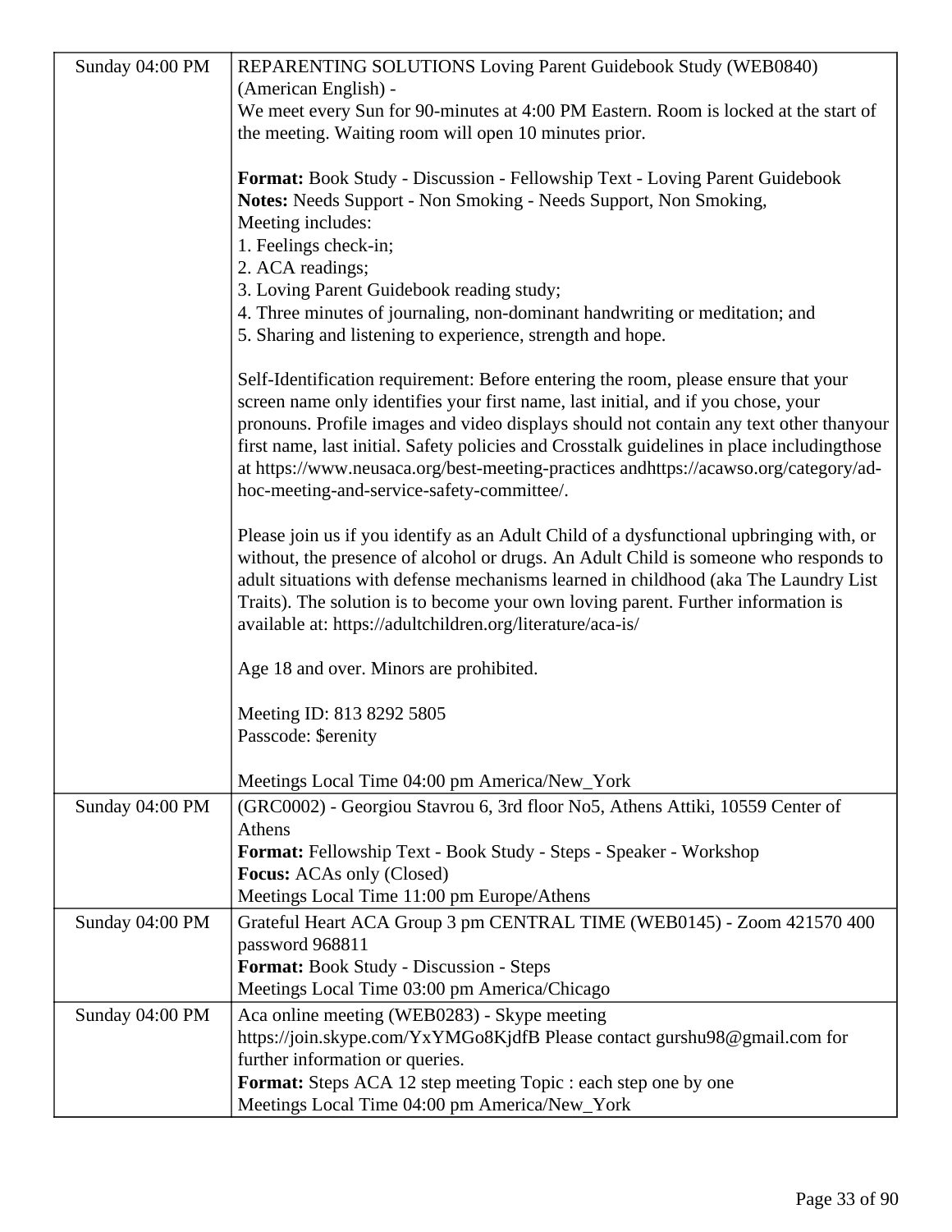| | |
|---|---|
| Sunday 04:00 PM | REPARENTING SOLUTIONS Loving Parent Guidebook Study (WEB0840) (American English) -<br>We meet every Sun for 90-minutes at 4:00 PM Eastern. Room is locked at the start of the meeting. Waiting room will open 10 minutes prior.<br><br>**Format:** Book Study - Discussion - Fellowship Text - Loving Parent Guidebook<br>**Notes:** Needs Support - Non Smoking - Needs Support, Non Smoking,<br>Meeting includes:<br>1. Feelings check-in;<br>2. ACA readings;<br>3. Loving Parent Guidebook reading study;<br>4. Three minutes of journaling, non-dominant handwriting or meditation; and<br>5. Sharing and listening to experience, strength and hope.<br><br>Self-Identification requirement: Before entering the room, please ensure that your screen name only identifies your first name, last initial, and if you chose, your pronouns. Profile images and video displays should not contain any text other thanyour first name, last initial. Safety policies and Crosstalk guidelines in place includingthose at https://www.neusaca.org/best-meeting-practices andhttps://acawso.org/category/ad-hoc-meeting-and-service-safety-committee/.<br><br>Please join us if you identify as an Adult Child of a dysfunctional upbringing with, or without, the presence of alcohol or drugs. An Adult Child is someone who responds to adult situations with defense mechanisms learned in childhood (aka The Laundry List Traits). The solution is to become your own loving parent. Further information is available at: https://adultchildren.org/literature/aca-is/<br><br>Age 18 and over. Minors are prohibited.<br><br>Meeting ID: 813 8292 5805<br>Passcode: $erenity<br><br>Meetings Local Time 04:00 pm America/New_York |
| Sunday 04:00 PM | (GRC0002) - Georgiou Stavrou 6, 3rd floor No5, Athens Attiki, 10559 Center of Athens<br>**Format:** Fellowship Text - Book Study - Steps - Speaker - Workshop<br>**Focus:** ACAs only (Closed)<br>Meetings Local Time 11:00 pm Europe/Athens |
| Sunday 04:00 PM | Grateful Heart ACA Group 3 pm CENTRAL TIME (WEB0145) - Zoom 421570 400 password 968811<br>**Format:** Book Study - Discussion - Steps<br>Meetings Local Time 03:00 pm America/Chicago |
| Sunday 04:00 PM | Aca online meeting (WEB0283) - Skype meeting https://join.skype.com/YxYMGo8KjdfB Please contact gurshu98@gmail.com for further information or queries.<br>**Format:** Steps ACA 12 step meeting Topic : each step one by one<br>Meetings Local Time 04:00 pm America/New_York |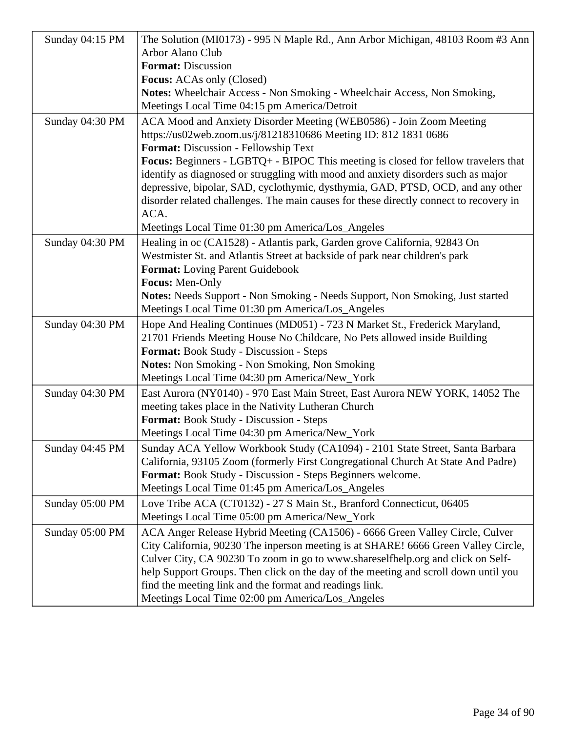| | |
|---|---|
| Sunday 04:15 PM | The Solution (MI0173) - 995 N Maple Rd., Ann Arbor Michigan, 48103 Room #3 Ann Arbor Alano Club<br>**Format:** Discussion<br>**Focus:** ACAs only (Closed)<br>**Notes:** Wheelchair Access - Non Smoking - Wheelchair Access, Non Smoking, Meetings Local Time 04:15 pm America/Detroit |
| Sunday 04:30 PM | ACA Mood and Anxiety Disorder Meeting (WEB0586) - Join Zoom Meeting https://us02web.zoom.us/j/81218310686 Meeting ID: 812 1831 0686<br>**Format:** Discussion - Fellowship Text<br>**Focus:** Beginners - LGBTQ+ - BIPOC This meeting is closed for fellow travelers that identify as diagnosed or struggling with mood and anxiety disorders such as major depressive, bipolar, SAD, cyclothymic, dysthymia, GAD, PTSD, OCD, and any other disorder related challenges. The main causes for these directly connect to recovery in ACA.<br>Meetings Local Time 01:30 pm America/Los_Angeles |
| Sunday 04:30 PM | Healing in oc (CA1528) - Atlantis park, Garden grove California, 92843 On Westmister St. and Atlantis Street at backside of park near children's park<br>**Format:** Loving Parent Guidebook<br>**Focus:** Men-Only<br>**Notes:** Needs Support - Non Smoking - Needs Support, Non Smoking, Just started<br>Meetings Local Time 01:30 pm America/Los_Angeles |
| Sunday 04:30 PM | Hope And Healing Continues (MD051) - 723 N Market St., Frederick Maryland, 21701 Friends Meeting House No Childcare, No Pets allowed inside Building<br>**Format:** Book Study - Discussion - Steps<br>**Notes:** Non Smoking - Non Smoking, Non Smoking<br>Meetings Local Time 04:30 pm America/New_York |
| Sunday 04:30 PM | East Aurora (NY0140) - 970 East Main Street, East Aurora NEW YORK, 14052 The meeting takes place in the Nativity Lutheran Church<br>**Format:** Book Study - Discussion - Steps<br>Meetings Local Time 04:30 pm America/New_York |
| Sunday 04:45 PM | Sunday ACA Yellow Workbook Study (CA1094) - 2101 State Street, Santa Barbara California, 93105 Zoom (formerly First Congregational Church At State And Padre)<br>**Format:** Book Study - Discussion - Steps Beginners welcome.<br>Meetings Local Time 01:45 pm America/Los_Angeles |
| Sunday 05:00 PM | Love Tribe ACA (CT0132) - 27 S Main St., Branford Connecticut, 06405<br>Meetings Local Time 05:00 pm America/New_York |
| Sunday 05:00 PM | ACA Anger Release Hybrid Meeting (CA1506) - 6666 Green Valley Circle, Culver City California, 90230 The inperson meeting is at SHARE! 6666 Green Valley Circle, Culver City, CA 90230 To zoom in go to www.shareselfhelp.org and click on Self-help Support Groups. Then click on the day of the meeting and scroll down until you find the meeting link and the format and readings link.<br>Meetings Local Time 02:00 pm America/Los_Angeles |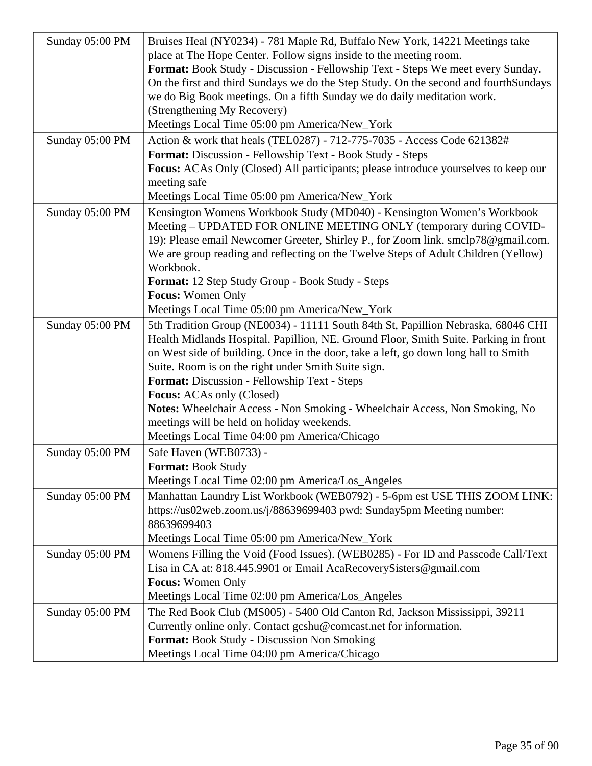| | |
|---|---|
| Sunday 05:00 PM | Bruises Heal (NY0234) - 781 Maple Rd, Buffalo New York, 14221 Meetings take place at The Hope Center. Follow signs inside to the meeting room.<br>**Format:** Book Study - Discussion - Fellowship Text - Steps We meet every Sunday. On the first and third Sundays we do the Step Study. On the second and fourthSundays we do Big Book meetings. On a fifth Sunday we do daily meditation work. (Strengthening My Recovery)<br>Meetings Local Time 05:00 pm America/New_York |
| Sunday 05:00 PM | Action & work that heals (TEL0287) - 712-775-7035 - Access Code 621382#<br>**Format:** Discussion - Fellowship Text - Book Study - Steps<br>**Focus:** ACAs Only (Closed) All participants; please introduce yourselves to keep our meeting safe<br>Meetings Local Time 05:00 pm America/New_York |
| Sunday 05:00 PM | Kensington Womens Workbook Study (MD040) - Kensington Women's Workbook Meeting – UPDATED FOR ONLINE MEETING ONLY (temporary during COVID-19): Please email Newcomer Greeter, Shirley P., for Zoom link. smclp78@gmail.com. We are group reading and reflecting on the Twelve Steps of Adult Children (Yellow) Workbook.<br>**Format:** 12 Step Study Group - Book Study - Steps<br>**Focus:** Women Only<br>Meetings Local Time 05:00 pm America/New_York |
| Sunday 05:00 PM | 5th Tradition Group (NE0034) - 11111 South 84th St, Papillion Nebraska, 68046 CHI Health Midlands Hospital. Papillion, NE. Ground Floor, Smith Suite. Parking in front on West side of building. Once in the door, take a left, go down long hall to Smith Suite. Room is on the right under Smith Suite sign.<br>**Format:** Discussion - Fellowship Text - Steps<br>**Focus:** ACAs only (Closed)<br>**Notes:** Wheelchair Access - Non Smoking - Wheelchair Access, Non Smoking, No meetings will be held on holiday weekends.<br>Meetings Local Time 04:00 pm America/Chicago |
| Sunday 05:00 PM | Safe Haven (WEB0733) -<br>**Format:** Book Study<br>Meetings Local Time 02:00 pm America/Los_Angeles |
| Sunday 05:00 PM | Manhattan Laundry List Workbook (WEB0792) - 5-6pm est USE THIS ZOOM LINK: https://us02web.zoom.us/j/88639699403 pwd: Sunday5pm Meeting number: 88639699403<br>Meetings Local Time 05:00 pm America/New_York |
| Sunday 05:00 PM | Womens Filling the Void (Food Issues). (WEB0285) - For ID and Passcode Call/Text Lisa in CA at: 818.445.9901 or Email AcaRecoverySisters@gmail.com<br>**Focus:** Women Only<br>Meetings Local Time 02:00 pm America/Los_Angeles |
| Sunday 05:00 PM | The Red Book Club (MS005) - 5400 Old Canton Rd, Jackson Mississippi, 39211 Currently online only. Contact gcshu@comcast.net for information.<br>**Format:** Book Study - Discussion Non Smoking<br>Meetings Local Time 04:00 pm America/Chicago |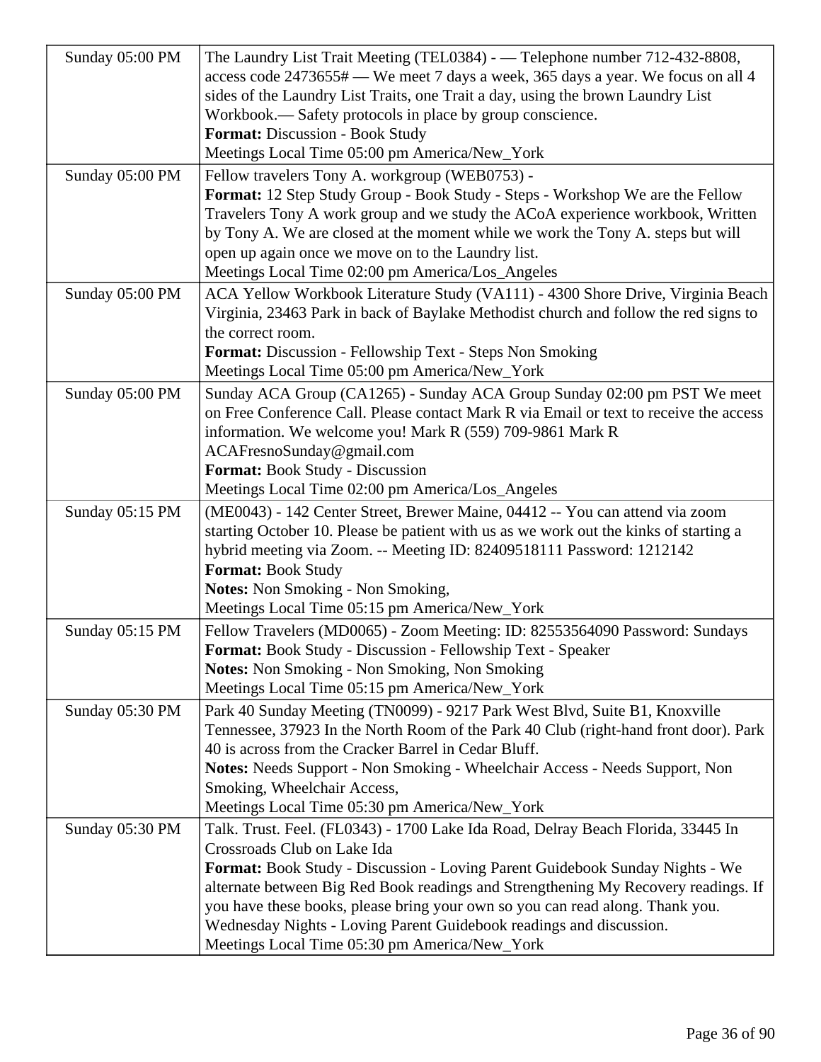| | |
|---|---|
| Sunday 05:00 PM | The Laundry List Trait Meeting (TEL0384) - — Telephone number 712-432-8808, access code 2473655# — We meet 7 days a week, 365 days a year. We focus on all 4 sides of the Laundry List Traits, one Trait a day, using the brown Laundry List Workbook.— Safety protocols in place by group conscience.<br>**Format:** Discussion - Book Study<br>Meetings Local Time 05:00 pm America/New_York |
| Sunday 05:00 PM | Fellow travelers Tony A. workgroup (WEB0753) -<br>**Format:** 12 Step Study Group - Book Study - Steps - Workshop We are the Fellow Travelers Tony A work group and we study the ACoA experience workbook, Written by Tony A. We are closed at the moment while we work the Tony A. steps but will open up again once we move on to the Laundry list.<br>Meetings Local Time 02:00 pm America/Los_Angeles |
| Sunday 05:00 PM | ACA Yellow Workbook Literature Study (VA111) - 4300 Shore Drive, Virginia Beach Virginia, 23463 Park in back of Baylake Methodist church and follow the red signs to the correct room.<br>**Format:** Discussion - Fellowship Text - Steps Non Smoking<br>Meetings Local Time 05:00 pm America/New_York |
| Sunday 05:00 PM | Sunday ACA Group (CA1265) - Sunday ACA Group Sunday 02:00 pm PST We meet on Free Conference Call. Please contact Mark R via Email or text to receive the access information. We welcome you! Mark R (559) 709-9861 Mark R ACAFresnoSunday@gmail.com<br>**Format:** Book Study - Discussion<br>Meetings Local Time 02:00 pm America/Los_Angeles |
| Sunday 05:15 PM | (ME0043) - 142 Center Street, Brewer Maine, 04412 -- You can attend via zoom starting October 10. Please be patient with us as we work out the kinks of starting a hybrid meeting via Zoom. -- Meeting ID: 82409518111 Password: 1212142<br>**Format:** Book Study<br>**Notes:** Non Smoking - Non Smoking,<br>Meetings Local Time 05:15 pm America/New_York |
| Sunday 05:15 PM | Fellow Travelers (MD0065) - Zoom Meeting: ID: 82553564090 Password: Sundays<br>**Format:** Book Study - Discussion - Fellowship Text - Speaker<br>**Notes:** Non Smoking - Non Smoking, Non Smoking<br>Meetings Local Time 05:15 pm America/New_York |
| Sunday 05:30 PM | Park 40 Sunday Meeting (TN0099) - 9217 Park West Blvd, Suite B1, Knoxville Tennessee, 37923 In the North Room of the Park 40 Club (right-hand front door). Park 40 is across from the Cracker Barrel in Cedar Bluff.<br>**Notes:** Needs Support - Non Smoking - Wheelchair Access - Needs Support, Non Smoking, Wheelchair Access,<br>Meetings Local Time 05:30 pm America/New_York |
| Sunday 05:30 PM | Talk. Trust. Feel. (FL0343) - 1700 Lake Ida Road, Delray Beach Florida, 33445 In Crossroads Club on Lake Ida<br>**Format:** Book Study - Discussion - Loving Parent Guidebook Sunday Nights - We alternate between Big Red Book readings and Strengthening My Recovery readings. If you have these books, please bring your own so you can read along. Thank you. Wednesday Nights - Loving Parent Guidebook readings and discussion.<br>Meetings Local Time 05:30 pm America/New_York |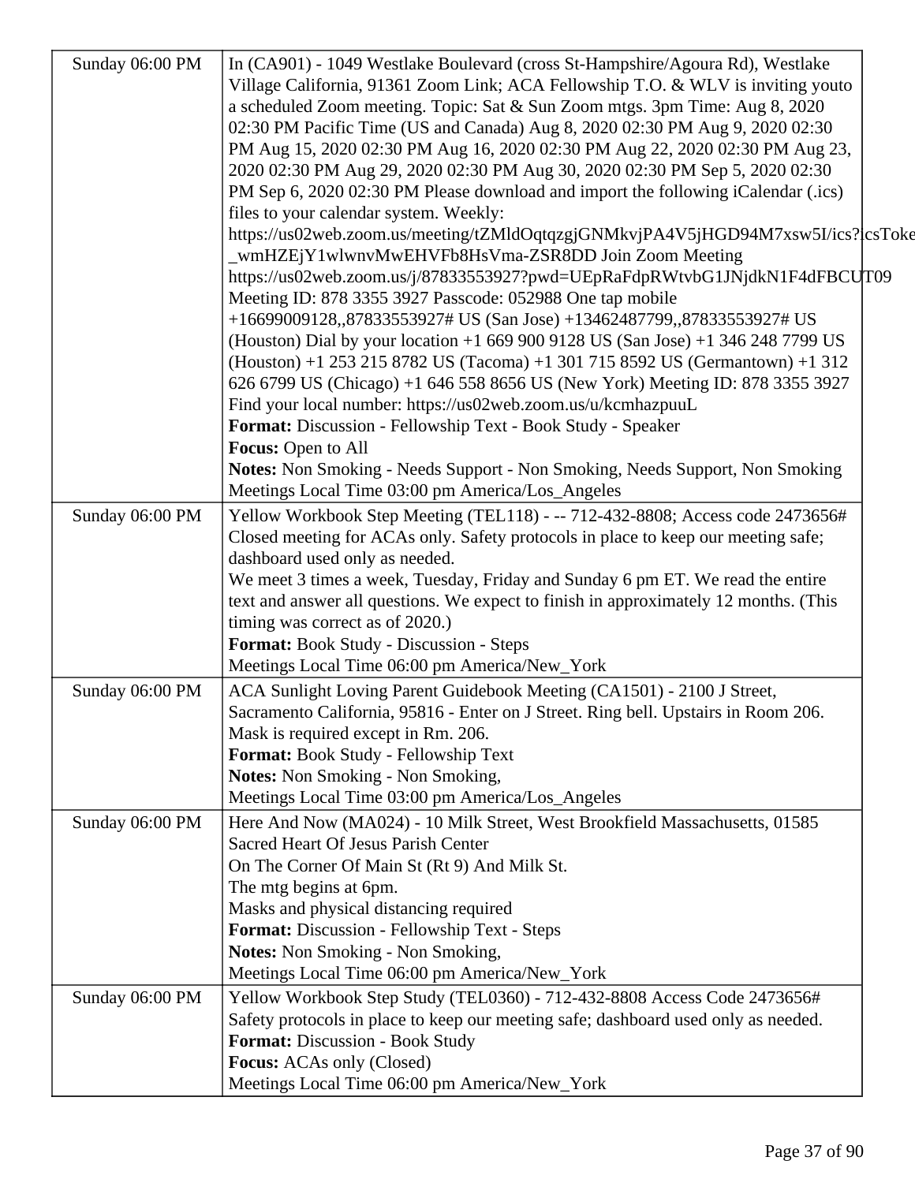| | |
|---|---|
| Sunday 06:00 PM | In (CA901) - 1049 Westlake Boulevard (cross St-Hampshire/Agoura Rd), Westlake Village California, 91361 Zoom Link; ACA Fellowship T.O. & WLV is inviting youto a scheduled Zoom meeting. Topic: Sat & Sun Zoom mtgs. 3pm Time: Aug 8, 2020 02:30 PM Pacific Time (US and Canada) Aug 8, 2020 02:30 PM Aug 9, 2020 02:30 PM Aug 15, 2020 02:30 PM Aug 16, 2020 02:30 PM Aug 22, 2020 02:30 PM Aug 23, 2020 02:30 PM Aug 29, 2020 02:30 PM Aug 30, 2020 02:30 PM Sep 5, 2020 02:30 PM Sep 6, 2020 02:30 PM Please download and import the following iCalendar (.ics) files to your calendar system. Weekly: https://us02web.zoom.us/meeting/tZMldOqtqzgjGNMkvjPA4V5jHGD94M7xsw5I/ics?icsToke _wmHZEjY1wlwnvMwEHVFb8HsVma-ZSR8DD Join Zoom Meeting https://us02web.zoom.us/j/87833553927?pwd=UEpRaFdpRWtvbG1JNjdkN1F4dFBCUT09 Meeting ID: 878 3355 3927 Passcode: 052988 One tap mobile +16699009128,,87833553927# US (San Jose) +13462487799,,87833553927# US (Houston) Dial by your location +1 669 900 9128 US (San Jose) +1 346 248 7799 US (Houston) +1 253 215 8782 US (Tacoma) +1 301 715 8592 US (Germantown) +1 312 626 6799 US (Chicago) +1 646 558 8656 US (New York) Meeting ID: 878 3355 3927 Find your local number: https://us02web.zoom.us/u/kcmhazpuuL<br>**Format:** Discussion - Fellowship Text - Book Study - Speaker<br>**Focus:** Open to All<br>**Notes:** Non Smoking - Needs Support - Non Smoking, Needs Support, Non Smoking<br>Meetings Local Time 03:00 pm America/Los_Angeles |
| Sunday 06:00 PM | Yellow Workbook Step Meeting (TEL118) - -- 712-432-8808; Access code 2473656# Closed meeting for ACAs only. Safety protocols in place to keep our meeting safe; dashboard used only as needed.<br>We meet 3 times a week, Tuesday, Friday and Sunday 6 pm ET. We read the entire text and answer all questions. We expect to finish in approximately 12 months. (This timing was correct as of 2020.)<br>**Format:** Book Study - Discussion - Steps<br>Meetings Local Time 06:00 pm America/New_York |
| Sunday 06:00 PM | ACA Sunlight Loving Parent Guidebook Meeting (CA1501) - 2100 J Street, Sacramento California, 95816 - Enter on J Street. Ring bell. Upstairs in Room 206. Mask is required except in Rm. 206.<br>**Format:** Book Study - Fellowship Text<br>**Notes:** Non Smoking - Non Smoking,<br>Meetings Local Time 03:00 pm America/Los_Angeles |
| Sunday 06:00 PM | Here And Now (MA024) - 10 Milk Street, West Brookfield Massachusetts, 01585 Sacred Heart Of Jesus Parish Center<br>On The Corner Of Main St (Rt 9) And Milk St.<br>The mtg begins at 6pm.<br>Masks and physical distancing required<br>**Format:** Discussion - Fellowship Text - Steps<br>**Notes:** Non Smoking - Non Smoking,<br>Meetings Local Time 06:00 pm America/New_York |
| Sunday 06:00 PM | Yellow Workbook Step Study (TEL0360) - 712-432-8808 Access Code 2473656# Safety protocols in place to keep our meeting safe; dashboard used only as needed.<br>**Format:** Discussion - Book Study<br>**Focus:** ACAs only (Closed)<br>Meetings Local Time 06:00 pm America/New_York |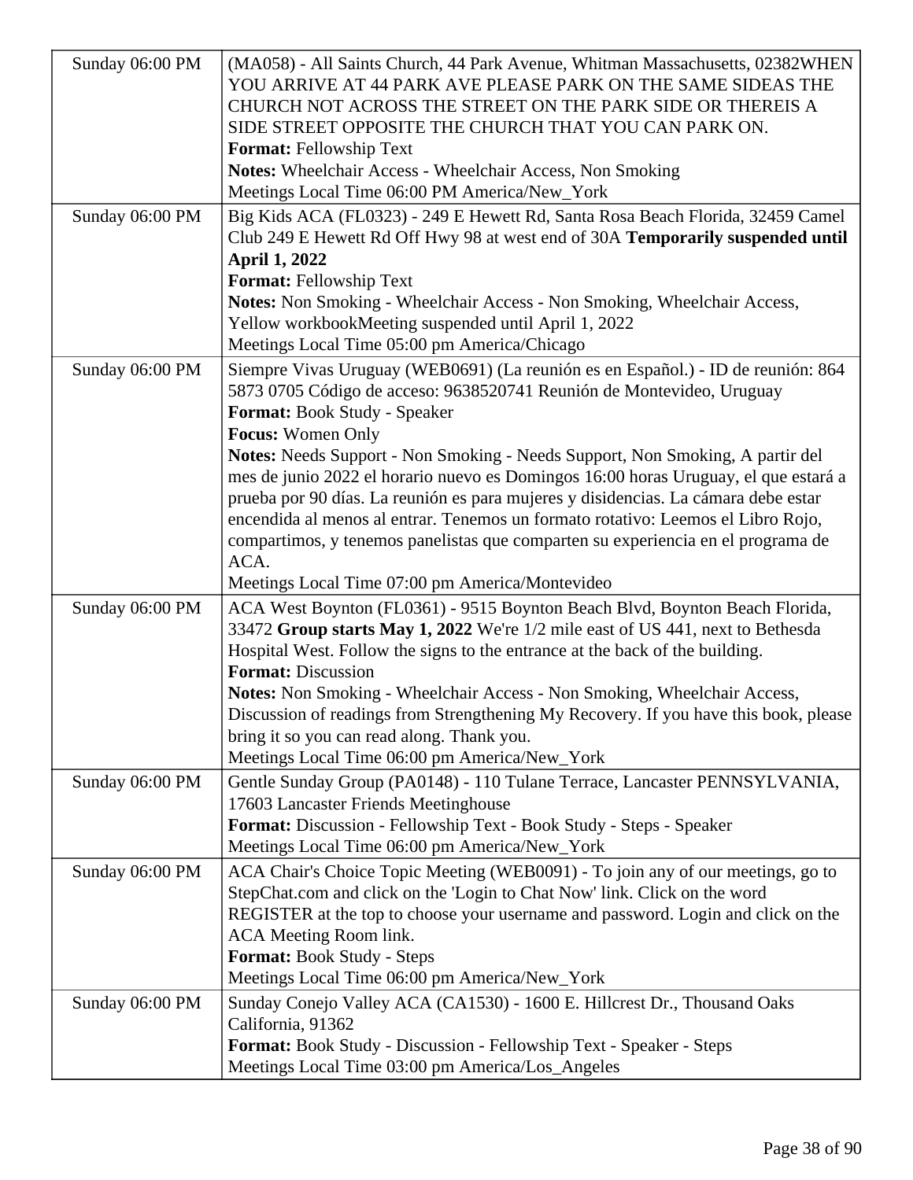| | |
|---|---|
| Sunday 06:00 PM | (MA058) - All Saints Church, 44 Park Avenue, Whitman Massachusetts, 02382WHEN YOU ARRIVE AT 44 PARK AVE PLEASE PARK ON THE SAME SIDEAS THE CHURCH NOT ACROSS THE STREET ON THE PARK SIDE OR THEREIS A SIDE STREET OPPOSITE THE CHURCH THAT YOU CAN PARK ON.<br>**Format:** Fellowship Text<br>**Notes:** Wheelchair Access - Wheelchair Access, Non Smoking<br>Meetings Local Time 06:00 PM America/New_York |
| Sunday 06:00 PM | Big Kids ACA (FL0323) - 249 E Hewett Rd, Santa Rosa Beach Florida, 32459 Camel Club 249 E Hewett Rd Off Hwy 98 at west end of 30A **Temporarily suspended until April 1, 2022**<br>**Format:** Fellowship Text<br>**Notes:** Non Smoking - Wheelchair Access - Non Smoking, Wheelchair Access, Yellow workbookMeeting suspended until April 1, 2022<br>Meetings Local Time 05:00 pm America/Chicago |
| Sunday 06:00 PM | Siempre Vivas Uruguay (WEB0691) (La reunión es en Español.) - ID de reunión: 864 5873 0705 Código de acceso: 9638520741 Reunión de Montevideo, Uruguay<br>**Format:** Book Study - Speaker<br>**Focus:** Women Only<br>**Notes:** Needs Support - Non Smoking - Needs Support, Non Smoking, A partir del mes de junio 2022 el horario nuevo es Domingos 16:00 horas Uruguay, el que estará a prueba por 90 días. La reunión es para mujeres y disidencias. La cámara debe estar encendida al menos al entrar. Tenemos un formato rotativo: Leemos el Libro Rojo, compartimos, y tenemos panelistas que comparten su experiencia en el programa de ACA.<br>Meetings Local Time 07:00 pm America/Montevideo |
| Sunday 06:00 PM | ACA West Boynton (FL0361) - 9515 Boynton Beach Blvd, Boynton Beach Florida, 33472 **Group starts May 1, 2022** We're 1/2 mile east of US 441, next to Bethesda Hospital West. Follow the signs to the entrance at the back of the building.<br>**Format:** Discussion<br>**Notes:** Non Smoking - Wheelchair Access - Non Smoking, Wheelchair Access, Discussion of readings from Strengthening My Recovery. If you have this book, please bring it so you can read along. Thank you.<br>Meetings Local Time 06:00 pm America/New_York |
| Sunday 06:00 PM | Gentle Sunday Group (PA0148) - 110 Tulane Terrace, Lancaster PENNSYLVANIA, 17603 Lancaster Friends Meetinghouse<br>**Format:** Discussion - Fellowship Text - Book Study - Steps - Speaker<br>Meetings Local Time 06:00 pm America/New_York |
| Sunday 06:00 PM | ACA Chair's Choice Topic Meeting (WEB0091) - To join any of our meetings, go to StepChat.com and click on the 'Login to Chat Now' link. Click on the word REGISTER at the top to choose your username and password. Login and click on the ACA Meeting Room link.<br>**Format:** Book Study - Steps<br>Meetings Local Time 06:00 pm America/New_York |
| Sunday 06:00 PM | Sunday Conejo Valley ACA (CA1530) - 1600 E. Hillcrest Dr., Thousand Oaks California, 91362<br>**Format:** Book Study - Discussion - Fellowship Text - Speaker - Steps<br>Meetings Local Time 03:00 pm America/Los_Angeles |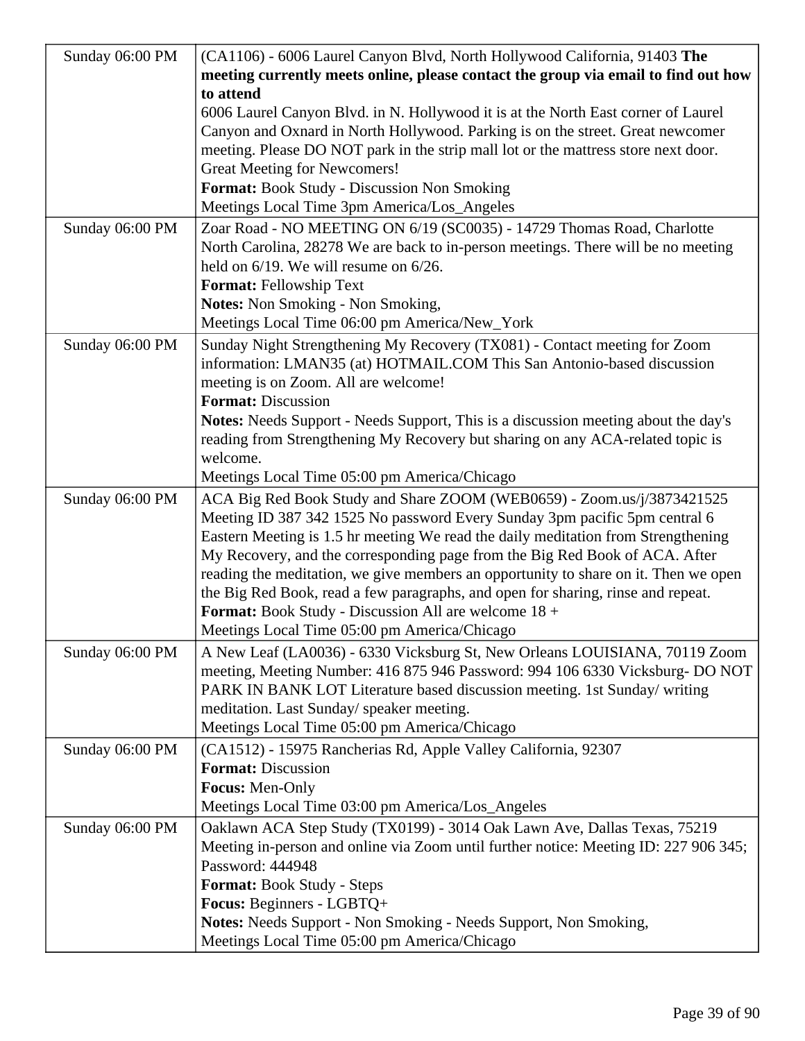| | |
|---|---|
| Sunday 06:00 PM | (CA1106) - 6006 Laurel Canyon Blvd, North Hollywood California, 91403 **The meeting currently meets online, please contact the group via email to find out how to attend**<br>6006 Laurel Canyon Blvd. in N. Hollywood it is at the North East corner of Laurel Canyon and Oxnard in North Hollywood. Parking is on the street. Great newcomer meeting. Please DO NOT park in the strip mall lot or the mattress store next door. Great Meeting for Newcomers!<br>**Format:** Book Study - Discussion Non Smoking<br>Meetings Local Time 3pm America/Los_Angeles |
| Sunday 06:00 PM | Zoar Road - NO MEETING ON 6/19 (SC0035) - 14729 Thomas Road, Charlotte North Carolina, 28278 We are back to in-person meetings. There will be no meeting held on 6/19. We will resume on 6/26.<br>**Format:** Fellowship Text<br>**Notes:** Non Smoking - Non Smoking,<br>Meetings Local Time 06:00 pm America/New_York |
| Sunday 06:00 PM | Sunday Night Strengthening My Recovery (TX081) - Contact meeting for Zoom information: LMAN35 (at) HOTMAIL.COM This San Antonio-based discussion meeting is on Zoom. All are welcome!<br>**Format:** Discussion<br>**Notes:** Needs Support - Needs Support, This is a discussion meeting about the day's reading from Strengthening My Recovery but sharing on any ACA-related topic is welcome.<br>Meetings Local Time 05:00 pm America/Chicago |
| Sunday 06:00 PM | ACA Big Red Book Study and Share ZOOM (WEB0659) - Zoom.us/j/3873421525 Meeting ID 387 342 1525 No password Every Sunday 3pm pacific 5pm central 6 Eastern Meeting is 1.5 hr meeting We read the daily meditation from Strengthening My Recovery, and the corresponding page from the Big Red Book of ACA. After reading the meditation, we give members an opportunity to share on it. Then we open the Big Red Book, read a few paragraphs, and open for sharing, rinse and repeat.<br>**Format:** Book Study - Discussion All are welcome 18 +<br>Meetings Local Time 05:00 pm America/Chicago |
| Sunday 06:00 PM | A New Leaf (LA0036) - 6330 Vicksburg St, New Orleans LOUISIANA, 70119 Zoom meeting, Meeting Number: 416 875 946 Password: 994 106 6330 Vicksburg- DO NOT PARK IN BANK LOT Literature based discussion meeting. 1st Sunday/ writing meditation. Last Sunday/ speaker meeting.<br>Meetings Local Time 05:00 pm America/Chicago |
| Sunday 06:00 PM | (CA1512) - 15975 Rancherias Rd, Apple Valley California, 92307<br>**Format:** Discussion<br>**Focus:** Men-Only<br>Meetings Local Time 03:00 pm America/Los_Angeles |
| Sunday 06:00 PM | Oaklawn ACA Step Study (TX0199) - 3014 Oak Lawn Ave, Dallas Texas, 75219 Meeting in-person and online via Zoom until further notice: Meeting ID: 227 906 345; Password: 444948<br>**Format:** Book Study - Steps<br>**Focus:** Beginners - LGBTQ+<br>**Notes:** Needs Support - Non Smoking - Needs Support, Non Smoking,<br>Meetings Local Time 05:00 pm America/Chicago |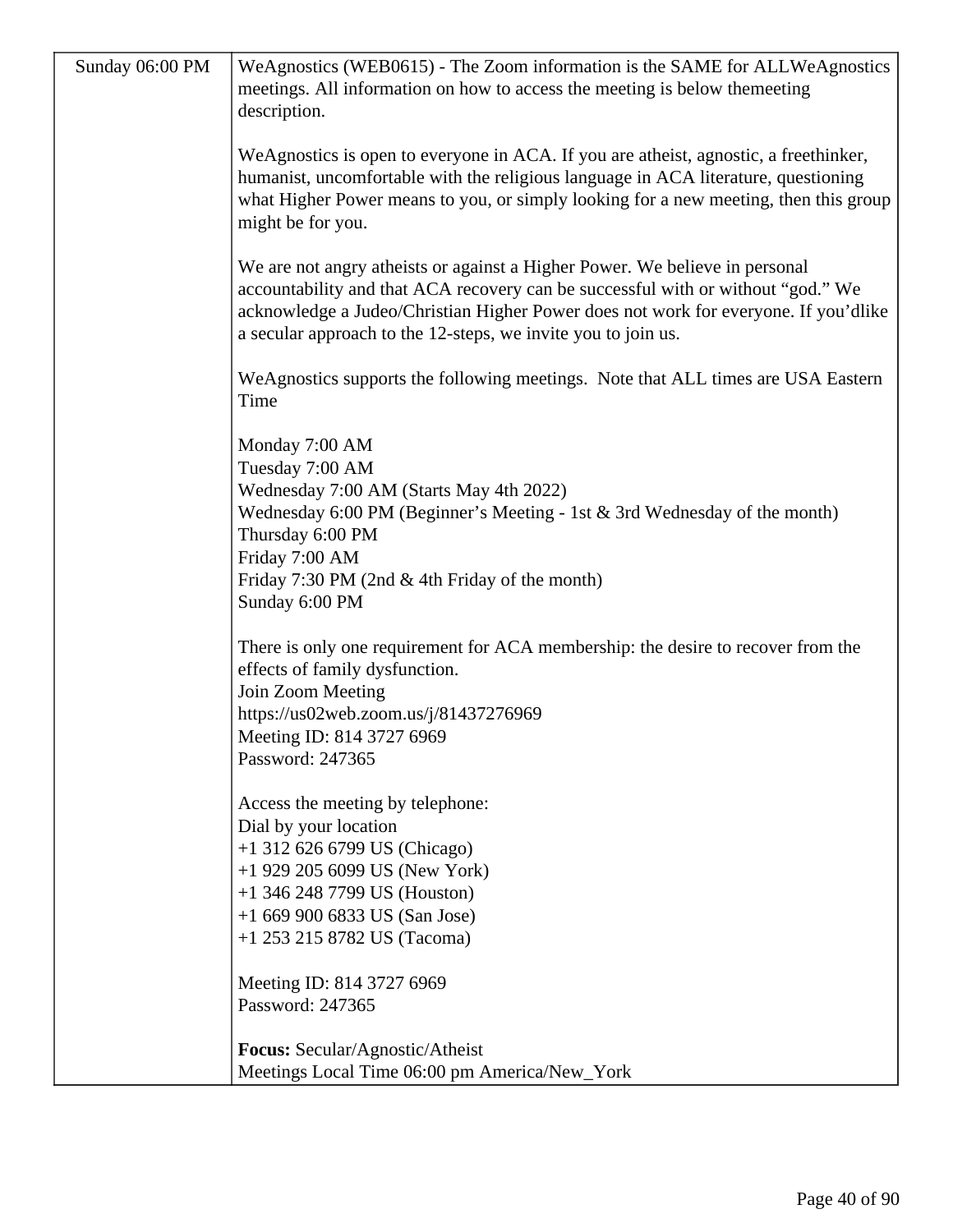| Sunday 06:00 PM | WeAgnostics (WEB0615) - The Zoom information is the SAME for ALLWeAgnostics meetings. All information on how to access the meeting is below themeeting description.<br><br>WeAgnostics is open to everyone in ACA. If you are atheist, agnostic, a freethinker, humanist, uncomfortable with the religious language in ACA literature, questioning what Higher Power means to you, or simply looking for a new meeting, then this group might be for you.<br><br>We are not angry atheists or against a Higher Power. We believe in personal accountability and that ACA recovery can be successful with or without "god." We acknowledge a Judeo/Christian Higher Power does not work for everyone. If you'dlike a secular approach to the 12-steps, we invite you to join us.<br><br>WeAgnostics supports the following meetings. Note that ALL times are USA Eastern Time<br><br>Monday 7:00 AM<br>Tuesday 7:00 AM<br>Wednesday 7:00 AM (Starts May 4th 2022)<br>Wednesday 6:00 PM (Beginner's Meeting - 1st & 3rd Wednesday of the month)<br>Thursday 6:00 PM<br>Friday 7:00 AM<br>Friday 7:30 PM (2nd & 4th Friday of the month)<br>Sunday 6:00 PM<br><br>There is only one requirement for ACA membership: the desire to recover from the effects of family dysfunction.<br>Join Zoom Meeting<br>https://us02web.zoom.us/j/81437276969<br>Meeting ID: 814 3727 6969<br>Password: 247365<br><br>Access the meeting by telephone:<br>Dial by your location<br>+1 312 626 6799 US (Chicago)<br>+1 929 205 6099 US (New York)<br>+1 346 248 7799 US (Houston)<br>+1 669 900 6833 US (San Jose)<br>+1 253 215 8782 US (Tacoma)<br><br>Meeting ID: 814 3727 6969<br>Password: 247365<br><br>**Focus:** Secular/Agnostic/Atheist<br>Meetings Local Time 06:00 pm America/New_York |
|---|---|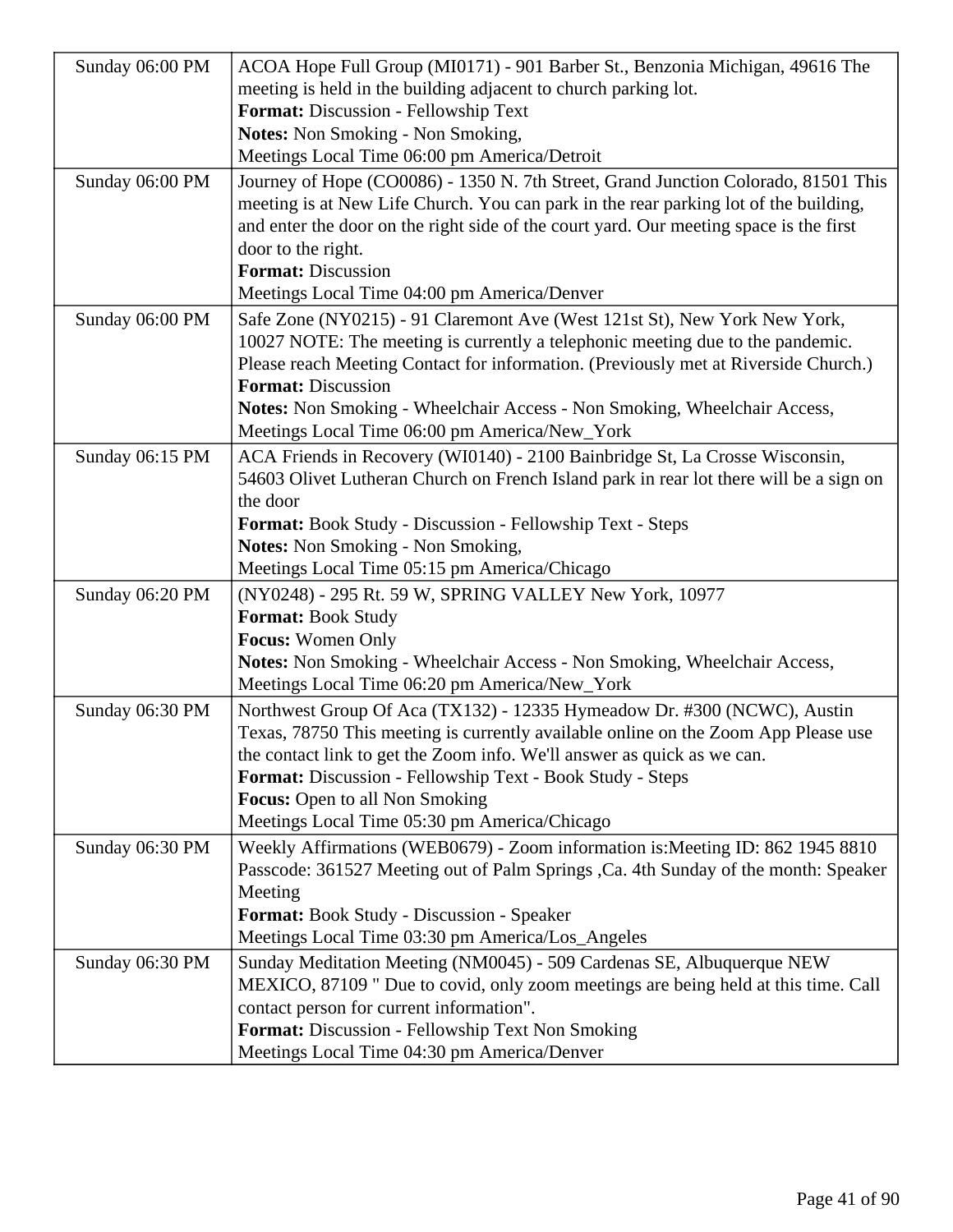| | |
|---|---|
| Sunday 06:00 PM | ACOA Hope Full Group (MI0171) - 901 Barber St., Benzonia Michigan, 49616 The meeting is held in the building adjacent to church parking lot.<br>**Format:** Discussion - Fellowship Text<br>**Notes:** Non Smoking - Non Smoking,<br>Meetings Local Time 06:00 pm America/Detroit |
| Sunday 06:00 PM | Journey of Hope (CO0086) - 1350 N. 7th Street, Grand Junction Colorado, 81501 This meeting is at New Life Church. You can park in the rear parking lot of the building, and enter the door on the right side of the court yard. Our meeting space is the first door to the right.<br>**Format:** Discussion<br>Meetings Local Time 04:00 pm America/Denver |
| Sunday 06:00 PM | Safe Zone (NY0215) - 91 Claremont Ave (West 121st St), New York New York, 10027 NOTE: The meeting is currently a telephonic meeting due to the pandemic. Please reach Meeting Contact for information. (Previously met at Riverside Church.)<br>**Format:** Discussion<br>**Notes:** Non Smoking - Wheelchair Access - Non Smoking, Wheelchair Access,<br>Meetings Local Time 06:00 pm America/New_York |
| Sunday 06:15 PM | ACA Friends in Recovery (WI0140) - 2100 Bainbridge St, La Crosse Wisconsin, 54603 Olivet Lutheran Church on French Island park in rear lot there will be a sign on the door<br>**Format:** Book Study - Discussion - Fellowship Text - Steps<br>**Notes:** Non Smoking - Non Smoking,<br>Meetings Local Time 05:15 pm America/Chicago |
| Sunday 06:20 PM | (NY0248) - 295 Rt. 59 W, SPRING VALLEY New York, 10977<br>**Format:** Book Study<br>**Focus:** Women Only<br>**Notes:** Non Smoking - Wheelchair Access - Non Smoking, Wheelchair Access,<br>Meetings Local Time 06:20 pm America/New_York |
| Sunday 06:30 PM | Northwest Group Of Aca (TX132) - 12335 Hymeadow Dr. #300 (NCWC), Austin Texas, 78750 This meeting is currently available online on the Zoom App Please use the contact link to get the Zoom info. We'll answer as quick as we can.<br>**Format:** Discussion - Fellowship Text - Book Study - Steps<br>**Focus:** Open to all Non Smoking<br>Meetings Local Time 05:30 pm America/Chicago |
| Sunday 06:30 PM | Weekly Affirmations (WEB0679) - Zoom information is:Meeting ID: 862 1945 8810 Passcode: 361527 Meeting out of Palm Springs ,Ca. 4th Sunday of the month: Speaker Meeting<br>**Format:** Book Study - Discussion - Speaker<br>Meetings Local Time 03:30 pm America/Los_Angeles |
| Sunday 06:30 PM | Sunday Meditation Meeting (NM0045) - 509 Cardenas SE, Albuquerque NEW MEXICO, 87109 " Due to covid, only zoom meetings are being held at this time. Call contact person for current information".<br>**Format:** Discussion - Fellowship Text Non Smoking<br>Meetings Local Time 04:30 pm America/Denver |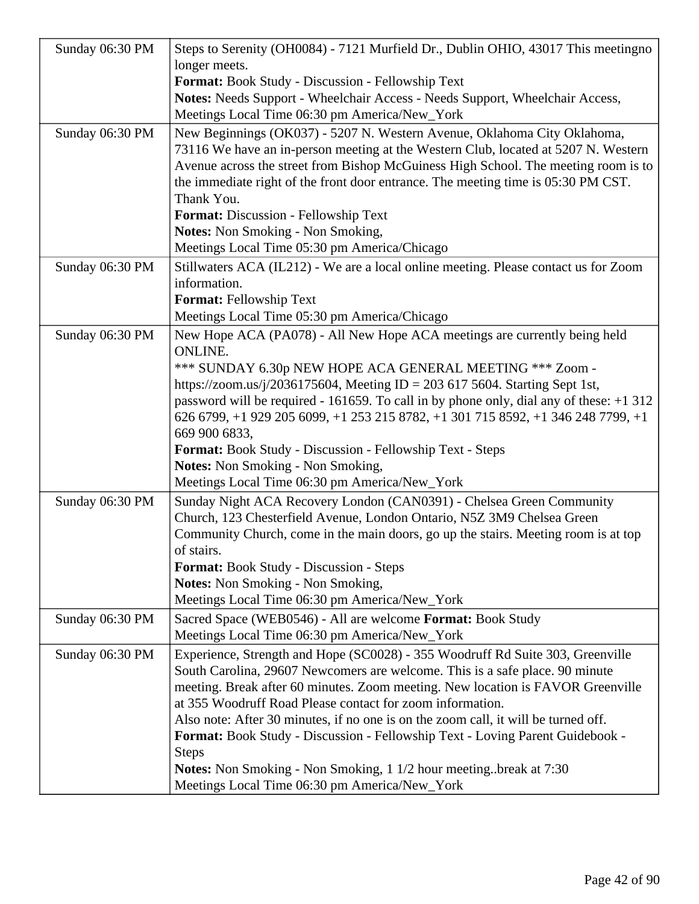| | |
|---|---|
| Sunday 06:30 PM | Steps to Serenity (OH0084) - 7121 Murfield Dr., Dublin OHIO, 43017 This meetingno longer meets.<br>**Format:** Book Study - Discussion - Fellowship Text<br>**Notes:** Needs Support - Wheelchair Access - Needs Support, Wheelchair Access,<br>Meetings Local Time 06:30 pm America/New_York |
| Sunday 06:30 PM | New Beginnings (OK037) - 5207 N. Western Avenue, Oklahoma City Oklahoma, 73116 We have an in-person meeting at the Western Club, located at 5207 N. Western Avenue across the street from Bishop McGuiness High School. The meeting room is to the immediate right of the front door entrance. The meeting time is 05:30 PM CST. Thank You.<br>**Format:** Discussion - Fellowship Text<br>**Notes:** Non Smoking - Non Smoking,<br>Meetings Local Time 05:30 pm America/Chicago |
| Sunday 06:30 PM | Stillwaters ACA (IL212) - We are a local online meeting. Please contact us for Zoom information.<br>**Format:** Fellowship Text<br>Meetings Local Time 05:30 pm America/Chicago |
| Sunday 06:30 PM | New Hope ACA (PA078) - All New Hope ACA meetings are currently being held ONLINE.<br>*** SUNDAY 6.30p NEW HOPE ACA GENERAL MEETING *** Zoom - https://zoom.us/j/2036175604, Meeting ID = 203 617 5604. Starting Sept 1st, password will be required - 161659. To call in by phone only, dial any of these: +1 312 626 6799, +1 929 205 6099, +1 253 215 8782, +1 301 715 8592, +1 346 248 7799, +1 669 900 6833,<br>**Format:** Book Study - Discussion - Fellowship Text - Steps<br>**Notes:** Non Smoking - Non Smoking,<br>Meetings Local Time 06:30 pm America/New_York |
| Sunday 06:30 PM | Sunday Night ACA Recovery London (CAN0391) - Chelsea Green Community Church, 123 Chesterfield Avenue, London Ontario, N5Z 3M9 Chelsea Green Community Church, come in the main doors, go up the stairs. Meeting room is at top of stairs.<br>**Format:** Book Study - Discussion - Steps<br>**Notes:** Non Smoking - Non Smoking,<br>Meetings Local Time 06:30 pm America/New_York |
| Sunday 06:30 PM | Sacred Space (WEB0546) - All are welcome **Format:** Book Study<br>Meetings Local Time 06:30 pm America/New_York |
| Sunday 06:30 PM | Experience, Strength and Hope (SC0028) - 355 Woodruff Rd Suite 303, Greenville South Carolina, 29607 Newcomers are welcome. This is a safe place. 90 minute meeting. Break after 60 minutes. Zoom meeting. New location is FAVOR Greenville at 355 Woodruff Road Please contact for zoom information.<br>Also note: After 30 minutes, if no one is on the zoom call, it will be turned off.<br>**Format:** Book Study - Discussion - Fellowship Text - Loving Parent Guidebook - Steps<br>**Notes:** Non Smoking - Non Smoking, 1 1/2 hour meeting..break at 7:30<br>Meetings Local Time 06:30 pm America/New_York |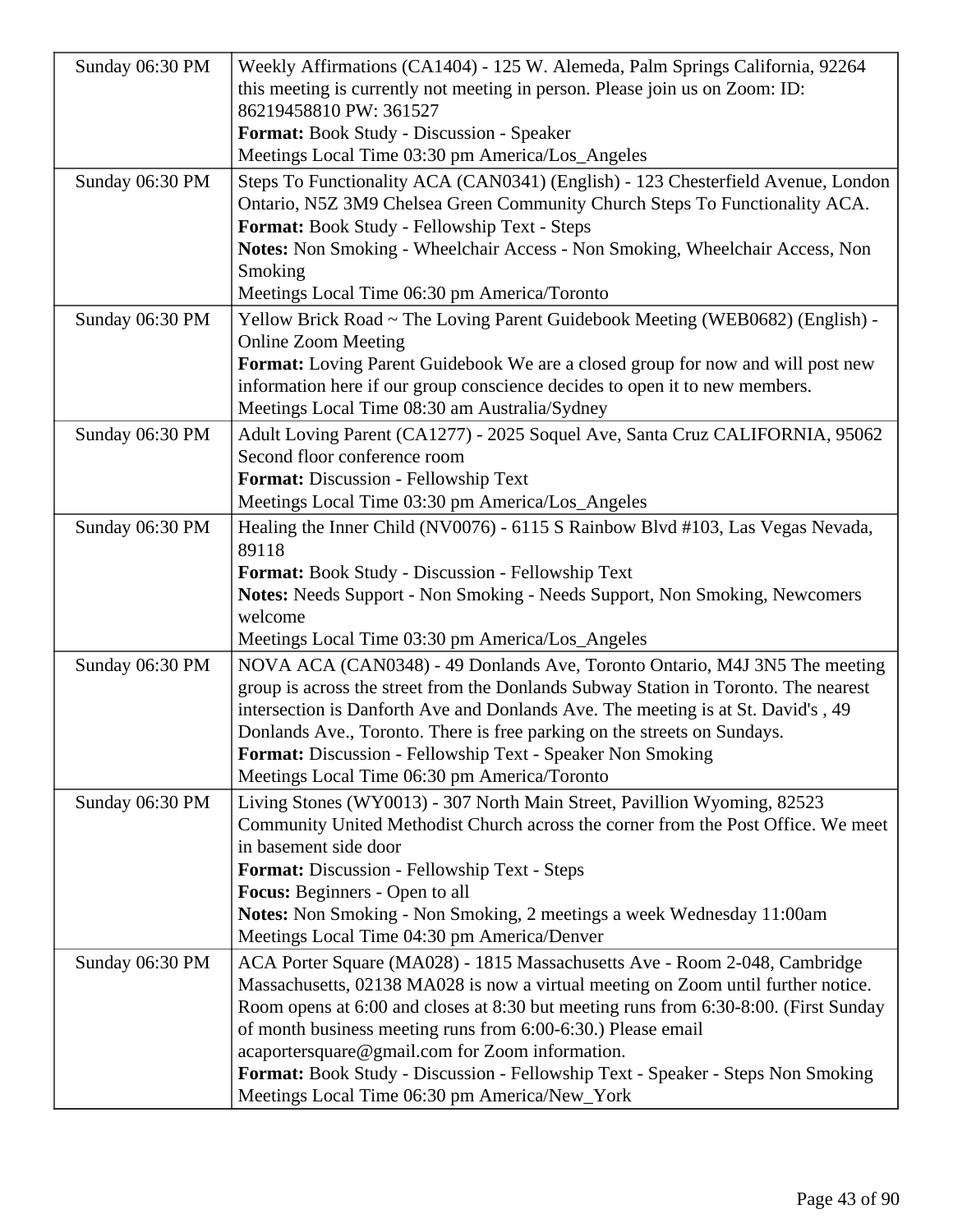| Sunday 06:30 PM | Weekly Affirmations (CA1404) - 125 W. Alemeda, Palm Springs California, 92264 this meeting is currently not meeting in person. Please join us on Zoom: ID: 86219458810 PW: 361527<br>**Format:** Book Study - Discussion - Speaker<br>Meetings Local Time 03:30 pm America/Los_Angeles |
|---|---|
| Sunday 06:30 PM | Steps To Functionality ACA (CAN0341) (English) - 123 Chesterfield Avenue, London Ontario, N5Z 3M9 Chelsea Green Community Church Steps To Functionality ACA.<br>**Format:** Book Study - Fellowship Text - Steps<br>**Notes:** Non Smoking - Wheelchair Access - Non Smoking, Wheelchair Access, Non Smoking<br>Meetings Local Time 06:30 pm America/Toronto |
| Sunday 06:30 PM | Yellow Brick Road ~ The Loving Parent Guidebook Meeting (WEB0682) (English) - Online Zoom Meeting<br>**Format:** Loving Parent Guidebook We are a closed group for now and will post new information here if our group conscience decides to open it to new members.<br>Meetings Local Time 08:30 am Australia/Sydney |
| Sunday 06:30 PM | Adult Loving Parent (CA1277) - 2025 Soquel Ave, Santa Cruz CALIFORNIA, 95062 Second floor conference room<br>**Format:** Discussion - Fellowship Text<br>Meetings Local Time 03:30 pm America/Los_Angeles |
| Sunday 06:30 PM | Healing the Inner Child (NV0076) - 6115 S Rainbow Blvd #103, Las Vegas Nevada, 89118<br>**Format:** Book Study - Discussion - Fellowship Text<br>**Notes:** Needs Support - Non Smoking - Needs Support, Non Smoking, Newcomers welcome<br>Meetings Local Time 03:30 pm America/Los_Angeles |
| Sunday 06:30 PM | NOVA ACA (CAN0348) - 49 Donlands Ave, Toronto Ontario, M4J 3N5 The meeting group is across the street from the Donlands Subway Station in Toronto. The nearest intersection is Danforth Ave and Donlands Ave. The meeting is at St. David's , 49 Donlands Ave., Toronto. There is free parking on the streets on Sundays.<br>**Format:** Discussion - Fellowship Text - Speaker Non Smoking<br>Meetings Local Time 06:30 pm America/Toronto |
| Sunday 06:30 PM | Living Stones (WY0013) - 307 North Main Street, Pavillion Wyoming, 82523 Community United Methodist Church across the corner from the Post Office. We meet in basement side door<br>**Format:** Discussion - Fellowship Text - Steps<br>**Focus:** Beginners - Open to all<br>**Notes:** Non Smoking - Non Smoking, 2 meetings a week Wednesday 11:00am<br>Meetings Local Time 04:30 pm America/Denver |
| Sunday 06:30 PM | ACA Porter Square (MA028) - 1815 Massachusetts Ave - Room 2-048, Cambridge Massachusetts, 02138 MA028 is now a virtual meeting on Zoom until further notice. Room opens at 6:00 and closes at 8:30 but meeting runs from 6:30-8:00. (First Sunday of month business meeting runs from 6:00-6:30.) Please email acaportersquare@gmail.com for Zoom information.<br>**Format:** Book Study - Discussion - Fellowship Text - Speaker - Steps Non Smoking<br>Meetings Local Time 06:30 pm America/New_York |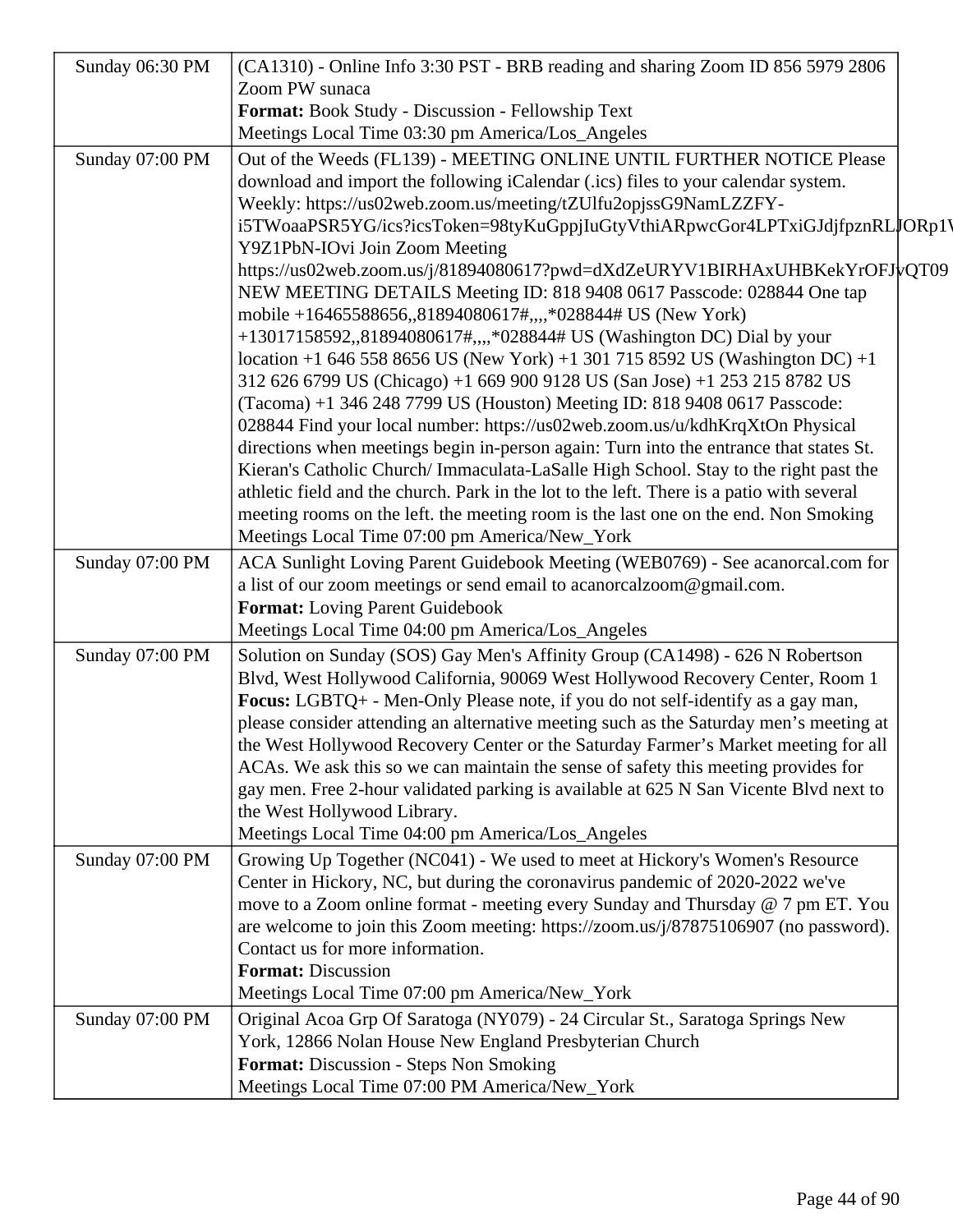| | |
|---|---|
| Sunday 06:30 PM | (CA1310) - Online Info 3:30 PST - BRB reading and sharing Zoom ID 856 5979 2806 Zoom PW sunaca<br>**Format:** Book Study - Discussion - Fellowship Text<br>Meetings Local Time 03:30 pm America/Los_Angeles |
| Sunday 07:00 PM | Out of the Weeds (FL139) - MEETING ONLINE UNTIL FURTHER NOTICE Please download and import the following iCalendar (.ics) files to your calendar system. Weekly: https://us02web.zoom.us/meeting/tZUlfu2opjssG9NamLZZFY-i5TWoaaPSR5YG/ics?icsToken=98tyKuGppjIuGtyVthiARpwcGor4LPTxiGJdjfpznRLJORp1V Y9Z1PbN-IOvi Join Zoom Meeting https://us02web.zoom.us/j/81894080617?pwd=dXdZeURYV1BIRHAxUHBKekYrOFJvQT09 NEW MEETING DETAILS Meeting ID: 818 9408 0617 Passcode: 028844 One tap mobile +16465588656,,81894080617#,,,,*028844# US (New York) +13017158592,,81894080617#,,,,*028844# US (Washington DC) Dial by your location +1 646 558 8656 US (New York) +1 301 715 8592 US (Washington DC) +1 312 626 6799 US (Chicago) +1 669 900 9128 US (San Jose) +1 253 215 8782 US (Tacoma) +1 346 248 7799 US (Houston) Meeting ID: 818 9408 0617 Passcode: 028844 Find your local number: https://us02web.zoom.us/u/kdhKrqXtOn Physical directions when meetings begin in-person again: Turn into the entrance that states St. Kieran's Catholic Church/ Immaculata-LaSalle High School. Stay to the right past the athletic field and the church. Park in the lot to the left. There is a patio with several meeting rooms on the left. the meeting room is the last one on the end. Non Smoking<br>Meetings Local Time 07:00 pm America/New_York |
| Sunday 07:00 PM | ACA Sunlight Loving Parent Guidebook Meeting (WEB0769) - See acanorcal.com for a list of our zoom meetings or send email to acanorcalzoom@gmail.com.<br>**Format:** Loving Parent Guidebook<br>Meetings Local Time 04:00 pm America/Los_Angeles |
| Sunday 07:00 PM | Solution on Sunday (SOS) Gay Men's Affinity Group (CA1498) - 626 N Robertson Blvd, West Hollywood California, 90069 West Hollywood Recovery Center, Room 1<br>**Focus:** LGBTQ+ - Men-Only Please note, if you do not self-identify as a gay man, please consider attending an alternative meeting such as the Saturday men's meeting at the West Hollywood Recovery Center or the Saturday Farmer's Market meeting for all ACAs. We ask this so we can maintain the sense of safety this meeting provides for gay men. Free 2-hour validated parking is available at 625 N San Vicente Blvd next to the West Hollywood Library.<br>Meetings Local Time 04:00 pm America/Los_Angeles |
| Sunday 07:00 PM | Growing Up Together (NC041) - We used to meet at Hickory's Women's Resource Center in Hickory, NC, but during the coronavirus pandemic of 2020-2022 we've move to a Zoom online format - meeting every Sunday and Thursday @ 7 pm ET. You are welcome to join this Zoom meeting: https://zoom.us/j/87875106907 (no password). Contact us for more information.<br>**Format:** Discussion<br>Meetings Local Time 07:00 pm America/New_York |
| Sunday 07:00 PM | Original Acoa Grp Of Saratoga (NY079) - 24 Circular St., Saratoga Springs New York, 12866 Nolan House New England Presbyterian Church<br>**Format:** Discussion - Steps Non Smoking<br>Meetings Local Time 07:00 PM America/New_York |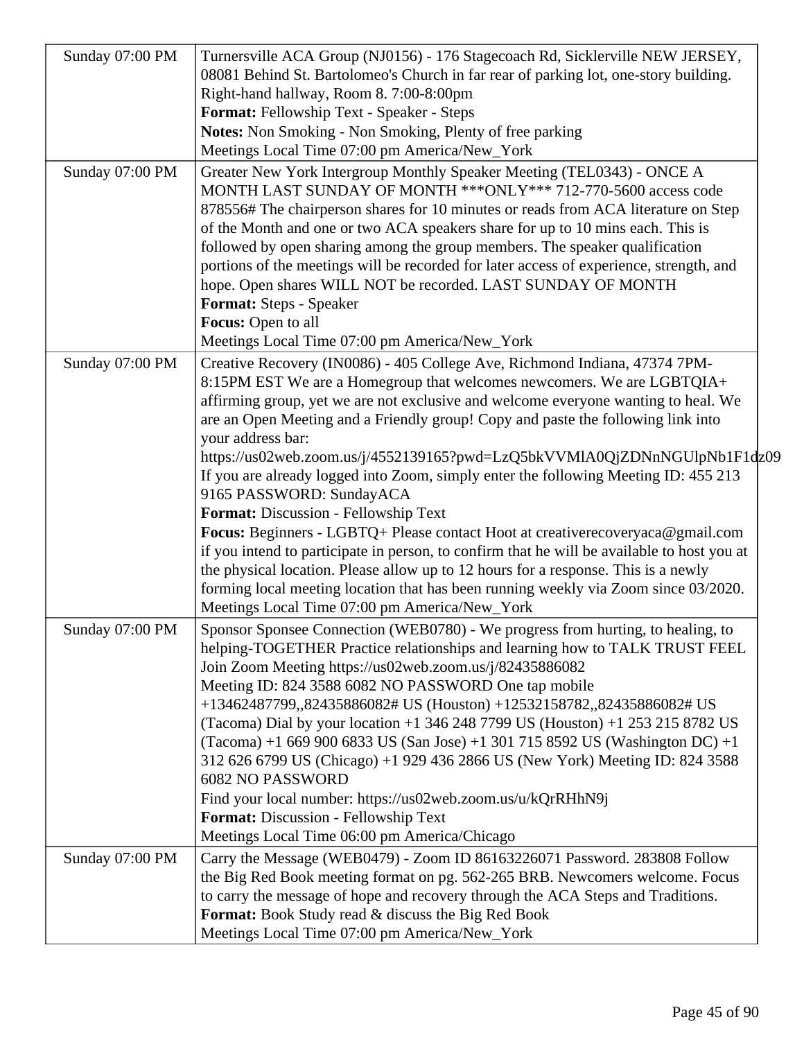| | |
|---|---|
| Sunday 07:00 PM | Turnersville ACA Group (NJ0156) - 176 Stagecoach Rd, Sicklerville NEW JERSEY, 08081 Behind St. Bartolomeo's Church in far rear of parking lot, one-story building. Right-hand hallway, Room 8. 7:00-8:00pm<br>**Format:** Fellowship Text - Speaker - Steps<br>**Notes:** Non Smoking - Non Smoking, Plenty of free parking<br>Meetings Local Time 07:00 pm America/New_York |
| Sunday 07:00 PM | Greater New York Intergroup Monthly Speaker Meeting (TEL0343) - ONCE A MONTH LAST SUNDAY OF MONTH ***ONLY*** 712-770-5600 access code 878556# The chairperson shares for 10 minutes or reads from ACA literature on Step of the Month and one or two ACA speakers share for up to 10 mins each. This is followed by open sharing among the group members. The speaker qualification portions of the meetings will be recorded for later access of experience, strength, and hope. Open shares WILL NOT be recorded. LAST SUNDAY OF MONTH<br>**Format:** Steps - Speaker<br>**Focus:** Open to all<br>Meetings Local Time 07:00 pm America/New_York |
| Sunday 07:00 PM | Creative Recovery (IN0086) - 405 College Ave, Richmond Indiana, 47374 7PM-8:15PM EST We are a Homegroup that welcomes newcomers. We are LGBTQIA+ affirming group, yet we are not exclusive and welcome everyone wanting to heal. We are an Open Meeting and a Friendly group! Copy and paste the following link into your address bar: https://us02web.zoom.us/j/4552139165?pwd=LzQ5bkVVMlA0QjZDNnNGUlpNb1F1dz09 If you are already logged into Zoom, simply enter the following Meeting ID: 455 213 9165 PASSWORD: SundayACA<br>**Format:** Discussion - Fellowship Text<br>**Focus:** Beginners - LGBTQ+ Please contact Hoot at creativerecoveryaca@gmail.com if you intend to participate in person, to confirm that he will be available to host you at the physical location. Please allow up to 12 hours for a response. This is a newly forming local meeting location that has been running weekly via Zoom since 03/2020.<br>Meetings Local Time 07:00 pm America/New_York |
| Sunday 07:00 PM | Sponsor Sponsee Connection (WEB0780) - We progress from hurting, to healing, to helping-TOGETHER Practice relationships and learning how to TALK TRUST FEEL Join Zoom Meeting https://us02web.zoom.us/j/82435886082<br>Meeting ID: 824 3588 6082 NO PASSWORD One tap mobile +13462487799,,82435886082# US (Houston) +12532158782,,82435886082# US (Tacoma) Dial by your location +1 346 248 7799 US (Houston) +1 253 215 8782 US (Tacoma) +1 669 900 6833 US (San Jose) +1 301 715 8592 US (Washington DC) +1 312 626 6799 US (Chicago) +1 929 436 2866 US (New York) Meeting ID: 824 3588 6082 NO PASSWORD<br>Find your local number: https://us02web.zoom.us/u/kQrRHhN9j<br>**Format:** Discussion - Fellowship Text<br>Meetings Local Time 06:00 pm America/Chicago |
| Sunday 07:00 PM | Carry the Message (WEB0479) - Zoom ID 86163226071 Password. 283808 Follow the Big Red Book meeting format on pg. 562-265 BRB. Newcomers welcome. Focus to carry the message of hope and recovery through the ACA Steps and Traditions.<br>**Format:** Book Study read & discuss the Big Red Book<br>Meetings Local Time 07:00 pm America/New_York |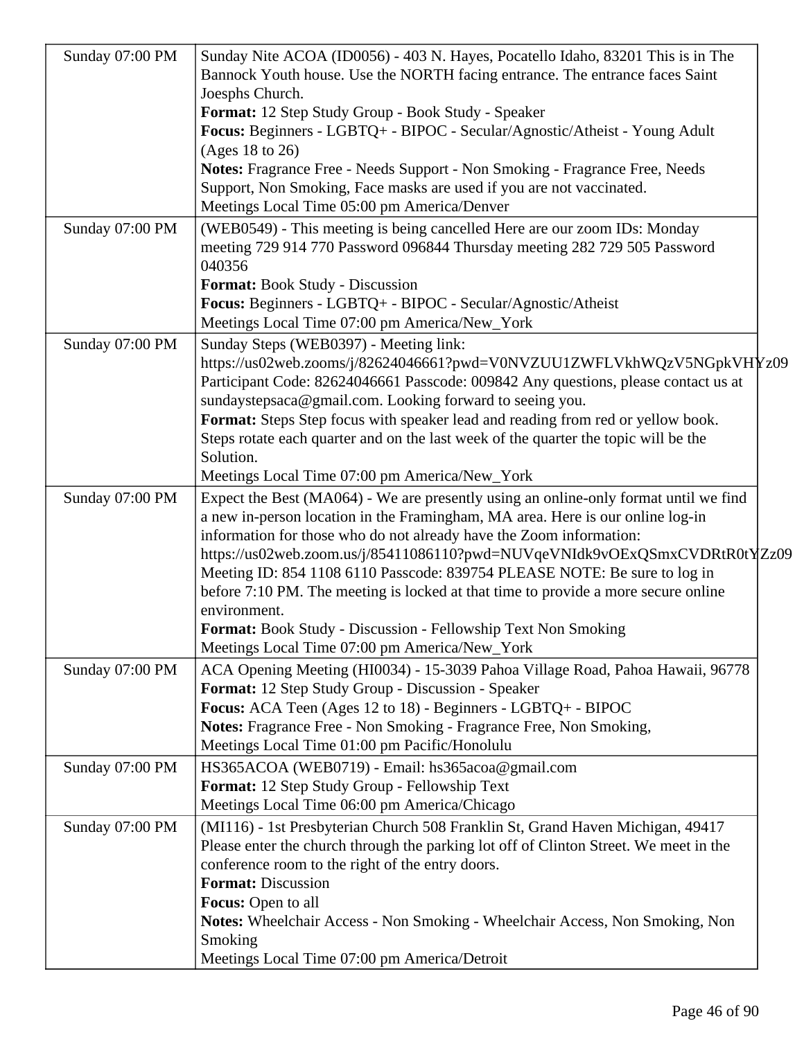| | |
|---|---|
| Sunday 07:00 PM | Sunday Nite ACOA (ID0056) - 403 N. Hayes, Pocatello Idaho, 83201 This is in The Bannock Youth house. Use the NORTH facing entrance. The entrance faces Saint Joesphs Church.<br>**Format:** 12 Step Study Group - Book Study - Speaker<br>**Focus:** Beginners - LGBTQ+ - BIPOC - Secular/Agnostic/Atheist - Young Adult (Ages 18 to 26)<br>**Notes:** Fragrance Free - Needs Support - Non Smoking - Fragrance Free, Needs Support, Non Smoking, Face masks are used if you are not vaccinated.<br>Meetings Local Time 05:00 pm America/Denver |
| Sunday 07:00 PM | (WEB0549) - This meeting is being cancelled Here are our zoom IDs: Monday meeting 729 914 770 Password 096844 Thursday meeting 282 729 505 Password 040356<br>**Format:** Book Study - Discussion<br>**Focus:** Beginners - LGBTQ+ - BIPOC - Secular/Agnostic/Atheist<br>Meetings Local Time 07:00 pm America/New_York |
| Sunday 07:00 PM | Sunday Steps (WEB0397) - Meeting link: https://us02web.zooms/j/82624046661?pwd=V0NVZUU1ZWFLVkhWQzV5NGpkVHYz09 Participant Code: 82624046661 Passcode: 009842 Any questions, please contact us at sundaystepsaca@gmail.com. Looking forward to seeing you.<br>**Format:** Steps Step focus with speaker lead and reading from red or yellow book. Steps rotate each quarter and on the last week of the quarter the topic will be the Solution.<br>Meetings Local Time 07:00 pm America/New_York |
| Sunday 07:00 PM | Expect the Best (MA064) - We are presently using an online-only format until we find a new in-person location in the Framingham, MA area. Here is our online log-in information for those who do not already have the Zoom information: https://us02web.zoom.us/j/85411086110?pwd=NUVqeVNIdk9vOExQSmxCVDRtR0tYZz09 Meeting ID: 854 1108 6110 Passcode: 839754 PLEASE NOTE: Be sure to log in before 7:10 PM. The meeting is locked at that time to provide a more secure online environment.<br>**Format:** Book Study - Discussion - Fellowship Text Non Smoking<br>Meetings Local Time 07:00 pm America/New_York |
| Sunday 07:00 PM | ACA Opening Meeting (HI0034) - 15-3039 Pahoa Village Road, Pahoa Hawaii, 96778<br>**Format:** 12 Step Study Group - Discussion - Speaker<br>**Focus:** ACA Teen (Ages 12 to 18) - Beginners - LGBTQ+ - BIPOC<br>**Notes:** Fragrance Free - Non Smoking - Fragrance Free, Non Smoking,<br>Meetings Local Time 01:00 pm Pacific/Honolulu |
| Sunday 07:00 PM | HS365ACOA (WEB0719) - Email: hs365acoa@gmail.com<br>**Format:** 12 Step Study Group - Fellowship Text<br>Meetings Local Time 06:00 pm America/Chicago |
| Sunday 07:00 PM | (MI116) - 1st Presbyterian Church 508 Franklin St, Grand Haven Michigan, 49417 Please enter the church through the parking lot off of Clinton Street. We meet in the conference room to the right of the entry doors.<br>**Format:** Discussion<br>**Focus:** Open to all<br>**Notes:** Wheelchair Access - Non Smoking - Wheelchair Access, Non Smoking, Non Smoking<br>Meetings Local Time 07:00 pm America/Detroit |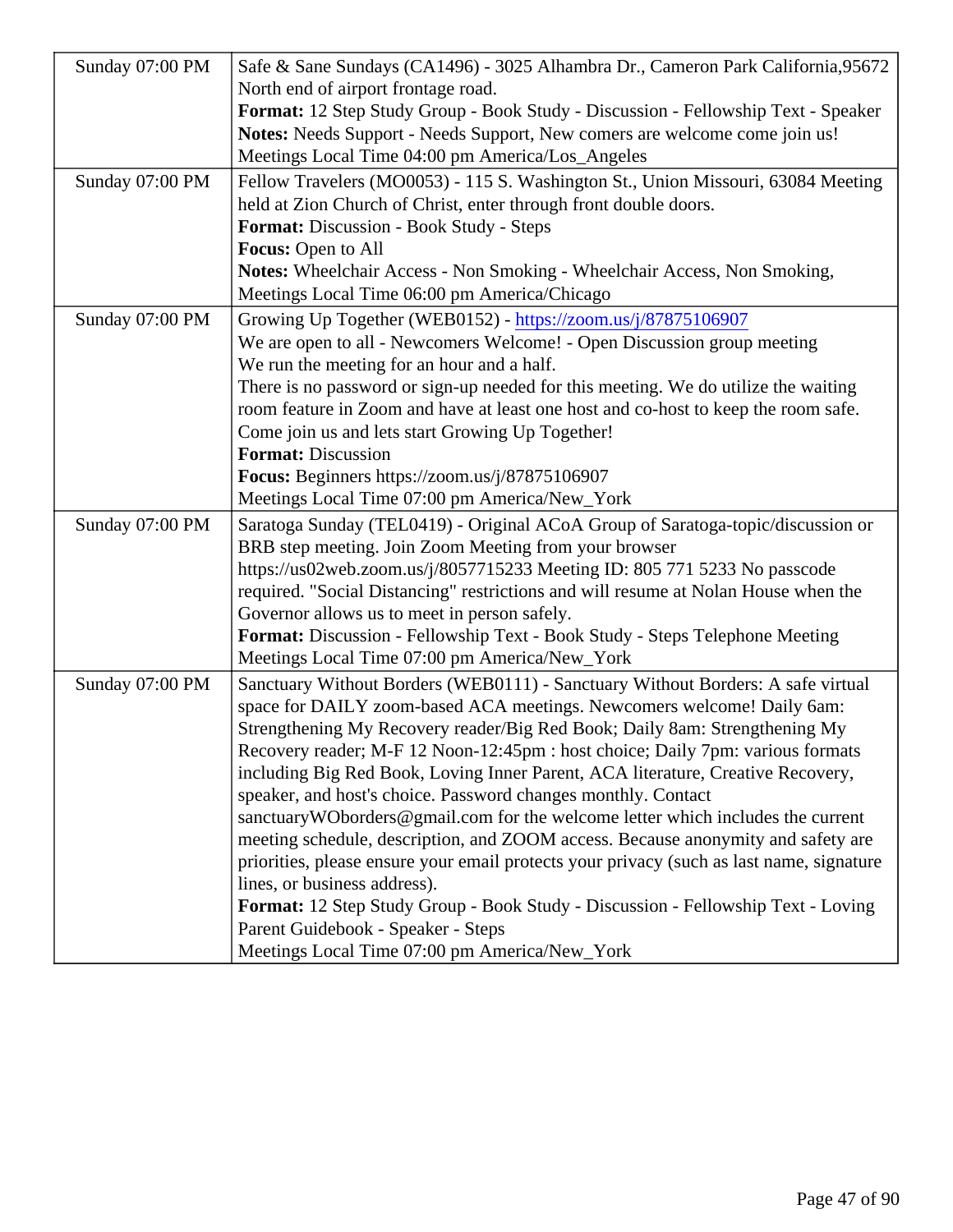| | |
|---|---|
| Sunday 07:00 PM | Safe & Sane Sundays (CA1496) - 3025 Alhambra Dr., Cameron Park California,95672 North end of airport frontage road.<br>**Format:** 12 Step Study Group - Book Study - Discussion - Fellowship Text - Speaker<br>**Notes:** Needs Support - Needs Support, New comers are welcome come join us!<br>Meetings Local Time 04:00 pm America/Los_Angeles |
| Sunday 07:00 PM | Fellow Travelers (MO0053) - 115 S. Washington St., Union Missouri, 63084 Meeting held at Zion Church of Christ, enter through front double doors.<br>**Format:** Discussion - Book Study - Steps<br>**Focus:** Open to All<br>**Notes:** Wheelchair Access - Non Smoking - Wheelchair Access, Non Smoking,<br>Meetings Local Time 06:00 pm America/Chicago |
| Sunday 07:00 PM | Growing Up Together (WEB0152) - https://zoom.us/j/87875106907<br>We are open to all - Newcomers Welcome! - Open Discussion group meeting<br>We run the meeting for an hour and a half.<br>There is no password or sign-up needed for this meeting. We do utilize the waiting room feature in Zoom and have at least one host and co-host to keep the room safe.<br>Come join us and lets start Growing Up Together!<br>**Format:** Discussion<br>**Focus:** Beginners https://zoom.us/j/87875106907<br>Meetings Local Time 07:00 pm America/New_York |
| Sunday 07:00 PM | Saratoga Sunday (TEL0419) - Original ACoA Group of Saratoga-topic/discussion or BRB step meeting. Join Zoom Meeting from your browser https://us02web.zoom.us/j/8057715233 Meeting ID: 805 771 5233 No passcode required. "Social Distancing" restrictions and will resume at Nolan House when the Governor allows us to meet in person safely.<br>**Format:** Discussion - Fellowship Text - Book Study - Steps Telephone Meeting<br>Meetings Local Time 07:00 pm America/New_York |
| Sunday 07:00 PM | Sanctuary Without Borders (WEB0111) - Sanctuary Without Borders: A safe virtual space for DAILY zoom-based ACA meetings. Newcomers welcome! Daily 6am: Strengthening My Recovery reader/Big Red Book; Daily 8am: Strengthening My Recovery reader; M-F 12 Noon-12:45pm : host choice; Daily 7pm: various formats including Big Red Book, Loving Inner Parent, ACA literature, Creative Recovery, speaker, and host's choice. Password changes monthly. Contact sanctuaryWOborders@gmail.com for the welcome letter which includes the current meeting schedule, description, and ZOOM access. Because anonymity and safety are priorities, please ensure your email protects your privacy (such as last name, signature lines, or business address).<br>**Format:** 12 Step Study Group - Book Study - Discussion - Fellowship Text - Loving Parent Guidebook - Speaker - Steps<br>Meetings Local Time 07:00 pm America/New_York |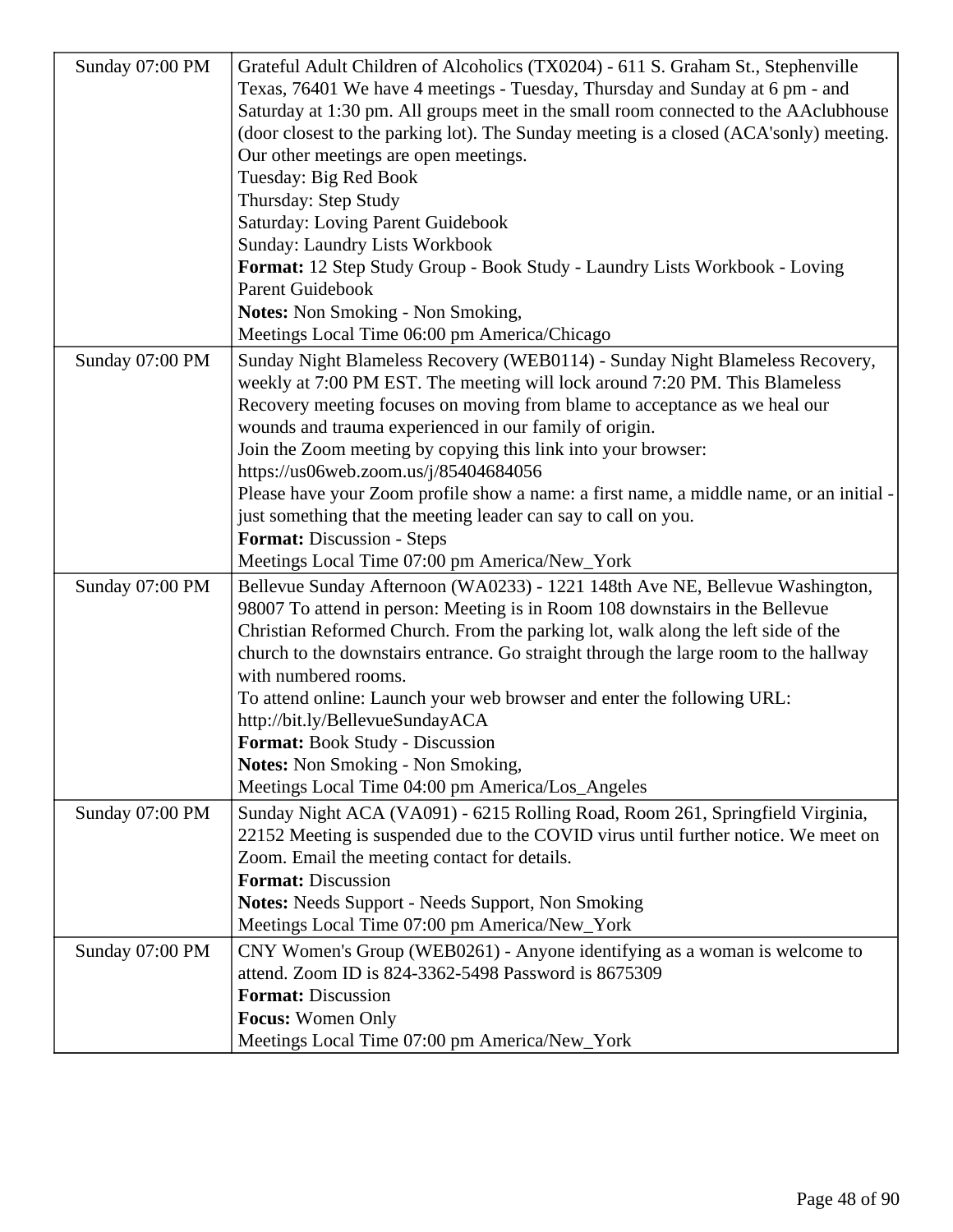| | |
|---|---|
| Sunday 07:00 PM | Grateful Adult Children of Alcoholics (TX0204) - 611 S. Graham St., Stephenville Texas, 76401 We have 4 meetings - Tuesday, Thursday and Sunday at 6 pm - and Saturday at 1:30 pm. All groups meet in the small room connected to the AAclubhouse (door closest to the parking lot). The Sunday meeting is a closed (ACA'sonly) meeting. Our other meetings are open meetings.<br>Tuesday: Big Red Book<br>Thursday: Step Study<br>Saturday: Loving Parent Guidebook<br>Sunday: Laundry Lists Workbook<br>**Format:** 12 Step Study Group - Book Study - Laundry Lists Workbook - Loving Parent Guidebook<br>**Notes:** Non Smoking - Non Smoking,<br>Meetings Local Time 06:00 pm America/Chicago |
| Sunday 07:00 PM | Sunday Night Blameless Recovery (WEB0114) - Sunday Night Blameless Recovery, weekly at 7:00 PM EST. The meeting will lock around 7:20 PM. This Blameless Recovery meeting focuses on moving from blame to acceptance as we heal our wounds and trauma experienced in our family of origin.<br>Join the Zoom meeting by copying this link into your browser:<br>https://us06web.zoom.us/j/85404684056<br>Please have your Zoom profile show a name: a first name, a middle name, or an initial - just something that the meeting leader can say to call on you.<br>**Format:** Discussion - Steps<br>Meetings Local Time 07:00 pm America/New_York |
| Sunday 07:00 PM | Bellevue Sunday Afternoon (WA0233) - 1221 148th Ave NE, Bellevue Washington, 98007 To attend in person: Meeting is in Room 108 downstairs in the Bellevue Christian Reformed Church. From the parking lot, walk along the left side of the church to the downstairs entrance. Go straight through the large room to the hallway with numbered rooms.<br>To attend online: Launch your web browser and enter the following URL: http://bit.ly/BellevueSundayACA<br>**Format:** Book Study - Discussion<br>**Notes:** Non Smoking - Non Smoking,<br>Meetings Local Time 04:00 pm America/Los_Angeles |
| Sunday 07:00 PM | Sunday Night ACA (VA091) - 6215 Rolling Road, Room 261, Springfield Virginia, 22152 Meeting is suspended due to the COVID virus until further notice. We meet on Zoom. Email the meeting contact for details.<br>**Format:** Discussion<br>**Notes:** Needs Support - Needs Support, Non Smoking<br>Meetings Local Time 07:00 pm America/New_York |
| Sunday 07:00 PM | CNY Women's Group (WEB0261) - Anyone identifying as a woman is welcome to attend. Zoom ID is 824-3362-5498 Password is 8675309<br>**Format:** Discussion<br>**Focus:** Women Only<br>Meetings Local Time 07:00 pm America/New_York |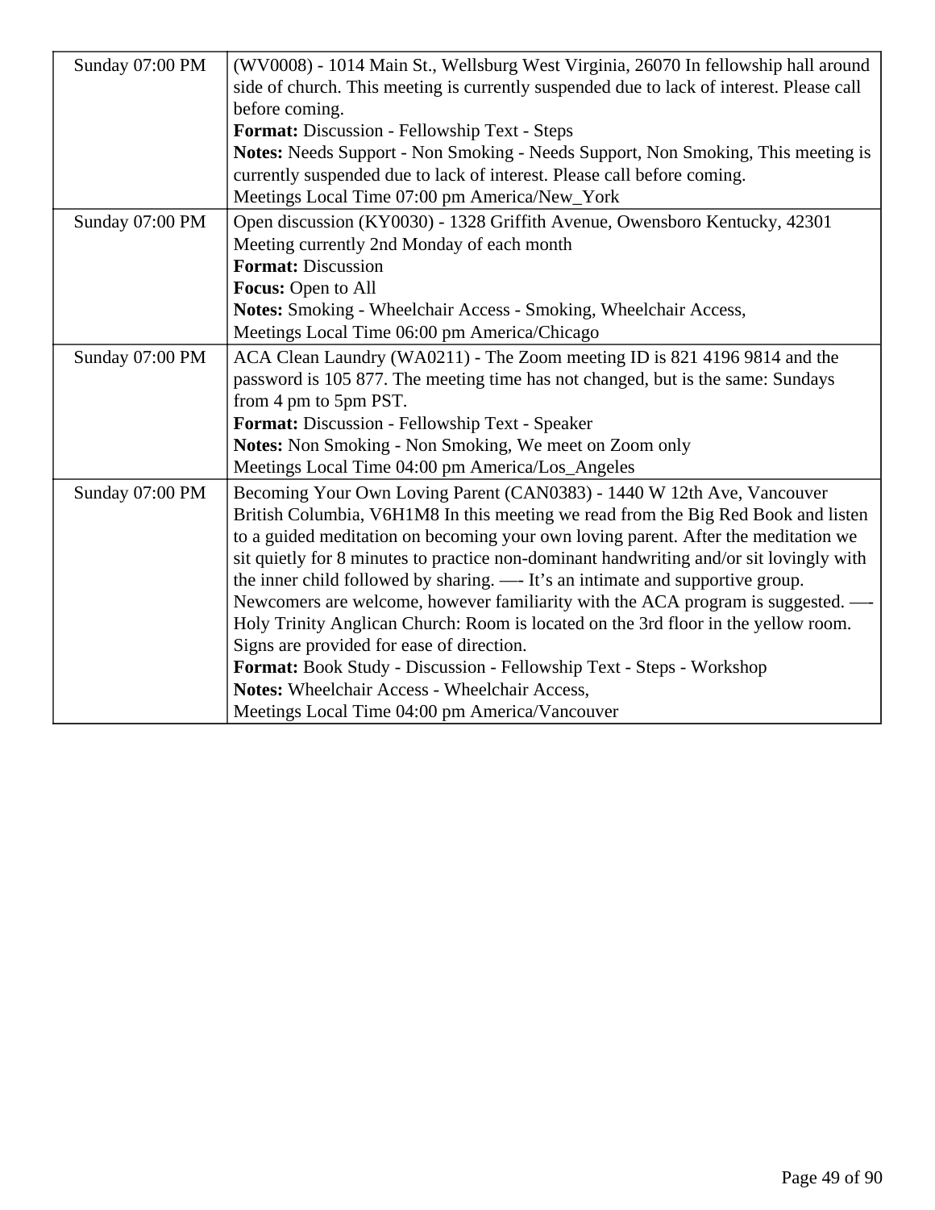| | |
|---|---|
| Sunday 07:00 PM | (WV0008) - 1014 Main St., Wellsburg West Virginia, 26070 In fellowship hall around side of church. This meeting is currently suspended due to lack of interest. Please call before coming.<br>**Format:** Discussion - Fellowship Text - Steps<br>**Notes:** Needs Support - Non Smoking - Needs Support, Non Smoking, This meeting is currently suspended due to lack of interest. Please call before coming.<br>Meetings Local Time 07:00 pm America/New_York |
| Sunday 07:00 PM | Open discussion (KY0030) - 1328 Griffith Avenue, Owensboro Kentucky, 42301 Meeting currently 2nd Monday of each month<br>**Format:** Discussion<br>**Focus:** Open to All<br>**Notes:** Smoking - Wheelchair Access - Smoking, Wheelchair Access,<br>Meetings Local Time 06:00 pm America/Chicago |
| Sunday 07:00 PM | ACA Clean Laundry (WA0211) - The Zoom meeting ID is 821 4196 9814 and the password is 105 877. The meeting time has not changed, but is the same: Sundays from 4 pm to 5pm PST.<br>**Format:** Discussion - Fellowship Text - Speaker<br>**Notes:** Non Smoking - Non Smoking, We meet on Zoom only<br>Meetings Local Time 04:00 pm America/Los_Angeles |
| Sunday 07:00 PM | Becoming Your Own Loving Parent (CAN0383) - 1440 W 12th Ave, Vancouver British Columbia, V6H1M8 In this meeting we read from the Big Red Book and listen to a guided meditation on becoming your own loving parent. After the meditation we sit quietly for 8 minutes to practice non-dominant handwriting and/or sit lovingly with the inner child followed by sharing. —- It's an intimate and supportive group. Newcomers are welcome, however familiarity with the ACA program is suggested. —- Holy Trinity Anglican Church: Room is located on the 3rd floor in the yellow room. Signs are provided for ease of direction.<br>**Format:** Book Study - Discussion - Fellowship Text - Steps - Workshop<br>**Notes:** Wheelchair Access - Wheelchair Access,<br>Meetings Local Time 04:00 pm America/Vancouver |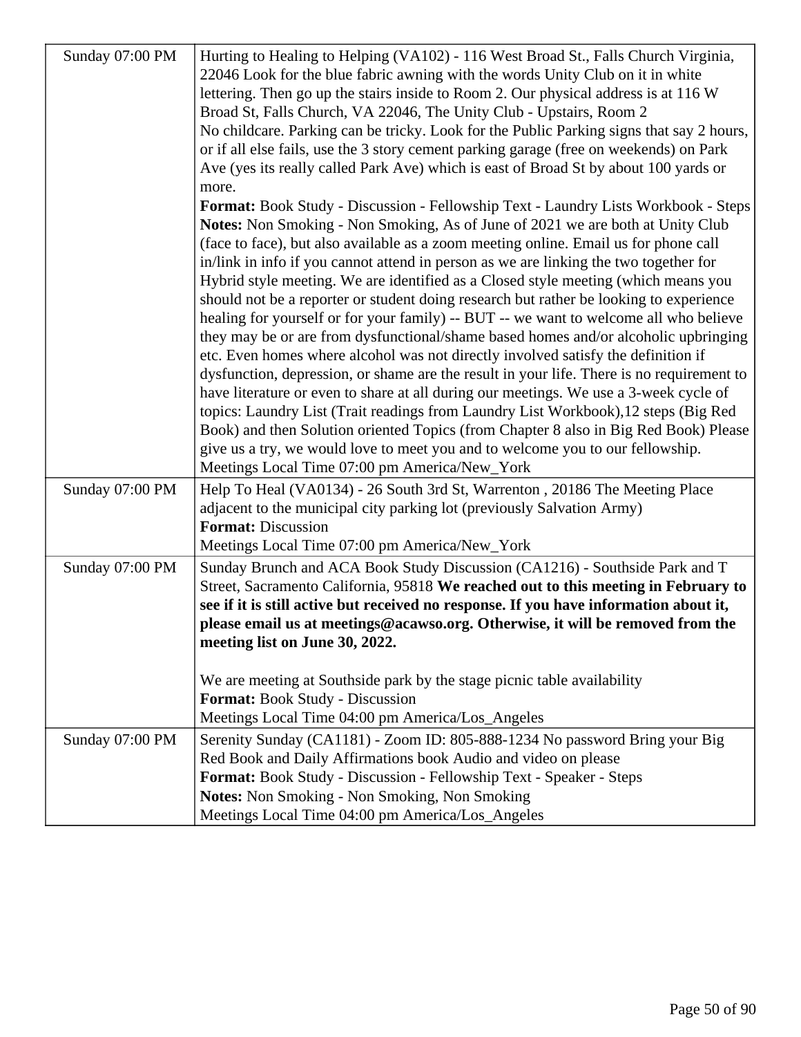| | |
|---|---|
| Sunday 07:00 PM | Hurting to Healing to Helping (VA102) - 116 West Broad St., Falls Church Virginia, 22046 Look for the blue fabric awning with the words Unity Club on it in white lettering. Then go up the stairs inside to Room 2. Our physical address is at 116 W Broad St, Falls Church, VA 22046, The Unity Club - Upstairs, Room 2<br>No childcare. Parking can be tricky. Look for the Public Parking signs that say 2 hours, or if all else fails, use the 3 story cement parking garage (free on weekends) on Park Ave (yes its really called Park Ave) which is east of Broad St by about 100 yards or more.<br>**Format:** Book Study - Discussion - Fellowship Text - Laundry Lists Workbook - Steps<br>**Notes:** Non Smoking - Non Smoking, As of June of 2021 we are both at Unity Club (face to face), but also available as a zoom meeting online. Email us for phone call in/link in info if you cannot attend in person as we are linking the two together for Hybrid style meeting. We are identified as a Closed style meeting (which means you should not be a reporter or student doing research but rather be looking to experience healing for yourself or for your family) -- BUT -- we want to welcome all who believe they may be or are from dysfunctional/shame based homes and/or alcoholic upbringing etc. Even homes where alcohol was not directly involved satisfy the definition if dysfunction, depression, or shame are the result in your life. There is no requirement to have literature or even to share at all during our meetings. We use a 3-week cycle of topics: Laundry List (Trait readings from Laundry List Workbook),12 steps (Big Red Book) and then Solution oriented Topics (from Chapter 8 also in Big Red Book) Please give us a try, we would love to meet you and to welcome you to our fellowship.<br>Meetings Local Time 07:00 pm America/New_York |
| Sunday 07:00 PM | Help To Heal (VA0134) - 26 South 3rd St, Warrenton , 20186 The Meeting Place adjacent to the municipal city parking lot (previously Salvation Army)<br>**Format:** Discussion<br>Meetings Local Time 07:00 pm America/New_York |
| Sunday 07:00 PM | Sunday Brunch and ACA Book Study Discussion (CA1216) - Southside Park and T Street, Sacramento California, 95818 **We reached out to this meeting in February to see if it is still active but received no response. If you have information about it, please email us at meetings@acawso.org. Otherwise, it will be removed from the meeting list on June 30, 2022.**<br><br>We are meeting at Southside park by the stage picnic table availability<br>**Format:** Book Study - Discussion<br>Meetings Local Time 04:00 pm America/Los_Angeles |
| Sunday 07:00 PM | Serenity Sunday (CA1181) - Zoom ID: 805-888-1234 No password Bring your Big Red Book and Daily Affirmations book Audio and video on please<br>**Format:** Book Study - Discussion - Fellowship Text - Speaker - Steps<br>**Notes:** Non Smoking - Non Smoking, Non Smoking<br>Meetings Local Time 04:00 pm America/Los_Angeles |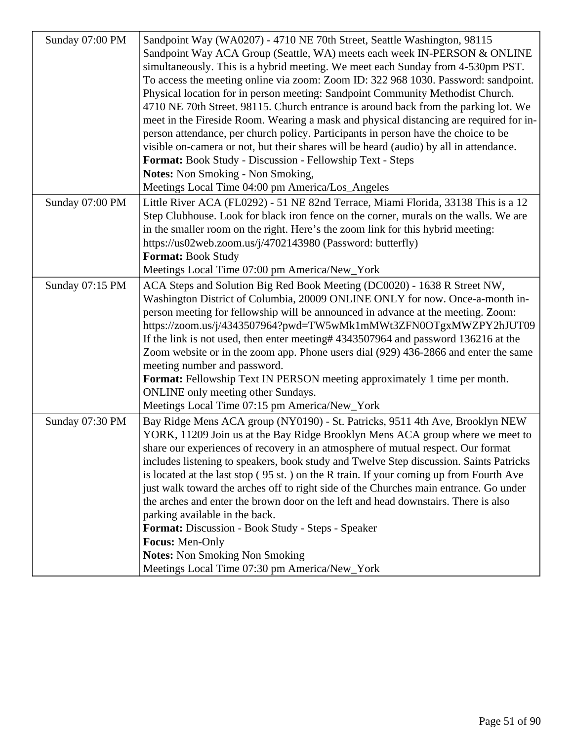| | |
|---|---|
| Sunday 07:00 PM | Sandpoint Way (WA0207) - 4710 NE 70th Street, Seattle Washington, 98115 Sandpoint Way ACA Group (Seattle, WA) meets each week IN-PERSON & ONLINE simultaneously. This is a hybrid meeting. We meet each Sunday from 4-530pm PST. To access the meeting online via zoom: Zoom ID: 322 968 1030. Password: sandpoint. Physical location for in person meeting: Sandpoint Community Methodist Church. 4710 NE 70th Street. 98115. Church entrance is around back from the parking lot. We meet in the Fireside Room. Wearing a mask and physical distancing are required for in-person attendance, per church policy. Participants in person have the choice to be visible on-camera or not, but their shares will be heard (audio) by all in attendance.<br>**Format:** Book Study - Discussion - Fellowship Text - Steps<br>**Notes:** Non Smoking - Non Smoking,<br>Meetings Local Time 04:00 pm America/Los_Angeles |
| Sunday 07:00 PM | Little River ACA (FL0292) - 51 NE 82nd Terrace, Miami Florida, 33138 This is a 12 Step Clubhouse. Look for black iron fence on the corner, murals on the walls. We are in the smaller room on the right. Here's the zoom link for this hybrid meeting: https://us02web.zoom.us/j/4702143980 (Password: butterfly)<br>**Format:** Book Study<br>Meetings Local Time 07:00 pm America/New_York |
| Sunday 07:15 PM | ACA Steps and Solution Big Red Book Meeting (DC0020) - 1638 R Street NW, Washington District of Columbia, 20009 ONLINE ONLY for now. Once-a-month in-person meeting for fellowship will be announced in advance at the meeting. Zoom: https://zoom.us/j/4343507964?pwd=TW5wMk1mMWt3ZFN0OTgxMWZPY2hJUT09 If the link is not used, then enter meeting# 4343507964 and password 136216 at the Zoom website or in the zoom app. Phone users dial (929) 436-2866 and enter the same meeting number and password.<br>**Format:** Fellowship Text IN PERSON meeting approximately 1 time per month. ONLINE only meeting other Sundays.<br>Meetings Local Time 07:15 pm America/New_York |
| Sunday 07:30 PM | Bay Ridge Mens ACA group (NY0190) - St. Patricks, 9511 4th Ave, Brooklyn NEW YORK, 11209 Join us at the Bay Ridge Brooklyn Mens ACA group where we meet to share our experiences of recovery in an atmosphere of mutual respect. Our format includes listening to speakers, book study and Twelve Step discussion. Saints Patricks is located at the last stop ( 95 st. ) on the R train. If your coming up from Fourth Ave just walk toward the arches off to right side of the Churches main entrance. Go under the arches and enter the brown door on the left and head downstairs. There is also parking available in the back.<br>**Format:** Discussion - Book Study - Steps - Speaker<br>**Focus:** Men-Only<br>**Notes:** Non Smoking Non Smoking<br>Meetings Local Time 07:30 pm America/New_York |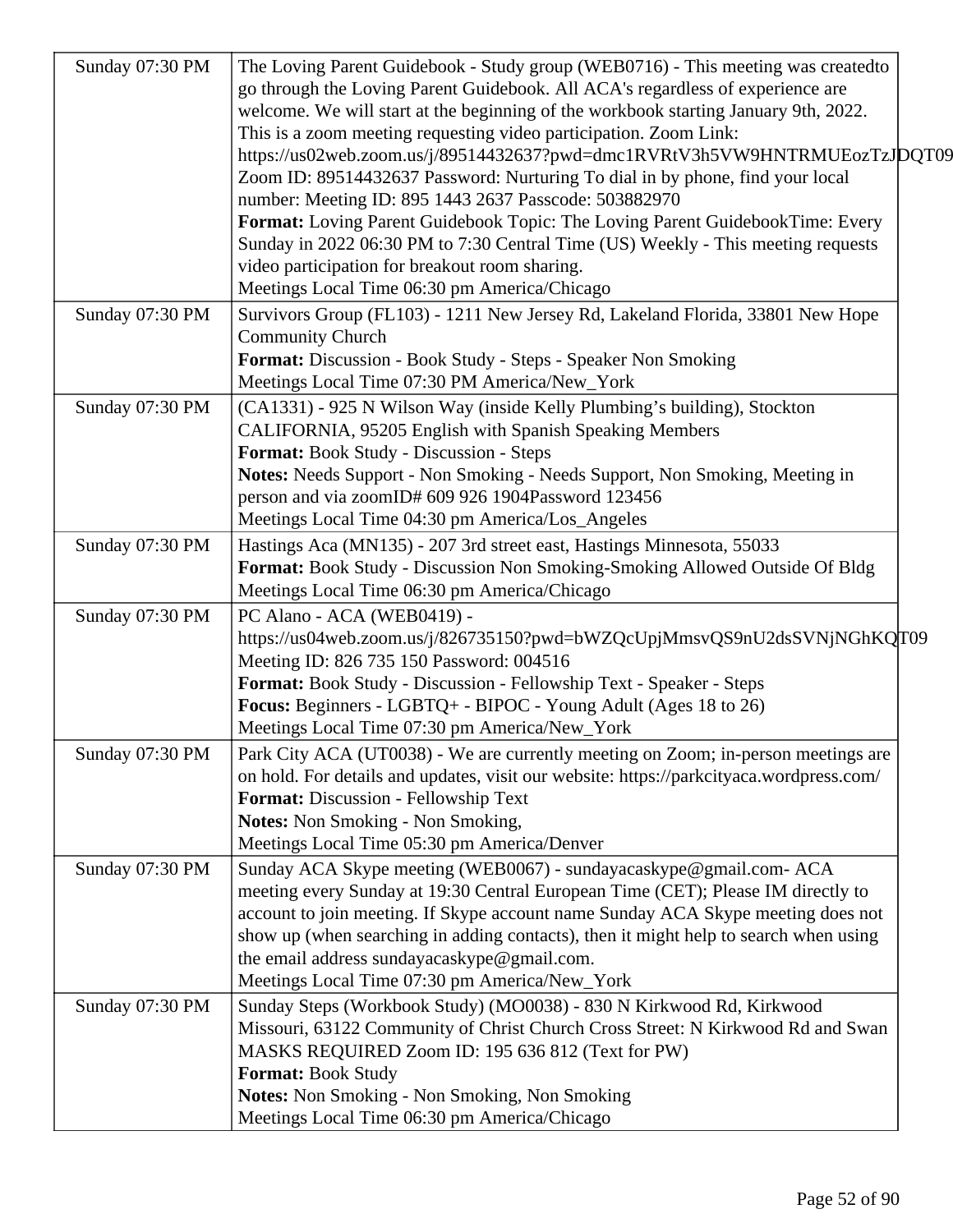| | |
|---|---|
| Sunday 07:30 PM | The Loving Parent Guidebook - Study group (WEB0716) - This meeting was createdto go through the Loving Parent Guidebook. All ACA's regardless of experience are welcome. We will start at the beginning of the workbook starting January 9th, 2022. This is a zoom meeting requesting video participation. Zoom Link: https://us02web.zoom.us/j/89514432637?pwd=dmc1RVRtV3h5VW9HNTRMUEozTzJDQT09 Zoom ID: 89514432637 Password: Nurturing To dial in by phone, find your local number: Meeting ID: 895 1443 2637 Passcode: 503882970<br>**Format:** Loving Parent Guidebook Topic: The Loving Parent GuidebookTime: Every Sunday in 2022 06:30 PM to 7:30 Central Time (US) Weekly - This meeting requests video participation for breakout room sharing.<br>Meetings Local Time 06:30 pm America/Chicago |
| Sunday 07:30 PM | Survivors Group (FL103) - 1211 New Jersey Rd, Lakeland Florida, 33801 New Hope Community Church<br>**Format:** Discussion - Book Study - Steps - Speaker Non Smoking<br>Meetings Local Time 07:30 PM America/New_York |
| Sunday 07:30 PM | (CA1331) - 925 N Wilson Way (inside Kelly Plumbing's building), Stockton CALIFORNIA, 95205 English with Spanish Speaking Members<br>**Format:** Book Study - Discussion - Steps<br>**Notes:** Needs Support - Non Smoking - Needs Support, Non Smoking, Meeting in person and via zoomID# 609 926 1904Password 123456<br>Meetings Local Time 04:30 pm America/Los_Angeles |
| Sunday 07:30 PM | Hastings Aca (MN135) - 207 3rd street east, Hastings Minnesota, 55033<br>**Format:** Book Study - Discussion Non Smoking-Smoking Allowed Outside Of Bldg<br>Meetings Local Time 06:30 pm America/Chicago |
| Sunday 07:30 PM | PC Alano - ACA (WEB0419) - https://us04web.zoom.us/j/826735150?pwd=bWZQcUpjMmsvQS9nU2dsSVNjNGhKQT09 Meeting ID: 826 735 150 Password: 004516<br>**Format:** Book Study - Discussion - Fellowship Text - Speaker - Steps<br>**Focus:** Beginners - LGBTQ+ - BIPOC - Young Adult (Ages 18 to 26)<br>Meetings Local Time 07:30 pm America/New_York |
| Sunday 07:30 PM | Park City ACA (UT0038) - We are currently meeting on Zoom; in-person meetings are on hold. For details and updates, visit our website: https://parkcityaca.wordpress.com/<br>**Format:** Discussion - Fellowship Text<br>**Notes:** Non Smoking - Non Smoking,<br>Meetings Local Time 05:30 pm America/Denver |
| Sunday 07:30 PM | Sunday ACA Skype meeting (WEB0067) - sundayacaskype@gmail.com- ACA meeting every Sunday at 19:30 Central European Time (CET); Please IM directly to account to join meeting. If Skype account name Sunday ACA Skype meeting does not show up (when searching in adding contacts), then it might help to search when using the email address sundayacaskype@gmail.com.<br>Meetings Local Time 07:30 pm America/New_York |
| Sunday 07:30 PM | Sunday Steps (Workbook Study) (MO0038) - 830 N Kirkwood Rd, Kirkwood Missouri, 63122 Community of Christ Church Cross Street: N Kirkwood Rd and Swan MASKS REQUIRED Zoom ID: 195 636 812 (Text for PW)<br>**Format:** Book Study<br>**Notes:** Non Smoking - Non Smoking, Non Smoking<br>Meetings Local Time 06:30 pm America/Chicago |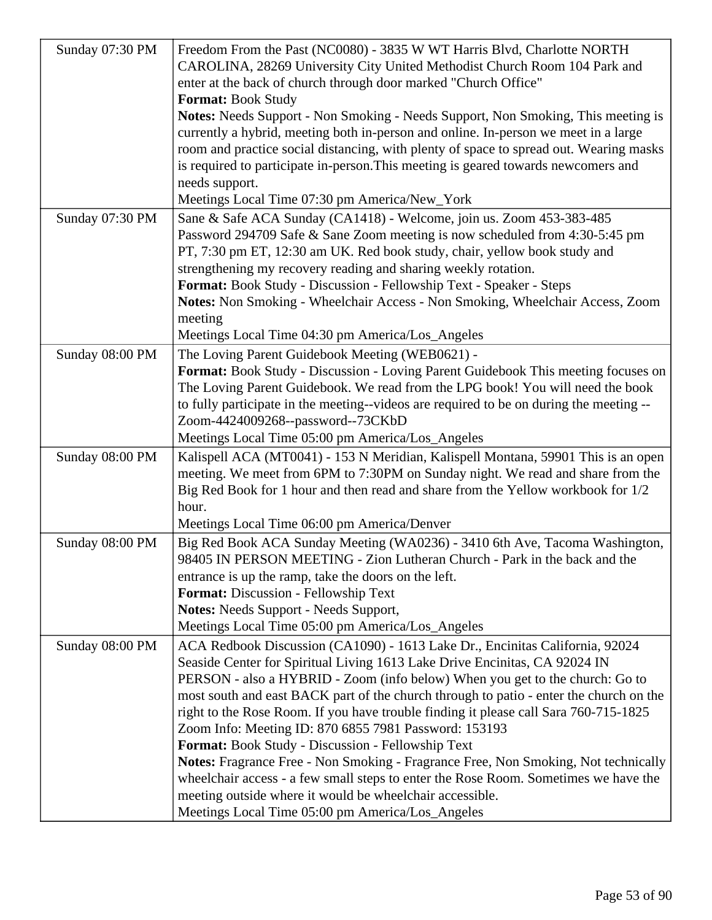| | |
|---|---|
| Sunday 07:30 PM | Freedom From the Past (NC0080) - 3835 W WT Harris Blvd, Charlotte NORTH CAROLINA, 28269 University City United Methodist Church Room 104 Park and enter at the back of church through door marked "Church Office"<br>**Format:** Book Study<br>**Notes:** Needs Support - Non Smoking - Needs Support, Non Smoking, This meeting is currently a hybrid, meeting both in-person and online. In-person we meet in a large room and practice social distancing, with plenty of space to spread out. Wearing masks is required to participate in-person.This meeting is geared towards newcomers and needs support.<br>Meetings Local Time 07:30 pm America/New_York |
| Sunday 07:30 PM | Sane & Safe ACA Sunday (CA1418) - Welcome, join us. Zoom 453-383-485 Password 294709 Safe & Sane Zoom meeting is now scheduled from 4:30-5:45 pm PT, 7:30 pm ET, 12:30 am UK. Red book study, chair, yellow book study and strengthening my recovery reading and sharing weekly rotation.<br>**Format:** Book Study - Discussion - Fellowship Text - Speaker - Steps<br>**Notes:** Non Smoking - Wheelchair Access - Non Smoking, Wheelchair Access, Zoom meeting<br>Meetings Local Time 04:30 pm America/Los_Angeles |
| Sunday 08:00 PM | The Loving Parent Guidebook Meeting (WEB0621) -<br>**Format:** Book Study - Discussion - Loving Parent Guidebook This meeting focuses on The Loving Parent Guidebook. We read from the LPG book! You will need the book to fully participate in the meeting--videos are required to be on during the meeting --Zoom-4424009268--password--73CKbD<br>Meetings Local Time 05:00 pm America/Los_Angeles |
| Sunday 08:00 PM | Kalispell ACA (MT0041) - 153 N Meridian, Kalispell Montana, 59901 This is an open meeting. We meet from 6PM to 7:30PM on Sunday night. We read and share from the Big Red Book for 1 hour and then read and share from the Yellow workbook for 1/2 hour.<br>Meetings Local Time 06:00 pm America/Denver |
| Sunday 08:00 PM | Big Red Book ACA Sunday Meeting (WA0236) - 3410 6th Ave, Tacoma Washington, 98405 IN PERSON MEETING - Zion Lutheran Church - Park in the back and the entrance is up the ramp, take the doors on the left.<br>**Format:** Discussion - Fellowship Text<br>**Notes:** Needs Support - Needs Support,<br>Meetings Local Time 05:00 pm America/Los_Angeles |
| Sunday 08:00 PM | ACA Redbook Discussion (CA1090) - 1613 Lake Dr., Encinitas California, 92024 Seaside Center for Spiritual Living 1613 Lake Drive Encinitas, CA 92024 IN PERSON - also a HYBRID - Zoom (info below) When you get to the church: Go to most south and east BACK part of the church through to patio - enter the church on the right to the Rose Room. If you have trouble finding it please call Sara 760-715-1825 Zoom Info: Meeting ID: 870 6855 7981 Password: 153193<br>**Format:** Book Study - Discussion - Fellowship Text<br>**Notes:** Fragrance Free - Non Smoking - Fragrance Free, Non Smoking, Not technically wheelchair access - a few small steps to enter the Rose Room. Sometimes we have the meeting outside where it would be wheelchair accessible.<br>Meetings Local Time 05:00 pm America/Los_Angeles |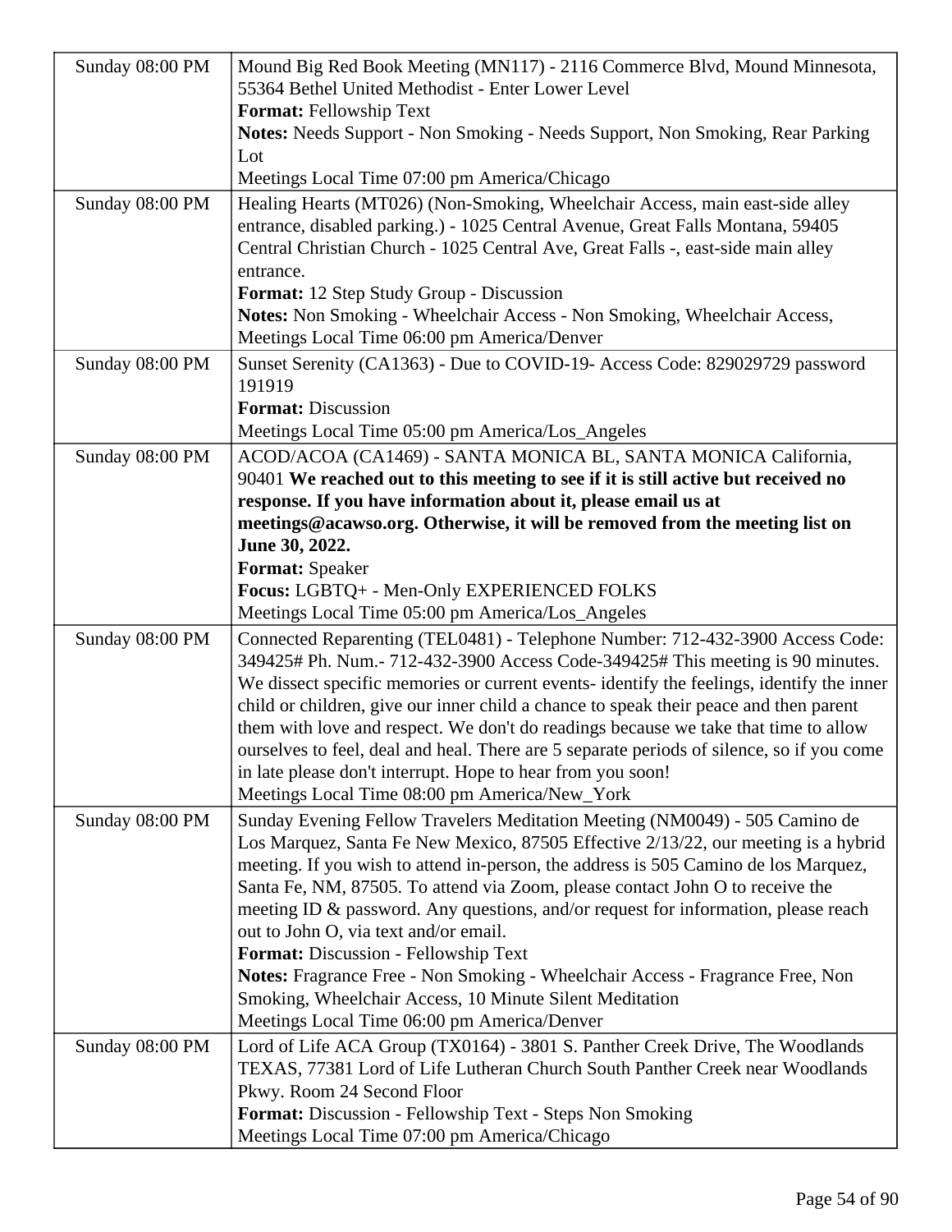| | |
|---|---|
| Sunday 08:00 PM | Mound Big Red Book Meeting (MN117) - 2116 Commerce Blvd, Mound Minnesota, 55364 Bethel United Methodist - Enter Lower Level<br>**Format:** Fellowship Text<br>**Notes:** Needs Support - Non Smoking - Needs Support, Non Smoking, Rear Parking Lot<br>Meetings Local Time 07:00 pm America/Chicago |
| Sunday 08:00 PM | Healing Hearts (MT026) (Non-Smoking, Wheelchair Access, main east-side alley entrance, disabled parking.) - 1025 Central Avenue, Great Falls Montana, 59405 Central Christian Church - 1025 Central Ave, Great Falls -, east-side main alley entrance.<br>**Format:** 12 Step Study Group - Discussion<br>**Notes:** Non Smoking - Wheelchair Access - Non Smoking, Wheelchair Access,<br>Meetings Local Time 06:00 pm America/Denver |
| Sunday 08:00 PM | Sunset Serenity (CA1363) - Due to COVID-19- Access Code: 829029729 password 191919<br>**Format:** Discussion<br>Meetings Local Time 05:00 pm America/Los_Angeles |
| Sunday 08:00 PM | ACOD/ACOA (CA1469) - SANTA MONICA BL, SANTA MONICA California, 90401 **We reached out to this meeting to see if it is still active but received no response. If you have information about it, please email us at meetings@acawso.org. Otherwise, it will be removed from the meeting list on June 30, 2022.**<br>**Format:** Speaker<br>**Focus:** LGBTQ+ - Men-Only EXPERIENCED FOLKS<br>Meetings Local Time 05:00 pm America/Los_Angeles |
| Sunday 08:00 PM | Connected Reparenting (TEL0481) - Telephone Number: 712-432-3900 Access Code: 349425# Ph. Num.- 712-432-3900 Access Code-349425# This meeting is 90 minutes. We dissect specific memories or current events- identify the feelings, identify the inner child or children, give our inner child a chance to speak their peace and then parent them with love and respect. We don't do readings because we take that time to allow ourselves to feel, deal and heal. There are 5 separate periods of silence, so if you come in late please don't interrupt. Hope to hear from you soon!<br>Meetings Local Time 08:00 pm America/New_York |
| Sunday 08:00 PM | Sunday Evening Fellow Travelers Meditation Meeting (NM0049) - 505 Camino de Los Marquez, Santa Fe New Mexico, 87505 Effective 2/13/22, our meeting is a hybrid meeting. If you wish to attend in-person, the address is 505 Camino de los Marquez, Santa Fe, NM, 87505. To attend via Zoom, please contact John O to receive the meeting ID & password. Any questions, and/or request for information, please reach out to John O, via text and/or email.<br>**Format:** Discussion - Fellowship Text<br>**Notes:** Fragrance Free - Non Smoking - Wheelchair Access - Fragrance Free, Non Smoking, Wheelchair Access, 10 Minute Silent Meditation<br>Meetings Local Time 06:00 pm America/Denver |
| Sunday 08:00 PM | Lord of Life ACA Group (TX0164) - 3801 S. Panther Creek Drive, The Woodlands TEXAS, 77381 Lord of Life Lutheran Church South Panther Creek near Woodlands Pkwy. Room 24 Second Floor<br>**Format:** Discussion - Fellowship Text - Steps Non Smoking<br>Meetings Local Time 07:00 pm America/Chicago |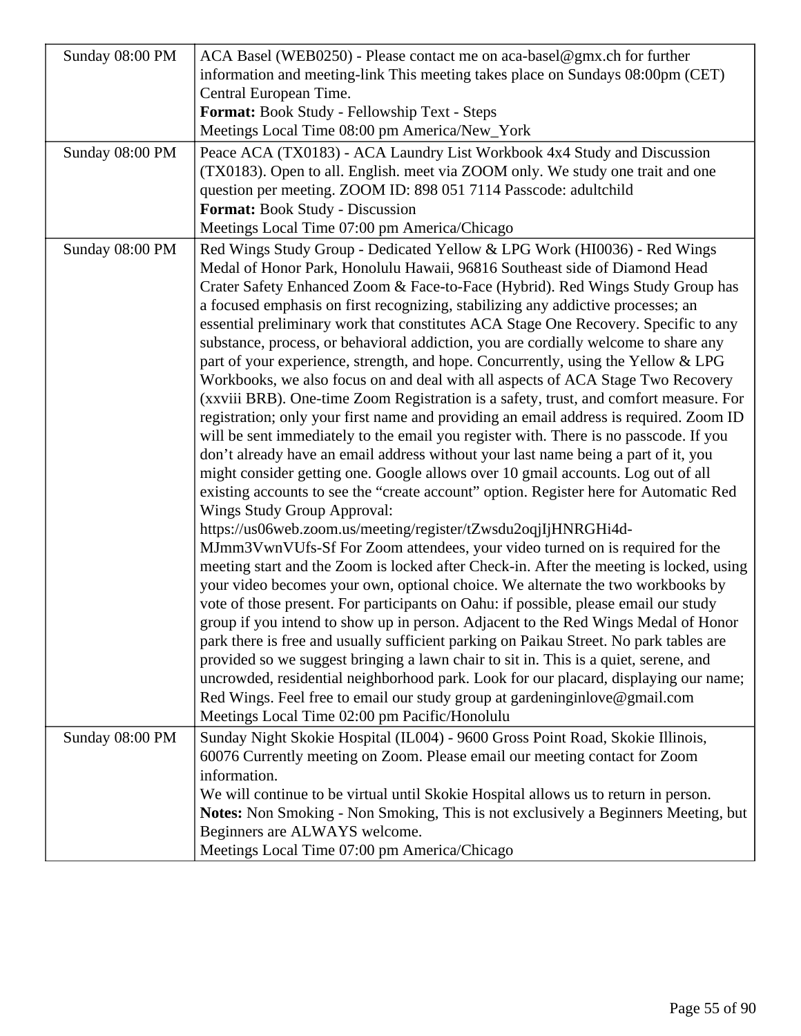| | |
|---|---|
| Sunday 08:00 PM | ACA Basel (WEB0250) - Please contact me on aca-basel@gmx.ch for further information and meeting-link This meeting takes place on Sundays 08:00pm (CET) Central European Time.<br>**Format:** Book Study - Fellowship Text - Steps<br>Meetings Local Time 08:00 pm America/New_York |
| Sunday 08:00 PM | Peace ACA (TX0183) - ACA Laundry List Workbook 4x4 Study and Discussion (TX0183). Open to all. English. meet via ZOOM only. We study one trait and one question per meeting. ZOOM ID: 898 051 7114 Passcode: adultchild<br>**Format:** Book Study - Discussion<br>Meetings Local Time 07:00 pm America/Chicago |
| Sunday 08:00 PM | Red Wings Study Group - Dedicated Yellow & LPG Work (HI0036) - Red Wings Medal of Honor Park, Honolulu Hawaii, 96816 Southeast side of Diamond Head Crater Safety Enhanced Zoom & Face-to-Face (Hybrid). Red Wings Study Group has a focused emphasis on first recognizing, stabilizing any addictive processes; an essential preliminary work that constitutes ACA Stage One Recovery. Specific to any substance, process, or behavioral addiction, you are cordially welcome to share any part of your experience, strength, and hope. Concurrently, using the Yellow & LPG Workbooks, we also focus on and deal with all aspects of ACA Stage Two Recovery (xxviii BRB). One-time Zoom Registration is a safety, trust, and comfort measure. For registration; only your first name and providing an email address is required. Zoom ID will be sent immediately to the email you register with. There is no passcode. If you don't already have an email address without your last name being a part of it, you might consider getting one. Google allows over 10 gmail accounts. Log out of all existing accounts to see the "create account" option. Register here for Automatic Red Wings Study Group Approval: https://us06web.zoom.us/meeting/register/tZwsdu2oqjIjHNRGHi4d-MJmm3VwnVUfs-Sf For Zoom attendees, your video turned on is required for the meeting start and the Zoom is locked after Check-in. After the meeting is locked, using your video becomes your own, optional choice. We alternate the two workbooks by vote of those present. For participants on Oahu: if possible, please email our study group if you intend to show up in person. Adjacent to the Red Wings Medal of Honor park there is free and usually sufficient parking on Paikau Street. No park tables are provided so we suggest bringing a lawn chair to sit in. This is a quiet, serene, and uncrowded, residential neighborhood park. Look for our placard, displaying our name; Red Wings. Feel free to email our study group at gardeninginlove@gmail.com<br>Meetings Local Time 02:00 pm Pacific/Honolulu |
| Sunday 08:00 PM | Sunday Night Skokie Hospital (IL004) - 9600 Gross Point Road, Skokie Illinois, 60076 Currently meeting on Zoom. Please email our meeting contact for Zoom information.<br>We will continue to be virtual until Skokie Hospital allows us to return in person.<br>**Notes:** Non Smoking - Non Smoking, This is not exclusively a Beginners Meeting, but Beginners are ALWAYS welcome.<br>Meetings Local Time 07:00 pm America/Chicago |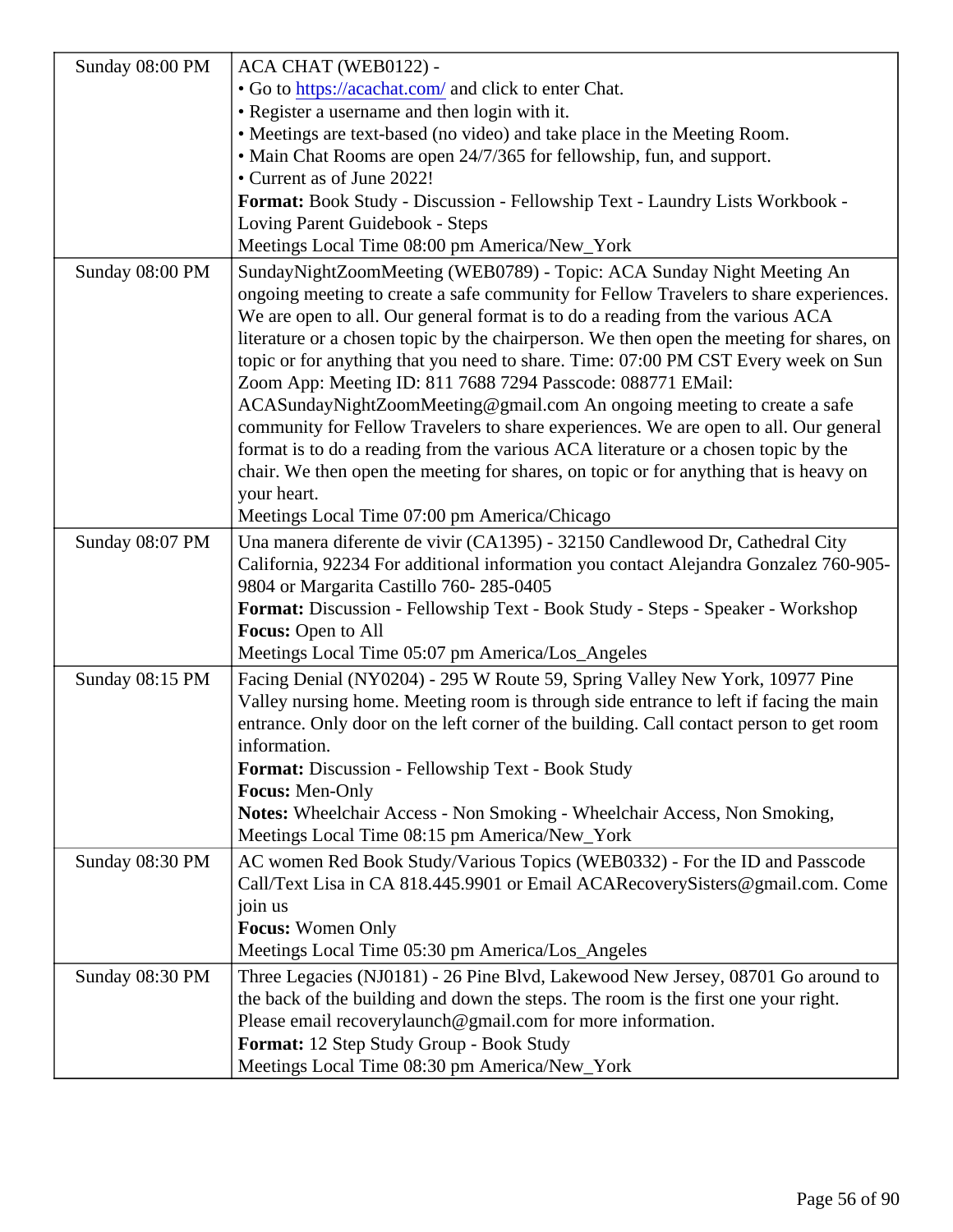| | |
|---|---|
| Sunday 08:00 PM | ACA CHAT (WEB0122) -<br>• Go to https://acachat.com/ and click to enter Chat.<br>• Register a username and then login with it.<br>• Meetings are text-based (no video) and take place in the Meeting Room.<br>• Main Chat Rooms are open 24/7/365 for fellowship, fun, and support.<br>• Current as of June 2022!<br>**Format:** Book Study - Discussion - Fellowship Text - Laundry Lists Workbook - Loving Parent Guidebook - Steps<br>Meetings Local Time 08:00 pm America/New_York |
| Sunday 08:00 PM | SundayNightZoomMeeting (WEB0789) - Topic: ACA Sunday Night Meeting An ongoing meeting to create a safe community for Fellow Travelers to share experiences. We are open to all. Our general format is to do a reading from the various ACA literature or a chosen topic by the chairperson. We then open the meeting for shares, on topic or for anything that you need to share. Time: 07:00 PM CST Every week on Sun Zoom App: Meeting ID: 811 7688 7294 Passcode: 088771 EMail: ACASundayNightZoomMeeting@gmail.com An ongoing meeting to create a safe community for Fellow Travelers to share experiences. We are open to all. Our general format is to do a reading from the various ACA literature or a chosen topic by the chair. We then open the meeting for shares, on topic or for anything that is heavy on your heart.<br>Meetings Local Time 07:00 pm America/Chicago |
| Sunday 08:07 PM | Una manera diferente de vivir (CA1395) - 32150 Candlewood Dr, Cathedral City California, 92234 For additional information you contact Alejandra Gonzalez 760-905-9804 or Margarita Castillo 760- 285-0405<br>**Format:** Discussion - Fellowship Text - Book Study - Steps - Speaker - Workshop<br>**Focus:** Open to All<br>Meetings Local Time 05:07 pm America/Los_Angeles |
| Sunday 08:15 PM | Facing Denial (NY0204) - 295 W Route 59, Spring Valley New York, 10977 Pine Valley nursing home. Meeting room is through side entrance to left if facing the main entrance. Only door on the left corner of the building. Call contact person to get room information.<br>**Format:** Discussion - Fellowship Text - Book Study<br>**Focus:** Men-Only<br>**Notes:** Wheelchair Access - Non Smoking - Wheelchair Access, Non Smoking,<br>Meetings Local Time 08:15 pm America/New_York |
| Sunday 08:30 PM | AC women Red Book Study/Various Topics (WEB0332) - For the ID and Passcode Call/Text Lisa in CA 818.445.9901 or Email ACARecoverySisters@gmail.com. Come join us<br>**Focus:** Women Only<br>Meetings Local Time 05:30 pm America/Los_Angeles |
| Sunday 08:30 PM | Three Legacies (NJ0181) - 26 Pine Blvd, Lakewood New Jersey, 08701 Go around to the back of the building and down the steps. The room is the first one your right. Please email recoverylaunch@gmail.com for more information.<br>**Format:** 12 Step Study Group - Book Study<br>Meetings Local Time 08:30 pm America/New_York |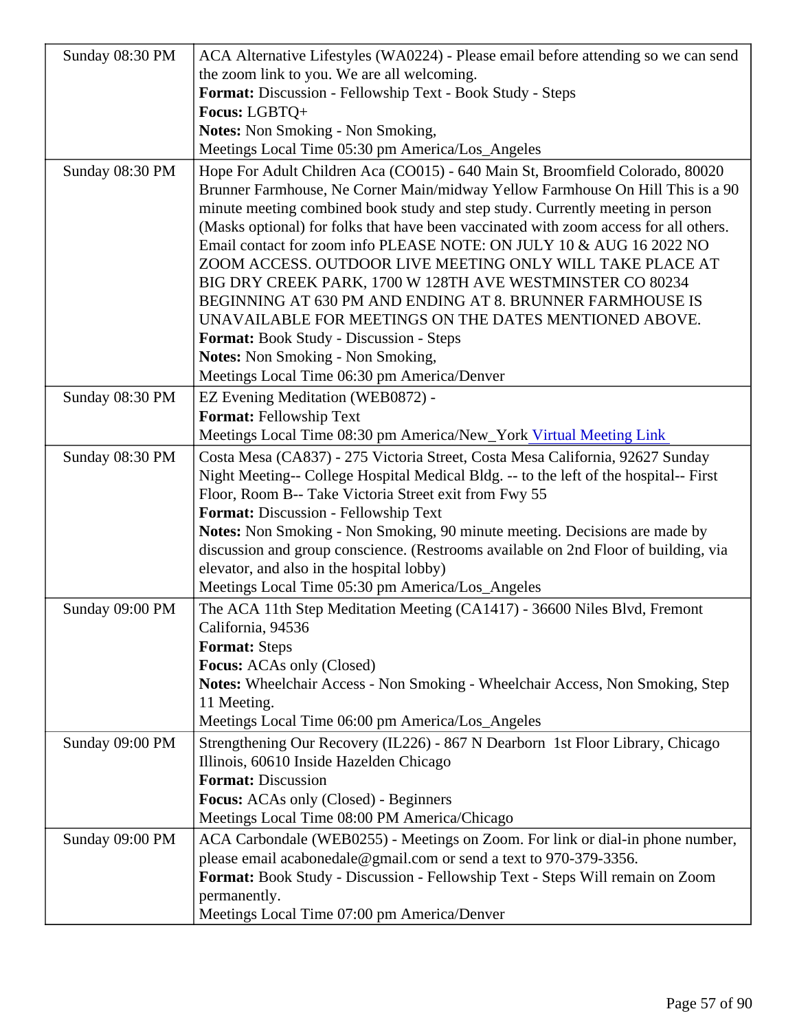| | |
|---|---|
| Sunday 08:30 PM | ACA Alternative Lifestyles (WA0224) - Please email before attending so we can send the zoom link to you. We are all welcoming.<br>**Format:** Discussion - Fellowship Text - Book Study - Steps<br>**Focus:** LGBTQ+<br>**Notes:** Non Smoking - Non Smoking,<br>Meetings Local Time 05:30 pm America/Los_Angeles |
| Sunday 08:30 PM | Hope For Adult Children Aca (CO015) - 640 Main St, Broomfield Colorado, 80020 Brunner Farmhouse, Ne Corner Main/midway Yellow Farmhouse On Hill This is a 90 minute meeting combined book study and step study. Currently meeting in person (Masks optional) for folks that have been vaccinated with zoom access for all others. Email contact for zoom info PLEASE NOTE: ON JULY 10 & AUG 16 2022 NO ZOOM ACCESS. OUTDOOR LIVE MEETING ONLY WILL TAKE PLACE AT BIG DRY CREEK PARK, 1700 W 128TH AVE WESTMINSTER CO 80234 BEGINNING AT 630 PM AND ENDING AT 8. BRUNNER FARMHOUSE IS UNAVAILABLE FOR MEETINGS ON THE DATES MENTIONED ABOVE.<br>**Format:** Book Study - Discussion - Steps<br>**Notes:** Non Smoking - Non Smoking,<br>Meetings Local Time 06:30 pm America/Denver |
| Sunday 08:30 PM | EZ Evening Meditation (WEB0872) -<br>**Format:** Fellowship Text<br>Meetings Local Time 08:30 pm America/New_York Virtual Meeting Link |
| Sunday 08:30 PM | Costa Mesa (CA837) - 275 Victoria Street, Costa Mesa California, 92627 Sunday Night Meeting-- College Hospital Medical Bldg. -- to the left of the hospital-- First Floor, Room B-- Take Victoria Street exit from Fwy 55<br>**Format:** Discussion - Fellowship Text<br>**Notes:** Non Smoking - Non Smoking, 90 minute meeting. Decisions are made by discussion and group conscience. (Restrooms available on 2nd Floor of building, via elevator, and also in the hospital lobby)<br>Meetings Local Time 05:30 pm America/Los_Angeles |
| Sunday 09:00 PM | The ACA 11th Step Meditation Meeting (CA1417) - 36600 Niles Blvd, Fremont California, 94536<br>**Format:** Steps<br>**Focus:** ACAs only (Closed)<br>**Notes:** Wheelchair Access - Non Smoking - Wheelchair Access, Non Smoking, Step 11 Meeting.<br>Meetings Local Time 06:00 pm America/Los_Angeles |
| Sunday 09:00 PM | Strengthening Our Recovery (IL226) - 867 N Dearborn 1st Floor Library, Chicago Illinois, 60610 Inside Hazelden Chicago<br>**Format:** Discussion<br>**Focus:** ACAs only (Closed) - Beginners<br>Meetings Local Time 08:00 PM America/Chicago |
| Sunday 09:00 PM | ACA Carbondale (WEB0255) - Meetings on Zoom. For link or dial-in phone number, please email acabonedale@gmail.com or send a text to 970-379-3356.<br>**Format:** Book Study - Discussion - Fellowship Text - Steps Will remain on Zoom permanently.<br>Meetings Local Time 07:00 pm America/Denver |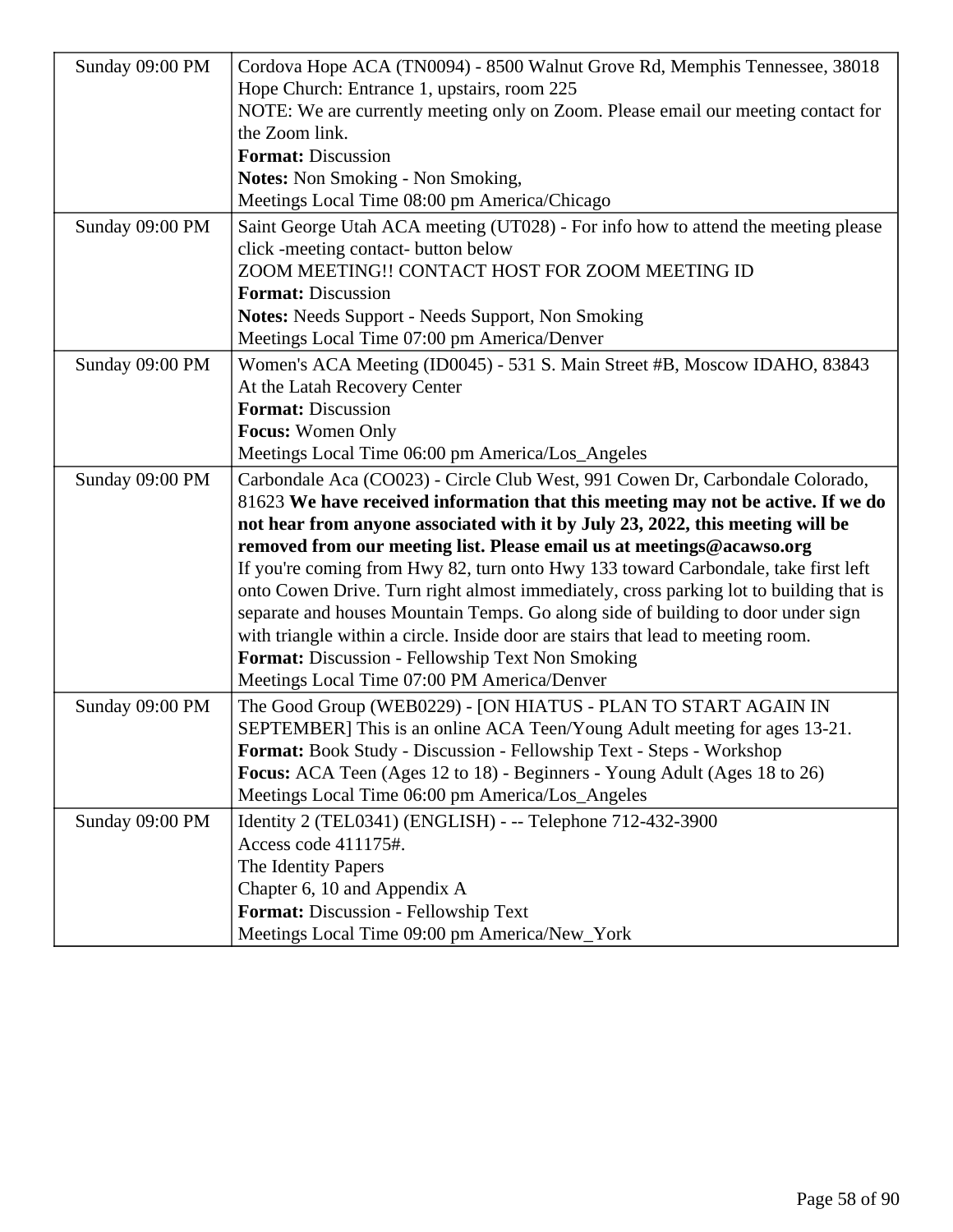| | |
|---|---|
| Sunday 09:00 PM | Cordova Hope ACA (TN0094) - 8500 Walnut Grove Rd, Memphis Tennessee, 38018<br>Hope Church: Entrance 1, upstairs, room 225<br>NOTE: We are currently meeting only on Zoom. Please email our meeting contact for the Zoom link.<br>**Format:** Discussion<br>**Notes:** Non Smoking - Non Smoking,<br>Meetings Local Time 08:00 pm America/Chicago |
| Sunday 09:00 PM | Saint George Utah ACA meeting (UT028) - For info how to attend the meeting please click -meeting contact- button below<br>ZOOM MEETING!! CONTACT HOST FOR ZOOM MEETING ID<br>**Format:** Discussion<br>**Notes:** Needs Support - Needs Support, Non Smoking<br>Meetings Local Time 07:00 pm America/Denver |
| Sunday 09:00 PM | Women's ACA Meeting (ID0045) - 531 S. Main Street #B, Moscow IDAHO, 83843<br>At the Latah Recovery Center<br>**Format:** Discussion<br>**Focus:** Women Only<br>Meetings Local Time 06:00 pm America/Los_Angeles |
| Sunday 09:00 PM | Carbondale Aca (CO023) - Circle Club West, 991 Cowen Dr, Carbondale Colorado, 81623 **We have received information that this meeting may not be active. If we do not hear from anyone associated with it by July 23, 2022, this meeting will be removed from our meeting list. Please email us at meetings@acawso.org**<br>If you're coming from Hwy 82, turn onto Hwy 133 toward Carbondale, take first left onto Cowen Drive. Turn right almost immediately, cross parking lot to building that is separate and houses Mountain Temps. Go along side of building to door under sign with triangle within a circle. Inside door are stairs that lead to meeting room.<br>**Format:** Discussion - Fellowship Text Non Smoking<br>Meetings Local Time 07:00 PM America/Denver |
| Sunday 09:00 PM | The Good Group (WEB0229) - [ON HIATUS - PLAN TO START AGAIN IN SEPTEMBER] This is an online ACA Teen/Young Adult meeting for ages 13-21.<br>**Format:** Book Study - Discussion - Fellowship Text - Steps - Workshop<br>**Focus:** ACA Teen (Ages 12 to 18) - Beginners - Young Adult (Ages 18 to 26)<br>Meetings Local Time 06:00 pm America/Los_Angeles |
| Sunday 09:00 PM | Identity 2 (TEL0341) (ENGLISH) - -- Telephone 712-432-3900<br>Access code 411175#.<br>The Identity Papers<br>Chapter 6, 10 and Appendix A<br>**Format:** Discussion - Fellowship Text<br>Meetings Local Time 09:00 pm America/New_York |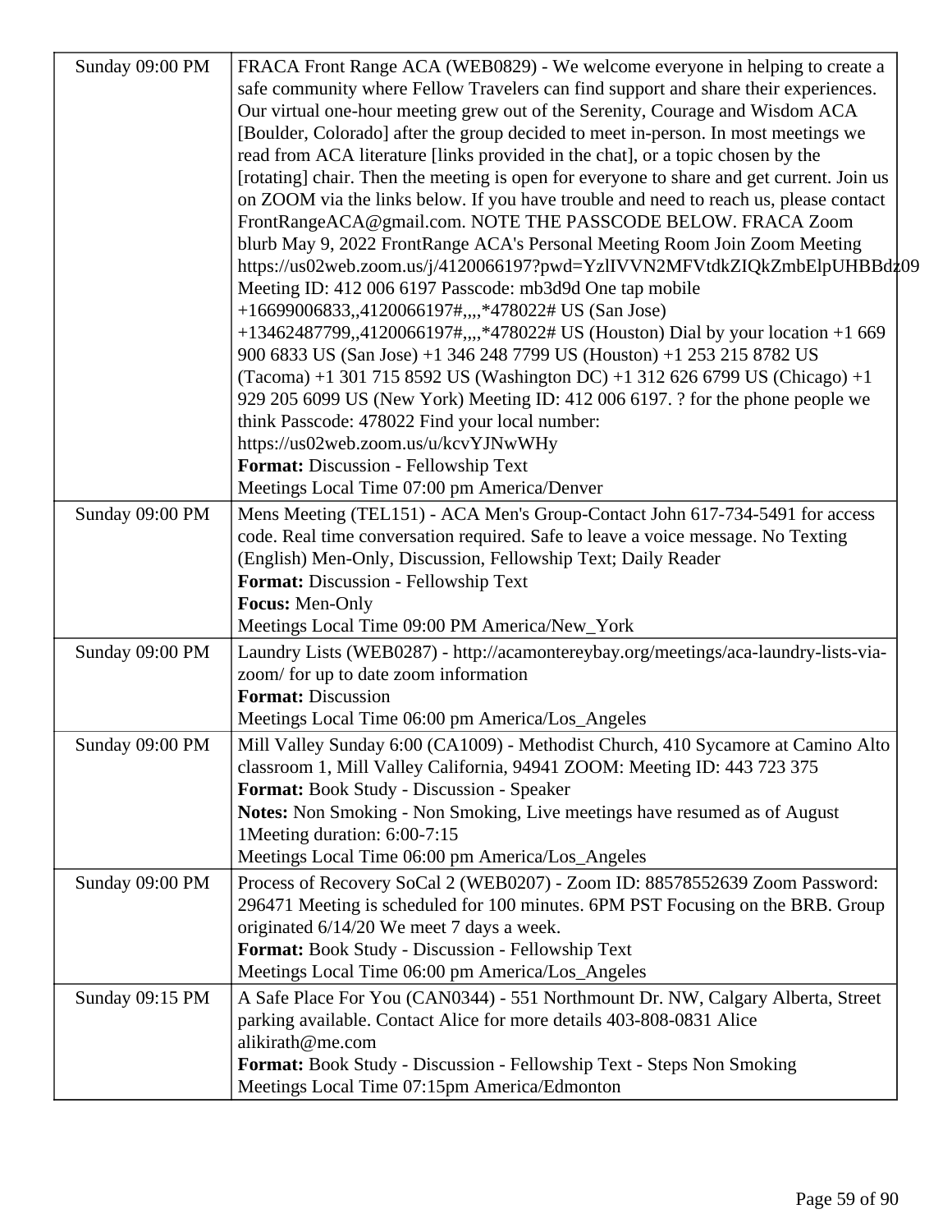| | |
|---|---|
| Sunday 09:00 PM | FRACA Front Range ACA (WEB0829) - We welcome everyone in helping to create a safe community where Fellow Travelers can find support and share their experiences. Our virtual one-hour meeting grew out of the Serenity, Courage and Wisdom ACA [Boulder, Colorado] after the group decided to meet in-person. In most meetings we read from ACA literature [links provided in the chat], or a topic chosen by the [rotating] chair. Then the meeting is open for everyone to share and get current. Join us on ZOOM via the links below. If you have trouble and need to reach us, please contact FrontRangeACA@gmail.com. NOTE THE PASSCODE BELOW. FRACA Zoom blurb May 9, 2022 FrontRange ACA's Personal Meeting Room Join Zoom Meeting https://us02web.zoom.us/j/4120066197?pwd=YzlIVVN2MFVtdkZIQkZmbElpUHBBdz09 Meeting ID: 412 006 6197 Passcode: mb3d9d One tap mobile +16699006833,,4120066197#,,,,*478022# US (San Jose) +13462487799,,4120066197#,,,,*478022# US (Houston) Dial by your location +1 669 900 6833 US (San Jose) +1 346 248 7799 US (Houston) +1 253 215 8782 US (Tacoma) +1 301 715 8592 US (Washington DC) +1 312 626 6799 US (Chicago) +1 929 205 6099 US (New York) Meeting ID: 412 006 6197. ? for the phone people we think Passcode: 478022 Find your local number: https://us02web.zoom.us/u/kcvYJNwWHy<br>**Format:** Discussion - Fellowship Text<br>Meetings Local Time 07:00 pm America/Denver |
| Sunday 09:00 PM | Mens Meeting (TEL151) - ACA Men's Group-Contact John 617-734-5491 for access code. Real time conversation required. Safe to leave a voice message. No Texting (English) Men-Only, Discussion, Fellowship Text; Daily Reader<br>**Format:** Discussion - Fellowship Text<br>**Focus:** Men-Only<br>Meetings Local Time 09:00 PM America/New_York |
| Sunday 09:00 PM | Laundry Lists (WEB0287) - http://acamontereybay.org/meetings/aca-laundry-lists-via-zoom/ for up to date zoom information<br>**Format:** Discussion<br>Meetings Local Time 06:00 pm America/Los_Angeles |
| Sunday 09:00 PM | Mill Valley Sunday 6:00 (CA1009) - Methodist Church, 410 Sycamore at Camino Alto classroom 1, Mill Valley California, 94941 ZOOM: Meeting ID: 443 723 375<br>**Format:** Book Study - Discussion - Speaker<br>**Notes:** Non Smoking - Non Smoking, Live meetings have resumed as of August 1Meeting duration: 6:00-7:15<br>Meetings Local Time 06:00 pm America/Los_Angeles |
| Sunday 09:00 PM | Process of Recovery SoCal 2 (WEB0207) - Zoom ID: 88578552639 Zoom Password: 296471 Meeting is scheduled for 100 minutes. 6PM PST Focusing on the BRB. Group originated 6/14/20 We meet 7 days a week.<br>**Format:** Book Study - Discussion - Fellowship Text<br>Meetings Local Time 06:00 pm America/Los_Angeles |
| Sunday 09:15 PM | A Safe Place For You (CAN0344) - 551 Northmount Dr. NW, Calgary Alberta, Street parking available. Contact Alice for more details 403-808-0831 Alice alikirath@me.com<br>**Format:** Book Study - Discussion - Fellowship Text - Steps Non Smoking<br>Meetings Local Time 07:15pm America/Edmonton |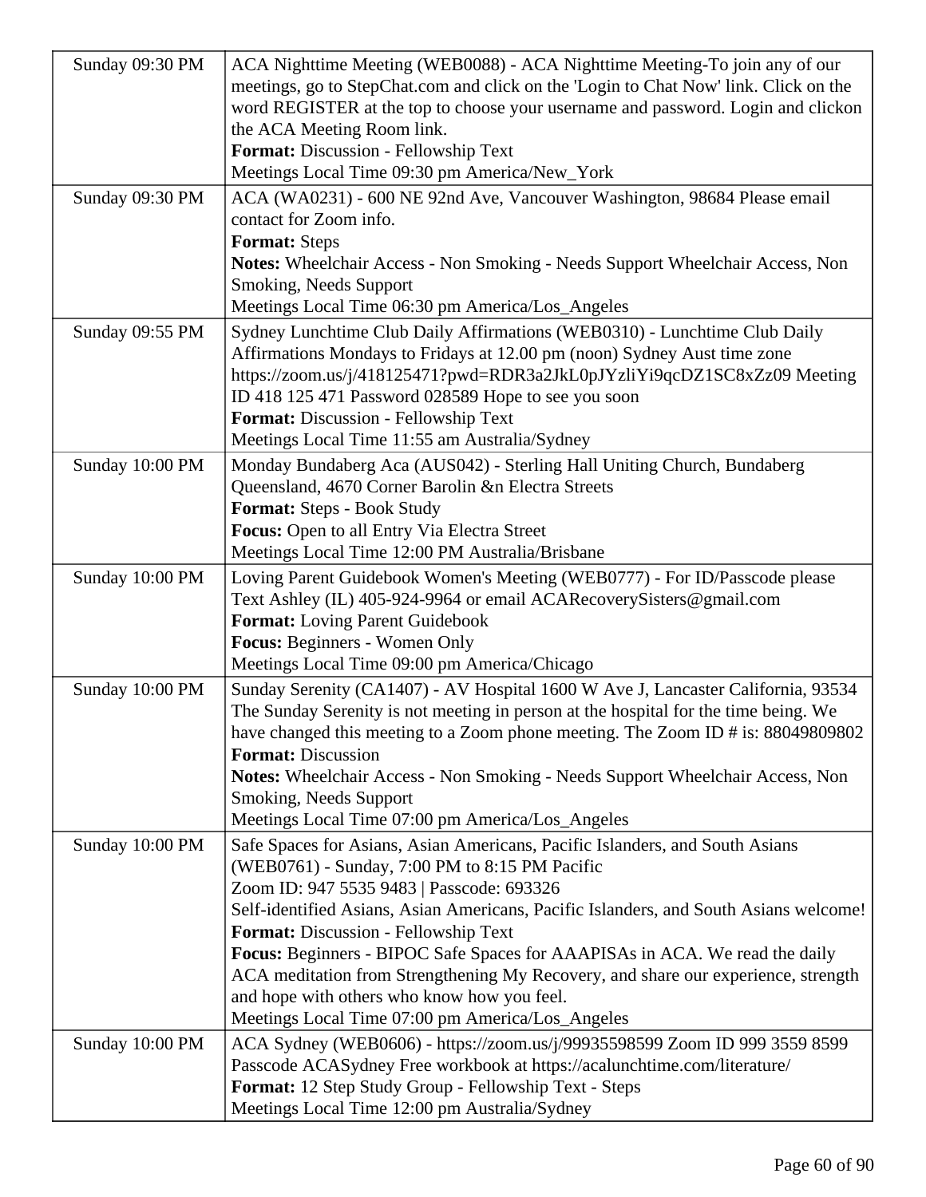| | |
|---|---|
| Sunday 09:30 PM | ACA Nighttime Meeting (WEB0088) - ACA Nighttime Meeting-To join any of our meetings, go to StepChat.com and click on the 'Login to Chat Now' link. Click on the word REGISTER at the top to choose your username and password. Login and clickon the ACA Meeting Room link.<br>**Format:** Discussion - Fellowship Text<br>Meetings Local Time 09:30 pm America/New_York |
| Sunday 09:30 PM | ACA (WA0231) - 600 NE 92nd Ave, Vancouver Washington, 98684 Please email contact for Zoom info.<br>**Format:** Steps<br>**Notes:** Wheelchair Access - Non Smoking - Needs Support Wheelchair Access, Non Smoking, Needs Support<br>Meetings Local Time 06:30 pm America/Los_Angeles |
| Sunday 09:55 PM | Sydney Lunchtime Club Daily Affirmations (WEB0310) - Lunchtime Club Daily Affirmations Mondays to Fridays at 12.00 pm (noon) Sydney Aust time zone https://zoom.us/j/418125471?pwd=RDR3a2JkL0pJYzliYi9qcDZ1SC8xZz09 Meeting ID 418 125 471 Password 028589 Hope to see you soon<br>**Format:** Discussion - Fellowship Text<br>Meetings Local Time 11:55 am Australia/Sydney |
| Sunday 10:00 PM | Monday Bundaberg Aca (AUS042) - Sterling Hall Uniting Church, Bundaberg Queensland, 4670 Corner Barolin &n Electra Streets<br>**Format:** Steps - Book Study<br>**Focus:** Open to all Entry Via Electra Street<br>Meetings Local Time 12:00 PM Australia/Brisbane |
| Sunday 10:00 PM | Loving Parent Guidebook Women's Meeting (WEB0777) - For ID/Passcode please Text Ashley (IL) 405-924-9964 or email ACARecoverySisters@gmail.com<br>**Format:** Loving Parent Guidebook<br>**Focus:** Beginners - Women Only<br>Meetings Local Time 09:00 pm America/Chicago |
| Sunday 10:00 PM | Sunday Serenity (CA1407) - AV Hospital 1600 W Ave J, Lancaster California, 93534 The Sunday Serenity is not meeting in person at the hospital for the time being. We have changed this meeting to a Zoom phone meeting. The Zoom ID # is: 88049809802<br>**Format:** Discussion<br>**Notes:** Wheelchair Access - Non Smoking - Needs Support Wheelchair Access, Non Smoking, Needs Support<br>Meetings Local Time 07:00 pm America/Los_Angeles |
| Sunday 10:00 PM | Safe Spaces for Asians, Asian Americans, Pacific Islanders, and South Asians (WEB0761) - Sunday, 7:00 PM to 8:15 PM Pacific<br>Zoom ID: 947 5535 9483 \| Passcode: 693326<br>Self-identified Asians, Asian Americans, Pacific Islanders, and South Asians welcome!<br>**Format:** Discussion - Fellowship Text<br>**Focus:** Beginners - BIPOC Safe Spaces for AAAPISAs in ACA. We read the daily ACA meditation from Strengthening My Recovery, and share our experience, strength and hope with others who know how you feel.<br>Meetings Local Time 07:00 pm America/Los_Angeles |
| Sunday 10:00 PM | ACA Sydney (WEB0606) - https://zoom.us/j/99935598599 Zoom ID 999 3559 8599 Passcode ACASydney Free workbook at https://acalunchtime.com/literature/<br>**Format:** 12 Step Study Group - Fellowship Text - Steps<br>Meetings Local Time 12:00 pm Australia/Sydney |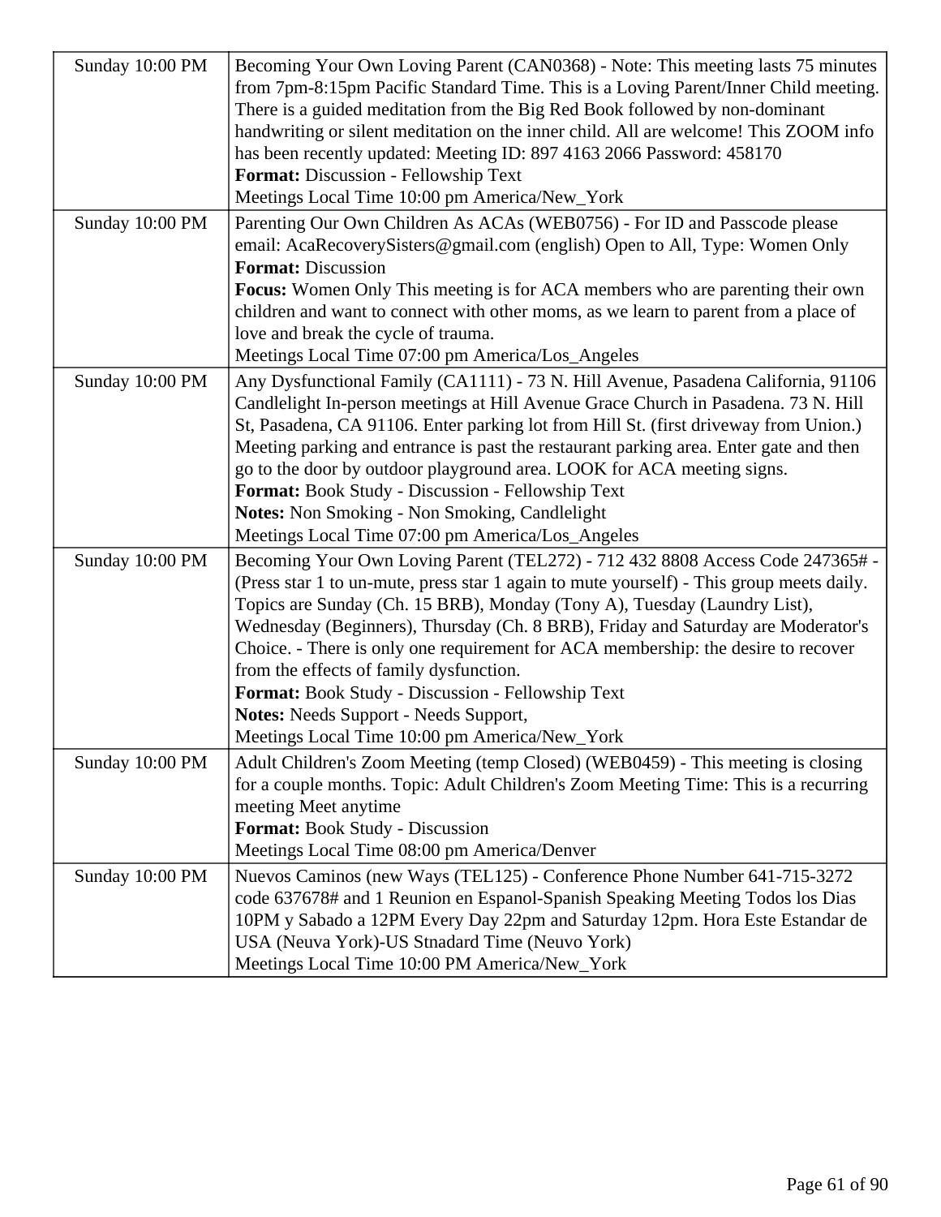| | |
|---|---|
| Sunday 10:00 PM | Becoming Your Own Loving Parent (CAN0368) - Note: This meeting lasts 75 minutes from 7pm-8:15pm Pacific Standard Time. This is a Loving Parent/Inner Child meeting. There is a guided meditation from the Big Red Book followed by non-dominant handwriting or silent meditation on the inner child. All are welcome! This ZOOM info has been recently updated: Meeting ID: 897 4163 2066 Password: 458170<br>**Format:** Discussion - Fellowship Text<br>Meetings Local Time 10:00 pm America/New_York |
| Sunday 10:00 PM | Parenting Our Own Children As ACAs (WEB0756) - For ID and Passcode please email: AcaRecoverySisters@gmail.com (english) Open to All, Type: Women Only<br>**Format:** Discussion<br>**Focus:** Women Only This meeting is for ACA members who are parenting their own children and want to connect with other moms, as we learn to parent from a place of love and break the cycle of trauma.<br>Meetings Local Time 07:00 pm America/Los_Angeles |
| Sunday 10:00 PM | Any Dysfunctional Family (CA1111) - 73 N. Hill Avenue, Pasadena California, 91106 Candlelight In-person meetings at Hill Avenue Grace Church in Pasadena. 73 N. Hill St, Pasadena, CA 91106. Enter parking lot from Hill St. (first driveway from Union.) Meeting parking and entrance is past the restaurant parking area. Enter gate and then go to the door by outdoor playground area. LOOK for ACA meeting signs.<br>**Format:** Book Study - Discussion - Fellowship Text<br>**Notes:** Non Smoking - Non Smoking, Candlelight<br>Meetings Local Time 07:00 pm America/Los_Angeles |
| Sunday 10:00 PM | Becoming Your Own Loving Parent (TEL272) - 712 432 8808 Access Code 247365# - (Press star 1 to un-mute, press star 1 again to mute yourself) - This group meets daily. Topics are Sunday (Ch. 15 BRB), Monday (Tony A), Tuesday (Laundry List), Wednesday (Beginners), Thursday (Ch. 8 BRB), Friday and Saturday are Moderator's Choice. - There is only one requirement for ACA membership: the desire to recover from the effects of family dysfunction.<br>**Format:** Book Study - Discussion - Fellowship Text<br>**Notes:** Needs Support - Needs Support,<br>Meetings Local Time 10:00 pm America/New_York |
| Sunday 10:00 PM | Adult Children's Zoom Meeting (temp Closed) (WEB0459) - This meeting is closing for a couple months. Topic: Adult Children's Zoom Meeting Time: This is a recurring meeting Meet anytime<br>**Format:** Book Study - Discussion<br>Meetings Local Time 08:00 pm America/Denver |
| Sunday 10:00 PM | Nuevos Caminos (new Ways (TEL125) - Conference Phone Number 641-715-3272 code 637678# and 1 Reunion en Espanol-Spanish Speaking Meeting Todos los Dias 10PM y Sabado a 12PM Every Day 22pm and Saturday 12pm. Hora Este Estandar de USA (Neuva York)-US Stnadard Time (Neuvo York)<br>Meetings Local Time 10:00 PM America/New_York |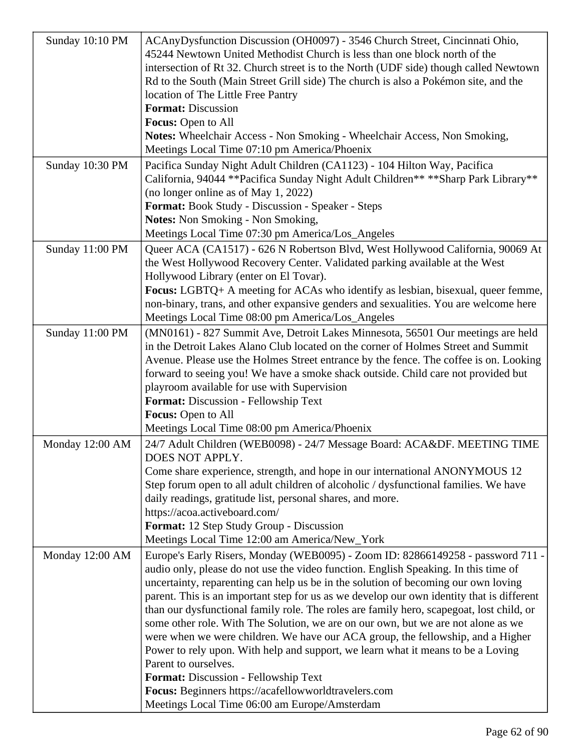| | |
|---|---|
| Sunday 10:10 PM | ACAnyDysfunction Discussion (OH0097) - 3546 Church Street, Cincinnati Ohio, 45244 Newtown United Methodist Church is less than one block north of the intersection of Rt 32. Church street is to the North (UDF side) though called Newtown Rd to the South (Main Street Grill side) The church is also a Pokémon site, and the location of The Little Free Pantry<br>**Format:** Discussion<br>**Focus:** Open to All<br>**Notes:** Wheelchair Access - Non Smoking - Wheelchair Access, Non Smoking,<br>Meetings Local Time 07:10 pm America/Phoenix |
| Sunday 10:30 PM | Pacifica Sunday Night Adult Children (CA1123) - 104 Hilton Way, Pacifica California, 94044 **Pacifica Sunday Night Adult Children** **Sharp Park Library** (no longer online as of May 1, 2022)<br>**Format:** Book Study - Discussion - Speaker - Steps<br>**Notes:** Non Smoking - Non Smoking,<br>Meetings Local Time 07:30 pm America/Los_Angeles |
| Sunday 11:00 PM | Queer ACA (CA1517) - 626 N Robertson Blvd, West Hollywood California, 90069 At the West Hollywood Recovery Center. Validated parking available at the West Hollywood Library (enter on El Tovar).<br>**Focus:** LGBTQ+ A meeting for ACAs who identify as lesbian, bisexual, queer femme, non-binary, trans, and other expansive genders and sexualities. You are welcome here<br>Meetings Local Time 08:00 pm America/Los_Angeles |
| Sunday 11:00 PM | (MN0161) - 827 Summit Ave, Detroit Lakes Minnesota, 56501 Our meetings are held in the Detroit Lakes Alano Club located on the corner of Holmes Street and Summit Avenue. Please use the Holmes Street entrance by the fence. The coffee is on. Looking forward to seeing you! We have a smoke shack outside. Child care not provided but playroom available for use with Supervision<br>**Format:** Discussion - Fellowship Text<br>**Focus:** Open to All<br>Meetings Local Time 08:00 pm America/Phoenix |
| Monday 12:00 AM | 24/7 Adult Children (WEB0098) - 24/7 Message Board: ACA&DF. MEETING TIME DOES NOT APPLY.<br>Come share experience, strength, and hope in our international ANONYMOUS 12 Step forum open to all adult children of alcoholic / dysfunctional families. We have daily readings, gratitude list, personal shares, and more.<br>https://acoa.activeboard.com/<br>**Format:** 12 Step Study Group - Discussion<br>Meetings Local Time 12:00 am America/New_York |
| Monday 12:00 AM | Europe's Early Risers, Monday (WEB0095) - Zoom ID: 82866149258 - password 711 - audio only, please do not use the video function. English Speaking. In this time of uncertainty, reparenting can help us be in the solution of becoming our own loving parent. This is an important step for us as we develop our own identity that is different than our dysfunctional family role. The roles are family hero, scapegoat, lost child, or some other role. With The Solution, we are on our own, but we are not alone as we were when we were children. We have our ACA group, the fellowship, and a Higher Power to rely upon. With help and support, we learn what it means to be a Loving Parent to ourselves.<br>**Format:** Discussion - Fellowship Text<br>**Focus:** Beginners https://acafellowworldtravelers.com<br>Meetings Local Time 06:00 am Europe/Amsterdam |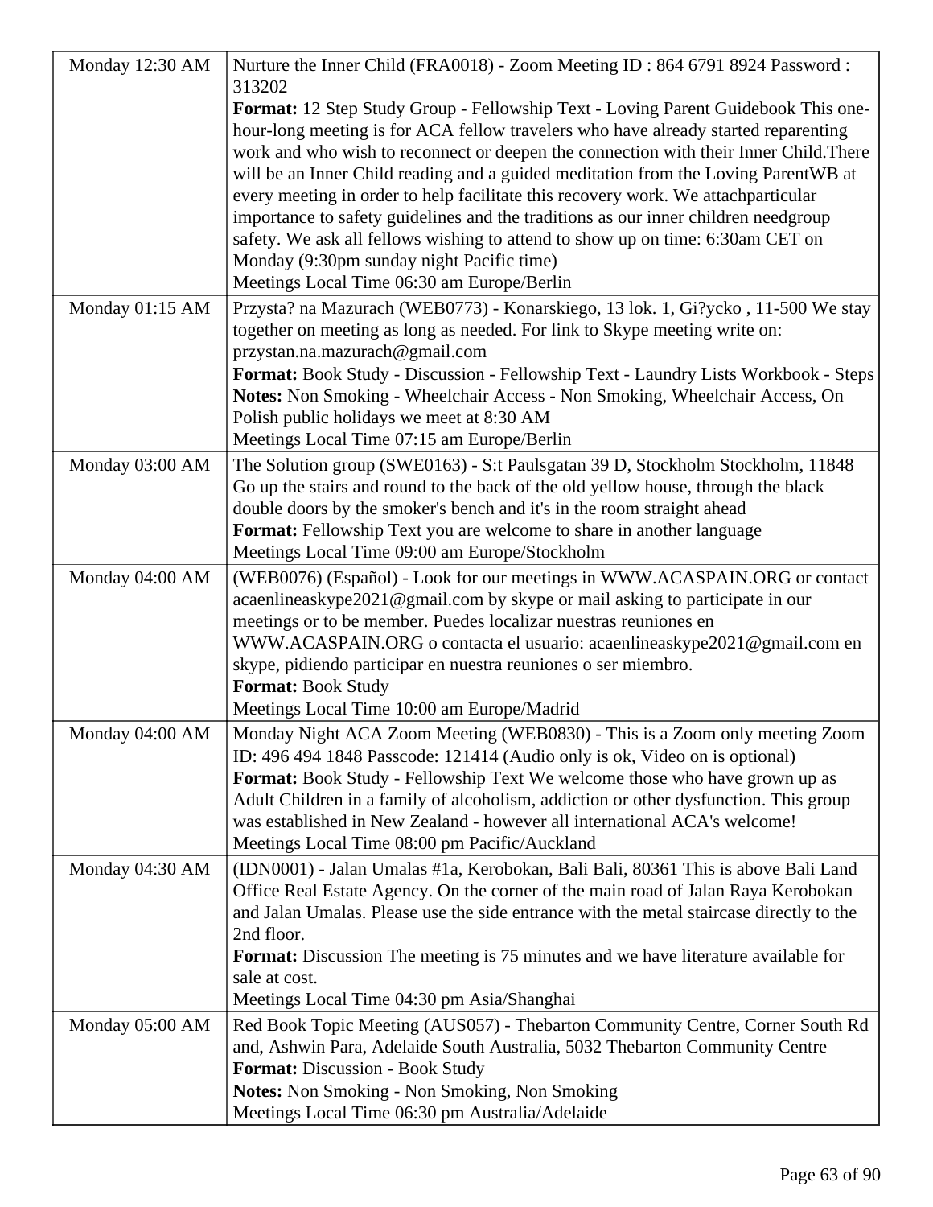| | |
|---|---|
| Monday 12:30 AM | Nurture the Inner Child (FRA0018) - Zoom Meeting ID : 864 6791 8924 Password : 313202<br>**Format:** 12 Step Study Group - Fellowship Text - Loving Parent Guidebook This one-hour-long meeting is for ACA fellow travelers who have already started reparenting work and who wish to reconnect or deepen the connection with their Inner Child.There will be an Inner Child reading and a guided meditation from the Loving ParentWB at every meeting in order to help facilitate this recovery work. We attachparticular importance to safety guidelines and the traditions as our inner children needgroup safety. We ask all fellows wishing to attend to show up on time: 6:30am CET on Monday (9:30pm sunday night Pacific time)<br>Meetings Local Time 06:30 am Europe/Berlin |
| Monday 01:15 AM | Przysta? na Mazurach (WEB0773) - Konarskiego, 13 lok. 1, Gi?ycko , 11-500 We stay together on meeting as long as needed. For link to Skype meeting write on: przystan.na.mazurach@gmail.com<br>**Format:** Book Study - Discussion - Fellowship Text - Laundry Lists Workbook - Steps<br>**Notes:** Non Smoking - Wheelchair Access - Non Smoking, Wheelchair Access, On Polish public holidays we meet at 8:30 AM<br>Meetings Local Time 07:15 am Europe/Berlin |
| Monday 03:00 AM | The Solution group (SWE0163) - S:t Paulsgatan 39 D, Stockholm Stockholm, 11848 Go up the stairs and round to the back of the old yellow house, through the black double doors by the smoker's bench and it's in the room straight ahead<br>**Format:** Fellowship Text you are welcome to share in another language<br>Meetings Local Time 09:00 am Europe/Stockholm |
| Monday 04:00 AM | (WEB0076) (Español) - Look for our meetings in WWW.ACASPAIN.ORG or contact acaenlineaskype2021@gmail.com by skype or mail asking to participate in our meetings or to be member. Puedes localizar nuestras reuniones en WWW.ACASPAIN.ORG o contacta el usuario: acaenlineaskype2021@gmail.com en skype, pidiendo participar en nuestra reuniones o ser miembro.<br>**Format:** Book Study<br>Meetings Local Time 10:00 am Europe/Madrid |
| Monday 04:00 AM | Monday Night ACA Zoom Meeting (WEB0830) - This is a Zoom only meeting Zoom ID: 496 494 1848 Passcode: 121414 (Audio only is ok, Video on is optional)<br>**Format:** Book Study - Fellowship Text We welcome those who have grown up as Adult Children in a family of alcoholism, addiction or other dysfunction. This group was established in New Zealand - however all international ACA's welcome!<br>Meetings Local Time 08:00 pm Pacific/Auckland |
| Monday 04:30 AM | (IDN0001) - Jalan Umalas #1a, Kerobokan, Bali Bali, 80361 This is above Bali Land Office Real Estate Agency. On the corner of the main road of Jalan Raya Kerobokan and Jalan Umalas. Please use the side entrance with the metal staircase directly to the 2nd floor.<br>**Format:** Discussion The meeting is 75 minutes and we have literature available for sale at cost.<br>Meetings Local Time 04:30 pm Asia/Shanghai |
| Monday 05:00 AM | Red Book Topic Meeting (AUS057) - Thebarton Community Centre, Corner South Rd and, Ashwin Para, Adelaide South Australia, 5032 Thebarton Community Centre<br>**Format:** Discussion - Book Study<br>**Notes:** Non Smoking - Non Smoking, Non Smoking<br>Meetings Local Time 06:30 pm Australia/Adelaide |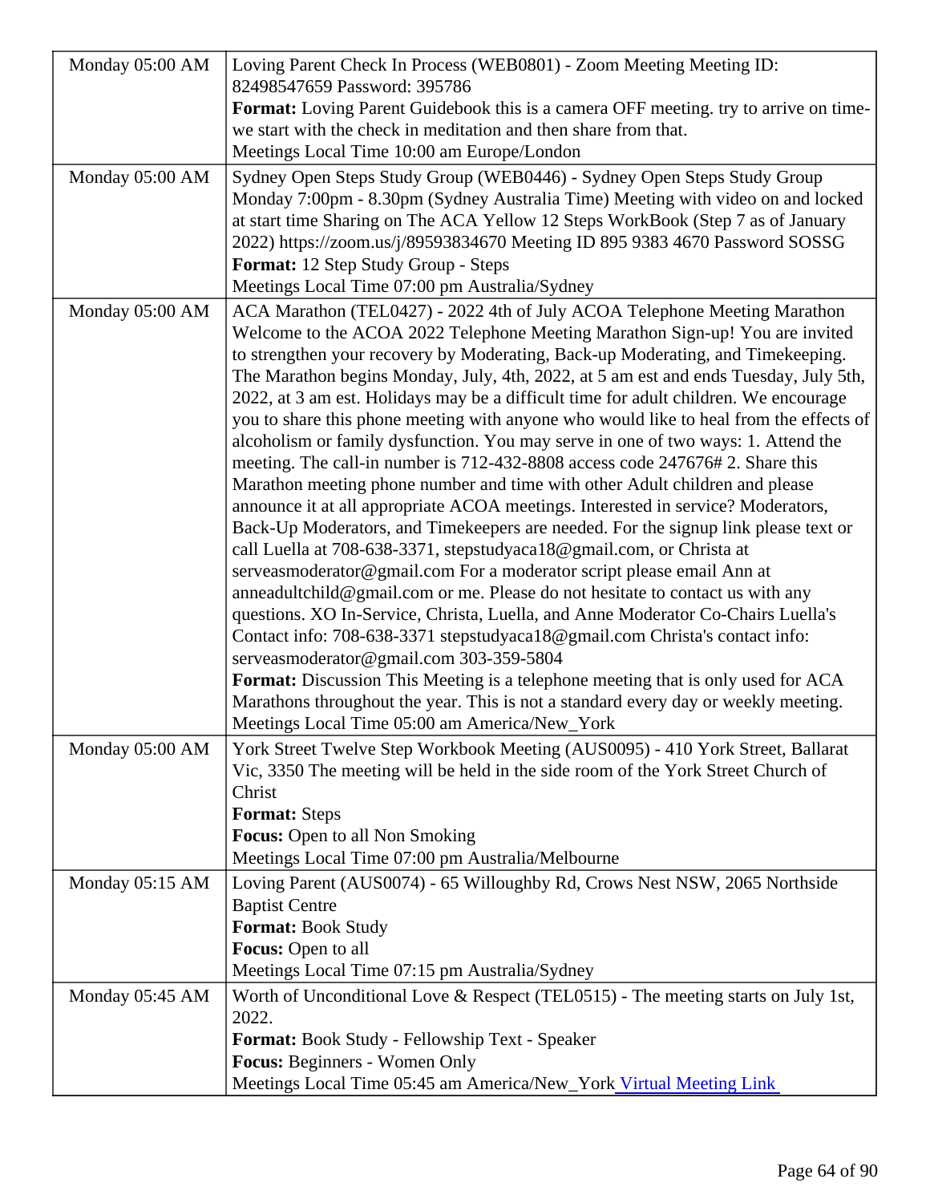| | |
|---|---|
| Monday 05:00 AM | Loving Parent Check In Process (WEB0801) - Zoom Meeting Meeting ID: 82498547659 Password: 395786<br>**Format:** Loving Parent Guidebook this is a camera OFF meeting. try to arrive on time- we start with the check in meditation and then share from that.<br>Meetings Local Time 10:00 am Europe/London |
| Monday 05:00 AM | Sydney Open Steps Study Group (WEB0446) - Sydney Open Steps Study Group Monday 7:00pm - 8.30pm (Sydney Australia Time) Meeting with video on and locked at start time Sharing on The ACA Yellow 12 Steps WorkBook (Step 7 as of January 2022) https://zoom.us/j/89593834670 Meeting ID 895 9383 4670 Password SOSSG<br>**Format:** 12 Step Study Group - Steps<br>Meetings Local Time 07:00 pm Australia/Sydney |
| Monday 05:00 AM | ACA Marathon (TEL0427) - 2022 4th of July ACOA Telephone Meeting Marathon Welcome to the ACOA 2022 Telephone Meeting Marathon Sign-up! You are invited to strengthen your recovery by Moderating, Back-up Moderating, and Timekeeping. The Marathon begins Monday, July, 4th, 2022, at 5 am est and ends Tuesday, July 5th, 2022, at 3 am est. Holidays may be a difficult time for adult children. We encourage you to share this phone meeting with anyone who would like to heal from the effects of alcoholism or family dysfunction. You may serve in one of two ways: 1. Attend the meeting. The call-in number is 712-432-8808 access code 247676# 2. Share this Marathon meeting phone number and time with other Adult children and please announce it at all appropriate ACOA meetings. Interested in service? Moderators, Back-Up Moderators, and Timekeepers are needed. For the signup link please text or call Luella at 708-638-3371, stepstudyaca18@gmail.com, or Christa at serveasmoderator@gmail.com For a moderator script please email Ann at anneadultchild@gmail.com or me. Please do not hesitate to contact us with any questions. XO In-Service, Christa, Luella, and Anne Moderator Co-Chairs Luella's Contact info: 708-638-3371 stepstudyaca18@gmail.com Christa's contact info: serveasmoderator@gmail.com 303-359-5804<br>**Format:** Discussion This Meeting is a telephone meeting that is only used for ACA Marathons throughout the year. This is not a standard every day or weekly meeting.<br>Meetings Local Time 05:00 am America/New_York |
| Monday 05:00 AM | York Street Twelve Step Workbook Meeting (AUS0095) - 410 York Street, Ballarat Vic, 3350 The meeting will be held in the side room of the York Street Church of Christ<br>**Format:** Steps<br>**Focus:** Open to all Non Smoking<br>Meetings Local Time 07:00 pm Australia/Melbourne |
| Monday 05:15 AM | Loving Parent (AUS0074) - 65 Willoughby Rd, Crows Nest NSW, 2065 Northside Baptist Centre<br>**Format:** Book Study<br>**Focus:** Open to all<br>Meetings Local Time 07:15 pm Australia/Sydney |
| Monday 05:45 AM | Worth of Unconditional Love & Respect (TEL0515) - The meeting starts on July 1st, 2022.<br>**Format:** Book Study - Fellowship Text - Speaker<br>**Focus:** Beginners - Women Only<br>Meetings Local Time 05:45 am America/New_York Virtual Meeting Link |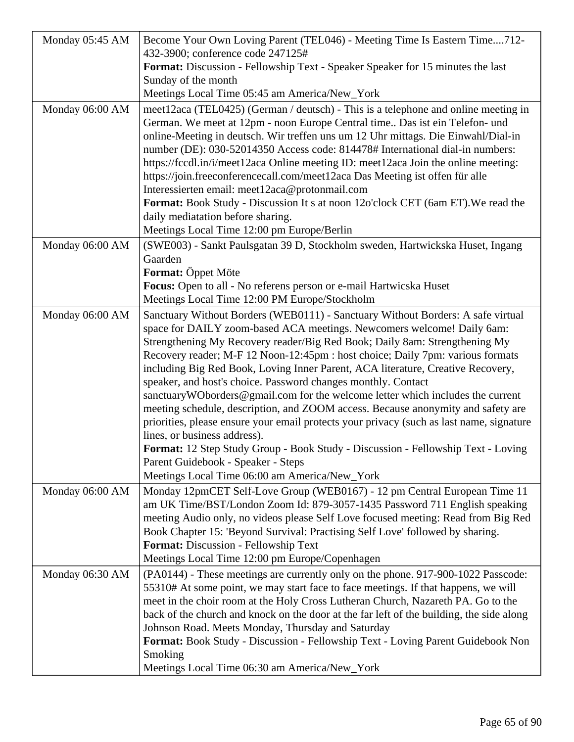| | |
|---|---|
| Monday 05:45 AM | Become Your Own Loving Parent (TEL046) - Meeting Time Is Eastern Time....712-432-3900; conference code 247125#<br>**Format:** Discussion - Fellowship Text - Speaker Speaker for 15 minutes the last Sunday of the month<br>Meetings Local Time 05:45 am America/New_York |
| Monday 06:00 AM | meet12aca (TEL0425) (German / deutsch) - This is a telephone and online meeting in German. We meet at 12pm - noon Europe Central time.. Das ist ein Telefon- und online-Meeting in deutsch. Wir treffen uns um 12 Uhr mittags. Die Einwahl/Dial-in number (DE): 030-52014350 Access code: 814478# International dial-in numbers: https://fccdl.in/i/meet12aca Online meeting ID: meet12aca Join the online meeting: https://join.freeconferencecall.com/meet12aca Das Meeting ist offen für alle Interessierten email: meet12aca@protonmail.com<br>**Format:** Book Study - Discussion It s at noon 12o'clock CET (6am ET).We read the daily mediatation before sharing.<br>Meetings Local Time 12:00 pm Europe/Berlin |
| Monday 06:00 AM | (SWE003) - Sankt Paulsgatan 39 D, Stockholm sweden, Hartwickska Huset, Ingang Gaarden<br>**Format:** Öppet Möte<br>**Focus:** Open to all - No referens person or e-mail Hartwicska Huset<br>Meetings Local Time 12:00 PM Europe/Stockholm |
| Monday 06:00 AM | Sanctuary Without Borders (WEB0111) - Sanctuary Without Borders: A safe virtual space for DAILY zoom-based ACA meetings. Newcomers welcome! Daily 6am: Strengthening My Recovery reader/Big Red Book; Daily 8am: Strengthening My Recovery reader; M-F 12 Noon-12:45pm : host choice; Daily 7pm: various formats including Big Red Book, Loving Inner Parent, ACA literature, Creative Recovery, speaker, and host's choice. Password changes monthly. Contact sanctuaryWOborders@gmail.com for the welcome letter which includes the current meeting schedule, description, and ZOOM access. Because anonymity and safety are priorities, please ensure your email protects your privacy (such as last name, signature lines, or business address).<br>**Format:** 12 Step Study Group - Book Study - Discussion - Fellowship Text - Loving Parent Guidebook - Speaker - Steps<br>Meetings Local Time 06:00 am America/New_York |
| Monday 06:00 AM | Monday 12pmCET Self-Love Group (WEB0167) - 12 pm Central European Time 11 am UK Time/BST/London Zoom Id: 879-3057-1435 Password 711 English speaking meeting Audio only, no videos please Self Love focused meeting: Read from Big Red Book Chapter 15: 'Beyond Survival: Practising Self Love' followed by sharing.<br>**Format:** Discussion - Fellowship Text<br>Meetings Local Time 12:00 pm Europe/Copenhagen |
| Monday 06:30 AM | (PA0144) - These meetings are currently only on the phone. 917-900-1022 Passcode: 55310# At some point, we may start face to face meetings. If that happens, we will meet in the choir room at the Holy Cross Lutheran Church, Nazareth PA. Go to the back of the church and knock on the door at the far left of the building, the side along Johnson Road. Meets Monday, Thursday and Saturday<br>**Format:** Book Study - Discussion - Fellowship Text - Loving Parent Guidebook Non Smoking<br>Meetings Local Time 06:30 am America/New_York |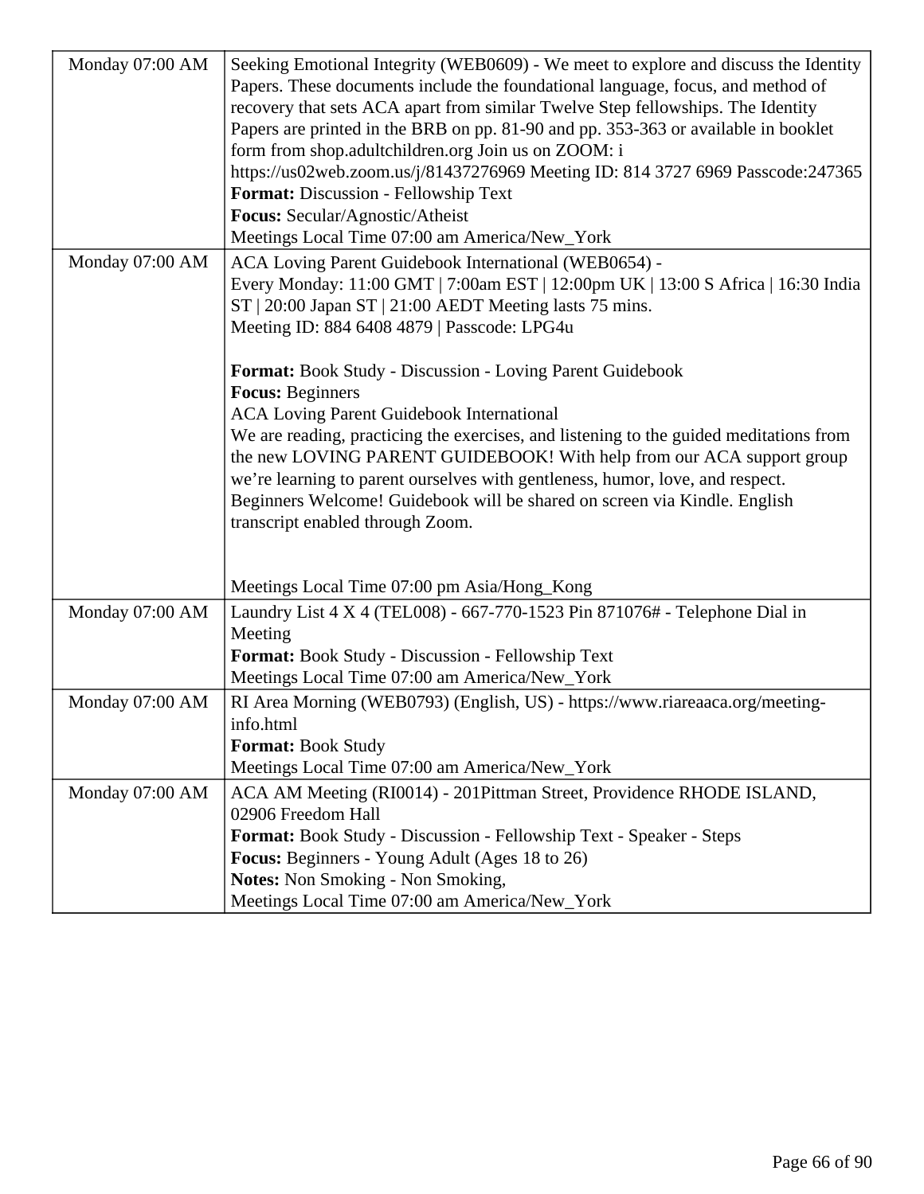| | |
|---|---|
| Monday 07:00 AM | Seeking Emotional Integrity (WEB0609) - We meet to explore and discuss the Identity Papers. These documents include the foundational language, focus, and method of recovery that sets ACA apart from similar Twelve Step fellowships. The Identity Papers are printed in the BRB on pp. 81-90 and pp. 353-363 or available in booklet form from shop.adultchildren.org Join us on ZOOM: i https://us02web.zoom.us/j/81437276969 Meeting ID: 814 3727 6969 Passcode:247365<br>**Format:** Discussion - Fellowship Text<br>**Focus:** Secular/Agnostic/Atheist<br>Meetings Local Time 07:00 am America/New_York |
| Monday 07:00 AM | ACA Loving Parent Guidebook International (WEB0654) -<br>Every Monday: 11:00 GMT \| 7:00am EST \| 12:00pm UK \| 13:00 S Africa \| 16:30 India ST \| 20:00 Japan ST \| 21:00 AEDT Meeting lasts 75 mins.<br>Meeting ID: 884 6408 4879 \| Passcode: LPG4u<br><br>**Format:** Book Study - Discussion - Loving Parent Guidebook<br>**Focus:** Beginners<br>ACA Loving Parent Guidebook International<br>We are reading, practicing the exercises, and listening to the guided meditations from the new LOVING PARENT GUIDEBOOK! With help from our ACA support group we're learning to parent ourselves with gentleness, humor, love, and respect. Beginners Welcome! Guidebook will be shared on screen via Kindle. English transcript enabled through Zoom.<br><br>Meetings Local Time 07:00 pm Asia/Hong_Kong |
| Monday 07:00 AM | Laundry List 4 X 4 (TEL008) - 667-770-1523 Pin 871076# - Telephone Dial in Meeting<br>**Format:** Book Study - Discussion - Fellowship Text<br>Meetings Local Time 07:00 am America/New_York |
| Monday 07:00 AM | RI Area Morning (WEB0793) (English, US) - https://www.riareaaca.org/meeting-info.html<br>**Format:** Book Study<br>Meetings Local Time 07:00 am America/New_York |
| Monday 07:00 AM | ACA AM Meeting (RI0014) - 201Pittman Street, Providence RHODE ISLAND, 02906 Freedom Hall<br>**Format:** Book Study - Discussion - Fellowship Text - Speaker - Steps<br>**Focus:** Beginners - Young Adult (Ages 18 to 26)<br>**Notes:** Non Smoking - Non Smoking,<br>Meetings Local Time 07:00 am America/New_York |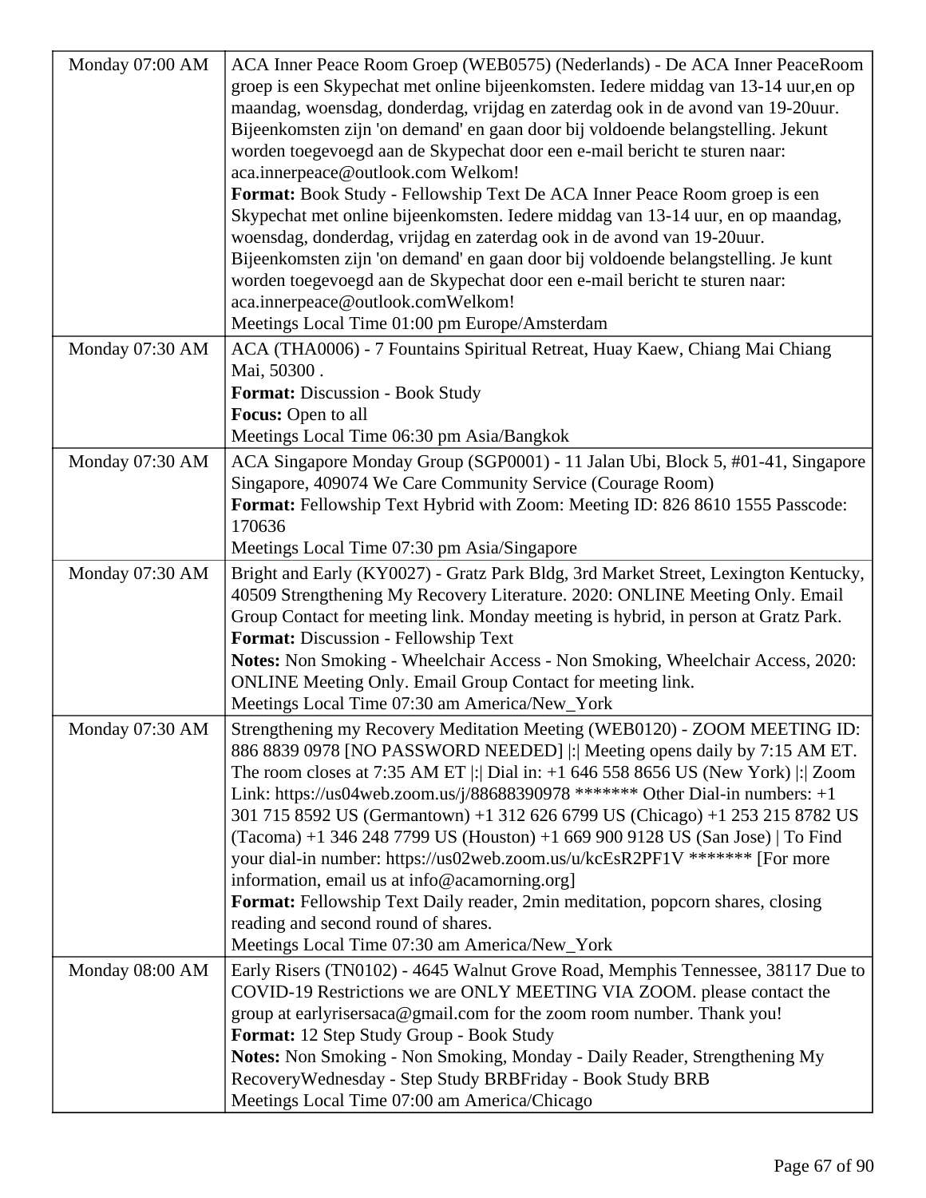| | |
|---|---|
| Monday 07:00 AM | ACA Inner Peace Room Groep (WEB0575) (Nederlands) - De ACA Inner PeaceRoom groep is een Skypechat met online bijeenkomsten. Iedere middag van 13-14 uur,en op maandag, woensdag, donderdag, vrijdag en zaterdag ook in de avond van 19-20uur. Bijeenkomsten zijn 'on demand' en gaan door bij voldoende belangstelling. Jekunt worden toegevoegd aan de Skypechat door een e-mail bericht te sturen naar: aca.innerpeace@outlook.com Welkom!<br>**Format:** Book Study - Fellowship Text De ACA Inner Peace Room groep is een Skypechat met online bijeenkomsten. Iedere middag van 13-14 uur, en op maandag, woensdag, donderdag, vrijdag en zaterdag ook in de avond van 19-20uur. Bijeenkomsten zijn 'on demand' en gaan door bij voldoende belangstelling. Je kunt worden toegevoegd aan de Skypechat door een e-mail bericht te sturen naar: aca.innerpeace@outlook.comWelkom!<br>Meetings Local Time 01:00 pm Europe/Amsterdam |
| Monday 07:30 AM | ACA (THA0006) - 7 Fountains Spiritual Retreat, Huay Kaew, Chiang Mai Chiang Mai, 50300 .<br>**Format:** Discussion - Book Study<br>**Focus:** Open to all<br>Meetings Local Time 06:30 pm Asia/Bangkok |
| Monday 07:30 AM | ACA Singapore Monday Group (SGP0001) - 11 Jalan Ubi, Block 5, #01-41, Singapore Singapore, 409074 We Care Community Service (Courage Room)<br>**Format:** Fellowship Text Hybrid with Zoom: Meeting ID: 826 8610 1555 Passcode: 170636<br>Meetings Local Time 07:30 pm Asia/Singapore |
| Monday 07:30 AM | Bright and Early (KY0027) - Gratz Park Bldg, 3rd Market Street, Lexington Kentucky, 40509 Strengthening My Recovery Literature. 2020: ONLINE Meeting Only. Email Group Contact for meeting link. Monday meeting is hybrid, in person at Gratz Park.<br>**Format:** Discussion - Fellowship Text<br>**Notes:** Non Smoking - Wheelchair Access - Non Smoking, Wheelchair Access, 2020: ONLINE Meeting Only. Email Group Contact for meeting link.<br>Meetings Local Time 07:30 am America/New_York |
| Monday 07:30 AM | Strengthening my Recovery Meditation Meeting (WEB0120) - ZOOM MEETING ID: 886 8839 0978 [NO PASSWORD NEEDED] \|:\| Meeting opens daily by 7:15 AM ET. The room closes at 7:35 AM ET \|:\| Dial in: +1 646 558 8656 US (New York) \|:\| Zoom Link: https://us04web.zoom.us/j/88688390978 ******* Other Dial-in numbers: +1 301 715 8592 US (Germantown) +1 312 626 6799 US (Chicago) +1 253 215 8782 US (Tacoma) +1 346 248 7799 US (Houston) +1 669 900 9128 US (San Jose) \| To Find your dial-in number: https://us02web.zoom.us/u/kcEsR2PF1V ******* [For more information, email us at info@acamorning.org]<br>**Format:** Fellowship Text Daily reader, 2min meditation, popcorn shares, closing reading and second round of shares.<br>Meetings Local Time 07:30 am America/New_York |
| Monday 08:00 AM | Early Risers (TN0102) - 4645 Walnut Grove Road, Memphis Tennessee, 38117 Due to COVID-19 Restrictions we are ONLY MEETING VIA ZOOM. please contact the group at earlyrisersaca@gmail.com for the zoom room number. Thank you!<br>**Format:** 12 Step Study Group - Book Study<br>**Notes:** Non Smoking - Non Smoking, Monday - Daily Reader, Strengthening My RecoveryWednesday - Step Study BRBFriday - Book Study BRB<br>Meetings Local Time 07:00 am America/Chicago |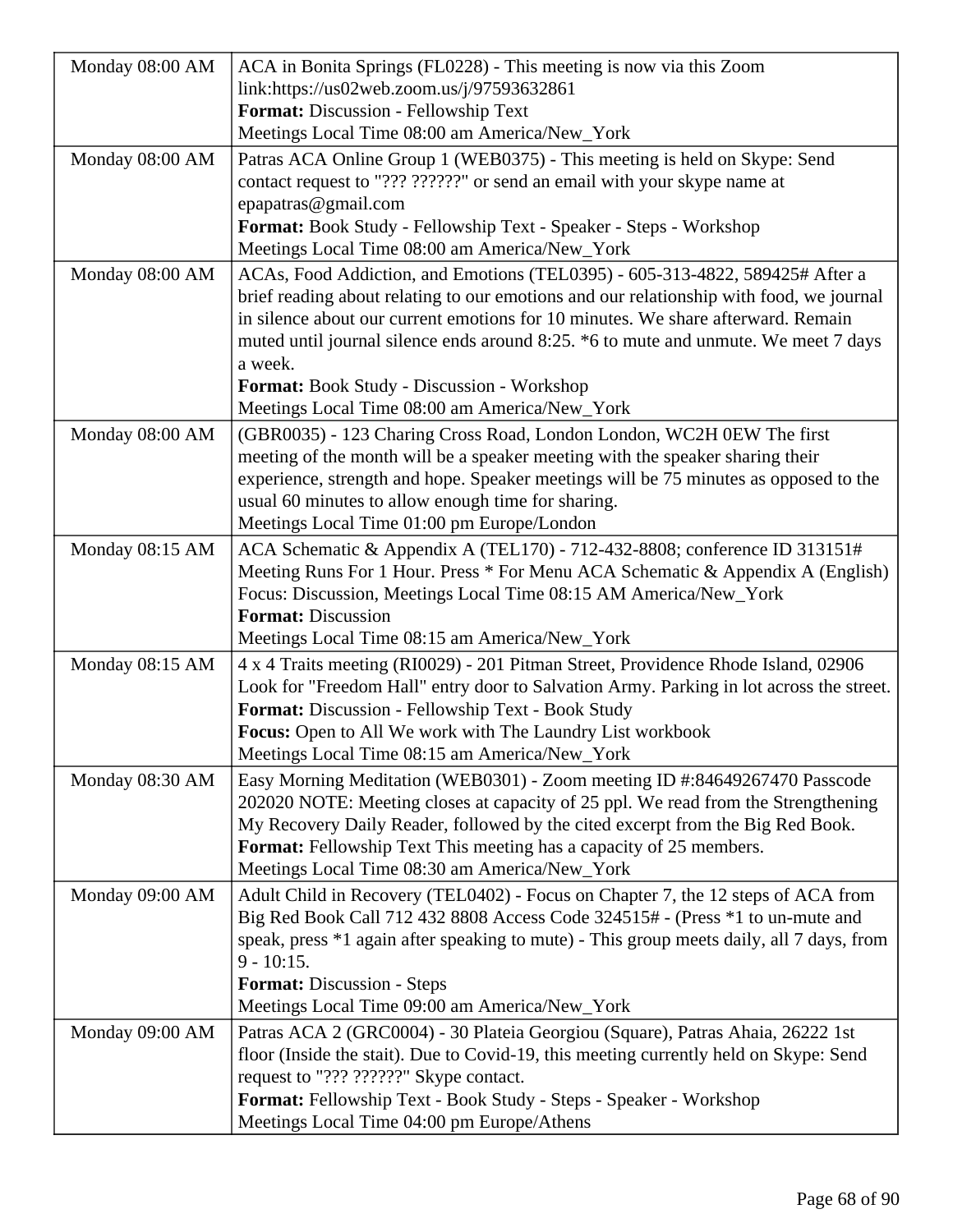| | |
|---|---|
| Monday 08:00 AM | ACA in Bonita Springs (FL0228) - This meeting is now via this Zoom link:https://us02web.zoom.us/j/97593632861<br>**Format:** Discussion - Fellowship Text<br>Meetings Local Time 08:00 am America/New_York |
| Monday 08:00 AM | Patras ACA Online Group 1 (WEB0375) - This meeting is held on Skype: Send contact request to "??? ??????" or send an email with your skype name at epapatras@gmail.com<br>**Format:** Book Study - Fellowship Text - Speaker - Steps - Workshop<br>Meetings Local Time 08:00 am America/New_York |
| Monday 08:00 AM | ACAs, Food Addiction, and Emotions (TEL0395) - 605-313-4822, 589425# After a brief reading about relating to our emotions and our relationship with food, we journal in silence about our current emotions for 10 minutes. We share afterward. Remain muted until journal silence ends around 8:25. *6 to mute and unmute. We meet 7 days a week.<br>**Format:** Book Study - Discussion - Workshop<br>Meetings Local Time 08:00 am America/New_York |
| Monday 08:00 AM | (GBR0035) - 123 Charing Cross Road, London London, WC2H 0EW The first meeting of the month will be a speaker meeting with the speaker sharing their experience, strength and hope. Speaker meetings will be 75 minutes as opposed to the usual 60 minutes to allow enough time for sharing.<br>Meetings Local Time 01:00 pm Europe/London |
| Monday 08:15 AM | ACA Schematic & Appendix A (TEL170) - 712-432-8808; conference ID 313151# Meeting Runs For 1 Hour. Press * For Menu ACA Schematic & Appendix A (English) Focus: Discussion, Meetings Local Time 08:15 AM America/New_York<br>**Format:** Discussion<br>Meetings Local Time 08:15 am America/New_York |
| Monday 08:15 AM | 4 x 4 Traits meeting (RI0029) - 201 Pitman Street, Providence Rhode Island, 02906 Look for "Freedom Hall" entry door to Salvation Army. Parking in lot across the street.<br>**Format:** Discussion - Fellowship Text - Book Study<br>**Focus:** Open to All We work with The Laundry List workbook<br>Meetings Local Time 08:15 am America/New_York |
| Monday 08:30 AM | Easy Morning Meditation (WEB0301) - Zoom meeting ID #:84649267470 Passcode 202020 NOTE: Meeting closes at capacity of 25 ppl. We read from the Strengthening My Recovery Daily Reader, followed by the cited excerpt from the Big Red Book.<br>**Format:** Fellowship Text This meeting has a capacity of 25 members.<br>Meetings Local Time 08:30 am America/New_York |
| Monday 09:00 AM | Adult Child in Recovery (TEL0402) - Focus on Chapter 7, the 12 steps of ACA from Big Red Book Call 712 432 8808 Access Code 324515# - (Press *1 to un-mute and speak, press *1 again after speaking to mute) - This group meets daily, all 7 days, from 9 - 10:15.<br>**Format:** Discussion - Steps<br>Meetings Local Time 09:00 am America/New_York |
| Monday 09:00 AM | Patras ACA 2 (GRC0004) - 30 Plateia Georgiou (Square), Patras Ahaia, 26222 1st floor (Inside the stait). Due to Covid-19, this meeting currently held on Skype: Send request to "??? ??????" Skype contact.<br>**Format:** Fellowship Text - Book Study - Steps - Speaker - Workshop<br>Meetings Local Time 04:00 pm Europe/Athens |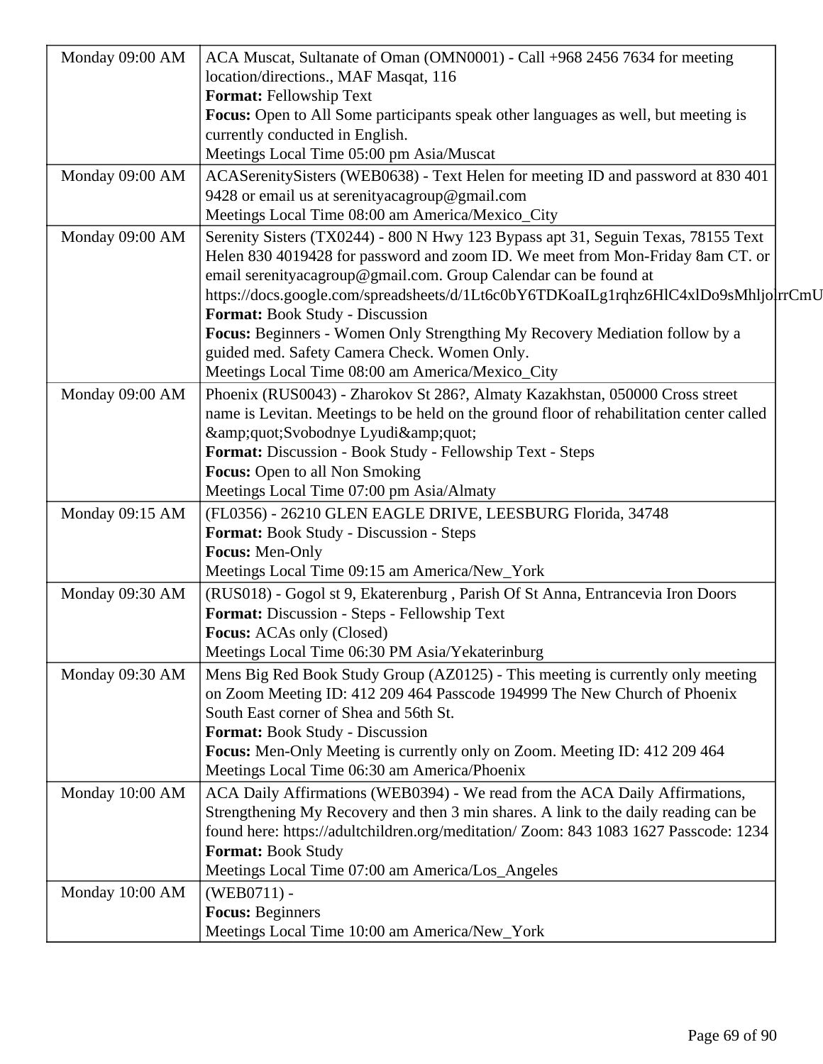| | |
|---|---|
| Monday 09:00 AM | ACA Muscat, Sultanate of Oman (OMN0001) - Call +968 2456 7634 for meeting location/directions., MAF Masqat, 116<br>**Format:** Fellowship Text<br>**Focus:** Open to All Some participants speak other languages as well, but meeting is currently conducted in English.<br>Meetings Local Time 05:00 pm Asia/Muscat |
| Monday 09:00 AM | ACASerenitySisters (WEB0638) - Text Helen for meeting ID and password at 830 401 9428 or email us at serenityacagroup@gmail.com<br>Meetings Local Time 08:00 am America/Mexico_City |
| Monday 09:00 AM | Serenity Sisters (TX0244) - 800 N Hwy 123 Bypass apt 31, Seguin Texas, 78155 Text Helen 830 4019428 for password and zoom ID. We meet from Mon-Friday 8am CT. or email serenityacagroup@gmail.com. Group Calendar can be found at https://docs.google.com/spreadsheets/d/1Lt6c0bY6TDKoaILg1rqhz6HlC4xlDo9sMhljo!rrCmU<br>**Format:** Book Study - Discussion<br>**Focus:** Beginners - Women Only Strengthing My Recovery Mediation follow by a guided med. Safety Camera Check. Women Only.<br>Meetings Local Time 08:00 am America/Mexico_City |
| Monday 09:00 AM | Phoenix (RUS0043) - Zharokov St 286?, Almaty Kazakhstan, 050000 Cross street name is Levitan. Meetings to be held on the ground floor of rehabilitation center called &amp;quot;Svobodnye Lyudi&amp;quot;<br>**Format:** Discussion - Book Study - Fellowship Text - Steps<br>**Focus:** Open to all Non Smoking<br>Meetings Local Time 07:00 pm Asia/Almaty |
| Monday 09:15 AM | (FL0356) - 26210 GLEN EAGLE DRIVE, LEESBURG Florida, 34748<br>**Format:** Book Study - Discussion - Steps<br>**Focus:** Men-Only<br>Meetings Local Time 09:15 am America/New_York |
| Monday 09:30 AM | (RUS018) - Gogol st 9, Ekaterenburg , Parish Of St Anna, Entrancevia Iron Doors<br>**Format:** Discussion - Steps - Fellowship Text<br>**Focus:** ACAs only (Closed)<br>Meetings Local Time 06:30 PM Asia/Yekaterinburg |
| Monday 09:30 AM | Mens Big Red Book Study Group (AZ0125) - This meeting is currently only meeting on Zoom Meeting ID: 412 209 464 Passcode 194999 The New Church of Phoenix South East corner of Shea and 56th St.<br>**Format:** Book Study - Discussion<br>**Focus:** Men-Only Meeting is currently only on Zoom. Meeting ID: 412 209 464<br>Meetings Local Time 06:30 am America/Phoenix |
| Monday 10:00 AM | ACA Daily Affirmations (WEB0394) - We read from the ACA Daily Affirmations, Strengthening My Recovery and then 3 min shares. A link to the daily reading can be found here: https://adultchildren.org/meditation/ Zoom: 843 1083 1627 Passcode: 1234<br>**Format:** Book Study<br>Meetings Local Time 07:00 am America/Los_Angeles |
| Monday 10:00 AM | (WEB0711) -<br>**Focus:** Beginners<br>Meetings Local Time 10:00 am America/New_York |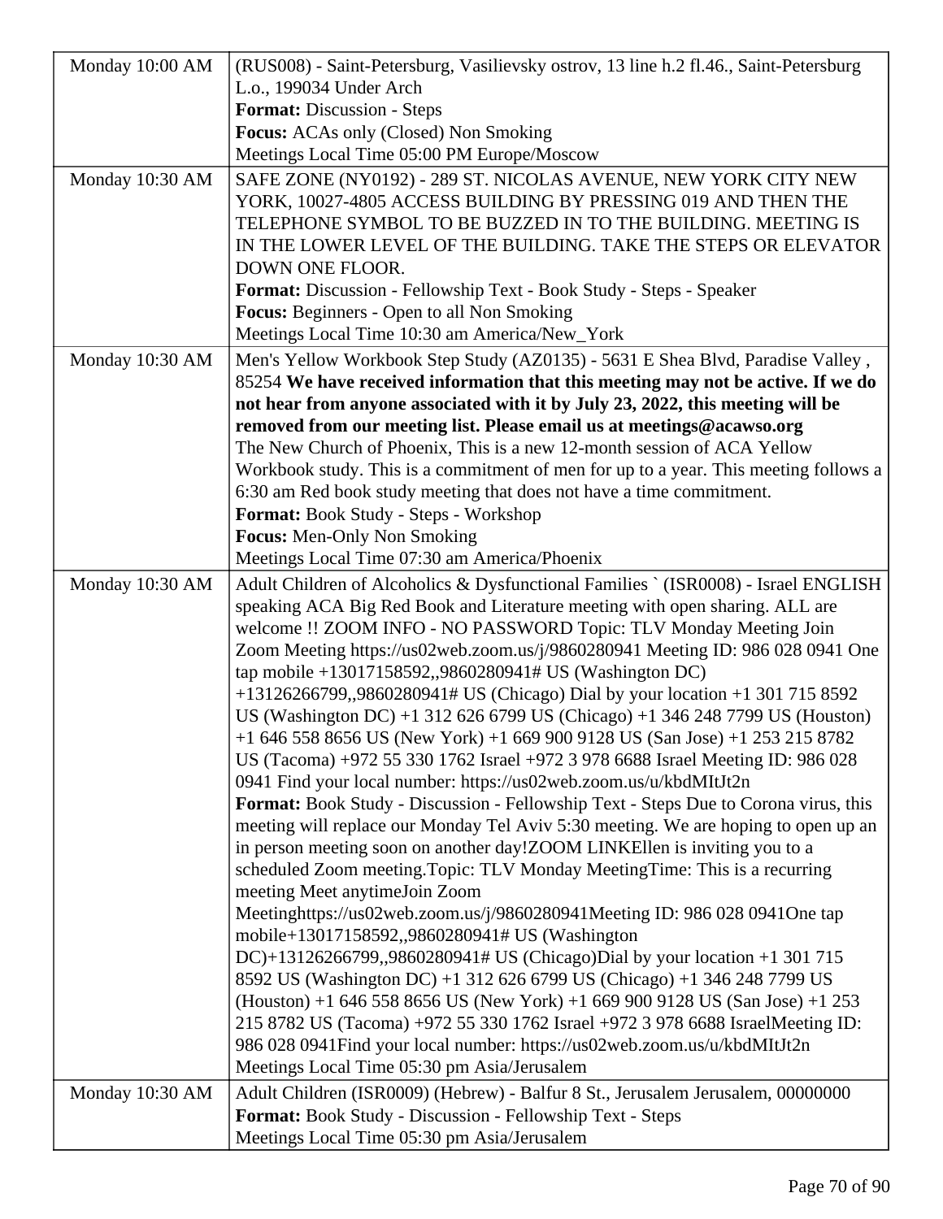| | |
|---|---|
| Monday 10:00 AM | (RUS008) - Saint-Petersburg, Vasilievsky ostrov, 13 line h.2 fl.46., Saint-Petersburg L.o., 199034 Under Arch<br>**Format:** Discussion - Steps<br>**Focus:** ACAs only (Closed) Non Smoking<br>Meetings Local Time 05:00 PM Europe/Moscow |
| Monday 10:30 AM | SAFE ZONE (NY0192) - 289 ST. NICOLAS AVENUE, NEW YORK CITY NEW YORK, 10027-4805 ACCESS BUILDING BY PRESSING 019 AND THEN THE TELEPHONE SYMBOL TO BE BUZZED IN TO THE BUILDING. MEETING IS IN THE LOWER LEVEL OF THE BUILDING. TAKE THE STEPS OR ELEVATOR DOWN ONE FLOOR.<br>**Format:** Discussion - Fellowship Text - Book Study - Steps - Speaker<br>**Focus:** Beginners - Open to all Non Smoking<br>Meetings Local Time 10:30 am America/New_York |
| Monday 10:30 AM | Men's Yellow Workbook Step Study (AZ0135) - 5631 E Shea Blvd, Paradise Valley , 85254 **We have received information that this meeting may not be active. If we do not hear from anyone associated with it by July 23, 2022, this meeting will be removed from our meeting list. Please email us at meetings@acawso.org**<br>The New Church of Phoenix, This is a new 12-month session of ACA Yellow Workbook study. This is a commitment of men for up to a year. This meeting follows a 6:30 am Red book study meeting that does not have a time commitment.<br>**Format:** Book Study - Steps - Workshop<br>**Focus:** Men-Only Non Smoking<br>Meetings Local Time 07:30 am America/Phoenix |
| Monday 10:30 AM | Adult Children of Alcoholics & Dysfunctional Families ` (ISR0008) - Israel ENGLISH speaking ACA Big Red Book and Literature meeting with open sharing. ALL are welcome !! ZOOM INFO - NO PASSWORD Topic: TLV Monday Meeting Join Zoom Meeting https://us02web.zoom.us/j/9860280941 Meeting ID: 986 028 0941 One tap mobile +13017158592,,9860280941# US (Washington DC) +13126266799,,9860280941# US (Chicago) Dial by your location +1 301 715 8592 US (Washington DC) +1 312 626 6799 US (Chicago) +1 346 248 7799 US (Houston) +1 646 558 8656 US (New York) +1 669 900 9128 US (San Jose) +1 253 215 8782 US (Tacoma) +972 55 330 1762 Israel +972 3 978 6688 Israel Meeting ID: 986 028 0941 Find your local number: https://us02web.zoom.us/u/kbdMItJt2n<br>**Format:** Book Study - Discussion - Fellowship Text - Steps Due to Corona virus, this meeting will replace our Monday Tel Aviv 5:30 meeting. We are hoping to open up an in person meeting soon on another day!ZOOM LINKEllen is inviting you to a scheduled Zoom meeting.Topic: TLV Monday MeetingTime: This is a recurring meeting Meet anytimeJoin Zoom Meetinghttps://us02web.zoom.us/j/9860280941Meeting ID: 986 028 0941One tap mobile+13017158592,,9860280941# US (Washington DC)+13126266799,,9860280941# US (Chicago)Dial by your location +1 301 715 8592 US (Washington DC) +1 312 626 6799 US (Chicago) +1 346 248 7799 US (Houston) +1 646 558 8656 US (New York) +1 669 900 9128 US (San Jose) +1 253 215 8782 US (Tacoma) +972 55 330 1762 Israel +972 3 978 6688 IsraelMeeting ID: 986 028 0941Find your local number: https://us02web.zoom.us/u/kbdMItJt2n<br>Meetings Local Time 05:30 pm Asia/Jerusalem |
| Monday 10:30 AM | Adult Children (ISR0009) (Hebrew) - Balfur 8 St., Jerusalem Jerusalem, 00000000<br>**Format:** Book Study - Discussion - Fellowship Text - Steps<br>Meetings Local Time 05:30 pm Asia/Jerusalem |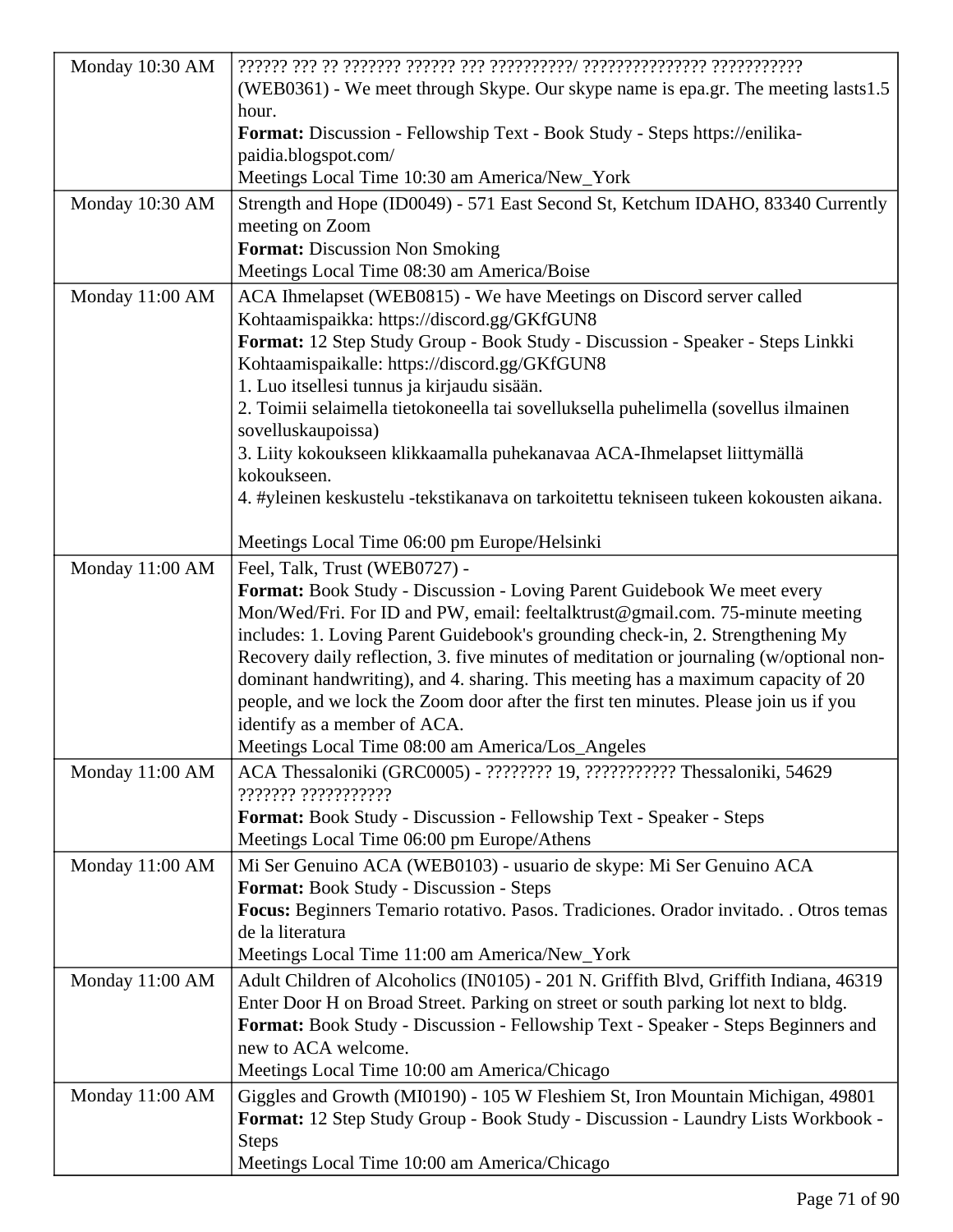| | |
|---|---|
| Monday 10:30 AM | ?????? ??? ?? ??????? ?????? ??? ??????????/ ??????????????? ??????????? (WEB0361) - We meet through Skype. Our skype name is epa.gr. The meeting lasts1.5 hour.<br>**Format:** Discussion - Fellowship Text - Book Study - Steps https://enilika-paidia.blogspot.com/<br>Meetings Local Time 10:30 am America/New_York |
| Monday 10:30 AM | Strength and Hope (ID0049) - 571 East Second St, Ketchum IDAHO, 83340 Currently meeting on Zoom<br>**Format:** Discussion Non Smoking<br>Meetings Local Time 08:30 am America/Boise |
| Monday 11:00 AM | ACA Ihmelapset (WEB0815) - We have Meetings on Discord server called Kohtaamispaikka: https://discord.gg/GKfGUN8<br>**Format:** 12 Step Study Group - Book Study - Discussion - Speaker - Steps Linkki Kohtaamispaikalle: https://discord.gg/GKfGUN8<br>1. Luo itsellesi tunnus ja kirjaudu sisään.<br>2. Toimii selaimella tietokoneella tai sovelluksella puhelimella (sovellus ilmainen sovelluskaupoissa)<br>3. Liity kokoukseen klikkaamalla puhekanavaa ACA-Ihmelapset liittymällä kokoukseen.<br>4. #yleinen keskustelu -tekstikanava on tarkoitettu tekniseen tukeen kokousten aikana.<br><br>Meetings Local Time 06:00 pm Europe/Helsinki |
| Monday 11:00 AM | Feel, Talk, Trust (WEB0727) -<br>**Format:** Book Study - Discussion - Loving Parent Guidebook We meet every Mon/Wed/Fri. For ID and PW, email: feeltalktrust@gmail.com. 75-minute meeting includes: 1. Loving Parent Guidebook's grounding check-in, 2. Strengthening My Recovery daily reflection, 3. five minutes of meditation or journaling (w/optional non-dominant handwriting), and 4. sharing. This meeting has a maximum capacity of 20 people, and we lock the Zoom door after the first ten minutes. Please join us if you identify as a member of ACA.<br>Meetings Local Time 08:00 am America/Los_Angeles |
| Monday 11:00 AM | ACA Thessaloniki (GRC0005) - ???????? 19, ??????????? Thessaloniki, 54629 ??????? ???????????<br>**Format:** Book Study - Discussion - Fellowship Text - Speaker - Steps<br>Meetings Local Time 06:00 pm Europe/Athens |
| Monday 11:00 AM | Mi Ser Genuino ACA (WEB0103) - usuario de skype: Mi Ser Genuino ACA<br>**Format:** Book Study - Discussion - Steps<br>**Focus:** Beginners Temario rotativo. Pasos. Tradiciones. Orador invitado. . Otros temas de la literatura<br>Meetings Local Time 11:00 am America/New_York |
| Monday 11:00 AM | Adult Children of Alcoholics (IN0105) - 201 N. Griffith Blvd, Griffith Indiana, 46319 Enter Door H on Broad Street. Parking on street or south parking lot next to bldg.<br>**Format:** Book Study - Discussion - Fellowship Text - Speaker - Steps Beginners and new to ACA welcome.<br>Meetings Local Time 10:00 am America/Chicago |
| Monday 11:00 AM | Giggles and Growth (MI0190) - 105 W Fleshiem St, Iron Mountain Michigan, 49801<br>**Format:** 12 Step Study Group - Book Study - Discussion - Laundry Lists Workbook - Steps<br>Meetings Local Time 10:00 am America/Chicago |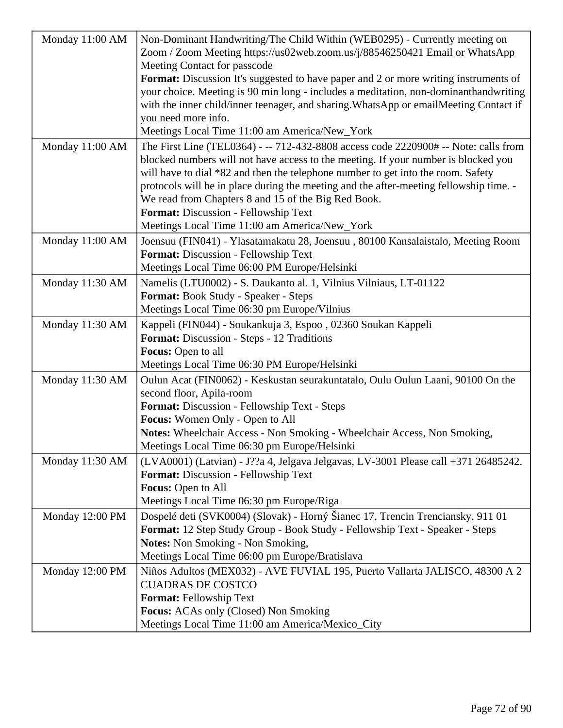| Monday 11:00 AM | Non-Dominant Handwriting/The Child Within (WEB0295) - Currently meeting on Zoom / Zoom Meeting https://us02web.zoom.us/j/88546250421 Email or WhatsApp Meeting Contact for passcode<br>**Format:** Discussion It's suggested to have paper and 2 or more writing instruments of your choice. Meeting is 90 min long - includes a meditation, non-dominanthandwriting with the inner child/inner teenager, and sharing.WhatsApp or emailMeeting Contact if you need more info.<br>Meetings Local Time 11:00 am America/New_York |
|---|---|
| Monday 11:00 AM | The First Line (TEL0364) - -- 712-432-8808 access code 2220900# -- Note: calls from blocked numbers will not have access to the meeting. If your number is blocked you will have to dial *82 and then the telephone number to get into the room. Safety protocols will be in place during the meeting and the after-meeting fellowship time. - We read from Chapters 8 and 15 of the Big Red Book.<br>**Format:** Discussion - Fellowship Text<br>Meetings Local Time 11:00 am America/New_York |
| Monday 11:00 AM | Joensuu (FIN041) - Ylasatamakatu 28, Joensuu , 80100 Kansalaistalo, Meeting Room<br>**Format:** Discussion - Fellowship Text<br>Meetings Local Time 06:00 PM Europe/Helsinki |
| Monday 11:30 AM | Namelis (LTU0002) - S. Daukanto al. 1, Vilnius Vilniaus, LT-01122<br>**Format:** Book Study - Speaker - Steps<br>Meetings Local Time 06:30 pm Europe/Vilnius |
| Monday 11:30 AM | Kappeli (FIN044) - Soukankuja 3, Espoo , 02360 Soukan Kappeli<br>**Format:** Discussion - Steps - 12 Traditions<br>**Focus:** Open to all<br>Meetings Local Time 06:30 PM Europe/Helsinki |
| Monday 11:30 AM | Oulun Acat (FIN0062) - Keskustan seurakuntatalo, Oulu Oulun Laani, 90100 On the second floor, Apila-room<br>**Format:** Discussion - Fellowship Text - Steps<br>**Focus:** Women Only - Open to All<br>**Notes:** Wheelchair Access - Non Smoking - Wheelchair Access, Non Smoking,<br>Meetings Local Time 06:30 pm Europe/Helsinki |
| Monday 11:30 AM | (LVA0001) (Latvian) - J??a 4, Jelgava Jelgavas, LV-3001 Please call +371 26485242.<br>**Format:** Discussion - Fellowship Text<br>**Focus:** Open to All<br>Meetings Local Time 06:30 pm Europe/Riga |
| Monday 12:00 PM | Dospelé deti (SVK0004) (Slovak) - Horný Šianec 17, Trencin Trenciansky, 911 01<br>**Format:** 12 Step Study Group - Book Study - Fellowship Text - Speaker - Steps<br>**Notes:** Non Smoking - Non Smoking,<br>Meetings Local Time 06:00 pm Europe/Bratislava |
| Monday 12:00 PM | Niños Adultos (MEX032) - AVE FUVIAL 195, Puerto Vallarta JALISCO, 48300 A 2 CUADRAS DE COSTCO<br>**Format:** Fellowship Text<br>**Focus:** ACAs only (Closed) Non Smoking<br>Meetings Local Time 11:00 am America/Mexico_City |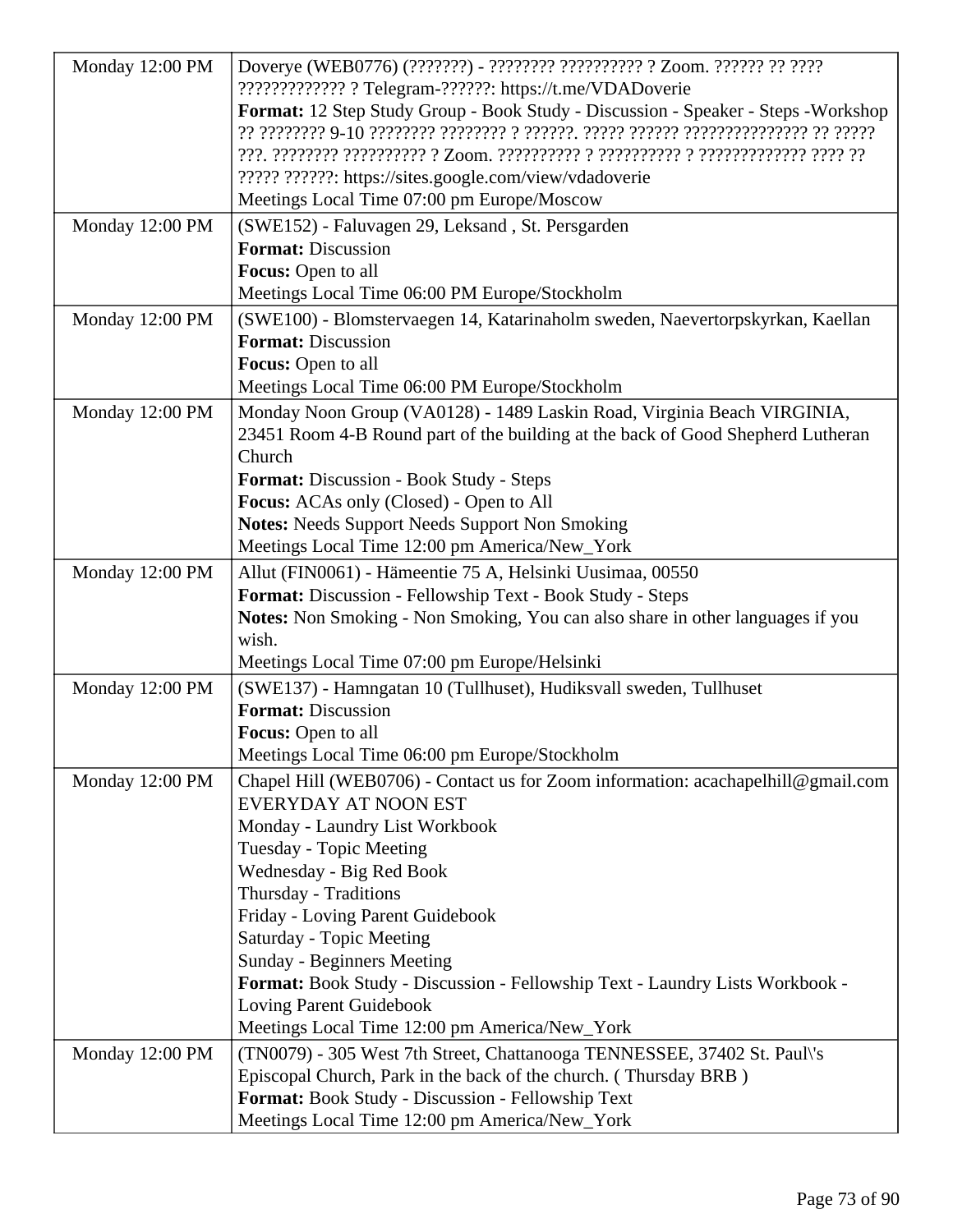| Monday 12:00 PM | Doverye (WEB0776) (???????) - ???????? ?????????? ? Zoom. ?????? ?? ???? ????????????? ? Telegram-??????: https://t.me/VDADoverie<br>**Format:** 12 Step Study Group - Book Study - Discussion - Speaker - Steps -Workshop ?? ???????? 9-10 ???????? ???????? ? ??????. ????? ?????? ??????????????? ?? ????? ???. ???????? ?????????? ? Zoom. ?????????? ? ?????????? ? ????????????? ???? ?? ????? ??????: https://sites.google.com/view/vdadoverie<br>Meetings Local Time 07:00 pm Europe/Moscow |
|---|---|
| Monday 12:00 PM | (SWE152) - Faluvagen 29, Leksand , St. Persgarden<br>**Format:** Discussion<br>**Focus:** Open to all<br>Meetings Local Time 06:00 PM Europe/Stockholm |
| Monday 12:00 PM | (SWE100) - Blomstervaegen 14, Katarinaholm sweden, Naevertorpskyrkan, Kaellan<br>**Format:** Discussion<br>**Focus:** Open to all<br>Meetings Local Time 06:00 PM Europe/Stockholm |
| Monday 12:00 PM | Monday Noon Group (VA0128) - 1489 Laskin Road, Virginia Beach VIRGINIA, 23451 Room 4-B Round part of the building at the back of Good Shepherd Lutheran Church<br>**Format:** Discussion - Book Study - Steps<br>**Focus:** ACAs only (Closed) - Open to All<br>**Notes:** Needs Support Needs Support Non Smoking<br>Meetings Local Time 12:00 pm America/New_York |
| Monday 12:00 PM | Allut (FIN0061) - Hämeentie 75 A, Helsinki Uusimaa, 00550<br>**Format:** Discussion - Fellowship Text - Book Study - Steps<br>**Notes:** Non Smoking - Non Smoking, You can also share in other languages if you wish.<br>Meetings Local Time 07:00 pm Europe/Helsinki |
| Monday 12:00 PM | (SWE137) - Hamngatan 10 (Tullhuset), Hudiksvall sweden, Tullhuset<br>**Format:** Discussion<br>**Focus:** Open to all<br>Meetings Local Time 06:00 pm Europe/Stockholm |
| Monday 12:00 PM | Chapel Hill (WEB0706) - Contact us for Zoom information: acachapelhill@gmail.com EVERYDAY AT NOON EST<br>Monday - Laundry List Workbook<br>Tuesday - Topic Meeting<br>Wednesday - Big Red Book<br>Thursday - Traditions<br>Friday - Loving Parent Guidebook<br>Saturday - Topic Meeting<br>Sunday - Beginners Meeting<br>**Format:** Book Study - Discussion - Fellowship Text - Laundry Lists Workbook - Loving Parent Guidebook<br>Meetings Local Time 12:00 pm America/New_York |
| Monday 12:00 PM | (TN0079) - 305 West 7th Street, Chattanooga TENNESSEE, 37402 St. Paul\'s Episcopal Church, Park in the back of the church. ( Thursday BRB )<br>**Format:** Book Study - Discussion - Fellowship Text<br>Meetings Local Time 12:00 pm America/New_York |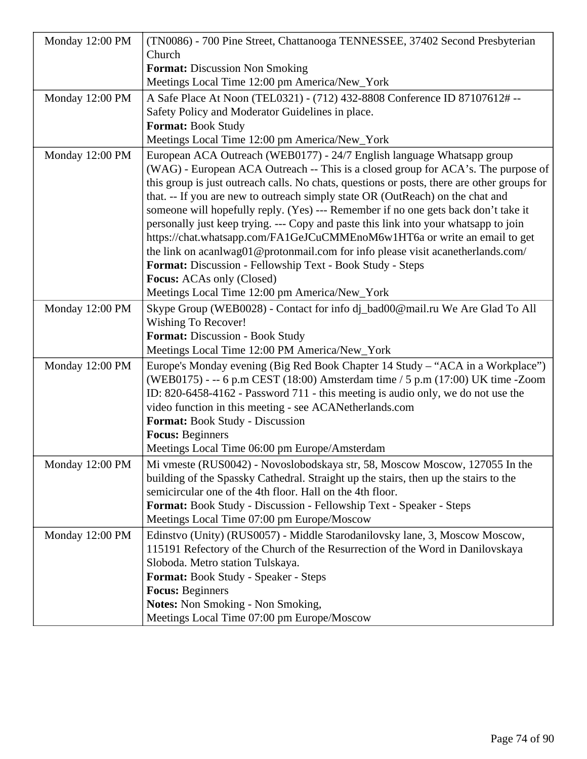| | |
|---|---|
| Monday 12:00 PM | (TN0086) - 700 Pine Street, Chattanooga TENNESSEE, 37402 Second Presbyterian Church<br>**Format:** Discussion Non Smoking<br>Meetings Local Time 12:00 pm America/New_York |
| Monday 12:00 PM | A Safe Place At Noon (TEL0321) - (712) 432-8808 Conference ID 87107612# -- Safety Policy and Moderator Guidelines in place.<br>**Format:** Book Study<br>Meetings Local Time 12:00 pm America/New_York |
| Monday 12:00 PM | European ACA Outreach (WEB0177) - 24/7 English language Whatsapp group (WAG) - European ACA Outreach -- This is a closed group for ACA's. The purpose of this group is just outreach calls. No chats, questions or posts, there are other groups for that. -- If you are new to outreach simply state OR (OutReach) on the chat and someone will hopefully reply. (Yes) --- Remember if no one gets back don't take it personally just keep trying. --- Copy and paste this link into your whatsapp to join https://chat.whatsapp.com/FA1GeJCuCMMEnoM6w1HT6a or write an email to get the link on acanlwag01@protonmail.com for info please visit acanetherlands.com/<br>**Format:** Discussion - Fellowship Text - Book Study - Steps<br>**Focus:** ACAs only (Closed)<br>Meetings Local Time 12:00 pm America/New_York |
| Monday 12:00 PM | Skype Group (WEB0028) - Contact for info dj_bad00@mail.ru We Are Glad To All Wishing To Recover!<br>**Format:** Discussion - Book Study<br>Meetings Local Time 12:00 PM America/New_York |
| Monday 12:00 PM | Europe's Monday evening (Big Red Book Chapter 14 Study – "ACA in a Workplace") (WEB0175) - -- 6 p.m CEST (18:00) Amsterdam time / 5 p.m (17:00) UK time -Zoom ID: 820-6458-4162 - Password 711 - this meeting is audio only, we do not use the video function in this meeting - see ACANetherlands.com<br>**Format:** Book Study - Discussion<br>**Focus:** Beginners<br>Meetings Local Time 06:00 pm Europe/Amsterdam |
| Monday 12:00 PM | Mi vmeste (RUS0042) - Novoslobodskaya str, 58, Moscow Moscow, 127055 In the building of the Spassky Cathedral. Straight up the stairs, then up the stairs to the semicircular one of the 4th floor. Hall on the 4th floor.<br>**Format:** Book Study - Discussion - Fellowship Text - Speaker - Steps<br>Meetings Local Time 07:00 pm Europe/Moscow |
| Monday 12:00 PM | Edinstvo (Unity) (RUS0057) - Middle Starodanilovsky lane, 3, Moscow Moscow, 115191 Refectory of the Church of the Resurrection of the Word in Danilovskaya Sloboda. Metro station Tulskaya.<br>**Format:** Book Study - Speaker - Steps<br>**Focus:** Beginners<br>**Notes:** Non Smoking - Non Smoking,<br>Meetings Local Time 07:00 pm Europe/Moscow |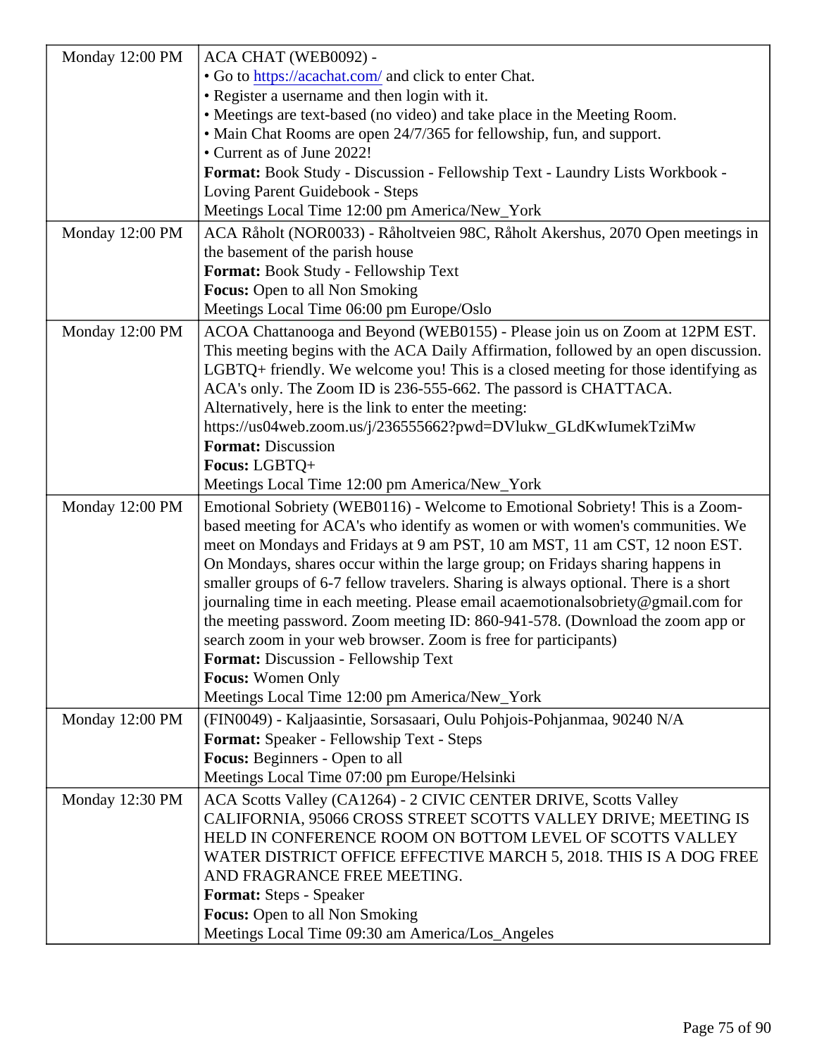| | |
|---|---|
| Monday 12:00 PM | ACA CHAT (WEB0092) -<br>• Go to https://acachat.com/ and click to enter Chat.<br>• Register a username and then login with it.<br>• Meetings are text-based (no video) and take place in the Meeting Room.<br>• Main Chat Rooms are open 24/7/365 for fellowship, fun, and support.<br>• Current as of June 2022!<br>**Format:** Book Study - Discussion - Fellowship Text - Laundry Lists Workbook - Loving Parent Guidebook - Steps<br>Meetings Local Time 12:00 pm America/New_York |
| Monday 12:00 PM | ACA Råholt (NOR0033) - Råholtveien 98C, Råholt Akershus, 2070 Open meetings in the basement of the parish house<br>**Format:** Book Study - Fellowship Text<br>**Focus:** Open to all Non Smoking<br>Meetings Local Time 06:00 pm Europe/Oslo |
| Monday 12:00 PM | ACOA Chattanooga and Beyond (WEB0155) - Please join us on Zoom at 12PM EST. This meeting begins with the ACA Daily Affirmation, followed by an open discussion. LGBTQ+ friendly. We welcome you! This is a closed meeting for those identifying as ACA's only. The Zoom ID is 236-555-662. The passord is CHATTACA. Alternatively, here is the link to enter the meeting: https://us04web.zoom.us/j/236555662?pwd=DVlukw_GLdKwIumekTziMw<br>**Format:** Discussion<br>**Focus:** LGBTQ+<br>Meetings Local Time 12:00 pm America/New_York |
| Monday 12:00 PM | Emotional Sobriety (WEB0116) - Welcome to Emotional Sobriety! This is a Zoom-based meeting for ACA's who identify as women or with women's communities. We meet on Mondays and Fridays at 9 am PST, 10 am MST, 11 am CST, 12 noon EST. On Mondays, shares occur within the large group; on Fridays sharing happens in smaller groups of 6-7 fellow travelers. Sharing is always optional. There is a short journaling time in each meeting. Please email acaemotionalsobriety@gmail.com for the meeting password. Zoom meeting ID: 860-941-578. (Download the zoom app or search zoom in your web browser. Zoom is free for participants)<br>**Format:** Discussion - Fellowship Text<br>**Focus:** Women Only<br>Meetings Local Time 12:00 pm America/New_York |
| Monday 12:00 PM | (FIN0049) - Kaljaasintie, Sorsasaari, Oulu Pohjois-Pohjanmaa, 90240 N/A<br>**Format:** Speaker - Fellowship Text - Steps<br>**Focus:** Beginners - Open to all<br>Meetings Local Time 07:00 pm Europe/Helsinki |
| Monday 12:30 PM | ACA Scotts Valley (CA1264) - 2 CIVIC CENTER DRIVE, Scotts Valley CALIFORNIA, 95066 CROSS STREET SCOTTS VALLEY DRIVE; MEETING IS HELD IN CONFERENCE ROOM ON BOTTOM LEVEL OF SCOTTS VALLEY WATER DISTRICT OFFICE EFFECTIVE MARCH 5, 2018. THIS IS A DOG FREE AND FRAGRANCE FREE MEETING.<br>**Format:** Steps - Speaker<br>**Focus:** Open to all Non Smoking<br>Meetings Local Time 09:30 am America/Los_Angeles |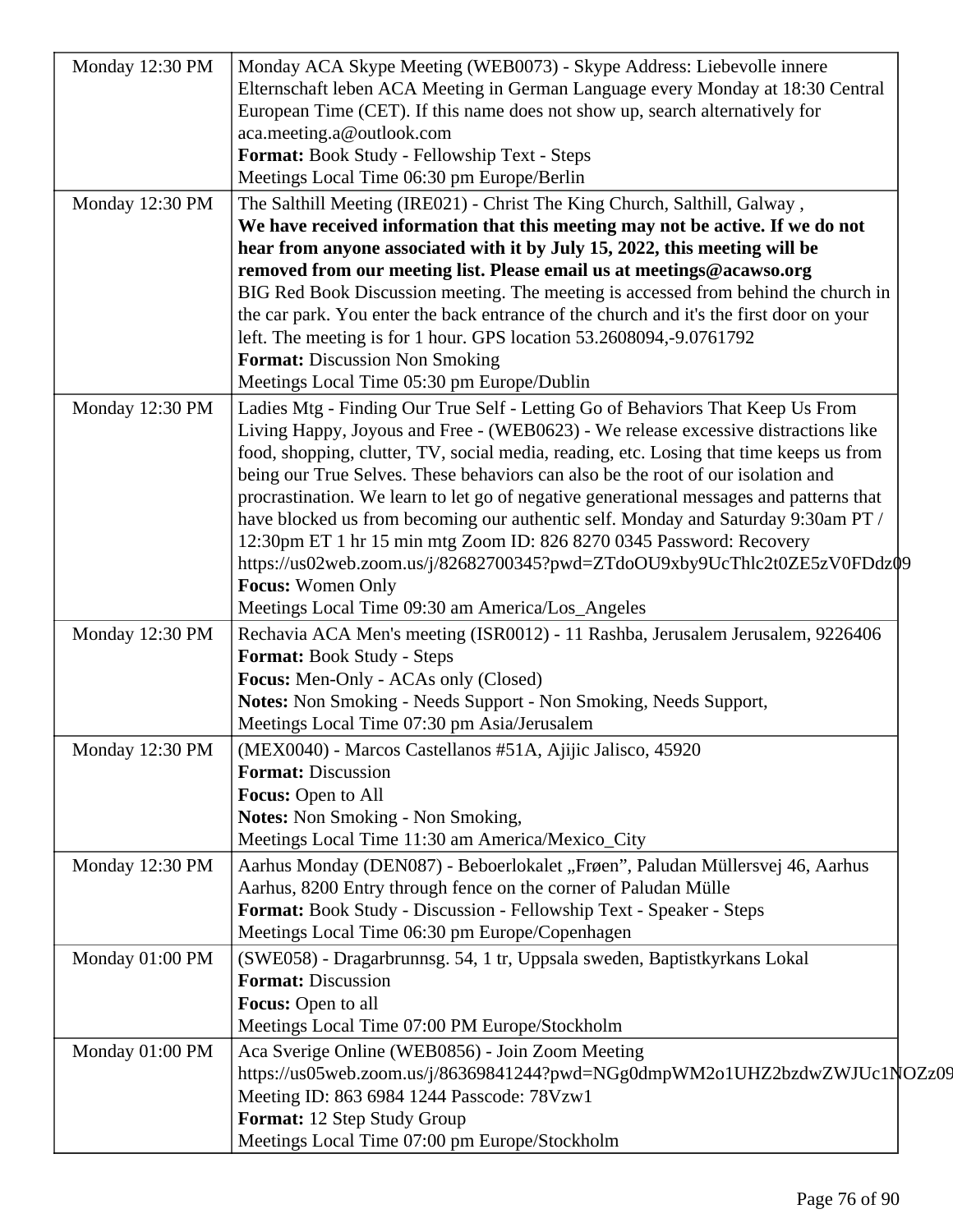| | |
|---|---|
| Monday 12:30 PM | Monday ACA Skype Meeting (WEB0073) - Skype Address: Liebevolle innere Elternschaft leben ACA Meeting in German Language every Monday at 18:30 Central European Time (CET). If this name does not show up, search alternatively for aca.meeting.a@outlook.com<br>**Format:** Book Study - Fellowship Text - Steps<br>Meetings Local Time 06:30 pm Europe/Berlin |
| Monday 12:30 PM | The Salthill Meeting (IRE021) - Christ The King Church, Salthill, Galway ,<br>**We have received information that this meeting may not be active. If we do not hear from anyone associated with it by July 15, 2022, this meeting will be removed from our meeting list. Please email us at meetings@acawso.org**<br>BIG Red Book Discussion meeting. The meeting is accessed from behind the church in the car park. You enter the back entrance of the church and it's the first door on your left. The meeting is for 1 hour. GPS location 53.2608094,-9.0761792<br>**Format:** Discussion Non Smoking<br>Meetings Local Time 05:30 pm Europe/Dublin |
| Monday 12:30 PM | Ladies Mtg - Finding Our True Self - Letting Go of Behaviors That Keep Us From Living Happy, Joyous and Free - (WEB0623) - We release excessive distractions like food, shopping, clutter, TV, social media, reading, etc. Losing that time keeps us from being our True Selves. These behaviors can also be the root of our isolation and procrastination. We learn to let go of negative generational messages and patterns that have blocked us from becoming our authentic self. Monday and Saturday 9:30am PT / 12:30pm ET 1 hr 15 min mtg Zoom ID: 826 8270 0345 Password: Recovery https://us02web.zoom.us/j/82682700345?pwd=ZTdoOU9xby9UcThlc2t0ZE5zV0FDdz09<br>**Focus:** Women Only<br>Meetings Local Time 09:30 am America/Los_Angeles |
| Monday 12:30 PM | Rechavia ACA Men's meeting (ISR0012) - 11 Rashba, Jerusalem Jerusalem, 9226406<br>**Format:** Book Study - Steps<br>**Focus:** Men-Only - ACAs only (Closed)<br>**Notes:** Non Smoking - Needs Support - Non Smoking, Needs Support,<br>Meetings Local Time 07:30 pm Asia/Jerusalem |
| Monday 12:30 PM | (MEX0040) - Marcos Castellanos #51A, Ajijic Jalisco, 45920<br>**Format:** Discussion<br>**Focus:** Open to All<br>**Notes:** Non Smoking - Non Smoking,<br>Meetings Local Time 11:30 am America/Mexico_City |
| Monday 12:30 PM | Aarhus Monday (DEN087) - Beboerlokalet „Frøen", Paludan Müllersvej 46, Aarhus Aarhus, 8200 Entry through fence on the corner of Paludan Mülle<br>**Format:** Book Study - Discussion - Fellowship Text - Speaker - Steps<br>Meetings Local Time 06:30 pm Europe/Copenhagen |
| Monday 01:00 PM | (SWE058) - Dragarbrunnsg. 54, 1 tr, Uppsala sweden, Baptistkyrkans Lokal<br>**Format:** Discussion<br>**Focus:** Open to all<br>Meetings Local Time 07:00 PM Europe/Stockholm |
| Monday 01:00 PM | Aca Sverige Online (WEB0856) - Join Zoom Meeting https://us05web.zoom.us/j/86369841244?pwd=NGg0dmpWM2o1UHZ2bzdwZWJUc1NOZz09<br>Meeting ID: 863 6984 1244 Passcode: 78Vzw1<br>**Format:** 12 Step Study Group<br>Meetings Local Time 07:00 pm Europe/Stockholm |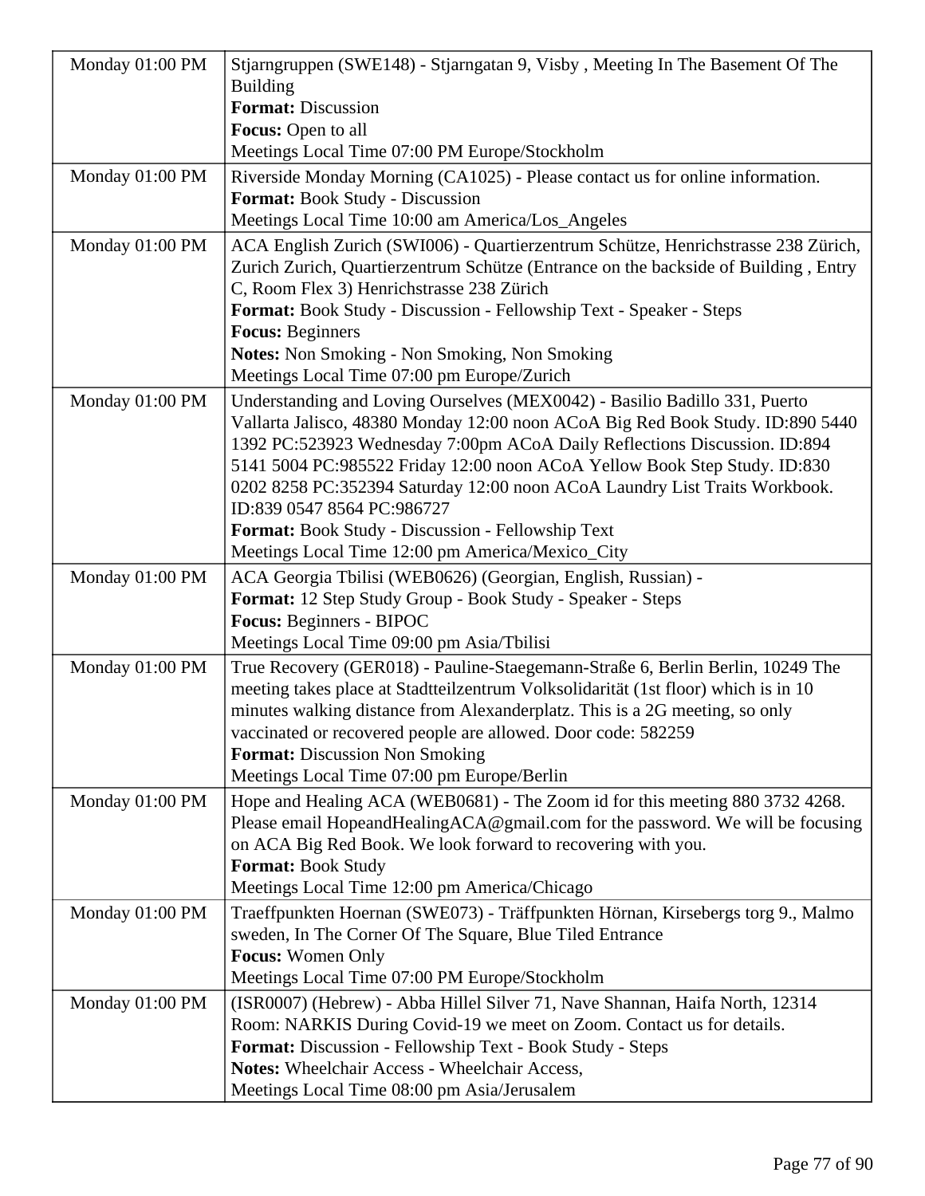| | |
|---|---|
| Monday 01:00 PM | Stjarngruppen (SWE148) - Stjarngatan 9, Visby , Meeting In The Basement Of The Building<br>**Format:** Discussion<br>**Focus:** Open to all<br>Meetings Local Time 07:00 PM Europe/Stockholm |
| Monday 01:00 PM | Riverside Monday Morning (CA1025) - Please contact us for online information.<br>**Format:** Book Study - Discussion<br>Meetings Local Time 10:00 am America/Los_Angeles |
| Monday 01:00 PM | ACA English Zurich (SWI006) - Quartierzentrum Schütze, Henrichstrasse 238 Zürich, Zurich Zurich, Quartierzentrum Schütze (Entrance on the backside of Building , Entry C, Room Flex 3) Henrichstrasse 238 Zürich<br>**Format:** Book Study - Discussion - Fellowship Text - Speaker - Steps<br>**Focus:** Beginners<br>**Notes:** Non Smoking - Non Smoking, Non Smoking<br>Meetings Local Time 07:00 pm Europe/Zurich |
| Monday 01:00 PM | Understanding and Loving Ourselves (MEX0042) - Basilio Badillo 331, Puerto Vallarta Jalisco, 48380 Monday 12:00 noon ACoA Big Red Book Study. ID:890 5440 1392 PC:523923 Wednesday 7:00pm ACoA Daily Reflections Discussion. ID:894 5141 5004 PC:985522 Friday 12:00 noon ACoA Yellow Book Step Study. ID:830 0202 8258 PC:352394 Saturday 12:00 noon ACoA Laundry List Traits Workbook. ID:839 0547 8564 PC:986727<br>**Format:** Book Study - Discussion - Fellowship Text<br>Meetings Local Time 12:00 pm America/Mexico_City |
| Monday 01:00 PM | ACA Georgia Tbilisi (WEB0626) (Georgian, English, Russian) -<br>**Format:** 12 Step Study Group - Book Study - Speaker - Steps<br>**Focus:** Beginners - BIPOC<br>Meetings Local Time 09:00 pm Asia/Tbilisi |
| Monday 01:00 PM | True Recovery (GER018) - Pauline-Staegemann-Straße 6, Berlin Berlin, 10249 The meeting takes place at Stadtteilzentrum Volksolidarität (1st floor) which is in 10 minutes walking distance from Alexanderplatz. This is a 2G meeting, so only vaccinated or recovered people are allowed. Door code: 582259<br>**Format:** Discussion Non Smoking<br>Meetings Local Time 07:00 pm Europe/Berlin |
| Monday 01:00 PM | Hope and Healing ACA (WEB0681) - The Zoom id for this meeting 880 3732 4268. Please email HopeandHealingACA@gmail.com for the password. We will be focusing on ACA Big Red Book. We look forward to recovering with you.<br>**Format:** Book Study<br>Meetings Local Time 12:00 pm America/Chicago |
| Monday 01:00 PM | Traeffpunkten Hoernan (SWE073) - Träffpunkten Hörnan, Kirsebergs torg 9., Malmo sweden, In The Corner Of The Square, Blue Tiled Entrance<br>**Focus:** Women Only<br>Meetings Local Time 07:00 PM Europe/Stockholm |
| Monday 01:00 PM | (ISR0007) (Hebrew) - Abba Hillel Silver 71, Nave Shannan, Haifa North, 12314 Room: NARKIS During Covid-19 we meet on Zoom. Contact us for details.<br>**Format:** Discussion - Fellowship Text - Book Study - Steps<br>**Notes:** Wheelchair Access - Wheelchair Access,<br>Meetings Local Time 08:00 pm Asia/Jerusalem |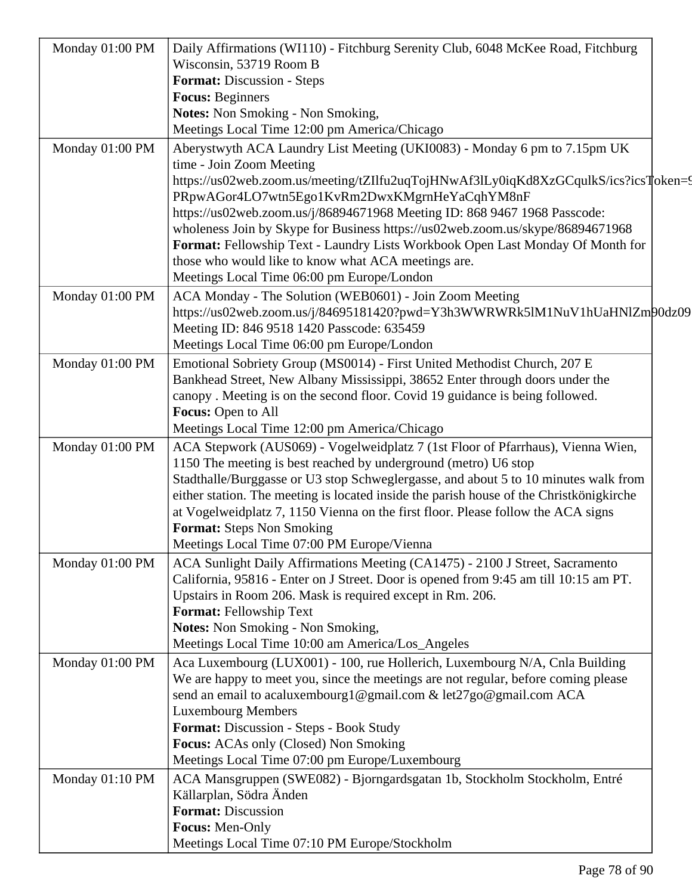| | |
|---|---|
| Monday 01:00 PM | Daily Affirmations (WI110) - Fitchburg Serenity Club, 6048 McKee Road, Fitchburg Wisconsin, 53719 Room B<br>**Format:** Discussion - Steps<br>**Focus:** Beginners<br>**Notes:** Non Smoking - Non Smoking,<br>Meetings Local Time 12:00 pm America/Chicago |
| Monday 01:00 PM | Aberystwyth ACA Laundry List Meeting (UKI0083) - Monday 6 pm to 7.15pm UK time - Join Zoom Meeting https://us02web.zoom.us/meeting/tZIlfu2uqTojHNwAf3lLy0iqKd8XzGCqulkS/ics?icsToken=9 PRpwAGor4LO7wtn5Ego1KvRm2DwxKMgrnHeYaCqhYM8nF https://us02web.zoom.us/j/86894671968 Meeting ID: 868 9467 1968 Passcode: wholeness Join by Skype for Business https://us02web.zoom.us/skype/86894671968<br>**Format:** Fellowship Text - Laundry Lists Workbook Open Last Monday Of Month for those who would like to know what ACA meetings are.<br>Meetings Local Time 06:00 pm Europe/London |
| Monday 01:00 PM | ACA Monday - The Solution (WEB0601) - Join Zoom Meeting https://us02web.zoom.us/j/84695181420?pwd=Y3h3WWRWRk5lM1NuV1hUaHNlZm90dz09 Meeting ID: 846 9518 1420 Passcode: 635459<br>Meetings Local Time 06:00 pm Europe/London |
| Monday 01:00 PM | Emotional Sobriety Group (MS0014) - First United Methodist Church, 207 E Bankhead Street, New Albany Mississippi, 38652 Enter through doors under the canopy . Meeting is on the second floor. Covid 19 guidance is being followed.<br>**Focus:** Open to All<br>Meetings Local Time 12:00 pm America/Chicago |
| Monday 01:00 PM | ACA Stepwork (AUS069) - Vogelweidplatz 7 (1st Floor of Pfarrhaus), Vienna Wien, 1150 The meeting is best reached by underground (metro) U6 stop Stadthalle/Burggasse or U3 stop Schweglergasse, and about 5 to 10 minutes walk from either station. The meeting is located inside the parish house of the Christkönigkirche at Vogelweidplatz 7, 1150 Vienna on the first floor. Please follow the ACA signs<br>**Format:** Steps Non Smoking<br>Meetings Local Time 07:00 PM Europe/Vienna |
| Monday 01:00 PM | ACA Sunlight Daily Affirmations Meeting (CA1475) - 2100 J Street, Sacramento California, 95816 - Enter on J Street. Door is opened from 9:45 am till 10:15 am PT. Upstairs in Room 206. Mask is required except in Rm. 206.<br>**Format:** Fellowship Text<br>**Notes:** Non Smoking - Non Smoking,<br>Meetings Local Time 10:00 am America/Los_Angeles |
| Monday 01:00 PM | Aca Luxembourg (LUX001) - 100, rue Hollerich, Luxembourg N/A, Cnla Building We are happy to meet you, since the meetings are not regular, before coming please send an email to acaluxembourg1@gmail.com & let27go@gmail.com ACA Luxembourg Members<br>**Format:** Discussion - Steps - Book Study<br>**Focus:** ACAs only (Closed) Non Smoking<br>Meetings Local Time 07:00 pm Europe/Luxembourg |
| Monday 01:10 PM | ACA Mansgruppen (SWE082) - Bjorngardsgatan 1b, Stockholm Stockholm, Entré Källarplan, Södra Änden<br>**Format:** Discussion<br>**Focus:** Men-Only<br>Meetings Local Time 07:10 PM Europe/Stockholm |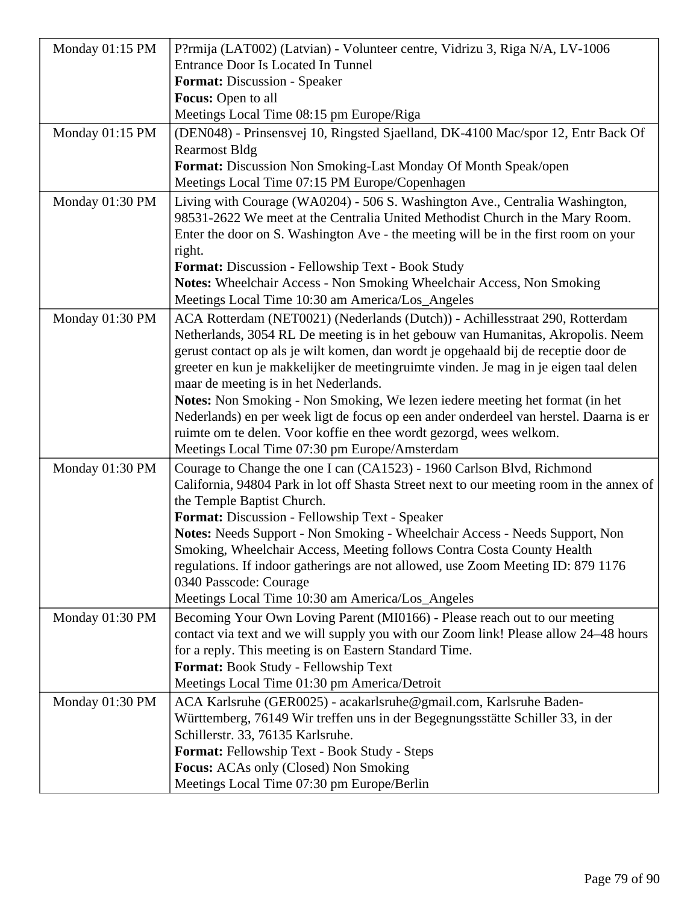| | |
|---|---|
| Monday 01:15 PM | P?rmija (LAT002) (Latvian) - Volunteer centre, Vidrizu 3, Riga N/A, LV-1006 Entrance Door Is Located In Tunnel<br>**Format:** Discussion - Speaker<br>**Focus:** Open to all<br>Meetings Local Time 08:15 pm Europe/Riga |
| Monday 01:15 PM | (DEN048) - Prinsensvej 10, Ringsted Sjaelland, DK-4100 Mac/spor 12, Entr Back Of Rearmost Bldg<br>**Format:** Discussion Non Smoking-Last Monday Of Month Speak/open<br>Meetings Local Time 07:15 PM Europe/Copenhagen |
| Monday 01:30 PM | Living with Courage (WA0204) - 506 S. Washington Ave., Centralia Washington, 98531-2622 We meet at the Centralia United Methodist Church in the Mary Room. Enter the door on S. Washington Ave - the meeting will be in the first room on your right.<br>**Format:** Discussion - Fellowship Text - Book Study<br>**Notes:** Wheelchair Access - Non Smoking Wheelchair Access, Non Smoking<br>Meetings Local Time 10:30 am America/Los_Angeles |
| Monday 01:30 PM | ACA Rotterdam (NET0021) (Nederlands (Dutch)) - Achillesstraat 290, Rotterdam Netherlands, 3054 RL De meeting is in het gebouw van Humanitas, Akropolis. Neem gerust contact op als je wilt komen, dan wordt je opgehaald bij de receptie door de greeter en kun je makkelijker de meetingruimte vinden. Je mag in je eigen taal delen maar de meeting is in het Nederlands.<br>**Notes:** Non Smoking - Non Smoking, We lezen iedere meeting het format (in het Nederlands) en per week ligt de focus op een ander onderdeel van herstel. Daarna is er ruimte om te delen. Voor koffie en thee wordt gezorgd, wees welkom.<br>Meetings Local Time 07:30 pm Europe/Amsterdam |
| Monday 01:30 PM | Courage to Change the one I can (CA1523) - 1960 Carlson Blvd, Richmond California, 94804 Park in lot off Shasta Street next to our meeting room in the annex of the Temple Baptist Church.<br>**Format:** Discussion - Fellowship Text - Speaker<br>**Notes:** Needs Support - Non Smoking - Wheelchair Access - Needs Support, Non Smoking, Wheelchair Access, Meeting follows Contra Costa County Health regulations. If indoor gatherings are not allowed, use Zoom Meeting ID: 879 1176 0340 Passcode: Courage<br>Meetings Local Time 10:30 am America/Los_Angeles |
| Monday 01:30 PM | Becoming Your Own Loving Parent (MI0166) - Please reach out to our meeting contact via text and we will supply you with our Zoom link! Please allow 24–48 hours for a reply. This meeting is on Eastern Standard Time.<br>**Format:** Book Study - Fellowship Text<br>Meetings Local Time 01:30 pm America/Detroit |
| Monday 01:30 PM | ACA Karlsruhe (GER0025) - acakarlsruhe@gmail.com, Karlsruhe Baden-Württemberg, 76149 Wir treffen uns in der Begegnungsstätte Schiller 33, in der Schillerstr. 33, 76135 Karlsruhe.<br>**Format:** Fellowship Text - Book Study - Steps<br>**Focus:** ACAs only (Closed) Non Smoking<br>Meetings Local Time 07:30 pm Europe/Berlin |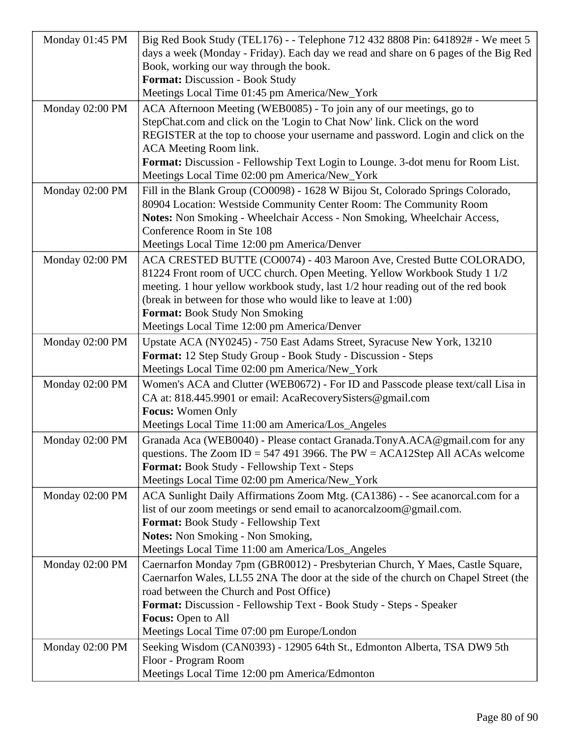| | |
|---|---|
| Monday 01:45 PM | Big Red Book Study (TEL176) - - Telephone 712 432 8808 Pin: 641892# - We meet 5 days a week (Monday - Friday). Each day we read and share on 6 pages of the Big Red Book, working our way through the book.<br>**Format:** Discussion - Book Study<br>Meetings Local Time 01:45 pm America/New_York |
| Monday 02:00 PM | ACA Afternoon Meeting (WEB0085) - To join any of our meetings, go to StepChat.com and click on the 'Login to Chat Now' link. Click on the word REGISTER at the top to choose your username and password. Login and click on the ACA Meeting Room link.<br>**Format:** Discussion - Fellowship Text Login to Lounge. 3-dot menu for Room List.<br>Meetings Local Time 02:00 pm America/New_York |
| Monday 02:00 PM | Fill in the Blank Group (CO0098) - 1628 W Bijou St, Colorado Springs Colorado, 80904 Location: Westside Community Center Room: The Community Room<br>**Notes:** Non Smoking - Wheelchair Access - Non Smoking, Wheelchair Access, Conference Room in Ste 108<br>Meetings Local Time 12:00 pm America/Denver |
| Monday 02:00 PM | ACA CRESTED BUTTE (CO0074) - 403 Maroon Ave, Crested Butte COLORADO, 81224 Front room of UCC church. Open Meeting. Yellow Workbook Study 1 1/2 meeting. 1 hour yellow workbook study, last 1/2 hour reading out of the red book (break in between for those who would like to leave at 1:00)<br>**Format:** Book Study Non Smoking<br>Meetings Local Time 12:00 pm America/Denver |
| Monday 02:00 PM | Upstate ACA (NY0245) - 750 East Adams Street, Syracuse New York, 13210<br>**Format:** 12 Step Study Group - Book Study - Discussion - Steps<br>Meetings Local Time 02:00 pm America/New_York |
| Monday 02:00 PM | Women's ACA and Clutter (WEB0672) - For ID and Passcode please text/call Lisa in CA at: 818.445.9901 or email: AcaRecoverySisters@gmail.com<br>**Focus:** Women Only<br>Meetings Local Time 11:00 am America/Los_Angeles |
| Monday 02:00 PM | Granada Aca (WEB0040) - Please contact Granada.TonyA.ACA@gmail.com for any questions. The Zoom ID = 547 491 3966. The PW = ACA12Step All ACAs welcome<br>**Format:** Book Study - Fellowship Text - Steps<br>Meetings Local Time 02:00 pm America/New_York |
| Monday 02:00 PM | ACA Sunlight Daily Affirmations Zoom Mtg. (CA1386) - - See acanorcal.com for a list of our zoom meetings or send email to acanorcalzoom@gmail.com.<br>**Format:** Book Study - Fellowship Text<br>**Notes:** Non Smoking - Non Smoking,<br>Meetings Local Time 11:00 am America/Los_Angeles |
| Monday 02:00 PM | Caernarfon Monday 7pm (GBR0012) - Presbyterian Church, Y Maes, Castle Square, Caernarfon Wales, LL55 2NA The door at the side of the church on Chapel Street (the road between the Church and Post Office)<br>**Format:** Discussion - Fellowship Text - Book Study - Steps - Speaker<br>**Focus:** Open to All<br>Meetings Local Time 07:00 pm Europe/London |
| Monday 02:00 PM | Seeking Wisdom (CAN0393) - 12905 64th St., Edmonton Alberta, TSA DW9 5th Floor - Program Room<br>Meetings Local Time 12:00 pm America/Edmonton |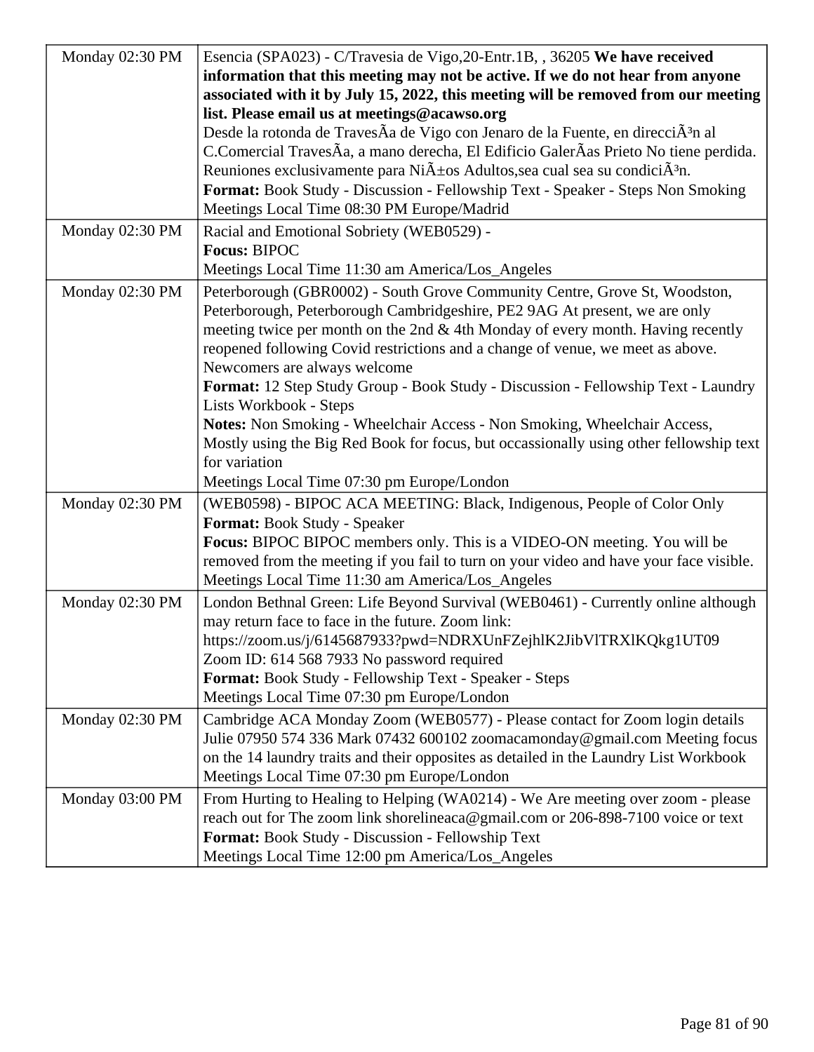| | |
|---|---|
| Monday 02:30 PM | Esencia (SPA023) - C/Travesia de Vigo,20-Entr.1B, , 36205 **We have received information that this meeting may not be active. If we do not hear from anyone associated with it by July 15, 2022, this meeting will be removed from our meeting list. Please email us at meetings@acawso.org**<br>Desde la rotonda de TravesÃa de Vigo con Jenaro de la Fuente, en direcciÃ³n al C.Comercial TravesÃa, a mano derecha, El Edificio GalerÃas Prieto No tiene perdida. Reuniones exclusivamente para NiÃ±os Adultos,sea cual sea su condiciÃ³n.<br>**Format:** Book Study - Discussion - Fellowship Text - Speaker - Steps Non Smoking<br>Meetings Local Time 08:30 PM Europe/Madrid |
| Monday 02:30 PM | Racial and Emotional Sobriety (WEB0529) -<br>**Focus:** BIPOC<br>Meetings Local Time 11:30 am America/Los_Angeles |
| Monday 02:30 PM | Peterborough (GBR0002) - South Grove Community Centre, Grove St, Woodston, Peterborough, Peterborough Cambridgeshire, PE2 9AG At present, we are only meeting twice per month on the 2nd & 4th Monday of every month. Having recently reopened following Covid restrictions and a change of venue, we meet as above. Newcomers are always welcome<br>**Format:** 12 Step Study Group - Book Study - Discussion - Fellowship Text - Laundry Lists Workbook - Steps<br>**Notes:** Non Smoking - Wheelchair Access - Non Smoking, Wheelchair Access, Mostly using the Big Red Book for focus, but occassionally using other fellowship text for variation<br>Meetings Local Time 07:30 pm Europe/London |
| Monday 02:30 PM | (WEB0598) - BIPOC ACA MEETING: Black, Indigenous, People of Color Only<br>**Format:** Book Study - Speaker<br>**Focus:** BIPOC BIPOC members only. This is a VIDEO-ON meeting. You will be removed from the meeting if you fail to turn on your video and have your face visible.<br>Meetings Local Time 11:30 am America/Los_Angeles |
| Monday 02:30 PM | London Bethnal Green: Life Beyond Survival (WEB0461) - Currently online although may return face to face in the future. Zoom link: https://zoom.us/j/6145687933?pwd=NDRXUnFZejhlK2JibVlTRXlKQkg1UT09 Zoom ID: 614 568 7933 No password required<br>**Format:** Book Study - Fellowship Text - Speaker - Steps<br>Meetings Local Time 07:30 pm Europe/London |
| Monday 02:30 PM | Cambridge ACA Monday Zoom (WEB0577) - Please contact for Zoom login details Julie 07950 574 336 Mark 07432 600102 zoomacamonday@gmail.com Meeting focus on the 14 laundry traits and their opposites as detailed in the Laundry List Workbook<br>Meetings Local Time 07:30 pm Europe/London |
| Monday 03:00 PM | From Hurting to Healing to Helping (WA0214) - We Are meeting over zoom - please reach out for The zoom link shorelineaca@gmail.com or 206-898-7100 voice or text<br>**Format:** Book Study - Discussion - Fellowship Text<br>Meetings Local Time 12:00 pm America/Los_Angeles |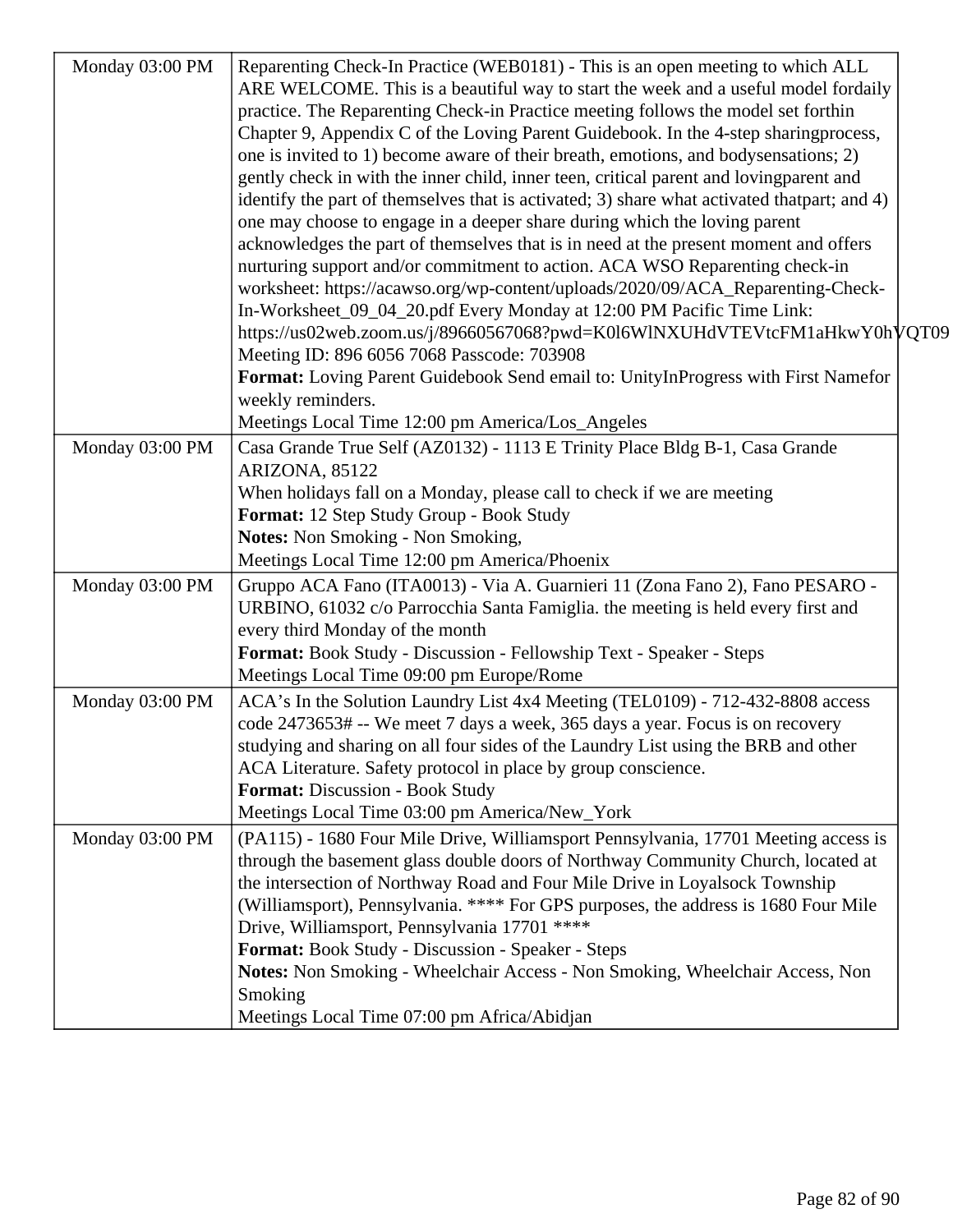| | |
|---|---|
| Monday 03:00 PM | Reparenting Check-In Practice (WEB0181) - This is an open meeting to which ALL ARE WELCOME. This is a beautiful way to start the week and a useful model fordaily practice. The Reparenting Check-in Practice meeting follows the model set forthin Chapter 9, Appendix C of the Loving Parent Guidebook. In the 4-step sharingprocess, one is invited to 1) become aware of their breath, emotions, and bodysensations; 2) gently check in with the inner child, inner teen, critical parent and lovingparent and identify the part of themselves that is activated; 3) share what activated thatpart; and 4) one may choose to engage in a deeper share during which the loving parent acknowledges the part of themselves that is in need at the present moment and offers nurturing support and/or commitment to action. ACA WSO Reparenting check-in worksheet: https://acawso.org/wp-content/uploads/2020/09/ACA_Reparenting-Check-In-Worksheet_09_04_20.pdf Every Monday at 12:00 PM Pacific Time Link: https://us02web.zoom.us/j/89660567068?pwd=K0l6WlNXUHdVTEVtcFM1aHkwY0hVQT09 Meeting ID: 896 6056 7068 Passcode: 703908<br>**Format:** Loving Parent Guidebook Send email to: UnityInProgress with First Namefor weekly reminders.<br>Meetings Local Time 12:00 pm America/Los_Angeles |
| Monday 03:00 PM | Casa Grande True Self (AZ0132) - 1113 E Trinity Place Bldg B-1, Casa Grande ARIZONA, 85122<br>When holidays fall on a Monday, please call to check if we are meeting<br>**Format:** 12 Step Study Group - Book Study<br>**Notes:** Non Smoking - Non Smoking,<br>Meetings Local Time 12:00 pm America/Phoenix |
| Monday 03:00 PM | Gruppo ACA Fano (ITA0013) - Via A. Guarnieri 11 (Zona Fano 2), Fano PESARO - URBINO, 61032 c/o Parrocchia Santa Famiglia. the meeting is held every first and every third Monday of the month<br>**Format:** Book Study - Discussion - Fellowship Text - Speaker - Steps<br>Meetings Local Time 09:00 pm Europe/Rome |
| Monday 03:00 PM | ACA's In the Solution Laundry List 4x4 Meeting (TEL0109) - 712-432-8808 access code 2473653# -- We meet 7 days a week, 365 days a year. Focus is on recovery studying and sharing on all four sides of the Laundry List using the BRB and other ACA Literature. Safety protocol in place by group conscience.<br>**Format:** Discussion - Book Study<br>Meetings Local Time 03:00 pm America/New_York |
| Monday 03:00 PM | (PA115) - 1680 Four Mile Drive, Williamsport Pennsylvania, 17701 Meeting access is through the basement glass double doors of Northway Community Church, located at the intersection of Northway Road and Four Mile Drive in Loyalsock Township (Williamsport), Pennsylvania. **** For GPS purposes, the address is 1680 Four Mile Drive, Williamsport, Pennsylvania 17701 ****<br>**Format:** Book Study - Discussion - Speaker - Steps<br>**Notes:** Non Smoking - Wheelchair Access - Non Smoking, Wheelchair Access, Non Smoking<br>Meetings Local Time 07:00 pm Africa/Abidjan |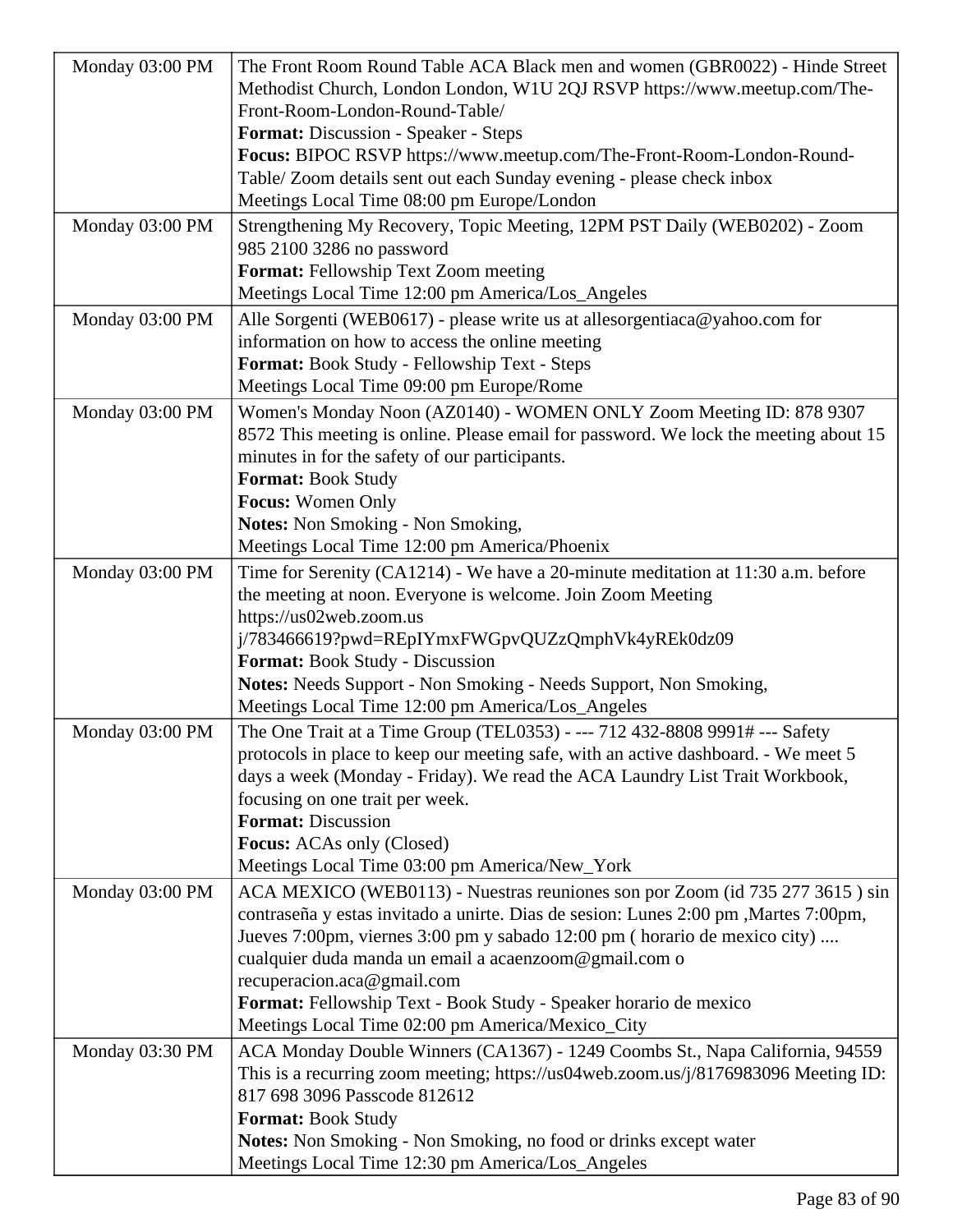| | |
|---|---|
| Monday 03:00 PM | The Front Room Round Table ACA Black men and women (GBR0022) - Hinde Street Methodist Church, London London, W1U 2QJ RSVP https://www.meetup.com/The-Front-Room-London-Round-Table/<br>**Format:** Discussion - Speaker - Steps<br>**Focus:** BIPOC RSVP https://www.meetup.com/The-Front-Room-London-Round-Table/ Zoom details sent out each Sunday evening - please check inbox<br>Meetings Local Time 08:00 pm Europe/London |
| Monday 03:00 PM | Strengthening My Recovery, Topic Meeting, 12PM PST Daily (WEB0202) - Zoom 985 2100 3286 no password<br>**Format:** Fellowship Text Zoom meeting<br>Meetings Local Time 12:00 pm America/Los_Angeles |
| Monday 03:00 PM | Alle Sorgenti (WEB0617) - please write us at allesorgentiaca@yahoo.com for information on how to access the online meeting<br>**Format:** Book Study - Fellowship Text - Steps<br>Meetings Local Time 09:00 pm Europe/Rome |
| Monday 03:00 PM | Women's Monday Noon (AZ0140) - WOMEN ONLY Zoom Meeting ID: 878 9307 8572 This meeting is online. Please email for password. We lock the meeting about 15 minutes in for the safety of our participants.<br>**Format:** Book Study<br>**Focus:** Women Only<br>**Notes:** Non Smoking - Non Smoking,<br>Meetings Local Time 12:00 pm America/Phoenix |
| Monday 03:00 PM | Time for Serenity (CA1214) - We have a 20-minute meditation at 11:30 a.m. before the meeting at noon. Everyone is welcome. Join Zoom Meeting https://us02web.zoom.us j/783466619?pwd=REpIYmxFWGpvQUZzQmphVk4yREk0dz09<br>**Format:** Book Study - Discussion<br>**Notes:** Needs Support - Non Smoking - Needs Support, Non Smoking,<br>Meetings Local Time 12:00 pm America/Los_Angeles |
| Monday 03:00 PM | The One Trait at a Time Group (TEL0353) - --- 712 432-8808 9991# --- Safety protocols in place to keep our meeting safe, with an active dashboard. - We meet 5 days a week (Monday - Friday). We read the ACA Laundry List Trait Workbook, focusing on one trait per week.<br>**Format:** Discussion<br>**Focus:** ACAs only (Closed)<br>Meetings Local Time 03:00 pm America/New_York |
| Monday 03:00 PM | ACA MEXICO (WEB0113) - Nuestras reuniones son por Zoom (id 735 277 3615 ) sin contraseña y estas invitado a unirte. Dias de sesion: Lunes 2:00 pm ,Martes 7:00pm, Jueves 7:00pm, viernes 3:00 pm y sabado 12:00 pm ( horario de mexico city) .... cualquier duda manda un email a acaenzoom@gmail.com o recuperacion.aca@gmail.com<br>**Format:** Fellowship Text - Book Study - Speaker horario de mexico<br>Meetings Local Time 02:00 pm America/Mexico_City |
| Monday 03:30 PM | ACA Monday Double Winners (CA1367) - 1249 Coombs St., Napa California, 94559 This is a recurring zoom meeting; https://us04web.zoom.us/j/8176983096 Meeting ID: 817 698 3096 Passcode 812612<br>**Format:** Book Study<br>**Notes:** Non Smoking - Non Smoking, no food or drinks except water<br>Meetings Local Time 12:30 pm America/Los_Angeles |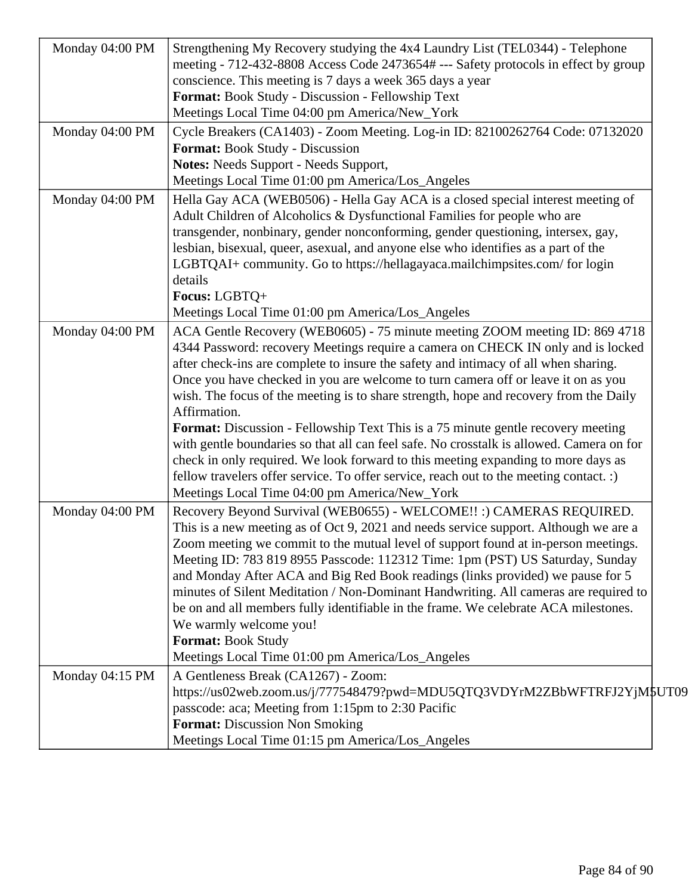| | |
|---|---|
| Monday 04:00 PM | Strengthening My Recovery studying the 4x4 Laundry List (TEL0344) - Telephone meeting - 712-432-8808 Access Code 2473654# --- Safety protocols in effect by group conscience. This meeting is 7 days a week 365 days a year<br>**Format:** Book Study - Discussion - Fellowship Text<br>Meetings Local Time 04:00 pm America/New_York |
| Monday 04:00 PM | Cycle Breakers (CA1403) - Zoom Meeting. Log-in ID: 82100262764 Code: 07132020<br>**Format:** Book Study - Discussion<br>**Notes:** Needs Support - Needs Support,<br>Meetings Local Time 01:00 pm America/Los_Angeles |
| Monday 04:00 PM | Hella Gay ACA (WEB0506) - Hella Gay ACA is a closed special interest meeting of Adult Children of Alcoholics & Dysfunctional Families for people who are transgender, nonbinary, gender nonconforming, gender questioning, intersex, gay, lesbian, bisexual, queer, asexual, and anyone else who identifies as a part of the LGBTQAI+ community. Go to https://hellagayaca.mailchimpsites.com/ for login details<br>**Focus:** LGBTQ+<br>Meetings Local Time 01:00 pm America/Los_Angeles |
| Monday 04:00 PM | ACA Gentle Recovery (WEB0605) - 75 minute meeting ZOOM meeting ID: 869 4718 4344 Password: recovery Meetings require a camera on CHECK IN only and is locked after check-ins are complete to insure the safety and intimacy of all when sharing. Once you have checked in you are welcome to turn camera off or leave it on as you wish. The focus of the meeting is to share strength, hope and recovery from the Daily Affirmation.<br>**Format:** Discussion - Fellowship Text This is a 75 minute gentle recovery meeting with gentle boundaries so that all can feel safe. No crosstalk is allowed. Camera on for check in only required. We look forward to this meeting expanding to more days as fellow travelers offer service. To offer service, reach out to the meeting contact. :)<br>Meetings Local Time 04:00 pm America/New_York |
| Monday 04:00 PM | Recovery Beyond Survival (WEB0655) - WELCOME!! :) CAMERAS REQUIRED. This is a new meeting as of Oct 9, 2021 and needs service support. Although we are a Zoom meeting we commit to the mutual level of support found at in-person meetings. Meeting ID: 783 819 8955 Passcode: 112312 Time: 1pm (PST) US Saturday, Sunday and Monday After ACA and Big Red Book readings (links provided) we pause for 5 minutes of Silent Meditation / Non-Dominant Handwriting. All cameras are required to be on and all members fully identifiable in the frame. We celebrate ACA milestones. We warmly welcome you!<br>**Format:** Book Study<br>Meetings Local Time 01:00 pm America/Los_Angeles |
| Monday 04:15 PM | A Gentleness Break (CA1267) - Zoom: https://us02web.zoom.us/j/777548479?pwd=MDU5QTQ3VDYrM2ZBbWFTRFJ2YjM5UT09 passcode: aca; Meeting from 1:15pm to 2:30 Pacific<br>**Format:** Discussion Non Smoking<br>Meetings Local Time 01:15 pm America/Los_Angeles |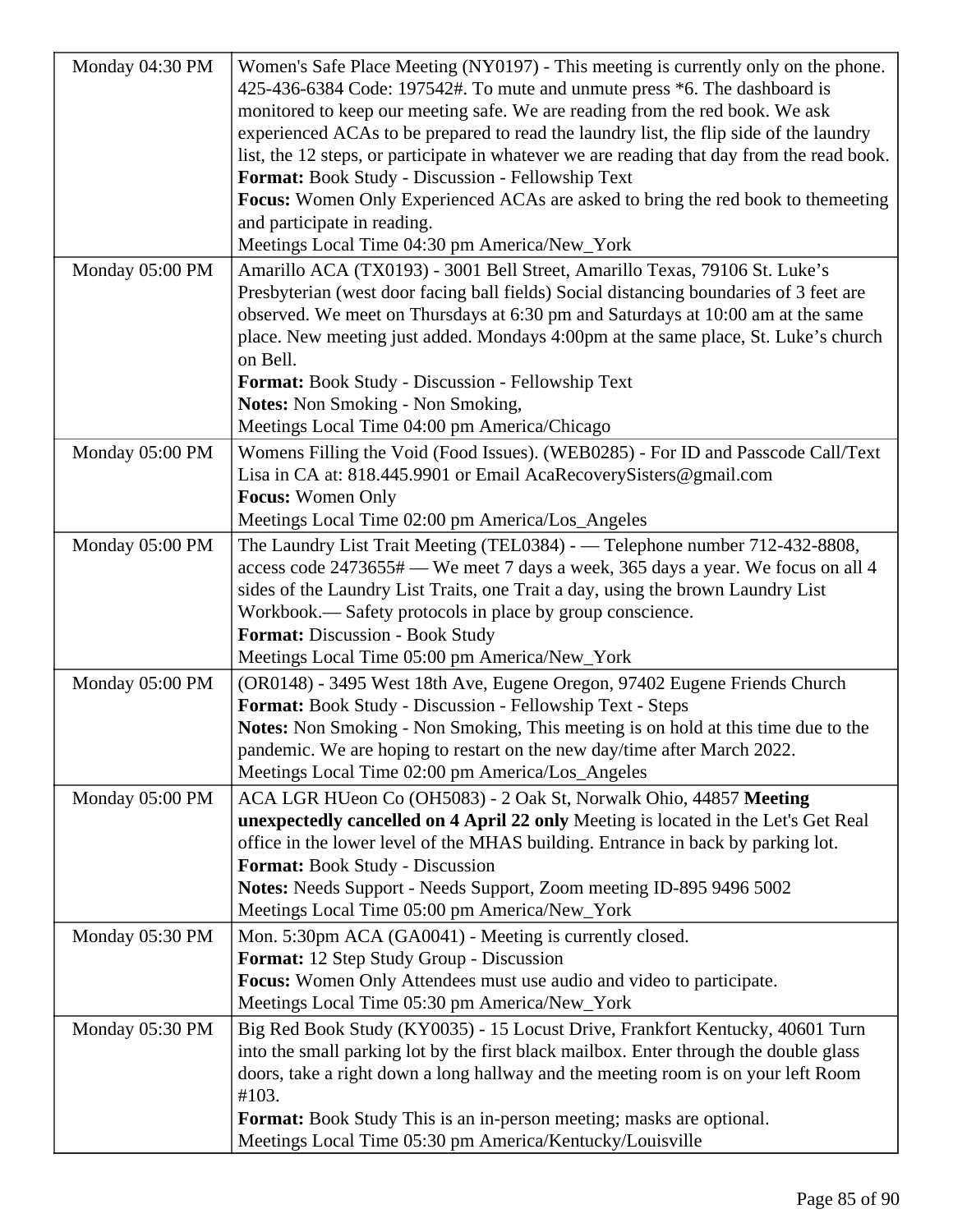| | |
|---|---|
| Monday 04:30 PM | Women's Safe Place Meeting (NY0197) - This meeting is currently only on the phone. 425-436-6384 Code: 197542#. To mute and unmute press *6. The dashboard is monitored to keep our meeting safe. We are reading from the red book. We ask experienced ACAs to be prepared to read the laundry list, the flip side of the laundry list, the 12 steps, or participate in whatever we are reading that day from the read book.<br>**Format:** Book Study - Discussion - Fellowship Text<br>**Focus:** Women Only Experienced ACAs are asked to bring the red book to themeeting and participate in reading.<br>Meetings Local Time 04:30 pm America/New_York |
| Monday 05:00 PM | Amarillo ACA (TX0193) - 3001 Bell Street, Amarillo Texas, 79106 St. Luke's Presbyterian (west door facing ball fields) Social distancing boundaries of 3 feet are observed. We meet on Thursdays at 6:30 pm and Saturdays at 10:00 am at the same place. New meeting just added. Mondays 4:00pm at the same place, St. Luke's church on Bell.<br>**Format:** Book Study - Discussion - Fellowship Text<br>**Notes:** Non Smoking - Non Smoking,<br>Meetings Local Time 04:00 pm America/Chicago |
| Monday 05:00 PM | Womens Filling the Void (Food Issues). (WEB0285) - For ID and Passcode Call/Text Lisa in CA at: 818.445.9901 or Email AcaRecoverySisters@gmail.com<br>**Focus:** Women Only<br>Meetings Local Time 02:00 pm America/Los_Angeles |
| Monday 05:00 PM | The Laundry List Trait Meeting (TEL0384) - — Telephone number 712-432-8808, access code 2473655# — We meet 7 days a week, 365 days a year. We focus on all 4 sides of the Laundry List Traits, one Trait a day, using the brown Laundry List Workbook.— Safety protocols in place by group conscience.<br>**Format:** Discussion - Book Study<br>Meetings Local Time 05:00 pm America/New_York |
| Monday 05:00 PM | (OR0148) - 3495 West 18th Ave, Eugene Oregon, 97402 Eugene Friends Church<br>**Format:** Book Study - Discussion - Fellowship Text - Steps<br>**Notes:** Non Smoking - Non Smoking, This meeting is on hold at this time due to the pandemic. We are hoping to restart on the new day/time after March 2022.<br>Meetings Local Time 02:00 pm America/Los_Angeles |
| Monday 05:00 PM | ACA LGR HUeon Co (OH5083) - 2 Oak St, Norwalk Ohio, 44857 **Meeting unexpectedly cancelled on 4 April 22 only** Meeting is located in the Let's Get Real office in the lower level of the MHAS building. Entrance in back by parking lot.<br>**Format:** Book Study - Discussion<br>**Notes:** Needs Support - Needs Support, Zoom meeting ID-895 9496 5002<br>Meetings Local Time 05:00 pm America/New_York |
| Monday 05:30 PM | Mon. 5:30pm ACA (GA0041) - Meeting is currently closed.<br>**Format:** 12 Step Study Group - Discussion<br>**Focus:** Women Only Attendees must use audio and video to participate.<br>Meetings Local Time 05:30 pm America/New_York |
| Monday 05:30 PM | Big Red Book Study (KY0035) - 15 Locust Drive, Frankfort Kentucky, 40601 Turn into the small parking lot by the first black mailbox. Enter through the double glass doors, take a right down a long hallway and the meeting room is on your left Room #103.<br>**Format:** Book Study This is an in-person meeting; masks are optional.<br>Meetings Local Time 05:30 pm America/Kentucky/Louisville |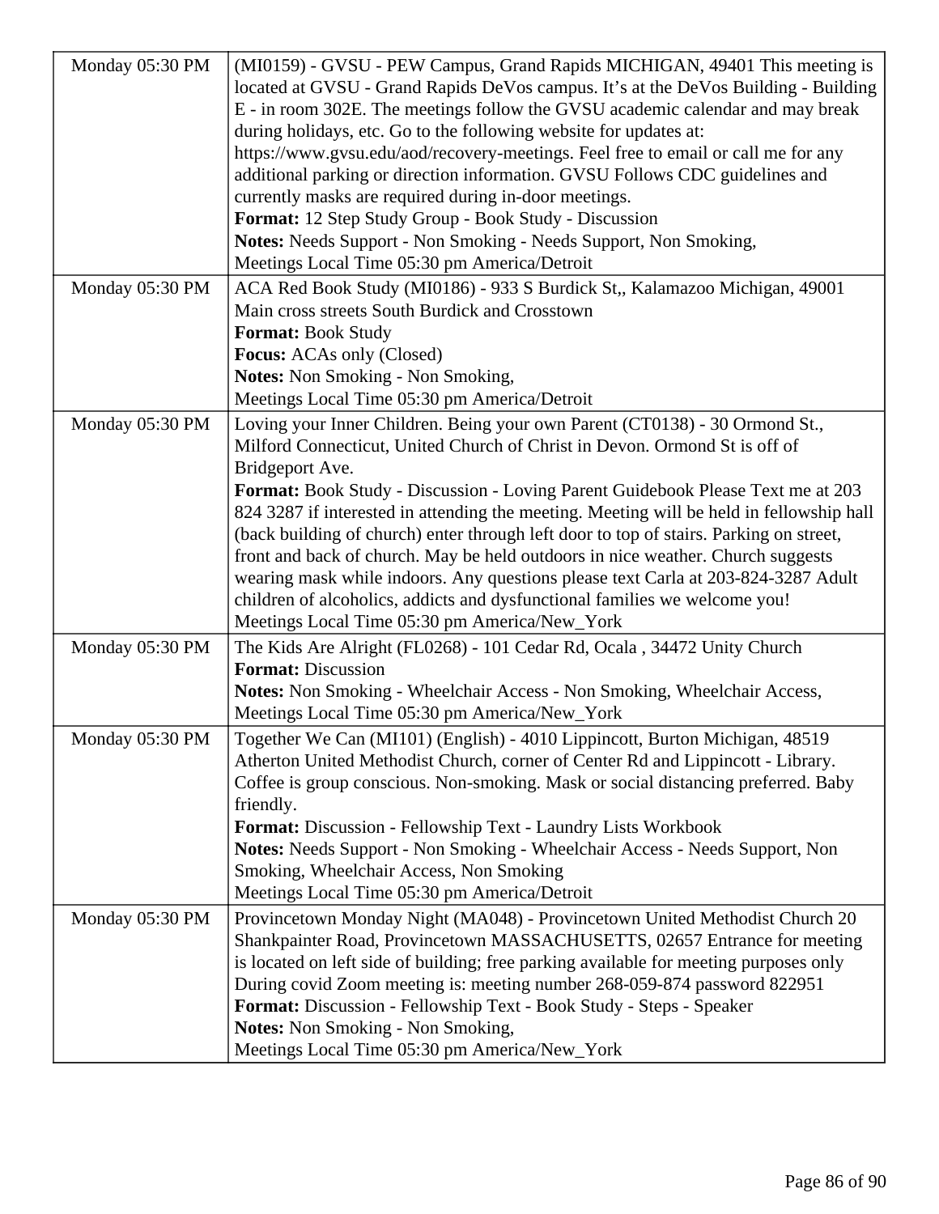| | |
|---|---|
| Monday 05:30 PM | (MI0159) - GVSU - PEW Campus, Grand Rapids MICHIGAN, 49401 This meeting is located at GVSU - Grand Rapids DeVos campus. It's at the DeVos Building - Building E - in room 302E. The meetings follow the GVSU academic calendar and may break during holidays, etc. Go to the following website for updates at: https://www.gvsu.edu/aod/recovery-meetings. Feel free to email or call me for any additional parking or direction information. GVSU Follows CDC guidelines and currently masks are required during in-door meetings.<br>**Format:** 12 Step Study Group - Book Study - Discussion<br>**Notes:** Needs Support - Non Smoking - Needs Support, Non Smoking,<br>Meetings Local Time 05:30 pm America/Detroit |
| Monday 05:30 PM | ACA Red Book Study (MI0186) - 933 S Burdick St,, Kalamazoo Michigan, 49001 Main cross streets South Burdick and Crosstown<br>**Format:** Book Study<br>**Focus:** ACAs only (Closed)<br>**Notes:** Non Smoking - Non Smoking,<br>Meetings Local Time 05:30 pm America/Detroit |
| Monday 05:30 PM | Loving your Inner Children. Being your own Parent (CT0138) - 30 Ormond St., Milford Connecticut, United Church of Christ in Devon. Ormond St is off of Bridgeport Ave.<br>**Format:** Book Study - Discussion - Loving Parent Guidebook Please Text me at 203 824 3287 if interested in attending the meeting. Meeting will be held in fellowship hall (back building of church) enter through left door to top of stairs. Parking on street, front and back of church. May be held outdoors in nice weather. Church suggests wearing mask while indoors. Any questions please text Carla at 203-824-3287 Adult children of alcoholics, addicts and dysfunctional families we welcome you!<br>Meetings Local Time 05:30 pm America/New_York |
| Monday 05:30 PM | The Kids Are Alright (FL0268) - 101 Cedar Rd, Ocala , 34472 Unity Church<br>**Format:** Discussion<br>**Notes:** Non Smoking - Wheelchair Access - Non Smoking, Wheelchair Access,<br>Meetings Local Time 05:30 pm America/New_York |
| Monday 05:30 PM | Together We Can (MI101) (English) - 4010 Lippincott, Burton Michigan, 48519 Atherton United Methodist Church, corner of Center Rd and Lippincott - Library. Coffee is group conscious. Non-smoking. Mask or social distancing preferred. Baby friendly.<br>**Format:** Discussion - Fellowship Text - Laundry Lists Workbook<br>**Notes:** Needs Support - Non Smoking - Wheelchair Access - Needs Support, Non Smoking, Wheelchair Access, Non Smoking<br>Meetings Local Time 05:30 pm America/Detroit |
| Monday 05:30 PM | Provincetown Monday Night (MA048) - Provincetown United Methodist Church 20 Shankpainter Road, Provincetown MASSACHUSETTS, 02657 Entrance for meeting is located on left side of building; free parking available for meeting purposes only During covid Zoom meeting is: meeting number 268-059-874 password 822951<br>**Format:** Discussion - Fellowship Text - Book Study - Steps - Speaker<br>**Notes:** Non Smoking - Non Smoking,<br>Meetings Local Time 05:30 pm America/New_York |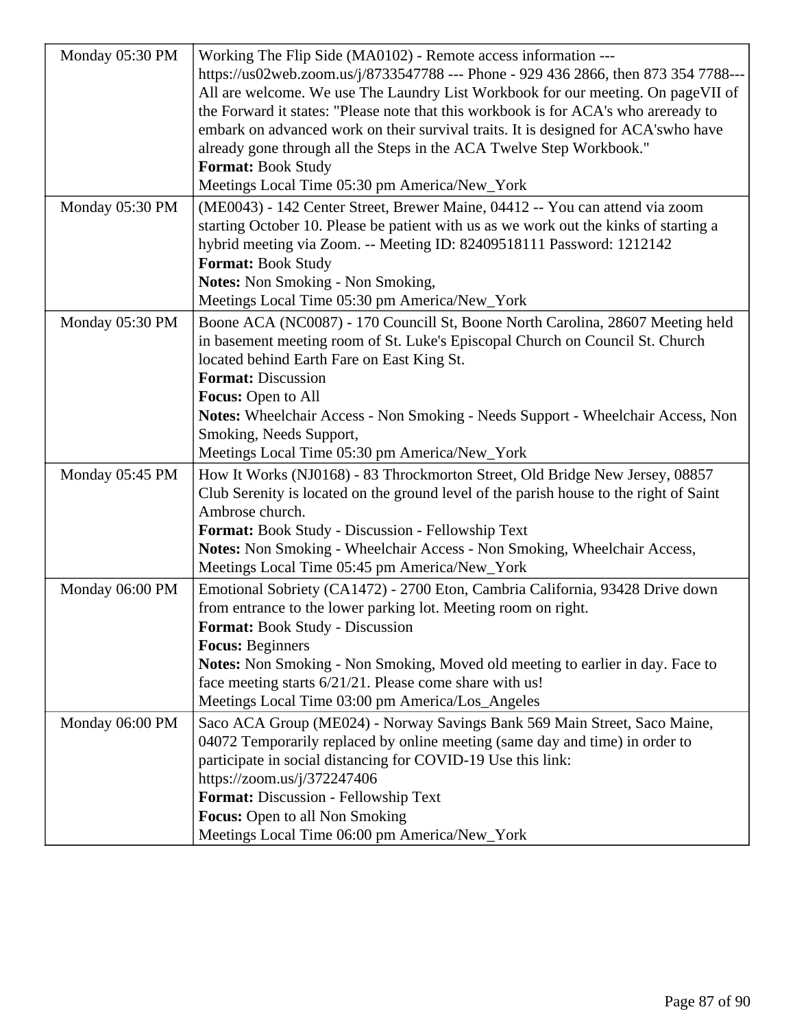| | |
|---|---|
| Monday 05:30 PM | Working The Flip Side (MA0102) - Remote access information --- https://us02web.zoom.us/j/8733547788 --- Phone - 929 436 2866, then 873 354 7788--- All are welcome. We use The Laundry List Workbook for our meeting. On pageVII of the Forward it states: "Please note that this workbook is for ACA's who areready to embark on advanced work on their survival traits. It is designed for ACA'swho have already gone through all the Steps in the ACA Twelve Step Workbook."<br>**Format:** Book Study<br>Meetings Local Time 05:30 pm America/New_York |
| Monday 05:30 PM | (ME0043) - 142 Center Street, Brewer Maine, 04412 -- You can attend via zoom starting October 10. Please be patient with us as we work out the kinks of starting a hybrid meeting via Zoom. -- Meeting ID: 82409518111 Password: 1212142<br>**Format:** Book Study<br>**Notes:** Non Smoking - Non Smoking,<br>Meetings Local Time 05:30 pm America/New_York |
| Monday 05:30 PM | Boone ACA (NC0087) - 170 Councill St, Boone North Carolina, 28607 Meeting held in basement meeting room of St. Luke's Episcopal Church on Council St. Church located behind Earth Fare on East King St.<br>**Format:** Discussion<br>**Focus:** Open to All<br>**Notes:** Wheelchair Access - Non Smoking - Needs Support - Wheelchair Access, Non Smoking, Needs Support,<br>Meetings Local Time 05:30 pm America/New_York |
| Monday 05:45 PM | How It Works (NJ0168) - 83 Throckmorton Street, Old Bridge New Jersey, 08857 Club Serenity is located on the ground level of the parish house to the right of Saint Ambrose church.<br>**Format:** Book Study - Discussion - Fellowship Text<br>**Notes:** Non Smoking - Wheelchair Access - Non Smoking, Wheelchair Access,<br>Meetings Local Time 05:45 pm America/New_York |
| Monday 06:00 PM | Emotional Sobriety (CA1472) - 2700 Eton, Cambria California, 93428 Drive down from entrance to the lower parking lot. Meeting room on right.<br>**Format:** Book Study - Discussion<br>**Focus:** Beginners<br>**Notes:** Non Smoking - Non Smoking, Moved old meeting to earlier in day. Face to face meeting starts 6/21/21. Please come share with us!<br>Meetings Local Time 03:00 pm America/Los_Angeles |
| Monday 06:00 PM | Saco ACA Group (ME024) - Norway Savings Bank 569 Main Street, Saco Maine, 04072 Temporarily replaced by online meeting (same day and time) in order to participate in social distancing for COVID-19 Use this link: https://zoom.us/j/372247406<br>**Format:** Discussion - Fellowship Text<br>**Focus:** Open to all Non Smoking<br>Meetings Local Time 06:00 pm America/New_York |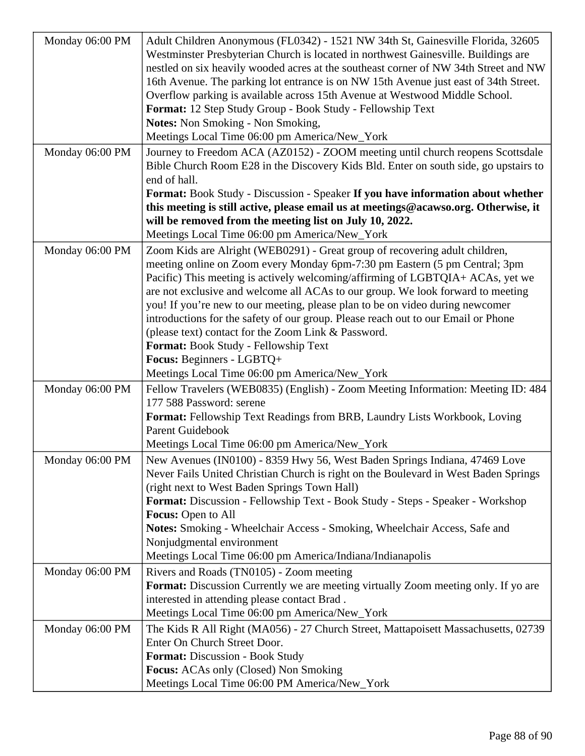| | |
|---|---|
| Monday 06:00 PM | Adult Children Anonymous (FL0342) - 1521 NW 34th St, Gainesville Florida, 32605 Westminster Presbyterian Church is located in northwest Gainesville. Buildings are nestled on six heavily wooded acres at the southeast corner of NW 34th Street and NW 16th Avenue. The parking lot entrance is on NW 15th Avenue just east of 34th Street. Overflow parking is available across 15th Avenue at Westwood Middle School.<br>**Format:** 12 Step Study Group - Book Study - Fellowship Text<br>**Notes:** Non Smoking - Non Smoking,<br>Meetings Local Time 06:00 pm America/New_York |
| Monday 06:00 PM | Journey to Freedom ACA (AZ0152) - ZOOM meeting until church reopens Scottsdale Bible Church Room E28 in the Discovery Kids Bld. Enter on south side, go upstairs to end of hall.<br>**Format:** Book Study - Discussion - Speaker **If you have information about whether this meeting is still active, please email us at meetings@acawso.org. Otherwise, it will be removed from the meeting list on July 10, 2022.**<br>Meetings Local Time 06:00 pm America/New_York |
| Monday 06:00 PM | Zoom Kids are Alright (WEB0291) - Great group of recovering adult children, meeting online on Zoom every Monday 6pm-7:30 pm Eastern (5 pm Central; 3pm Pacific) This meeting is actively welcoming/affirming of LGBTQIA+ ACAs, yet we are not exclusive and welcome all ACAs to our group. We look forward to meeting you! If you're new to our meeting, please plan to be on video during newcomer introductions for the safety of our group. Please reach out to our Email or Phone (please text) contact for the Zoom Link & Password.<br>**Format:** Book Study - Fellowship Text<br>**Focus:** Beginners - LGBTQ+<br>Meetings Local Time 06:00 pm America/New_York |
| Monday 06:00 PM | Fellow Travelers (WEB0835) (English) - Zoom Meeting Information: Meeting ID: 484 177 588 Password: serene<br>**Format:** Fellowship Text Readings from BRB, Laundry Lists Workbook, Loving Parent Guidebook<br>Meetings Local Time 06:00 pm America/New_York |
| Monday 06:00 PM | New Avenues (IN0100) - 8359 Hwy 56, West Baden Springs Indiana, 47469 Love Never Fails United Christian Church is right on the Boulevard in West Baden Springs (right next to West Baden Springs Town Hall)<br>**Format:** Discussion - Fellowship Text - Book Study - Steps - Speaker - Workshop<br>**Focus:** Open to All<br>**Notes:** Smoking - Wheelchair Access - Smoking, Wheelchair Access, Safe and Nonjudgmental environment<br>Meetings Local Time 06:00 pm America/Indiana/Indianapolis |
| Monday 06:00 PM | Rivers and Roads (TN0105) - Zoom meeting<br>**Format:** Discussion Currently we are meeting virtually Zoom meeting only. If yo are interested in attending please contact Brad .<br>Meetings Local Time 06:00 pm America/New_York |
| Monday 06:00 PM | The Kids R All Right (MA056) - 27 Church Street, Mattapoisett Massachusetts, 02739 Enter On Church Street Door.<br>**Format:** Discussion - Book Study<br>**Focus:** ACAs only (Closed) Non Smoking<br>Meetings Local Time 06:00 PM America/New_York |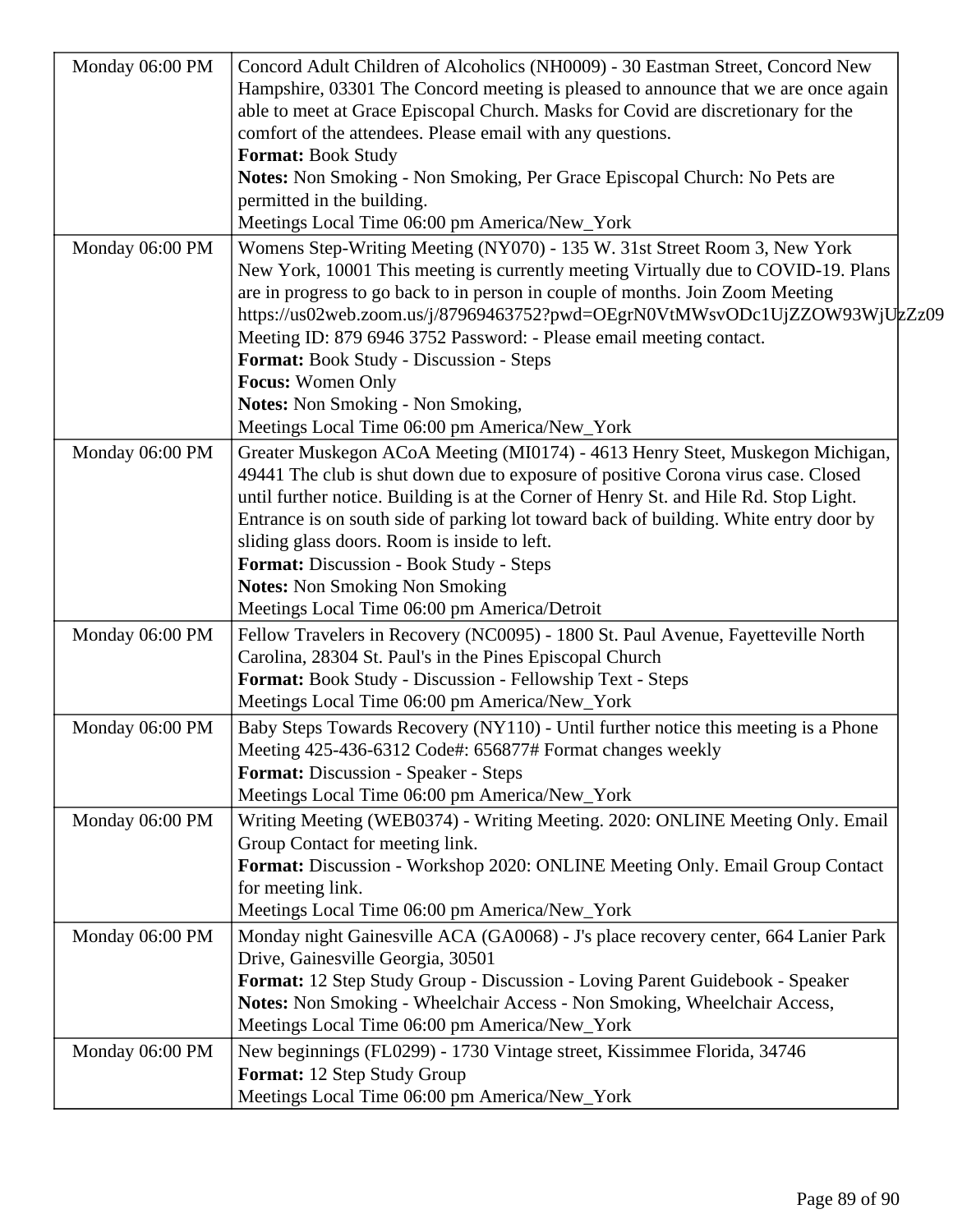| | |
|---|---|
| Monday 06:00 PM | Concord Adult Children of Alcoholics (NH0009) - 30 Eastman Street, Concord New Hampshire, 03301 The Concord meeting is pleased to announce that we are once again able to meet at Grace Episcopal Church. Masks for Covid are discretionary for the comfort of the attendees. Please email with any questions.<br>**Format:** Book Study<br>**Notes:** Non Smoking - Non Smoking, Per Grace Episcopal Church: No Pets are permitted in the building.<br>Meetings Local Time 06:00 pm America/New_York |
| Monday 06:00 PM | Womens Step-Writing Meeting (NY070) - 135 W. 31st Street Room 3, New York New York, 10001 This meeting is currently meeting Virtually due to COVID-19. Plans are in progress to go back to in person in couple of months. Join Zoom Meeting https://us02web.zoom.us/j/87969463752?pwd=OEgrN0VtMWsvODc1UjZZOW93WjUzZz09 Meeting ID: 879 6946 3752 Password: - Please email meeting contact.<br>**Format:** Book Study - Discussion - Steps<br>**Focus:** Women Only<br>**Notes:** Non Smoking - Non Smoking,<br>Meetings Local Time 06:00 pm America/New_York |
| Monday 06:00 PM | Greater Muskegon ACoA Meeting (MI0174) - 4613 Henry Steet, Muskegon Michigan, 49441 The club is shut down due to exposure of positive Corona virus case. Closed until further notice. Building is at the Corner of Henry St. and Hile Rd. Stop Light. Entrance is on south side of parking lot toward back of building. White entry door by sliding glass doors. Room is inside to left.<br>**Format:** Discussion - Book Study - Steps<br>**Notes:** Non Smoking Non Smoking<br>Meetings Local Time 06:00 pm America/Detroit |
| Monday 06:00 PM | Fellow Travelers in Recovery (NC0095) - 1800 St. Paul Avenue, Fayetteville North Carolina, 28304 St. Paul's in the Pines Episcopal Church<br>**Format:** Book Study - Discussion - Fellowship Text - Steps<br>Meetings Local Time 06:00 pm America/New_York |
| Monday 06:00 PM | Baby Steps Towards Recovery (NY110) - Until further notice this meeting is a Phone Meeting 425-436-6312 Code#: 656877# Format changes weekly<br>**Format:** Discussion - Speaker - Steps<br>Meetings Local Time 06:00 pm America/New_York |
| Monday 06:00 PM | Writing Meeting (WEB0374) - Writing Meeting. 2020: ONLINE Meeting Only. Email Group Contact for meeting link.<br>**Format:** Discussion - Workshop 2020: ONLINE Meeting Only. Email Group Contact for meeting link.<br>Meetings Local Time 06:00 pm America/New_York |
| Monday 06:00 PM | Monday night Gainesville ACA (GA0068) - J's place recovery center, 664 Lanier Park Drive, Gainesville Georgia, 30501<br>**Format:** 12 Step Study Group - Discussion - Loving Parent Guidebook - Speaker<br>**Notes:** Non Smoking - Wheelchair Access - Non Smoking, Wheelchair Access,<br>Meetings Local Time 06:00 pm America/New_York |
| Monday 06:00 PM | New beginnings (FL0299) - 1730 Vintage street, Kissimmee Florida, 34746<br>**Format:** 12 Step Study Group<br>Meetings Local Time 06:00 pm America/New_York |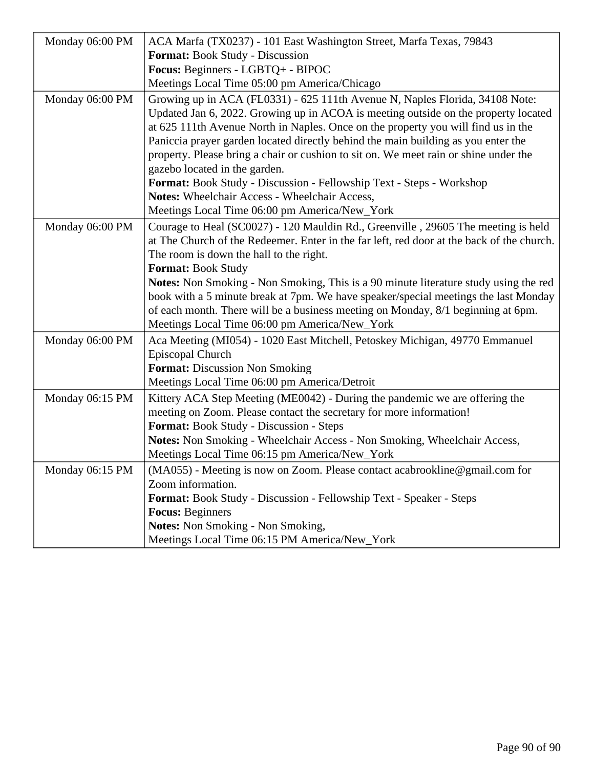| | |
|---|---|
| Monday 06:00 PM | ACA Marfa (TX0237) - 101 East Washington Street, Marfa Texas, 79843<br>**Format:** Book Study - Discussion<br>**Focus:** Beginners - LGBTQ+ - BIPOC<br>Meetings Local Time 05:00 pm America/Chicago |
| Monday 06:00 PM | Growing up in ACA (FL0331) - 625 111th Avenue N, Naples Florida, 34108 Note: Updated Jan 6, 2022. Growing up in ACOA is meeting outside on the property located at 625 111th Avenue North in Naples. Once on the property you will find us in the Paniccia prayer garden located directly behind the main building as you enter the property. Please bring a chair or cushion to sit on. We meet rain or shine under the gazebo located in the garden.<br>**Format:** Book Study - Discussion - Fellowship Text - Steps - Workshop<br>**Notes:** Wheelchair Access - Wheelchair Access,<br>Meetings Local Time 06:00 pm America/New_York |
| Monday 06:00 PM | Courage to Heal (SC0027) - 120 Mauldin Rd., Greenville , 29605 The meeting is held at The Church of the Redeemer. Enter in the far left, red door at the back of the church. The room is down the hall to the right.<br>**Format:** Book Study<br>**Notes:** Non Smoking - Non Smoking, This is a 90 minute literature study using the red book with a 5 minute break at 7pm. We have speaker/special meetings the last Monday of each month. There will be a business meeting on Monday, 8/1 beginning at 6pm.<br>Meetings Local Time 06:00 pm America/New_York |
| Monday 06:00 PM | Aca Meeting (MI054) - 1020 East Mitchell, Petoskey Michigan, 49770 Emmanuel Episcopal Church<br>**Format:** Discussion Non Smoking<br>Meetings Local Time 06:00 pm America/Detroit |
| Monday 06:15 PM | Kittery ACA Step Meeting (ME0042) - During the pandemic we are offering the meeting on Zoom. Please contact the secretary for more information!<br>**Format:** Book Study - Discussion - Steps<br>**Notes:** Non Smoking - Wheelchair Access - Non Smoking, Wheelchair Access,<br>Meetings Local Time 06:15 pm America/New_York |
| Monday 06:15 PM | (MA055) - Meeting is now on Zoom. Please contact acabrookline@gmail.com for Zoom information.<br>**Format:** Book Study - Discussion - Fellowship Text - Speaker - Steps<br>**Focus:** Beginners<br>**Notes:** Non Smoking - Non Smoking,<br>Meetings Local Time 06:15 PM America/New_York |